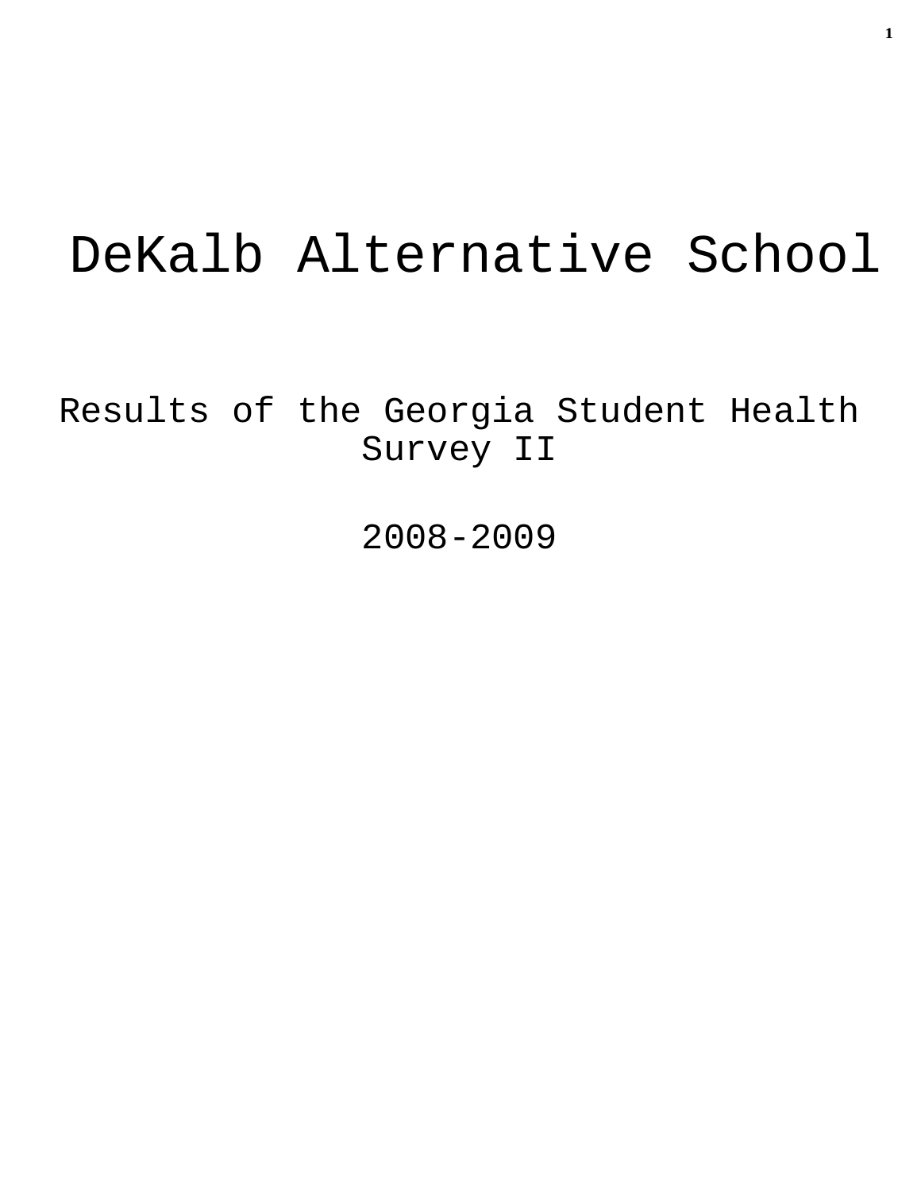# DeKalb Alternative School

## Results of the Georgia Student Health Survey II

## 2008-2009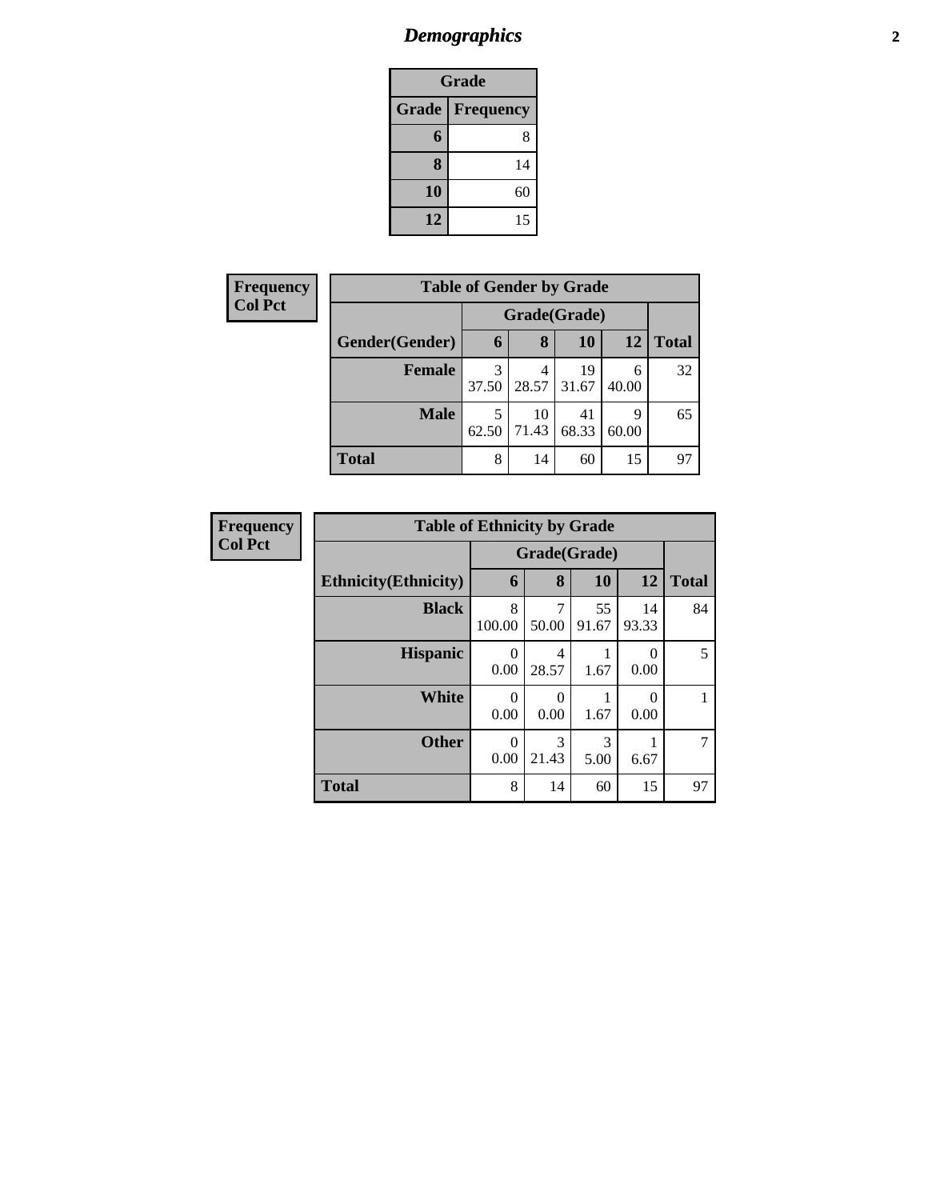# Demographics

| Grade | |
|---|---|
| **Grade** | **Frequency** |
| **6** | 8 |
| **8** | 14 |
| **10** | 60 |
| **12** | 15 |

**Frequency**
**Col Pct**

| Table of Gender by Grade | | | | | |
|---|---|---|---|---|---|
| | Grade(Grade) | | | | |
| **Gender(Gender)** | **6** | **8** | **10** | **12** | **Total** |
| **Female** | 3<br>37.50 | 4<br>28.57 | 19<br>31.67 | 6<br>40.00 | 32 |
| **Male** | 5<br>62.50 | 10<br>71.43 | 41<br>68.33 | 9<br>60.00 | 65 |
| **Total** | 8 | 14 | 60 | 15 | 97 |

**Frequency**
**Col Pct**

| Table of Ethnicity by Grade | | | | | |
|---|---|---|---|---|---|
| | Grade(Grade) | | | | |
| **Ethnicity(Ethnicity)** | **6** | **8** | **10** | **12** | **Total** |
| **Black** | 8<br>100.00 | 7<br>50.00 | 55<br>91.67 | 14<br>93.33 | 84 |
| **Hispanic** | 0<br>0.00 | 4<br>28.57 | 1<br>1.67 | 0<br>0.00 | 5 |
| **White** | 0<br>0.00 | 0<br>0.00 | 1<br>1.67 | 0<br>0.00 | 1 |
| **Other** | 0<br>0.00 | 3<br>21.43 | 3<br>5.00 | 1<br>6.67 | 7 |
| **Total** | 8 | 14 | 60 | 15 | 97 |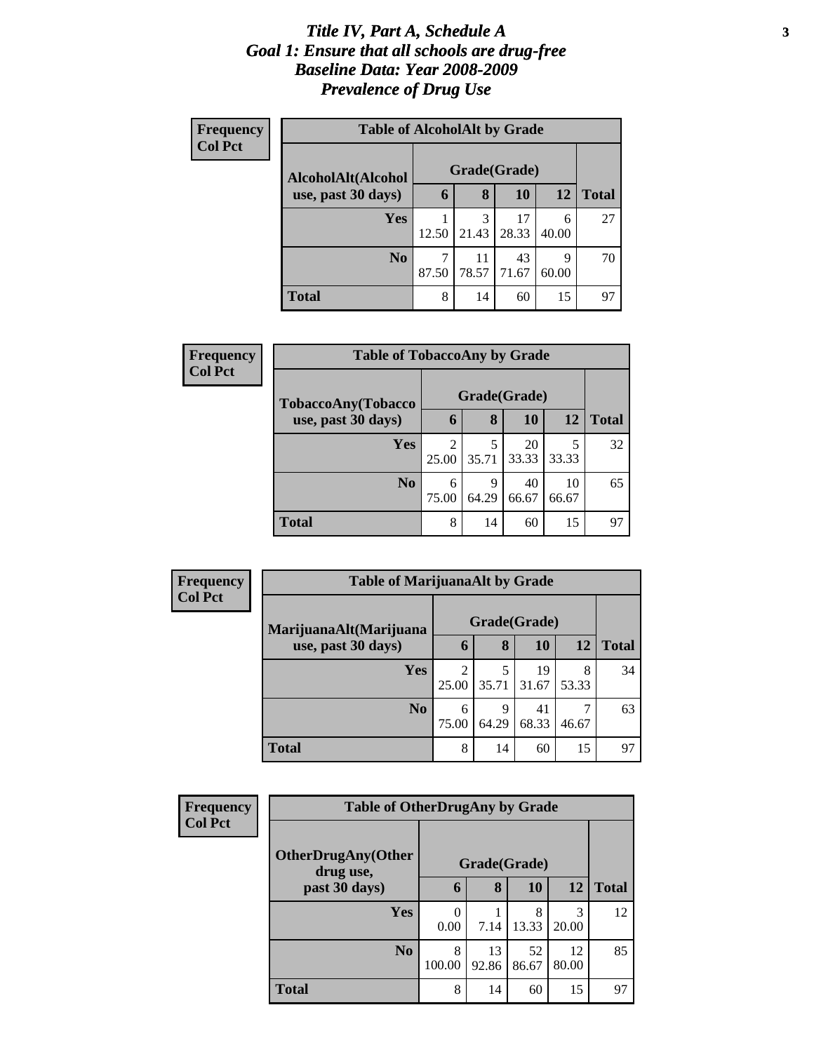# *Title IV, Part A, Schedule A*
# *Goal 1: Ensure that all schools are drug-free*
# *Baseline Data: Year 2008-2009*
# *Prevalence of Drug Use*

**Frequency**
**Col Pct**

**Table of AlcoholAlt by Grade**

| AlcoholAlt(Alcohol use, past 30 days) | Grade(Grade) | | | | Total |
|---|---|---|---|---|---|
| | 6 | 8 | 10 | 12 | |
| **Yes** | 1<br>12.50 | 3<br>21.43 | 17<br>28.33 | 6<br>40.00 | 27 |
| **No** | 7<br>87.50 | 11<br>78.57 | 43<br>71.67 | 9<br>60.00 | 70 |
| **Total** | 8 | 14 | 60 | 15 | 97 |

**Frequency**
**Col Pct**

**Table of TobaccoAny by Grade**

| TobaccoAny(Tobacco use, past 30 days) | Grade(Grade) | | | | Total |
|---|---|---|---|---|---|
| | 6 | 8 | 10 | 12 | |
| **Yes** | 2<br>25.00 | 5<br>35.71 | 20<br>33.33 | 5<br>33.33 | 32 |
| **No** | 6<br>75.00 | 9<br>64.29 | 40<br>66.67 | 10<br>66.67 | 65 |
| **Total** | 8 | 14 | 60 | 15 | 97 |

**Frequency**
**Col Pct**

**Table of MarijuanaAlt by Grade**

| MarijuanaAlt(Marijuana use, past 30 days) | Grade(Grade) | | | | Total |
|---|---|---|---|---|---|
| | 6 | 8 | 10 | 12 | |
| **Yes** | 2<br>25.00 | 5<br>35.71 | 19<br>31.67 | 8<br>53.33 | 34 |
| **No** | 6<br>75.00 | 9<br>64.29 | 41<br>68.33 | 7<br>46.67 | 63 |
| **Total** | 8 | 14 | 60 | 15 | 97 |

**Frequency**
**Col Pct**

**Table of OtherDrugAny by Grade**

| OtherDrugAny(Other drug use, past 30 days) | Grade(Grade) | | | | Total |
|---|---|---|---|---|---|
| | 6 | 8 | 10 | 12 | |
| **Yes** | 0<br>0.00 | 1<br>7.14 | 8<br>13.33 | 3<br>20.00 | 12 |
| **No** | 8<br>100.00 | 13<br>92.86 | 52<br>86.67 | 12<br>80.00 | 85 |
| **Total** | 8 | 14 | 60 | 15 | 97 |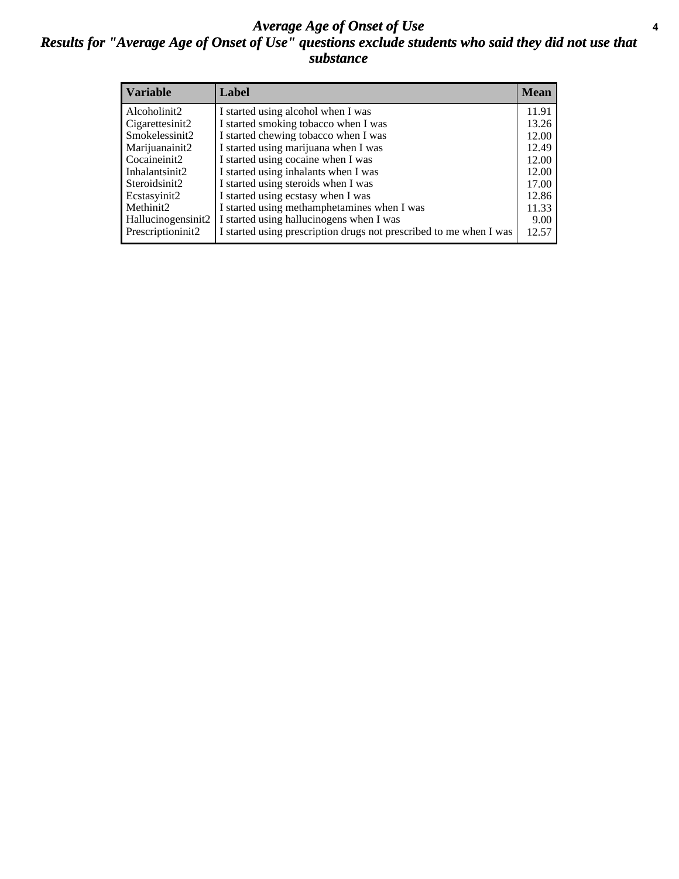# *Average Age of Onset of Use*

## *Results for "Average Age of Onset of Use" questions exclude students who said they did not use that substance*

| Variable | Label | Mean |
|---|---|---|
| Alcoholinit2 | I started using alcohol when I was | 11.91 |
| Cigarettesinit2 | I started smoking tobacco when I was | 13.26 |
| Smokelessinit2 | I started chewing tobacco when I was | 12.00 |
| Marijuanainit2 | I started using marijuana when I was | 12.49 |
| Cocaineinit2 | I started using cocaine when I was | 12.00 |
| Inhalantsinit2 | I started using inhalants when I was | 12.00 |
| Steroidsinit2 | I started using steroids when I was | 17.00 |
| Ecstasyinit2 | I started using ecstasy when I was | 12.86 |
| Methinit2 | I started using methamphetamines when I was | 11.33 |
| Hallucinogensinit2 | I started using hallucinogens when I was | 9.00 |
| Prescriptioninit2 | I started using prescription drugs not prescribed to me when I was | 12.57 |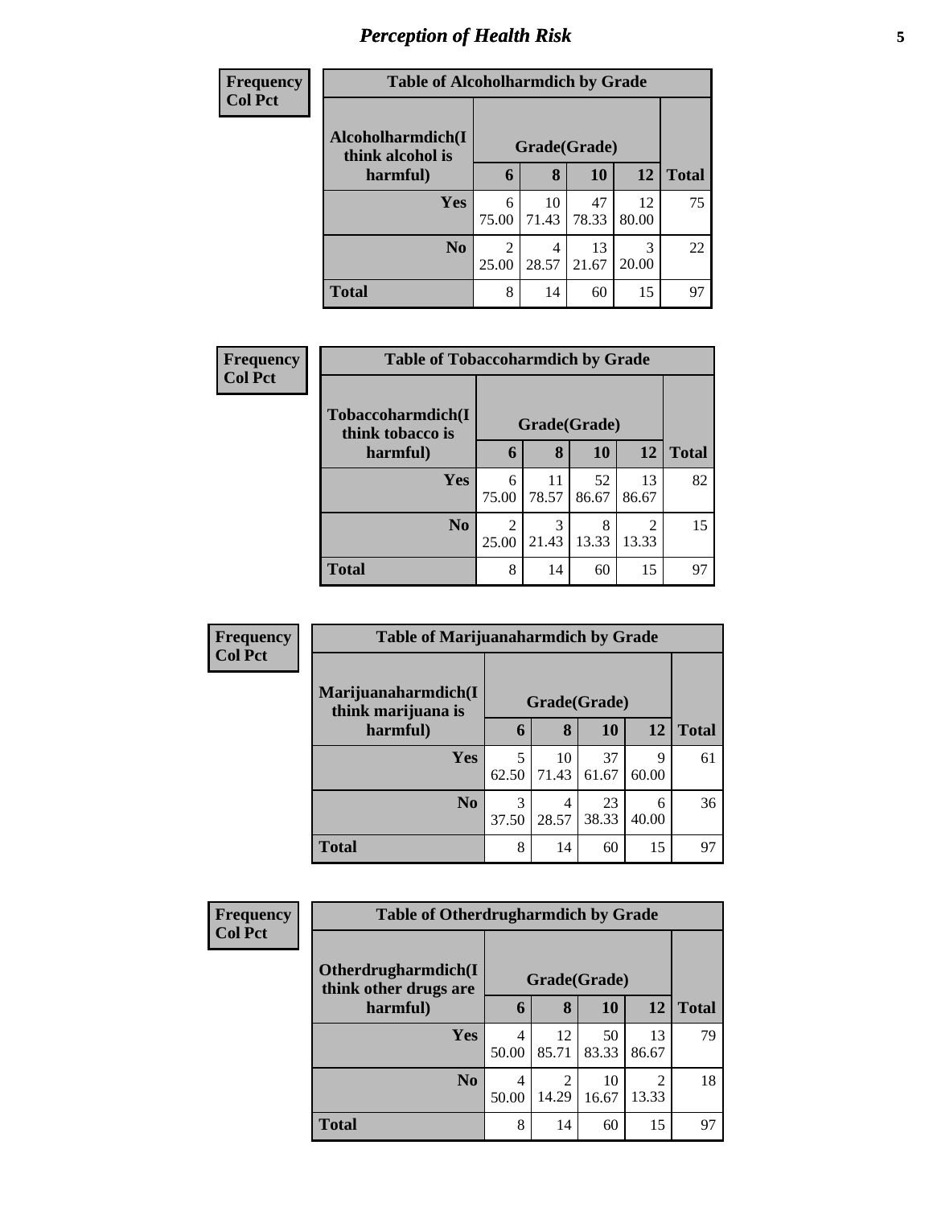## Perception of Health Risk

Frequency
Col Pct

**Table of Alcoholharmdich by Grade**

| Alcoholharmdich(I think alcohol is harmful) | Grade(Grade) | | | | |
|---|---|---|---|---|---|
| | 6 | 8 | 10 | 12 | Total |
| Yes | 6<br>75.00 | 10<br>71.43 | 47<br>78.33 | 12<br>80.00 | 75 |
| No | 2<br>25.00 | 4<br>28.57 | 13<br>21.67 | 3<br>20.00 | 22 |
| Total | 8 | 14 | 60 | 15 | 97 |

Frequency
Col Pct

**Table of Tobaccoharmdich by Grade**

| Tobaccoharmdich(I think tobacco is harmful) | Grade(Grade) | | | | |
|---|---|---|---|---|---|
| | 6 | 8 | 10 | 12 | Total |
| Yes | 6<br>75.00 | 11<br>78.57 | 52<br>86.67 | 13<br>86.67 | 82 |
| No | 2<br>25.00 | 3<br>21.43 | 8<br>13.33 | 2<br>13.33 | 15 |
| Total | 8 | 14 | 60 | 15 | 97 |

Frequency
Col Pct

**Table of Marijuanaharmdich by Grade**

| Marijuanaharmdich(I think marijuana is harmful) | Grade(Grade) | | | | |
|---|---|---|---|---|---|
| | 6 | 8 | 10 | 12 | Total |
| Yes | 5<br>62.50 | 10<br>71.43 | 37<br>61.67 | 9<br>60.00 | 61 |
| No | 3<br>37.50 | 4<br>28.57 | 23<br>38.33 | 6<br>40.00 | 36 |
| Total | 8 | 14 | 60 | 15 | 97 |

Frequency
Col Pct

**Table of Otherdrugharmdich by Grade**

| Otherdrugharmdich(I think other drugs are harmful) | Grade(Grade) | | | | |
|---|---|---|---|---|---|
| | 6 | 8 | 10 | 12 | Total |
| Yes | 4<br>50.00 | 12<br>85.71 | 50<br>83.33 | 13<br>86.67 | 79 |
| No | 4<br>50.00 | 2<br>14.29 | 10<br>16.67 | 2<br>13.33 | 18 |
| Total | 8 | 14 | 60 | 15 | 97 |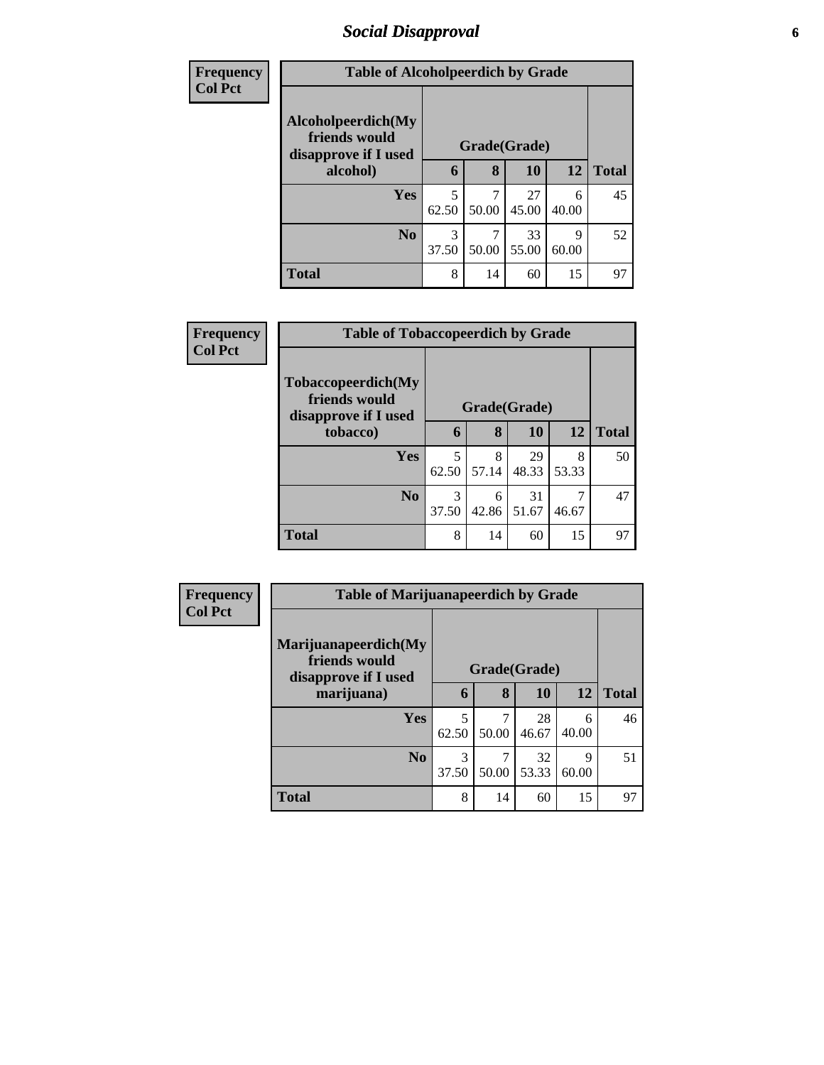## Social Disapproval

Frequency
Col Pct

**Table of Alcoholpeerdich by Grade**

| Alcoholpeerdich(My friends would disapprove if I used alcohol) | Grade(Grade) | | | | Total |
|---|---|---|---|---|---|
| | 6 | 8 | 10 | 12 | |
| Yes | 5<br>62.50 | 7<br>50.00 | 27<br>45.00 | 6<br>40.00 | 45 |
| No | 3<br>37.50 | 7<br>50.00 | 33<br>55.00 | 9<br>60.00 | 52 |
| Total | 8 | 14 | 60 | 15 | 97 |

Frequency
Col Pct

**Table of Tobaccopeerdich by Grade**

| Tobaccopeerdich(My friends would disapprove if I used tobacco) | Grade(Grade) | | | | Total |
|---|---|---|---|---|---|
| | 6 | 8 | 10 | 12 | |
| Yes | 5<br>62.50 | 8<br>57.14 | 29<br>48.33 | 8<br>53.33 | 50 |
| No | 3<br>37.50 | 6<br>42.86 | 31<br>51.67 | 7<br>46.67 | 47 |
| Total | 8 | 14 | 60 | 15 | 97 |

Frequency
Col Pct

**Table of Marijuanapeerdich by Grade**

| Marijuanapeerdich(My friends would disapprove if I used marijuana) | Grade(Grade) | | | | Total |
|---|---|---|---|---|---|
| | 6 | 8 | 10 | 12 | |
| Yes | 5<br>62.50 | 7<br>50.00 | 28<br>46.67 | 6<br>40.00 | 46 |
| No | 3<br>37.50 | 7<br>50.00 | 32<br>53.33 | 9<br>60.00 | 51 |
| Total | 8 | 14 | 60 | 15 | 97 |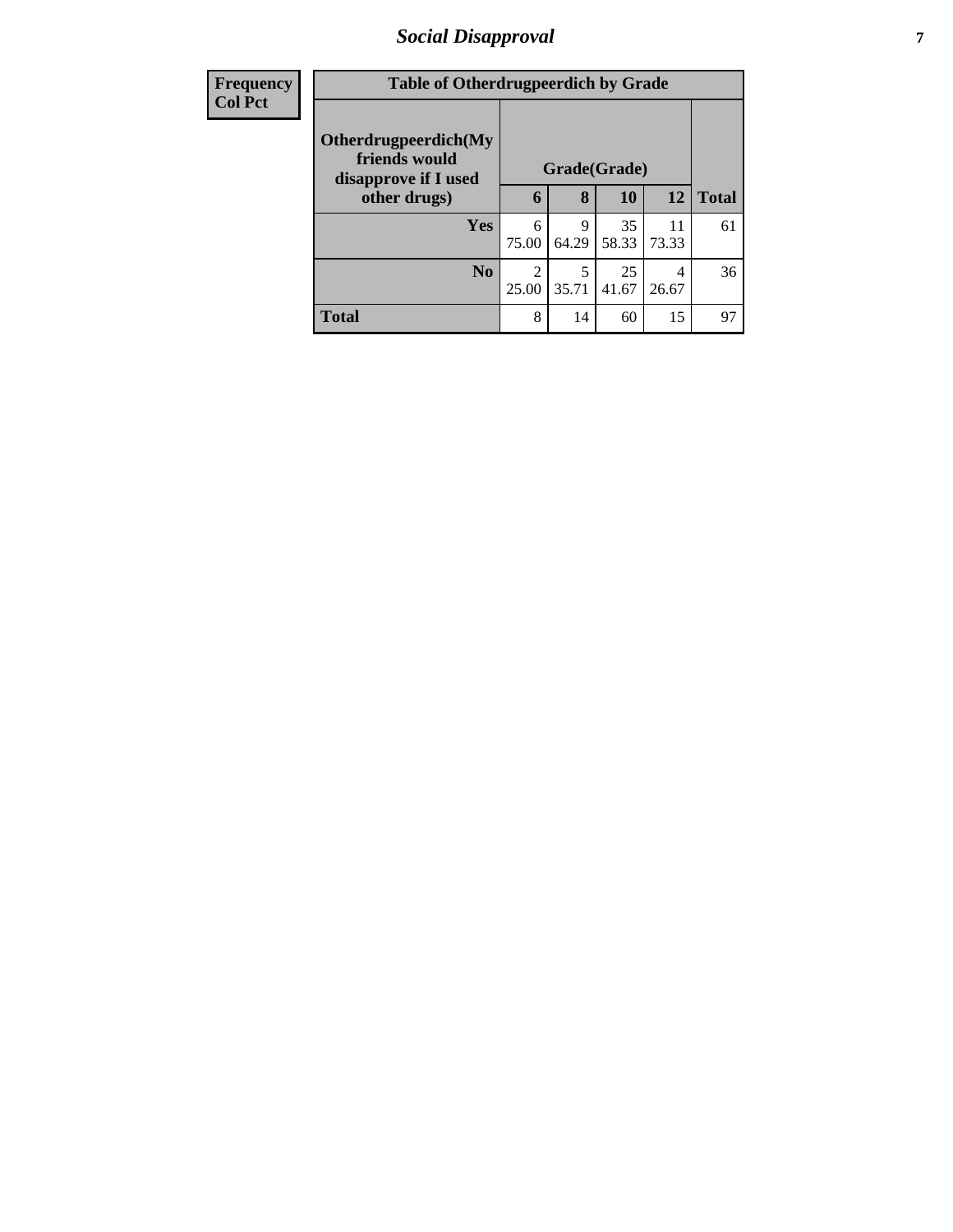| Frequency Col Pct | Table of Otherdrugpeerdich by Grade | | | | |
|---|---|---|---|---|---|
| Otherdrugpeerdich(My friends would disapprove if I used other drugs) | Grade(Grade) | | | | |
| | 6 | 8 | 10 | 12 | Total |
| Yes | 6<br>75.00 | 9<br>64.29 | 35<br>58.33 | 11<br>73.33 | 61 |
| No | 2<br>25.00 | 5<br>35.71 | 25<br>41.67 | 4<br>26.67 | 36 |
| Total | 8 | 14 | 60 | 15 | 97 |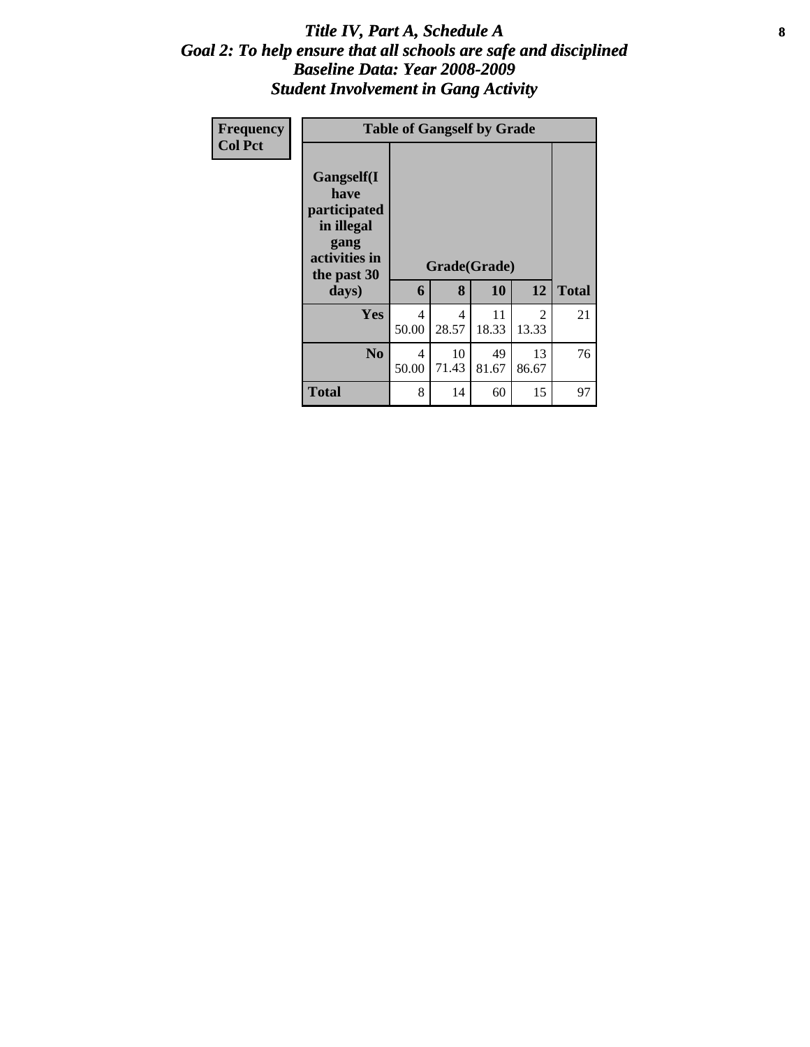# *Title IV, Part A, Schedule A*
## *Goal 2: To help ensure that all schools are safe and disciplined*
## *Baseline Data: Year 2008-2009*
## *Student Involvement in Gang Activity*

| Frequency Col Pct | Table of Gangself by Grade | | | | |
|---|---|---|---|---|---|
| **Gangself(I have participated in illegal gang activities in the past 30 days)** | **Grade(Grade)** | | | | |
| | **6** | **8** | **10** | **12** | **Total** |
| **Yes** | 4<br>50.00 | 4<br>28.57 | 11<br>18.33 | 2<br>13.33 | 21 |
| **No** | 4<br>50.00 | 10<br>71.43 | 49<br>81.67 | 13<br>86.67 | 76 |
| **Total** | 8 | 14 | 60 | 15 | 97 |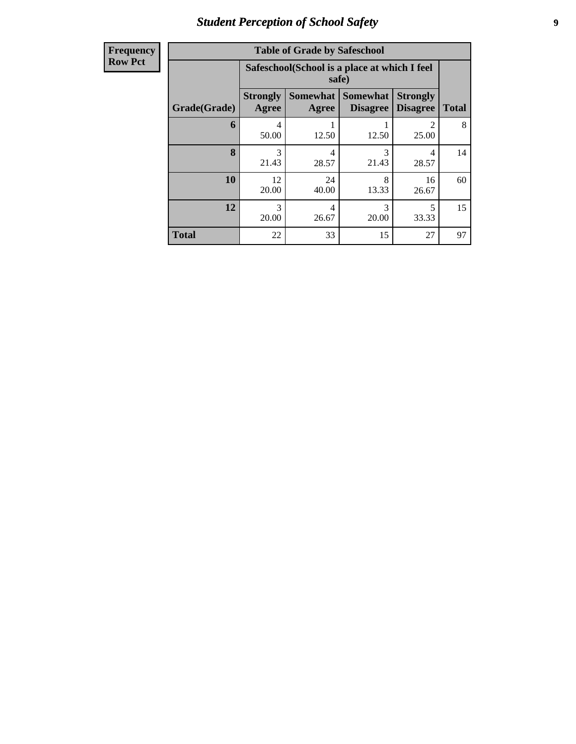## Student Perception of School Safety

| Frequency<br>Row Pct | | | | | |
|---|---|---|---|---|---|

**Table of Grade by Safeschool**

| | Safeschool(School is a place at which I feel safe) | | | | |
|---|---|---|---|---|---|
| Grade(Grade) | Strongly Agree | Somewhat Agree | Somewhat Disagree | Strongly Disagree | Total |
| 6 | 4<br>50.00 | 1<br>12.50 | 1<br>12.50 | 2<br>25.00 | 8 |
| 8 | 3<br>21.43 | 4<br>28.57 | 3<br>21.43 | 4<br>28.57 | 14 |
| 10 | 12<br>20.00 | 24<br>40.00 | 8<br>13.33 | 16<br>26.67 | 60 |
| 12 | 3<br>20.00 | 4<br>26.67 | 3<br>20.00 | 5<br>33.33 | 15 |
| Total | 22 | 33 | 15 | 27 | 97 |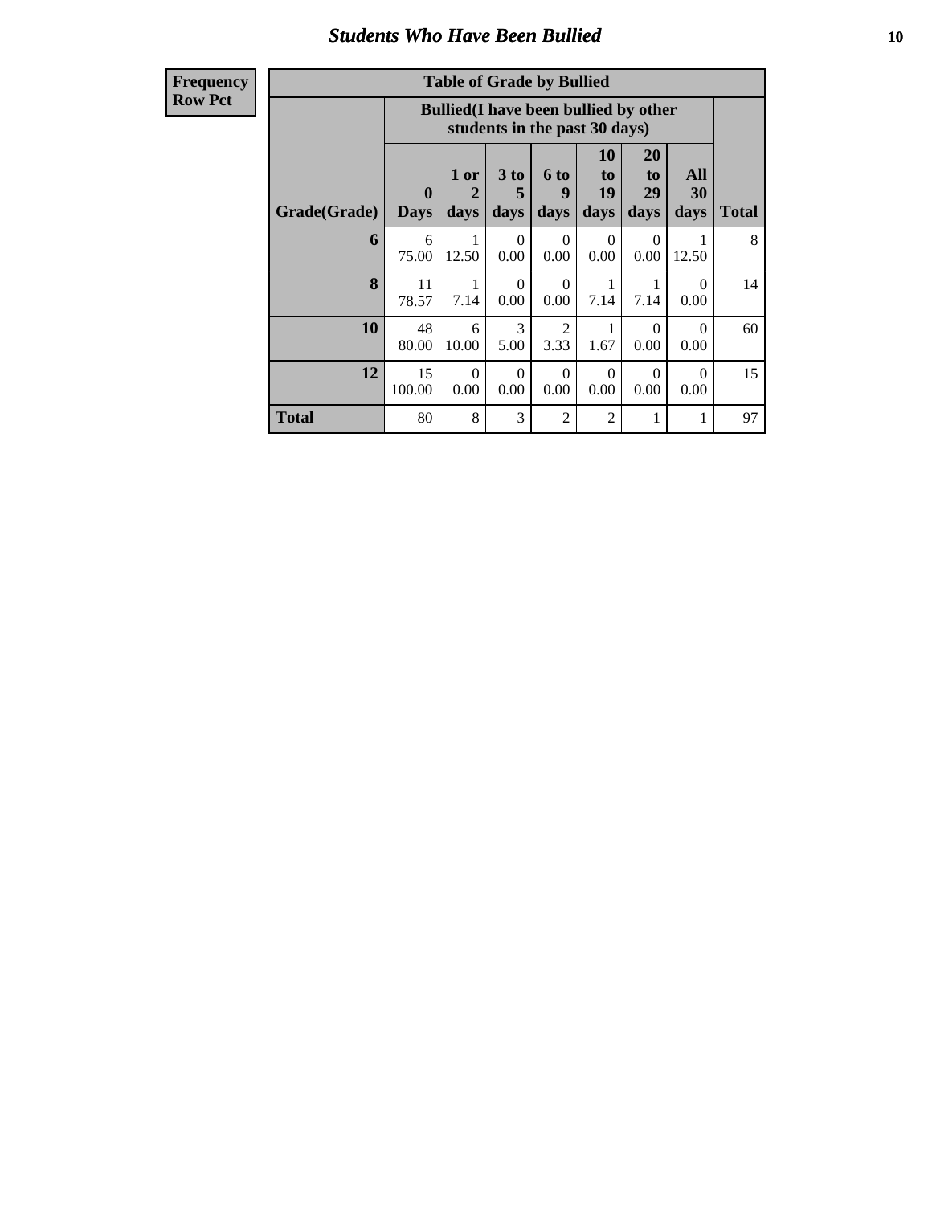## Students Who Have Been Bullied

**Frequency**
**Row Pct**

| Table of Grade by Bullied | | | | | | | | |
|---|---|---|---|---|---|---|---|---|
| | Bullied(I have been bullied by other students in the past 30 days) | | | | | | | |
| Grade(Grade) | 0 Days | 1 or 2 days | 3 to 5 days | 6 to 9 days | 10 to 19 days | 20 to 29 days | All 30 days | Total |
| 6 | 6<br>75.00 | 1<br>12.50 | 0<br>0.00 | 0<br>0.00 | 0<br>0.00 | 0<br>0.00 | 1<br>12.50 | 8 |
| 8 | 11<br>78.57 | 1<br>7.14 | 0<br>0.00 | 0<br>0.00 | 1<br>7.14 | 1<br>7.14 | 0<br>0.00 | 14 |
| 10 | 48<br>80.00 | 6<br>10.00 | 3<br>5.00 | 2<br>3.33 | 1<br>1.67 | 0<br>0.00 | 0<br>0.00 | 60 |
| 12 | 15<br>100.00 | 0<br>0.00 | 0<br>0.00 | 0<br>0.00 | 0<br>0.00 | 0<br>0.00 | 0<br>0.00 | 15 |
| Total | 80 | 8 | 3 | 2 | 2 | 1 | 1 | 97 |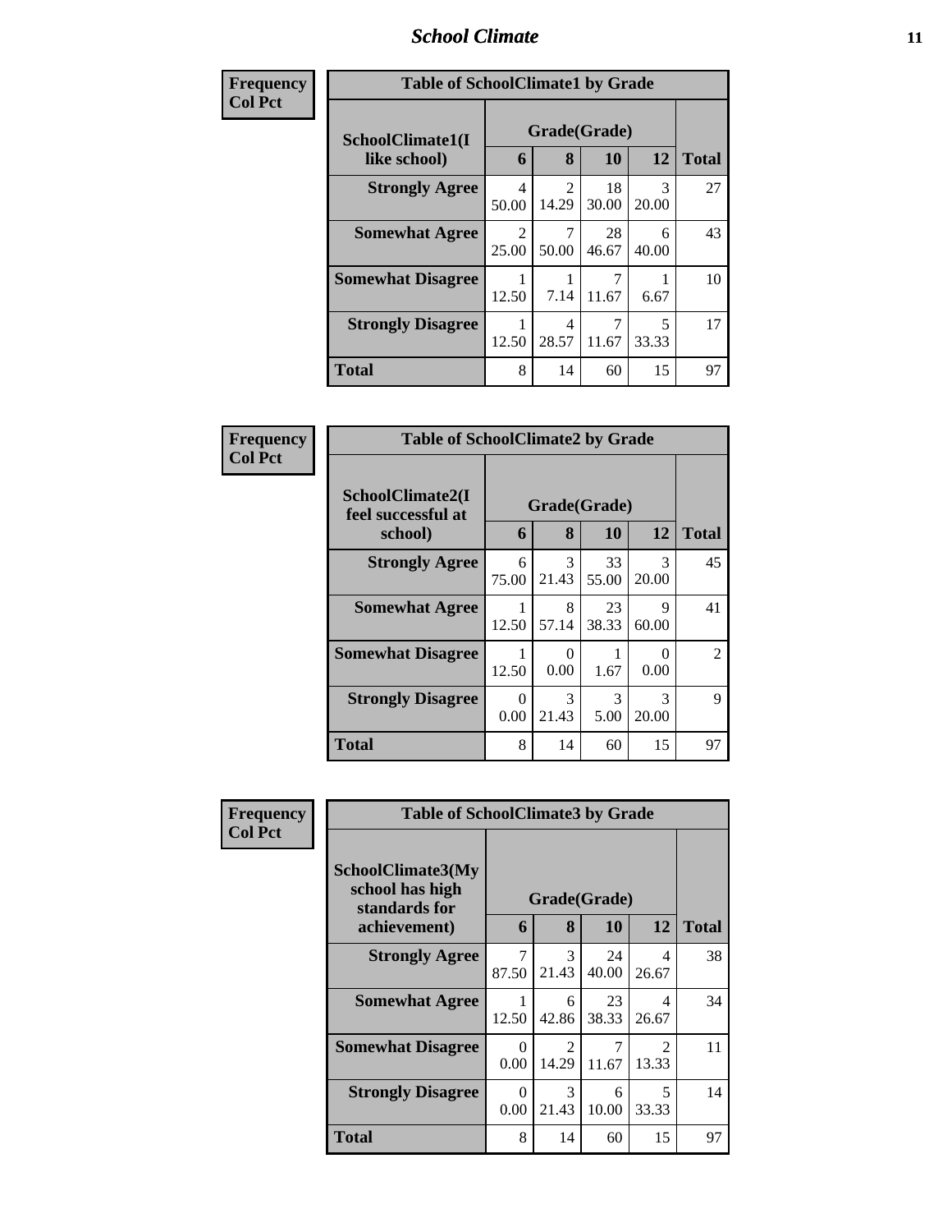# School Climate

**Frequency**
**Col Pct**

**Table of SchoolClimate1 by Grade**

| SchoolClimate1(I like school) | Grade(Grade) | | | | Total |
|---|---|---|---|---|---|
| | 6 | 8 | 10 | 12 | |
| **Strongly Agree** | 4<br>50.00 | 2<br>14.29 | 18<br>30.00 | 3<br>20.00 | 27 |
| **Somewhat Agree** | 2<br>25.00 | 7<br>50.00 | 28<br>46.67 | 6<br>40.00 | 43 |
| **Somewhat Disagree** | 1<br>12.50 | 1<br>7.14 | 7<br>11.67 | 1<br>6.67 | 10 |
| **Strongly Disagree** | 1<br>12.50 | 4<br>28.57 | 7<br>11.67 | 5<br>33.33 | 17 |
| **Total** | 8 | 14 | 60 | 15 | 97 |

**Frequency**
**Col Pct**

**Table of SchoolClimate2 by Grade**

| SchoolClimate2(I feel successful at school) | Grade(Grade) | | | | Total |
|---|---|---|---|---|---|
| | 6 | 8 | 10 | 12 | |
| **Strongly Agree** | 6<br>75.00 | 3<br>21.43 | 33<br>55.00 | 3<br>20.00 | 45 |
| **Somewhat Agree** | 1<br>12.50 | 8<br>57.14 | 23<br>38.33 | 9<br>60.00 | 41 |
| **Somewhat Disagree** | 1<br>12.50 | 0<br>0.00 | 1<br>1.67 | 0<br>0.00 | 2 |
| **Strongly Disagree** | 0<br>0.00 | 3<br>21.43 | 3<br>5.00 | 3<br>20.00 | 9 |
| **Total** | 8 | 14 | 60 | 15 | 97 |

**Frequency**
**Col Pct**

**Table of SchoolClimate3 by Grade**

| SchoolClimate3(My school has high standards for achievement) | Grade(Grade) | | | | Total |
|---|---|---|---|---|---|
| | 6 | 8 | 10 | 12 | |
| **Strongly Agree** | 7<br>87.50 | 3<br>21.43 | 24<br>40.00 | 4<br>26.67 | 38 |
| **Somewhat Agree** | 1<br>12.50 | 6<br>42.86 | 23<br>38.33 | 4<br>26.67 | 34 |
| **Somewhat Disagree** | 0<br>0.00 | 2<br>14.29 | 7<br>11.67 | 2<br>13.33 | 11 |
| **Strongly Disagree** | 0<br>0.00 | 3<br>21.43 | 6<br>10.00 | 5<br>33.33 | 14 |
| **Total** | 8 | 14 | 60 | 15 | 97 |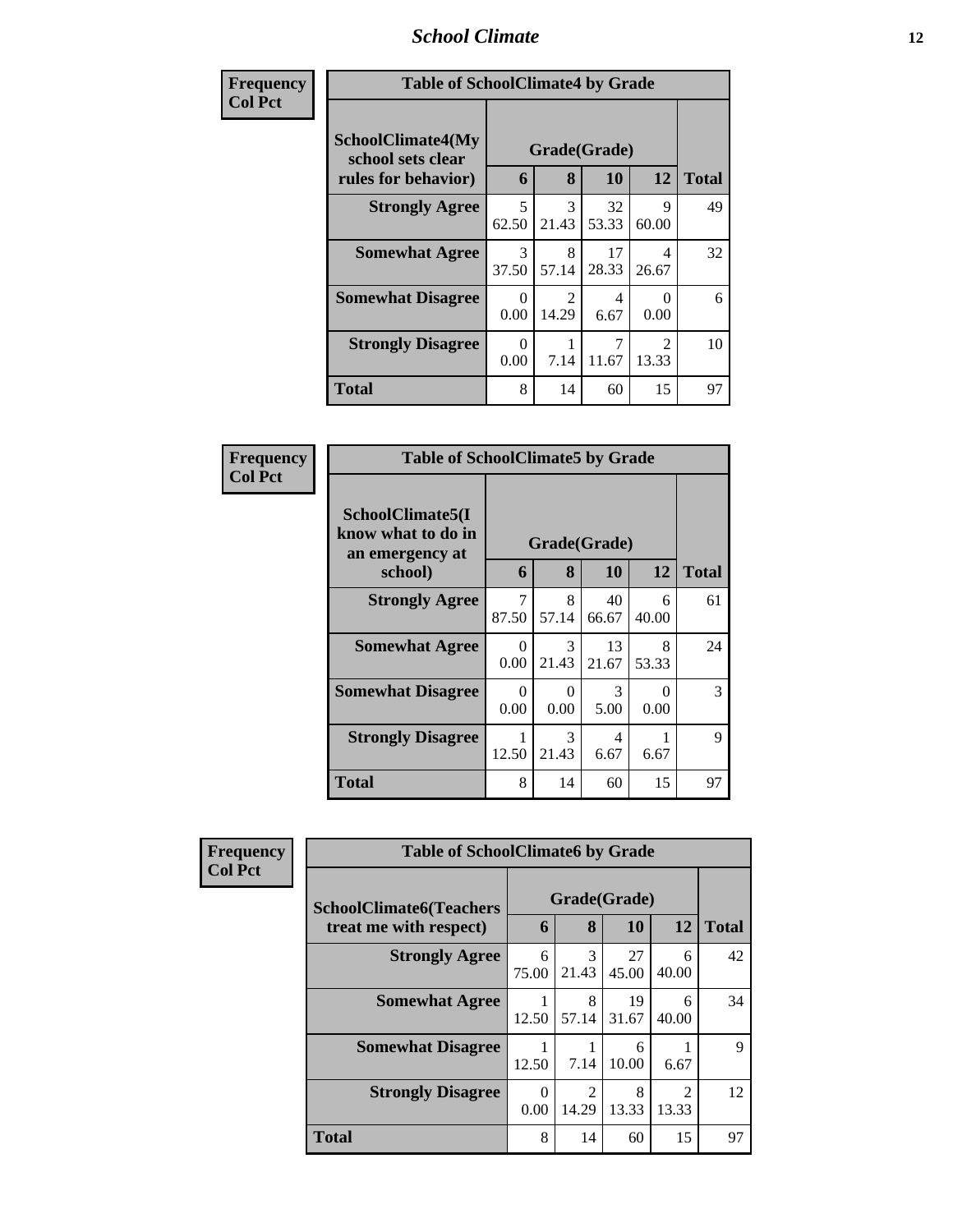| Frequency<br>Col Pct |
|---|

**Table of SchoolClimate4 by Grade**

| SchoolClimate4(My school sets clear rules for behavior) | Grade(Grade) | | | | |
|---|---|---|---|---|---|
| | 6 | 8 | 10 | 12 | Total |
| Strongly Agree | 5<br>62.50 | 3<br>21.43 | 32<br>53.33 | 9<br>60.00 | 49 |
| Somewhat Agree | 3<br>37.50 | 8<br>57.14 | 17<br>28.33 | 4<br>26.67 | 32 |
| Somewhat Disagree | 0<br>0.00 | 2<br>14.29 | 4<br>6.67 | 0<br>0.00 | 6 |
| Strongly Disagree | 0<br>0.00 | 1<br>7.14 | 7<br>11.67 | 2<br>13.33 | 10 |
| Total | 8 | 14 | 60 | 15 | 97 |

| Frequency<br>Col Pct |
|---|

**Table of SchoolClimate5 by Grade**

| SchoolClimate5(I know what to do in an emergency at school) | Grade(Grade) | | | | |
|---|---|---|---|---|---|
| | 6 | 8 | 10 | 12 | Total |
| Strongly Agree | 7<br>87.50 | 8<br>57.14 | 40<br>66.67 | 6<br>40.00 | 61 |
| Somewhat Agree | 0<br>0.00 | 3<br>21.43 | 13<br>21.67 | 8<br>53.33 | 24 |
| Somewhat Disagree | 0<br>0.00 | 0<br>0.00 | 3<br>5.00 | 0<br>0.00 | 3 |
| Strongly Disagree | 1<br>12.50 | 3<br>21.43 | 4<br>6.67 | 1<br>6.67 | 9 |
| Total | 8 | 14 | 60 | 15 | 97 |

| Frequency<br>Col Pct |
|---|

**Table of SchoolClimate6 by Grade**

| SchoolClimate6(Teachers treat me with respect) | Grade(Grade) | | | | |
|---|---|---|---|---|---|
| | 6 | 8 | 10 | 12 | Total |
| Strongly Agree | 6<br>75.00 | 3<br>21.43 | 27<br>45.00 | 6<br>40.00 | 42 |
| Somewhat Agree | 1<br>12.50 | 8<br>57.14 | 19<br>31.67 | 6<br>40.00 | 34 |
| Somewhat Disagree | 1<br>12.50 | 1<br>7.14 | 6<br>10.00 | 1<br>6.67 | 9 |
| Strongly Disagree | 0<br>0.00 | 2<br>14.29 | 8<br>13.33 | 2<br>13.33 | 12 |
| Total | 8 | 14 | 60 | 15 | 97 |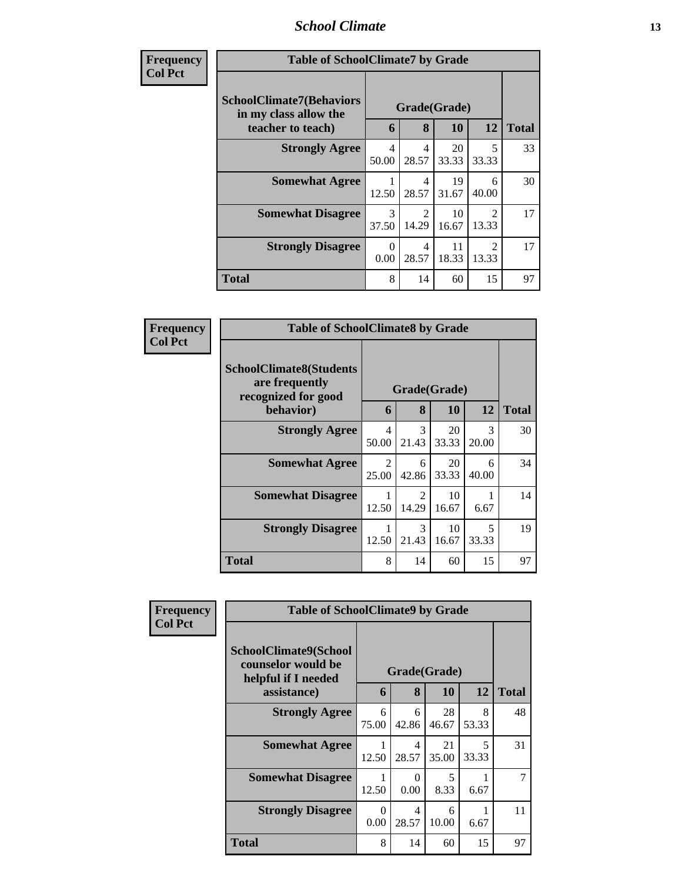| Frequency<br>Col Pct | | | | | |
|---|---|---|---|---|---|

**Table of SchoolClimate7 by Grade**

| SchoolClimate7(Behaviors in my class allow the teacher to teach) | Grade(Grade) | | | | Total |
|---|---|---|---|---|---|
| | 6 | 8 | 10 | 12 | |
| **Strongly Agree** | 4<br>50.00 | 4<br>28.57 | 20<br>33.33 | 5<br>33.33 | 33 |
| **Somewhat Agree** | 1<br>12.50 | 4<br>28.57 | 19<br>31.67 | 6<br>40.00 | 30 |
| **Somewhat Disagree** | 3<br>37.50 | 2<br>14.29 | 10<br>16.67 | 2<br>13.33 | 17 |
| **Strongly Disagree** | 0<br>0.00 | 4<br>28.57 | 11<br>18.33 | 2<br>13.33 | 17 |
| **Total** | 8 | 14 | 60 | 15 | 97 |

**Table of SchoolClimate8 by Grade**

| SchoolClimate8(Students are frequently recognized for good behavior) | Grade(Grade) | | | | Total |
|---|---|---|---|---|---|
| | 6 | 8 | 10 | 12 | |
| **Strongly Agree** | 4<br>50.00 | 3<br>21.43 | 20<br>33.33 | 3<br>20.00 | 30 |
| **Somewhat Agree** | 2<br>25.00 | 6<br>42.86 | 20<br>33.33 | 6<br>40.00 | 34 |
| **Somewhat Disagree** | 1<br>12.50 | 2<br>14.29 | 10<br>16.67 | 1<br>6.67 | 14 |
| **Strongly Disagree** | 1<br>12.50 | 3<br>21.43 | 10<br>16.67 | 5<br>33.33 | 19 |
| **Total** | 8 | 14 | 60 | 15 | 97 |

**Table of SchoolClimate9 by Grade**

| SchoolClimate9(School counselor would be helpful if I needed assistance) | Grade(Grade) | | | | Total |
|---|---|---|---|---|---|
| | 6 | 8 | 10 | 12 | |
| **Strongly Agree** | 6<br>75.00 | 6<br>42.86 | 28<br>46.67 | 8<br>53.33 | 48 |
| **Somewhat Agree** | 1<br>12.50 | 4<br>28.57 | 21<br>35.00 | 5<br>33.33 | 31 |
| **Somewhat Disagree** | 1<br>12.50 | 0<br>0.00 | 5<br>8.33 | 1<br>6.67 | 7 |
| **Strongly Disagree** | 0<br>0.00 | 4<br>28.57 | 6<br>10.00 | 1<br>6.67 | 11 |
| **Total** | 8 | 14 | 60 | 15 | 97 |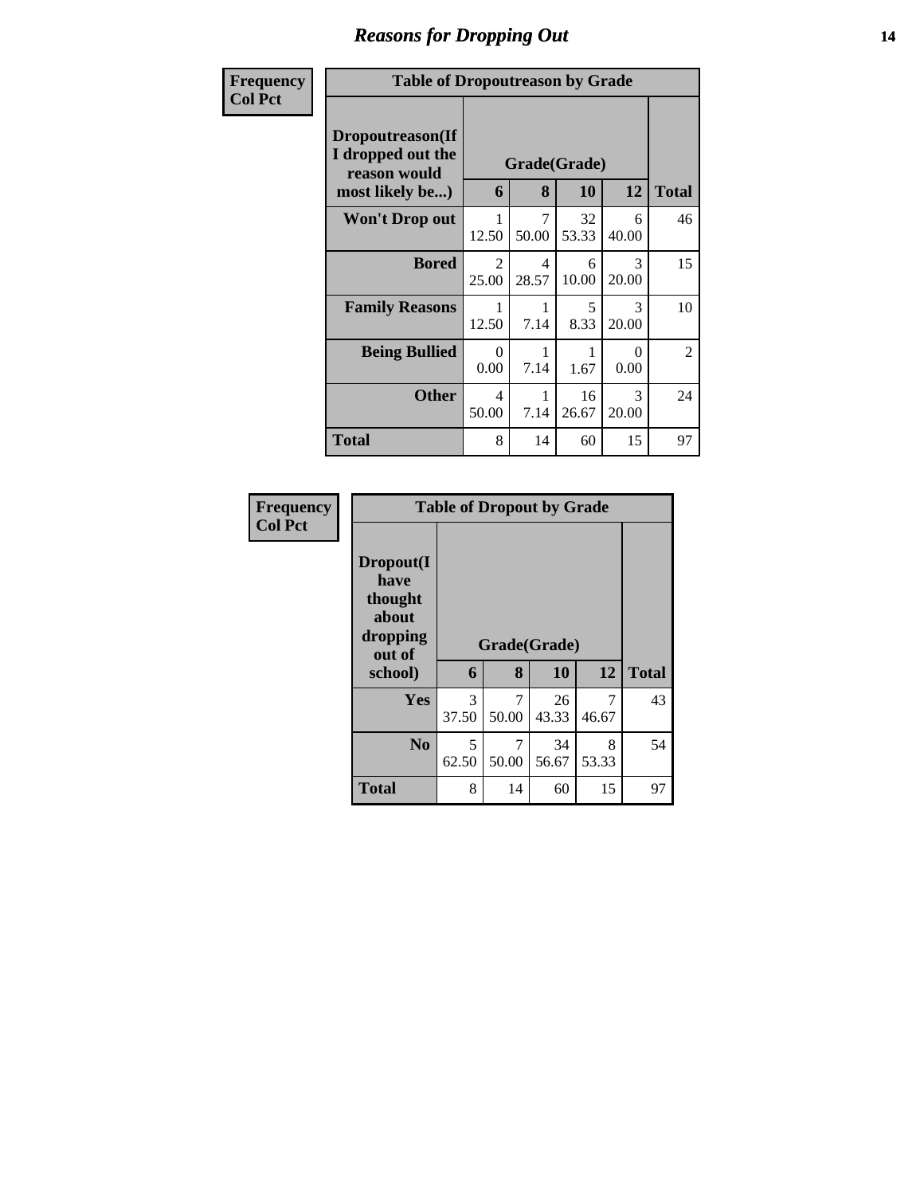## Reasons for Dropping Out

Frequency
Col Pct

**Table of Dropoutreason by Grade**

| Dropoutreason(If I dropped out the reason would most likely be...) | Grade(Grade) 6 | 8 | 10 | 12 | Total |
|---|---|---|---|---|---|
| **Won't Drop out** | 1<br>12.50 | 7<br>50.00 | 32<br>53.33 | 6<br>40.00 | 46 |
| **Bored** | 2<br>25.00 | 4<br>28.57 | 6<br>10.00 | 3<br>20.00 | 15 |
| **Family Reasons** | 1<br>12.50 | 1<br>7.14 | 5<br>8.33 | 3<br>20.00 | 10 |
| **Being Bullied** | 0<br>0.00 | 1<br>7.14 | 1<br>1.67 | 0<br>0.00 | 2 |
| **Other** | 4<br>50.00 | 1<br>7.14 | 16<br>26.67 | 3<br>20.00 | 24 |
| **Total** | 8 | 14 | 60 | 15 | 97 |

Frequency
Col Pct

**Table of Dropout by Grade**

| Dropout(I have thought about dropping out of school) | Grade(Grade) 6 | 8 | 10 | 12 | Total |
|---|---|---|---|---|---|
| **Yes** | 3<br>37.50 | 7<br>50.00 | 26<br>43.33 | 7<br>46.67 | 43 |
| **No** | 5<br>62.50 | 7<br>50.00 | 34<br>56.67 | 8<br>53.33 | 54 |
| **Total** | 8 | 14 | 60 | 15 | 97 |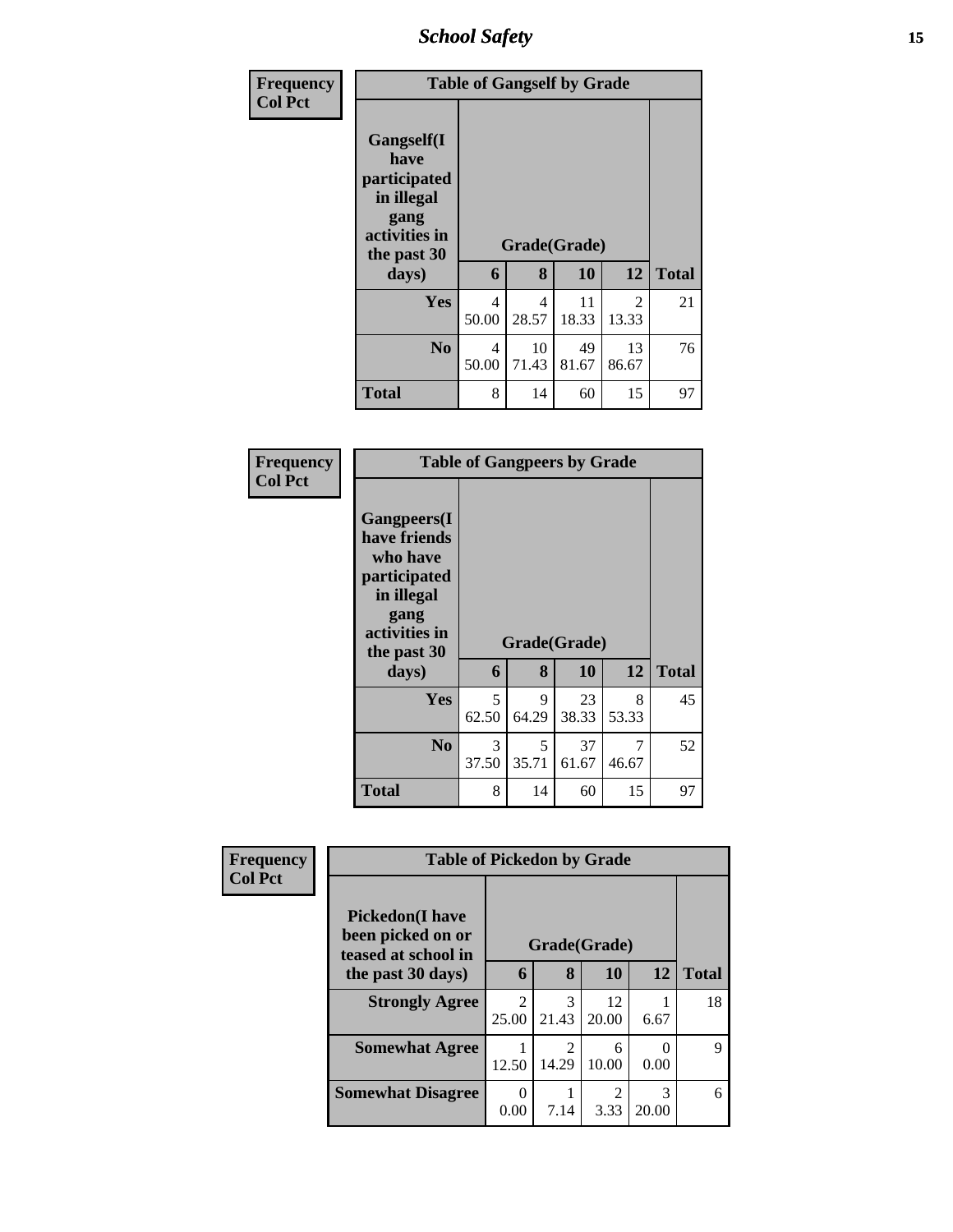| Frequency<br>Col Pct | Table of Gangself by Grade | | | | |
|---|---|---|---|---|---|
| Gangself(I have participated in illegal gang activities in the past 30 days) | Grade(Grade) | | | | |
| | 6 | 8 | 10 | 12 | Total |
| Yes | 4<br>50.00 | 4<br>28.57 | 11<br>18.33 | 2<br>13.33 | 21 |
| No | 4<br>50.00 | 10<br>71.43 | 49<br>81.67 | 13<br>86.67 | 76 |
| Total | 8 | 14 | 60 | 15 | 97 |

| Frequency<br>Col Pct | Table of Gangpeers by Grade | | | | |
|---|---|---|---|---|---|
| Gangpeers(I have friends who have participated in illegal gang activities in the past 30 days) | Grade(Grade) | | | | |
| | 6 | 8 | 10 | 12 | Total |
| Yes | 5<br>62.50 | 9<br>64.29 | 23<br>38.33 | 8<br>53.33 | 45 |
| No | 3<br>37.50 | 5<br>35.71 | 37<br>61.67 | 7<br>46.67 | 52 |
| Total | 8 | 14 | 60 | 15 | 97 |

| Frequency<br>Col Pct | Table of Pickedon by Grade | | | | |
|---|---|---|---|---|---|
| Pickedon(I have been picked on or teased at school in the past 30 days) | Grade(Grade) | | | | |
| | 6 | 8 | 10 | 12 | Total |
| Strongly Agree | 2<br>25.00 | 3<br>21.43 | 12<br>20.00 | 1<br>6.67 | 18 |
| Somewhat Agree | 1<br>12.50 | 2<br>14.29 | 6<br>10.00 | 0<br>0.00 | 9 |
| Somewhat Disagree | 0<br>0.00 | 1<br>7.14 | 2<br>3.33 | 3<br>20.00 | 6 |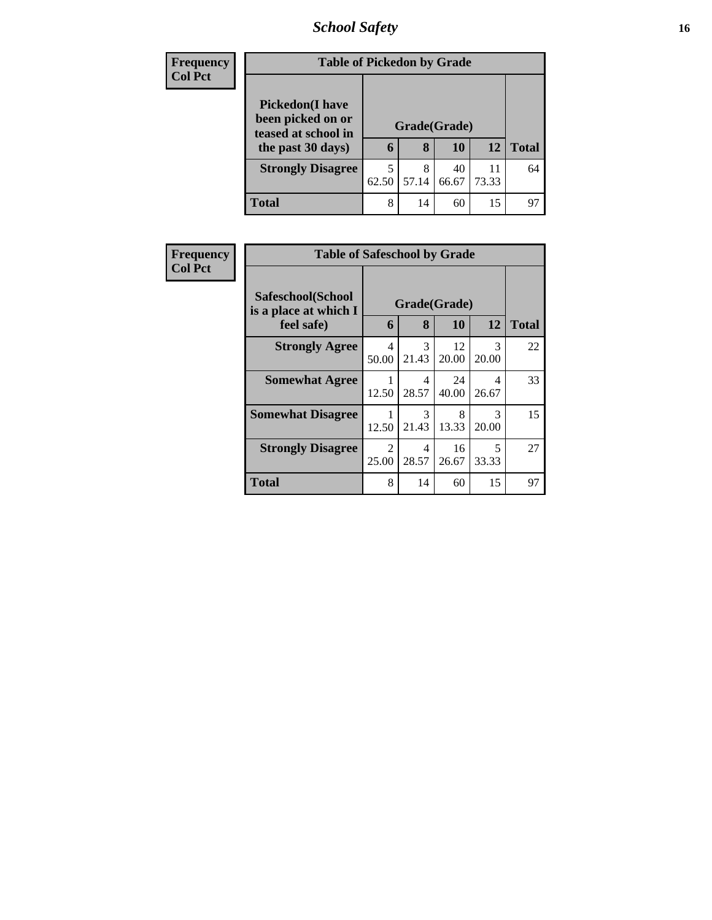# School Safety

| Frequency<br>Col Pct |
|---|

**Table of Pickedon by Grade**

| Pickedon(I have been picked on or teased at school in the past 30 days) | Grade(Grade) | | | | Total |
|---|---|---|---|---|---|
| | 6 | 8 | 10 | 12 | |
| **Strongly Disagree** | 5<br>62.50 | 8<br>57.14 | 40<br>66.67 | 11<br>73.33 | 64 |
| **Total** | 8 | 14 | 60 | 15 | 97 |

| Frequency<br>Col Pct |
|---|

**Table of Safeschool by Grade**

| Safeschool(School is a place at which I feel safe) | Grade(Grade) | | | | Total |
|---|---|---|---|---|---|
| | 6 | 8 | 10 | 12 | |
| **Strongly Agree** | 4<br>50.00 | 3<br>21.43 | 12<br>20.00 | 3<br>20.00 | 22 |
| **Somewhat Agree** | 1<br>12.50 | 4<br>28.57 | 24<br>40.00 | 4<br>26.67 | 33 |
| **Somewhat Disagree** | 1<br>12.50 | 3<br>21.43 | 8<br>13.33 | 3<br>20.00 | 15 |
| **Strongly Disagree** | 2<br>25.00 | 4<br>28.57 | 16<br>26.67 | 5<br>33.33 | 27 |
| **Total** | 8 | 14 | 60 | 15 | 97 |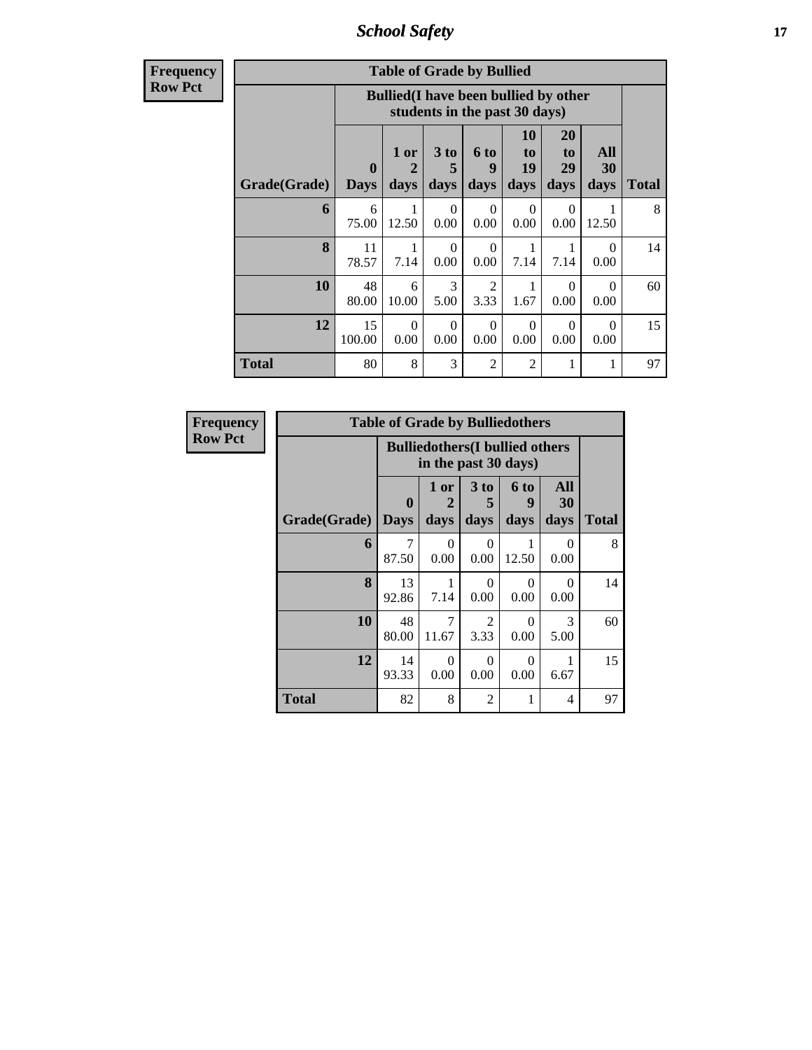| Frequency<br>Row Pct |
|---|

| Table of Grade by Bullied | | | | | | | | |
|---|---|---|---|---|---|---|---|---|
| | Bullied(I have been bullied by other students in the past 30 days) | | | | | | | |
| Grade(Grade) | 0 Days | 1 or 2 days | 3 to 5 days | 6 to 9 days | 10 to 19 days | 20 to 29 days | All 30 days | Total |
| 6 | 6<br>75.00 | 1<br>12.50 | 0<br>0.00 | 0<br>0.00 | 0<br>0.00 | 0<br>0.00 | 1<br>12.50 | 8 |
| 8 | 11<br>78.57 | 1<br>7.14 | 0<br>0.00 | 0<br>0.00 | 1<br>7.14 | 1<br>7.14 | 0<br>0.00 | 14 |
| 10 | 48<br>80.00 | 6<br>10.00 | 3<br>5.00 | 2<br>3.33 | 1<br>1.67 | 0<br>0.00 | 0<br>0.00 | 60 |
| 12 | 15<br>100.00 | 0<br>0.00 | 0<br>0.00 | 0<br>0.00 | 0<br>0.00 | 0<br>0.00 | 0<br>0.00 | 15 |
| Total | 80 | 8 | 3 | 2 | 2 | 1 | 1 | 97 |

| Frequency<br>Row Pct |
|---|

| Table of Grade by Bulliedothers | | | | | | |
|---|---|---|---|---|---|---|
| | Bulliedothers(I bullied others in the past 30 days) | | | | | |
| Grade(Grade) | 0 Days | 1 or 2 days | 3 to 5 days | 6 to 9 days | All 30 days | Total |
| 6 | 7<br>87.50 | 0<br>0.00 | 0<br>0.00 | 1<br>12.50 | 0<br>0.00 | 8 |
| 8 | 13<br>92.86 | 1<br>7.14 | 0<br>0.00 | 0<br>0.00 | 0<br>0.00 | 14 |
| 10 | 48<br>80.00 | 7<br>11.67 | 2<br>3.33 | 0<br>0.00 | 3<br>5.00 | 60 |
| 12 | 14<br>93.33 | 0<br>0.00 | 0<br>0.00 | 0<br>0.00 | 1<br>6.67 | 15 |
| Total | 82 | 8 | 2 | 1 | 4 | 97 |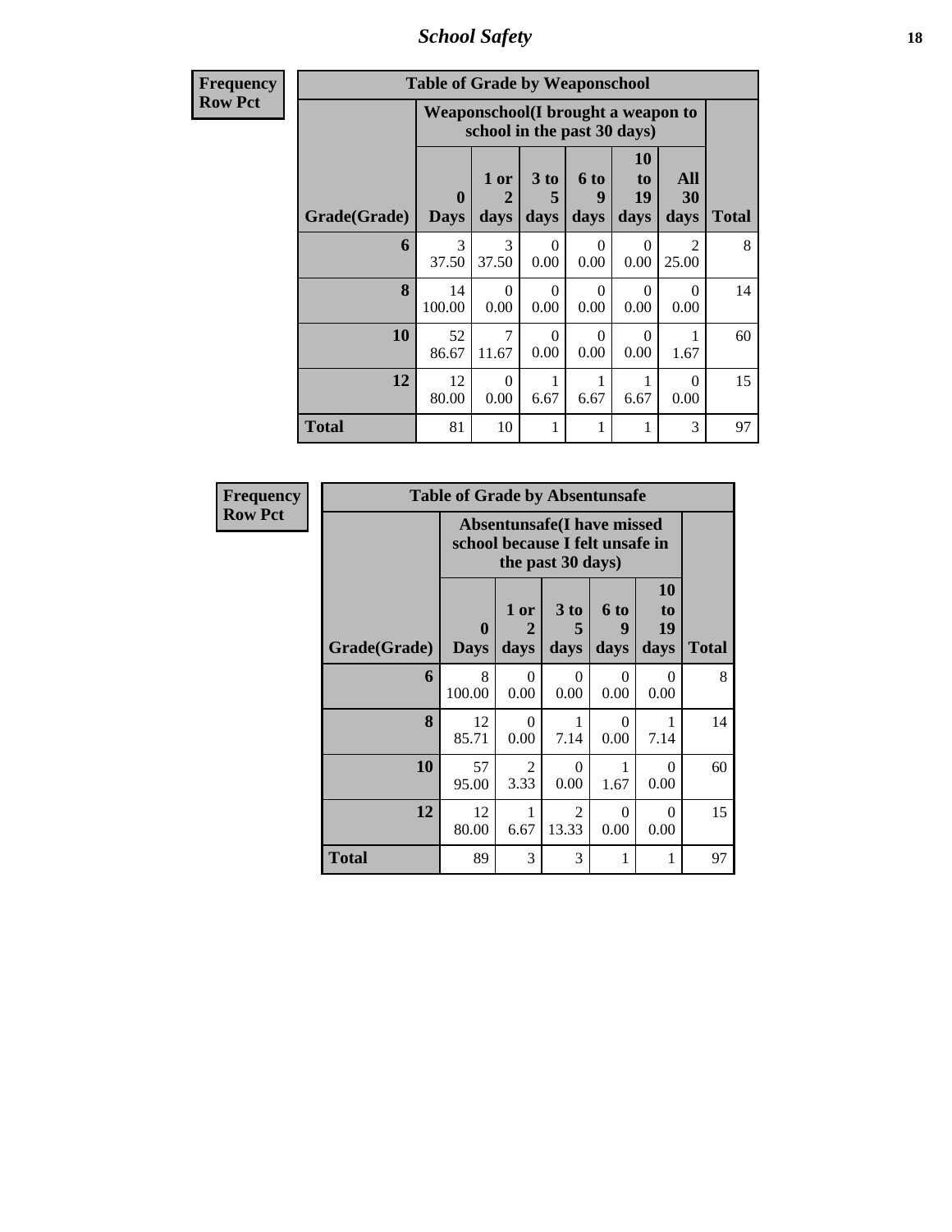| Frequency<br>Row Pct | Table of Grade by Weaponschool | | | | | | |
|---|---|---|---|---|---|---|---|
| | Weaponschool(I brought a weapon to school in the past 30 days) | | | | | | |
| Grade(Grade) | 0 Days | 1 or 2 days | 3 to 5 days | 6 to 9 days | 10 to 19 days | All 30 days | Total |
| 6 | 3<br>37.50 | 3<br>37.50 | 0<br>0.00 | 0<br>0.00 | 0<br>0.00 | 2<br>25.00 | 8 |
| 8 | 14<br>100.00 | 0<br>0.00 | 0<br>0.00 | 0<br>0.00 | 0<br>0.00 | 0<br>0.00 | 14 |
| 10 | 52<br>86.67 | 7<br>11.67 | 0<br>0.00 | 0<br>0.00 | 0<br>0.00 | 1<br>1.67 | 60 |
| 12 | 12<br>80.00 | 0<br>0.00 | 1<br>6.67 | 1<br>6.67 | 1<br>6.67 | 0<br>0.00 | 15 |
| Total | 81 | 10 | 1 | 1 | 1 | 3 | 97 |

| Frequency<br>Row Pct | Table of Grade by Absentunsafe | | | | | |
|---|---|---|---|---|---|---|
| | Absentunsafe(I have missed school because I felt unsafe in the past 30 days) | | | | | |
| Grade(Grade) | 0 Days | 1 or 2 days | 3 to 5 days | 6 to 9 days | 10 to 19 days | Total |
| 6 | 8<br>100.00 | 0<br>0.00 | 0<br>0.00 | 0<br>0.00 | 0<br>0.00 | 8 |
| 8 | 12<br>85.71 | 0<br>0.00 | 1<br>7.14 | 0<br>0.00 | 1<br>7.14 | 14 |
| 10 | 57<br>95.00 | 2<br>3.33 | 0<br>0.00 | 1<br>1.67 | 0<br>0.00 | 60 |
| 12 | 12<br>80.00 | 1<br>6.67 | 2<br>13.33 | 0<br>0.00 | 0<br>0.00 | 15 |
| Total | 89 | 3 | 3 | 1 | 1 | 97 |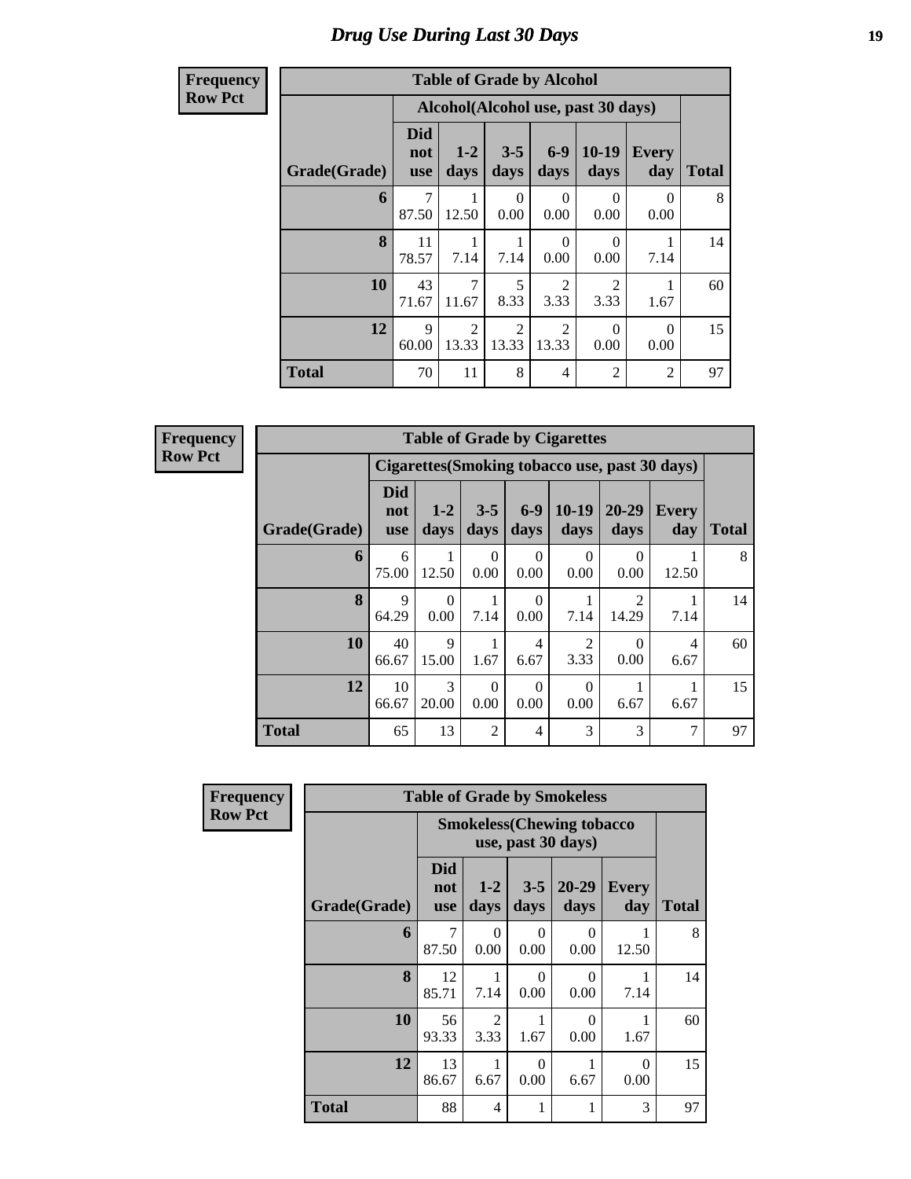# Drug Use During Last 30 Days

**Frequency**
**Row Pct**

| Table of Grade by Alcohol | | | | | | | |
|---|---|---|---|---|---|---|---|
| | Alcohol(Alcohol use, past 30 days) | | | | | | |
| Grade(Grade) | Did not use | 1-2 days | 3-5 days | 6-9 days | 10-19 days | Every day | Total |
| 6 | 7<br>87.50 | 1<br>12.50 | 0<br>0.00 | 0<br>0.00 | 0<br>0.00 | 0<br>0.00 | 8 |
| 8 | 11<br>78.57 | 1<br>7.14 | 1<br>7.14 | 0<br>0.00 | 0<br>0.00 | 1<br>7.14 | 14 |
| 10 | 43<br>71.67 | 7<br>11.67 | 5<br>8.33 | 2<br>3.33 | 2<br>3.33 | 1<br>1.67 | 60 |
| 12 | 9<br>60.00 | 2<br>13.33 | 2<br>13.33 | 2<br>13.33 | 0<br>0.00 | 0<br>0.00 | 15 |
| Total | 70 | 11 | 8 | 4 | 2 | 2 | 97 |

**Frequency**
**Row Pct**

| Table of Grade by Cigarettes | | | | | | | | |
|---|---|---|---|---|---|---|---|---|
| | Cigarettes(Smoking tobacco use, past 30 days) | | | | | | | |
| Grade(Grade) | Did not use | 1-2 days | 3-5 days | 6-9 days | 10-19 days | 20-29 days | Every day | Total |
| 6 | 6<br>75.00 | 1<br>12.50 | 0<br>0.00 | 0<br>0.00 | 0<br>0.00 | 0<br>0.00 | 1<br>12.50 | 8 |
| 8 | 9<br>64.29 | 0<br>0.00 | 1<br>7.14 | 0<br>0.00 | 1<br>7.14 | 2<br>14.29 | 1<br>7.14 | 14 |
| 10 | 40<br>66.67 | 9<br>15.00 | 1<br>1.67 | 4<br>6.67 | 2<br>3.33 | 0<br>0.00 | 4<br>6.67 | 60 |
| 12 | 10<br>66.67 | 3<br>20.00 | 0<br>0.00 | 0<br>0.00 | 0<br>0.00 | 1<br>6.67 | 1<br>6.67 | 15 |
| Total | 65 | 13 | 2 | 4 | 3 | 3 | 7 | 97 |

**Frequency**
**Row Pct**

| Table of Grade by Smokeless | | | | | | |
|---|---|---|---|---|---|---|
| | Smokeless(Chewing tobacco use, past 30 days) | | | | | |
| Grade(Grade) | Did not use | 1-2 days | 3-5 days | 20-29 days | Every day | Total |
| 6 | 7<br>87.50 | 0<br>0.00 | 0<br>0.00 | 0<br>0.00 | 1<br>12.50 | 8 |
| 8 | 12<br>85.71 | 1<br>7.14 | 0<br>0.00 | 0<br>0.00 | 1<br>7.14 | 14 |
| 10 | 56<br>93.33 | 2<br>3.33 | 1<br>1.67 | 0<br>0.00 | 1<br>1.67 | 60 |
| 12 | 13<br>86.67 | 1<br>6.67 | 0<br>0.00 | 1<br>6.67 | 0<br>0.00 | 15 |
| Total | 88 | 4 | 1 | 1 | 3 | 97 |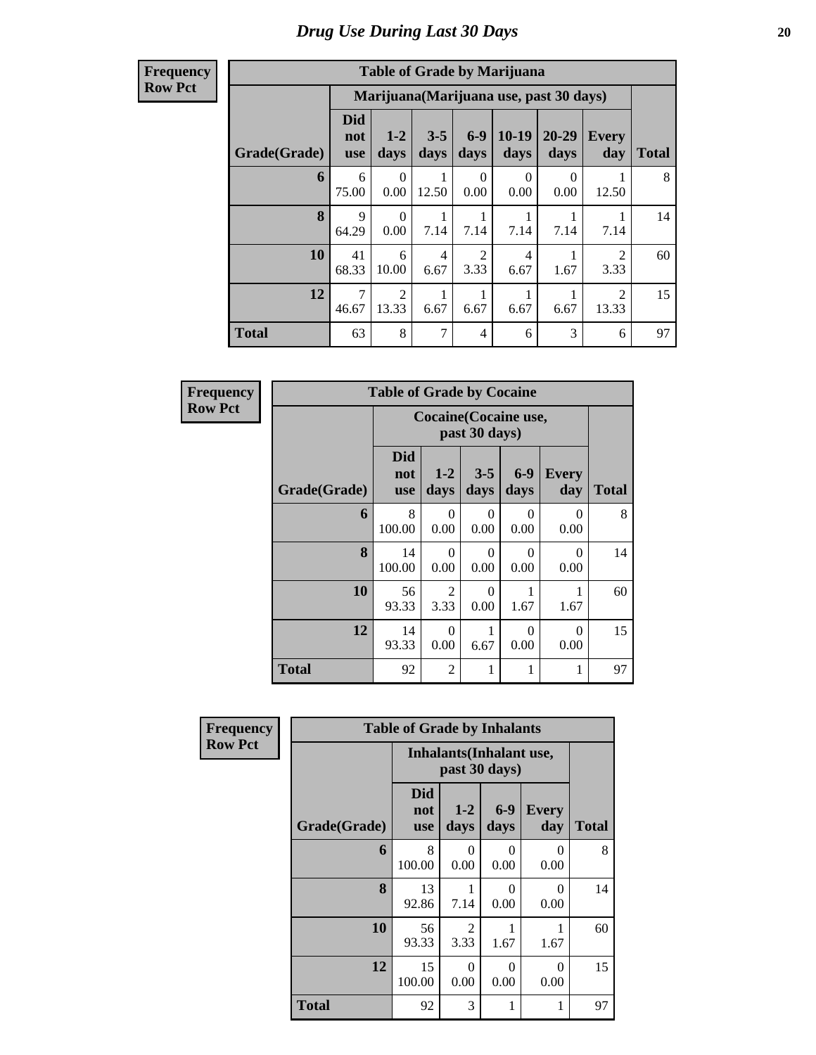# Drug Use During Last 30 Days

**Frequency**
**Row Pct**

| Table of Grade by Marijuana | | | | | | | | |
|---|---|---|---|---|---|---|---|---|
| | Marijuana(Marijuana use, past 30 days) | | | | | | | |
| Grade(Grade) | Did not use | 1-2 days | 3-5 days | 6-9 days | 10-19 days | 20-29 days | Every day | Total |
| 6 | 6<br>75.00 | 0<br>0.00 | 1<br>12.50 | 0<br>0.00 | 0<br>0.00 | 0<br>0.00 | 1<br>12.50 | 8 |
| 8 | 9<br>64.29 | 0<br>0.00 | 1<br>7.14 | 1<br>7.14 | 1<br>7.14 | 1<br>7.14 | 1<br>7.14 | 14 |
| 10 | 41<br>68.33 | 6<br>10.00 | 4<br>6.67 | 2<br>3.33 | 4<br>6.67 | 1<br>1.67 | 2<br>3.33 | 60 |
| 12 | 7<br>46.67 | 2<br>13.33 | 1<br>6.67 | 1<br>6.67 | 1<br>6.67 | 1<br>6.67 | 2<br>13.33 | 15 |
| Total | 63 | 8 | 7 | 4 | 6 | 3 | 6 | 97 |

**Frequency**
**Row Pct**

| Table of Grade by Cocaine | | | | | | |
|---|---|---|---|---|---|---|
| | Cocaine(Cocaine use, past 30 days) | | | | | |
| Grade(Grade) | Did not use | 1-2 days | 3-5 days | 6-9 days | Every day | Total |
| 6 | 8<br>100.00 | 0<br>0.00 | 0<br>0.00 | 0<br>0.00 | 0<br>0.00 | 8 |
| 8 | 14<br>100.00 | 0<br>0.00 | 0<br>0.00 | 0<br>0.00 | 0<br>0.00 | 14 |
| 10 | 56<br>93.33 | 2<br>3.33 | 0<br>0.00 | 1<br>1.67 | 1<br>1.67 | 60 |
| 12 | 14<br>93.33 | 0<br>0.00 | 1<br>6.67 | 0<br>0.00 | 0<br>0.00 | 15 |
| Total | 92 | 2 | 1 | 1 | 1 | 97 |

**Frequency**
**Row Pct**

| Table of Grade by Inhalants | | | | | |
|---|---|---|---|---|---|
| | Inhalants(Inhalant use, past 30 days) | | | | |
| Grade(Grade) | Did not use | 1-2 days | 6-9 days | Every day | Total |
| 6 | 8<br>100.00 | 0<br>0.00 | 0<br>0.00 | 0<br>0.00 | 8 |
| 8 | 13<br>92.86 | 1<br>7.14 | 0<br>0.00 | 0<br>0.00 | 14 |
| 10 | 56<br>93.33 | 2<br>3.33 | 1<br>1.67 | 1<br>1.67 | 60 |
| 12 | 15<br>100.00 | 0<br>0.00 | 0<br>0.00 | 0<br>0.00 | 15 |
| Total | 92 | 3 | 1 | 1 | 97 |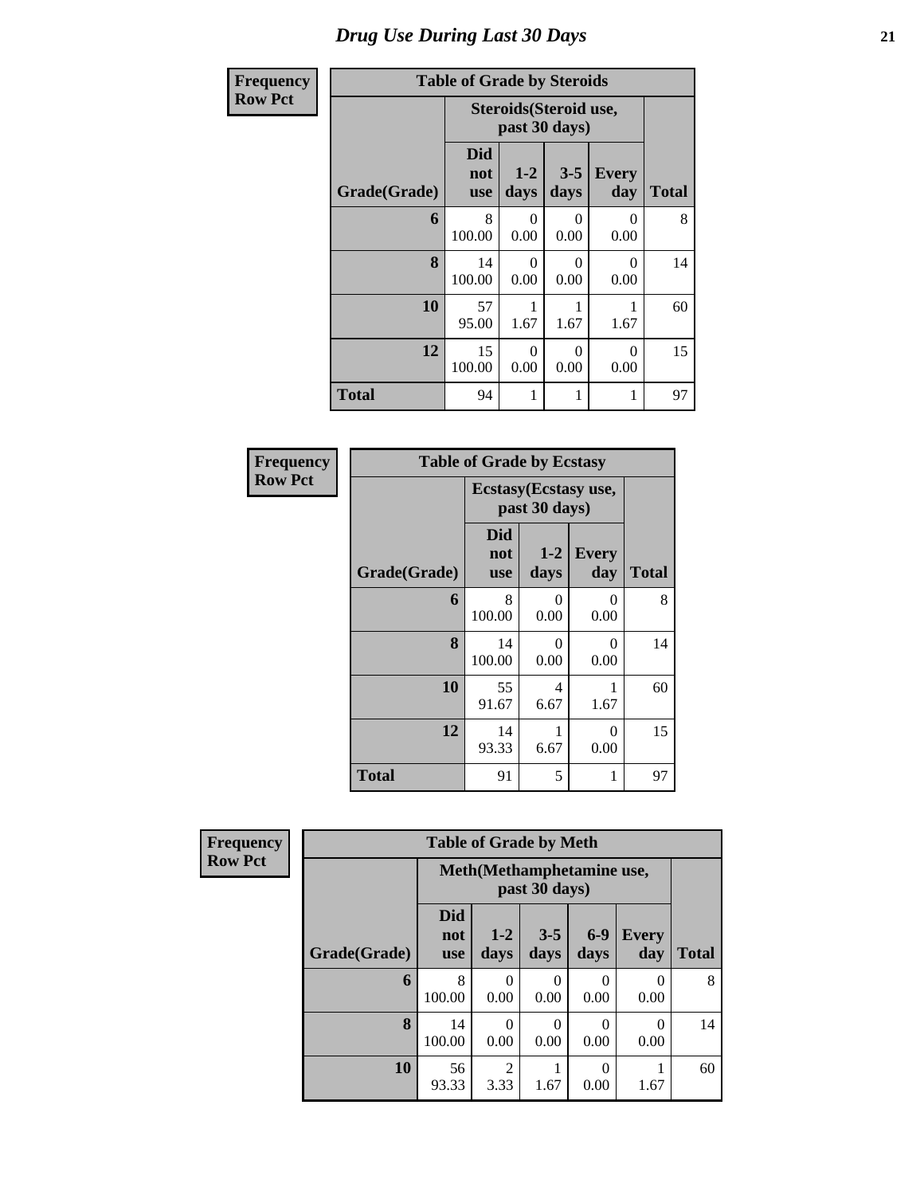# Drug Use During Last 30 Days

| Frequency |
|---|
| Row Pct |

**Table of Grade by Steroids**

| | Steroids(Steroid use, past 30 days) | | | | |
|---|---|---|---|---|---|
| Grade(Grade) | Did not use | 1-2 days | 3-5 days | Every day | Total |
| 6 | 8<br>100.00 | 0<br>0.00 | 0<br>0.00 | 0<br>0.00 | 8 |
| 8 | 14<br>100.00 | 0<br>0.00 | 0<br>0.00 | 0<br>0.00 | 14 |
| 10 | 57<br>95.00 | 1<br>1.67 | 1<br>1.67 | 1<br>1.67 | 60 |
| 12 | 15<br>100.00 | 0<br>0.00 | 0<br>0.00 | 0<br>0.00 | 15 |
| Total | 94 | 1 | 1 | 1 | 97 |

| Frequency |
|---|
| Row Pct |

**Table of Grade by Ecstasy**

| | Ecstasy(Ecstasy use, past 30 days) | | | |
|---|---|---|---|---|
| Grade(Grade) | Did not use | 1-2 days | Every day | Total |
| 6 | 8<br>100.00 | 0<br>0.00 | 0<br>0.00 | 8 |
| 8 | 14<br>100.00 | 0<br>0.00 | 0<br>0.00 | 14 |
| 10 | 55<br>91.67 | 4<br>6.67 | 1<br>1.67 | 60 |
| 12 | 14<br>93.33 | 1<br>6.67 | 0<br>0.00 | 15 |
| Total | 91 | 5 | 1 | 97 |

| Frequency |
|---|
| Row Pct |

**Table of Grade by Meth**

| | Meth(Methamphetamine use, past 30 days) | | | | | |
|---|---|---|---|---|---|---|
| Grade(Grade) | Did not use | 1-2 days | 3-5 days | 6-9 days | Every day | Total |
| 6 | 8<br>100.00 | 0<br>0.00 | 0<br>0.00 | 0<br>0.00 | 0<br>0.00 | 8 |
| 8 | 14<br>100.00 | 0<br>0.00 | 0<br>0.00 | 0<br>0.00 | 0<br>0.00 | 14 |
| 10 | 56<br>93.33 | 2<br>3.33 | 1<br>1.67 | 0<br>0.00 | 1<br>1.67 | 60 |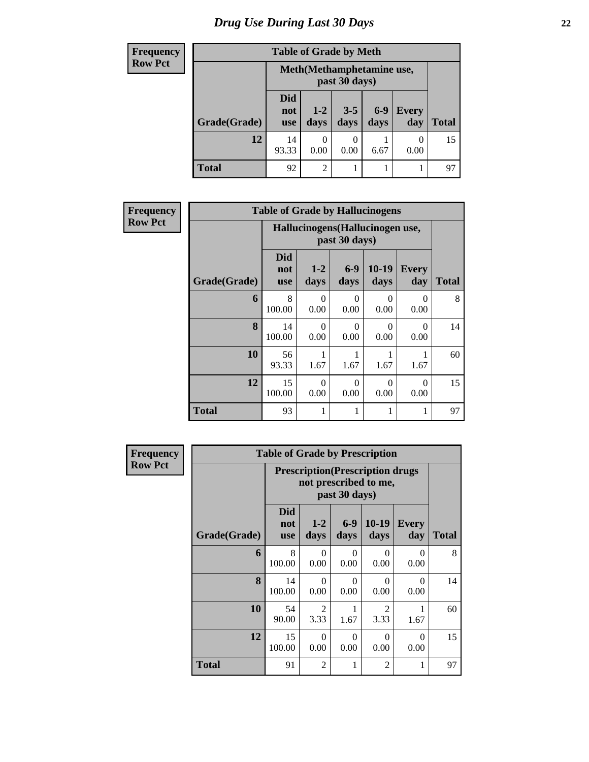# Drug Use During Last 30 Days

**Frequency**
**Row Pct**

| Table of Grade by Meth | | | | | | |
|---|---|---|---|---|---|---|
| | Meth(Methamphetamine use, past 30 days) | | | | | |
| Grade(Grade) | Did not use | 1-2 days | 3-5 days | 6-9 days | Every day | Total |
| 12 | 14<br>93.33 | 0<br>0.00 | 0<br>0.00 | 1<br>6.67 | 0<br>0.00 | 15 |
| Total | 92 | 2 | 1 | 1 | 1 | 97 |

**Frequency**
**Row Pct**

| Table of Grade by Hallucinogens | | | | | | |
|---|---|---|---|---|---|---|
| | Hallucinogens(Hallucinogen use, past 30 days) | | | | | |
| Grade(Grade) | Did not use | 1-2 days | 6-9 days | 10-19 days | Every day | Total |
| 6 | 8<br>100.00 | 0<br>0.00 | 0<br>0.00 | 0<br>0.00 | 0<br>0.00 | 8 |
| 8 | 14<br>100.00 | 0<br>0.00 | 0<br>0.00 | 0<br>0.00 | 0<br>0.00 | 14 |
| 10 | 56<br>93.33 | 1<br>1.67 | 1<br>1.67 | 1<br>1.67 | 1<br>1.67 | 60 |
| 12 | 15<br>100.00 | 0<br>0.00 | 0<br>0.00 | 0<br>0.00 | 0<br>0.00 | 15 |
| Total | 93 | 1 | 1 | 1 | 1 | 97 |

**Frequency**
**Row Pct**

| Table of Grade by Prescription | | | | | | |
|---|---|---|---|---|---|---|
| | Prescription(Prescription drugs not prescribed to me, past 30 days) | | | | | |
| Grade(Grade) | Did not use | 1-2 days | 6-9 days | 10-19 days | Every day | Total |
| 6 | 8<br>100.00 | 0<br>0.00 | 0<br>0.00 | 0<br>0.00 | 0<br>0.00 | 8 |
| 8 | 14<br>100.00 | 0<br>0.00 | 0<br>0.00 | 0<br>0.00 | 0<br>0.00 | 14 |
| 10 | 54<br>90.00 | 2<br>3.33 | 1<br>1.67 | 2<br>3.33 | 1<br>1.67 | 60 |
| 12 | 15<br>100.00 | 0<br>0.00 | 0<br>0.00 | 0<br>0.00 | 0<br>0.00 | 15 |
| Total | 91 | 2 | 1 | 2 | 1 | 97 |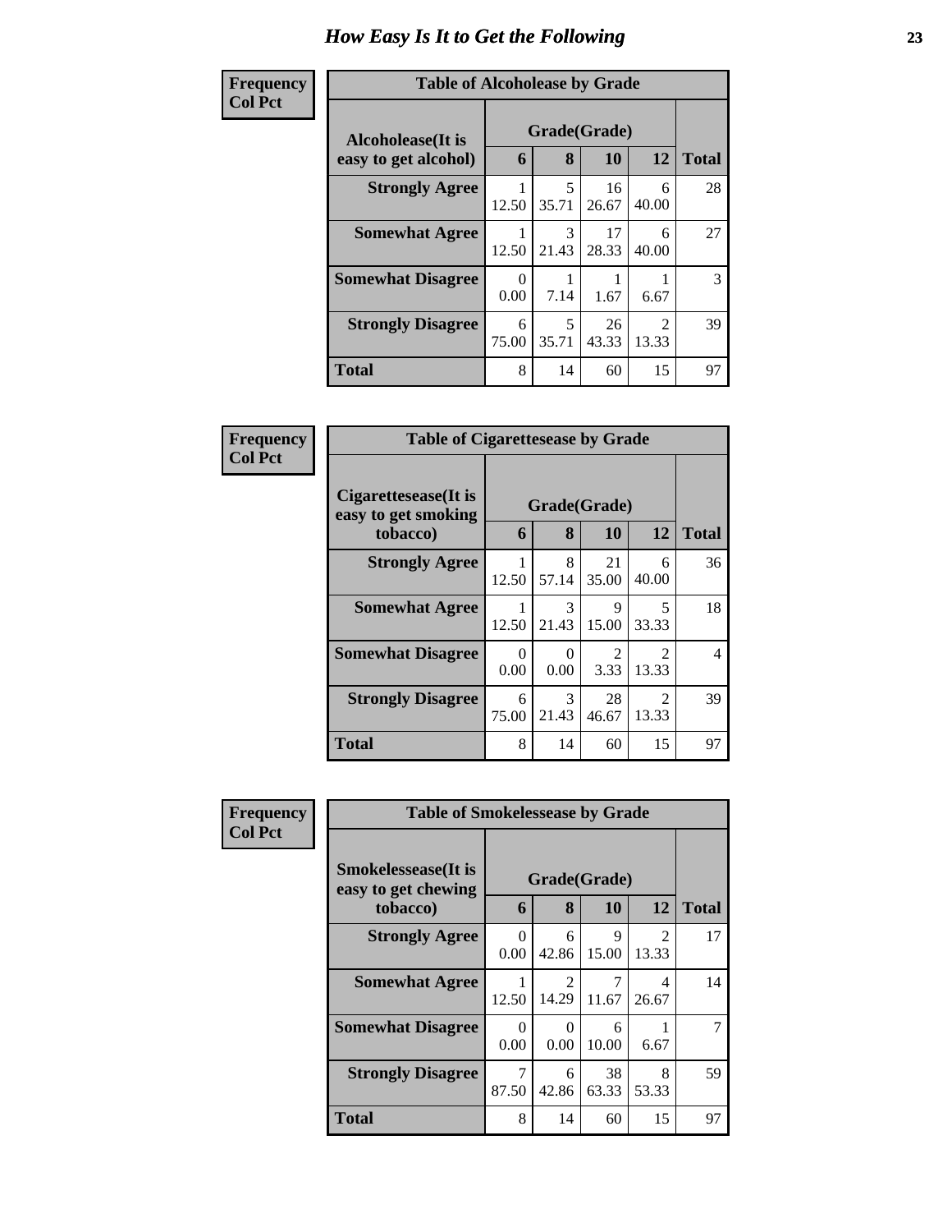# How Easy Is It to Get the Following

**Frequency**
**Col Pct**

| Table of Alcoholease by Grade | | | | | |
|---|---|---|---|---|---|
| Alcoholease(It is easy to get alcohol) | Grade(Grade) | | | | Total |
| | 6 | 8 | 10 | 12 | |
| **Strongly Agree** | 1<br>12.50 | 5<br>35.71 | 16<br>26.67 | 6<br>40.00 | 28 |
| **Somewhat Agree** | 1<br>12.50 | 3<br>21.43 | 17<br>28.33 | 6<br>40.00 | 27 |
| **Somewhat Disagree** | 0<br>0.00 | 1<br>7.14 | 1<br>1.67 | 1<br>6.67 | 3 |
| **Strongly Disagree** | 6<br>75.00 | 5<br>35.71 | 26<br>43.33 | 2<br>13.33 | 39 |
| **Total** | 8 | 14 | 60 | 15 | 97 |

**Frequency**
**Col Pct**

| Table of Cigarettesease by Grade | | | | | |
|---|---|---|---|---|---|
| Cigarettesease(It is easy to get smoking tobacco) | Grade(Grade) | | | | Total |
| | 6 | 8 | 10 | 12 | |
| **Strongly Agree** | 1<br>12.50 | 8<br>57.14 | 21<br>35.00 | 6<br>40.00 | 36 |
| **Somewhat Agree** | 1<br>12.50 | 3<br>21.43 | 9<br>15.00 | 5<br>33.33 | 18 |
| **Somewhat Disagree** | 0<br>0.00 | 0<br>0.00 | 2<br>3.33 | 2<br>13.33 | 4 |
| **Strongly Disagree** | 6<br>75.00 | 3<br>21.43 | 28<br>46.67 | 2<br>13.33 | 39 |
| **Total** | 8 | 14 | 60 | 15 | 97 |

**Frequency**
**Col Pct**

| Table of Smokelessease by Grade | | | | | |
|---|---|---|---|---|---|
| Smokelessease(It is easy to get chewing tobacco) | Grade(Grade) | | | | Total |
| | 6 | 8 | 10 | 12 | |
| **Strongly Agree** | 0<br>0.00 | 6<br>42.86 | 9<br>15.00 | 2<br>13.33 | 17 |
| **Somewhat Agree** | 1<br>12.50 | 2<br>14.29 | 7<br>11.67 | 4<br>26.67 | 14 |
| **Somewhat Disagree** | 0<br>0.00 | 0<br>0.00 | 6<br>10.00 | 1<br>6.67 | 7 |
| **Strongly Disagree** | 7<br>87.50 | 6<br>42.86 | 38<br>63.33 | 8<br>53.33 | 59 |
| **Total** | 8 | 14 | 60 | 15 | 97 |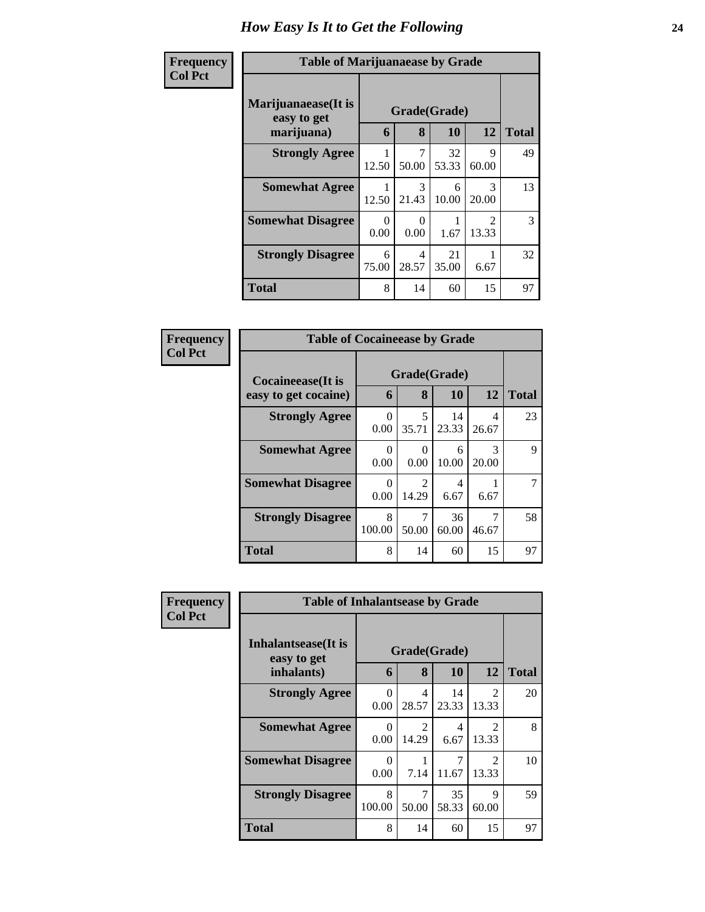# How Easy Is It to Get the Following

**Frequency**
**Col Pct**

**Table of Marijuanaease by Grade**

| Marijuanaease(It is easy to get marijuana) | Grade(Grade) | | | | Total |
|---|---|---|---|---|---|
| | 6 | 8 | 10 | 12 | |
| **Strongly Agree** | 1<br>12.50 | 7<br>50.00 | 32<br>53.33 | 9<br>60.00 | 49 |
| **Somewhat Agree** | 1<br>12.50 | 3<br>21.43 | 6<br>10.00 | 3<br>20.00 | 13 |
| **Somewhat Disagree** | 0<br>0.00 | 0<br>0.00 | 1<br>1.67 | 2<br>13.33 | 3 |
| **Strongly Disagree** | 6<br>75.00 | 4<br>28.57 | 21<br>35.00 | 1<br>6.67 | 32 |
| **Total** | 8 | 14 | 60 | 15 | 97 |

**Frequency**
**Col Pct**

**Table of Cocaineease by Grade**

| Cocaineease(It is easy to get cocaine) | Grade(Grade) | | | | Total |
|---|---|---|---|---|---|
| | 6 | 8 | 10 | 12 | |
| **Strongly Agree** | 0<br>0.00 | 5<br>35.71 | 14<br>23.33 | 4<br>26.67 | 23 |
| **Somewhat Agree** | 0<br>0.00 | 0<br>0.00 | 6<br>10.00 | 3<br>20.00 | 9 |
| **Somewhat Disagree** | 0<br>0.00 | 2<br>14.29 | 4<br>6.67 | 1<br>6.67 | 7 |
| **Strongly Disagree** | 8<br>100.00 | 7<br>50.00 | 36<br>60.00 | 7<br>46.67 | 58 |
| **Total** | 8 | 14 | 60 | 15 | 97 |

**Frequency**
**Col Pct**

**Table of Inhalantsease by Grade**

| Inhalantsease(It is easy to get inhalants) | Grade(Grade) | | | | Total |
|---|---|---|---|---|---|
| | 6 | 8 | 10 | 12 | |
| **Strongly Agree** | 0<br>0.00 | 4<br>28.57 | 14<br>23.33 | 2<br>13.33 | 20 |
| **Somewhat Agree** | 0<br>0.00 | 2<br>14.29 | 4<br>6.67 | 2<br>13.33 | 8 |
| **Somewhat Disagree** | 0<br>0.00 | 1<br>7.14 | 7<br>11.67 | 2<br>13.33 | 10 |
| **Strongly Disagree** | 8<br>100.00 | 7<br>50.00 | 35<br>58.33 | 9<br>60.00 | 59 |
| **Total** | 8 | 14 | 60 | 15 | 97 |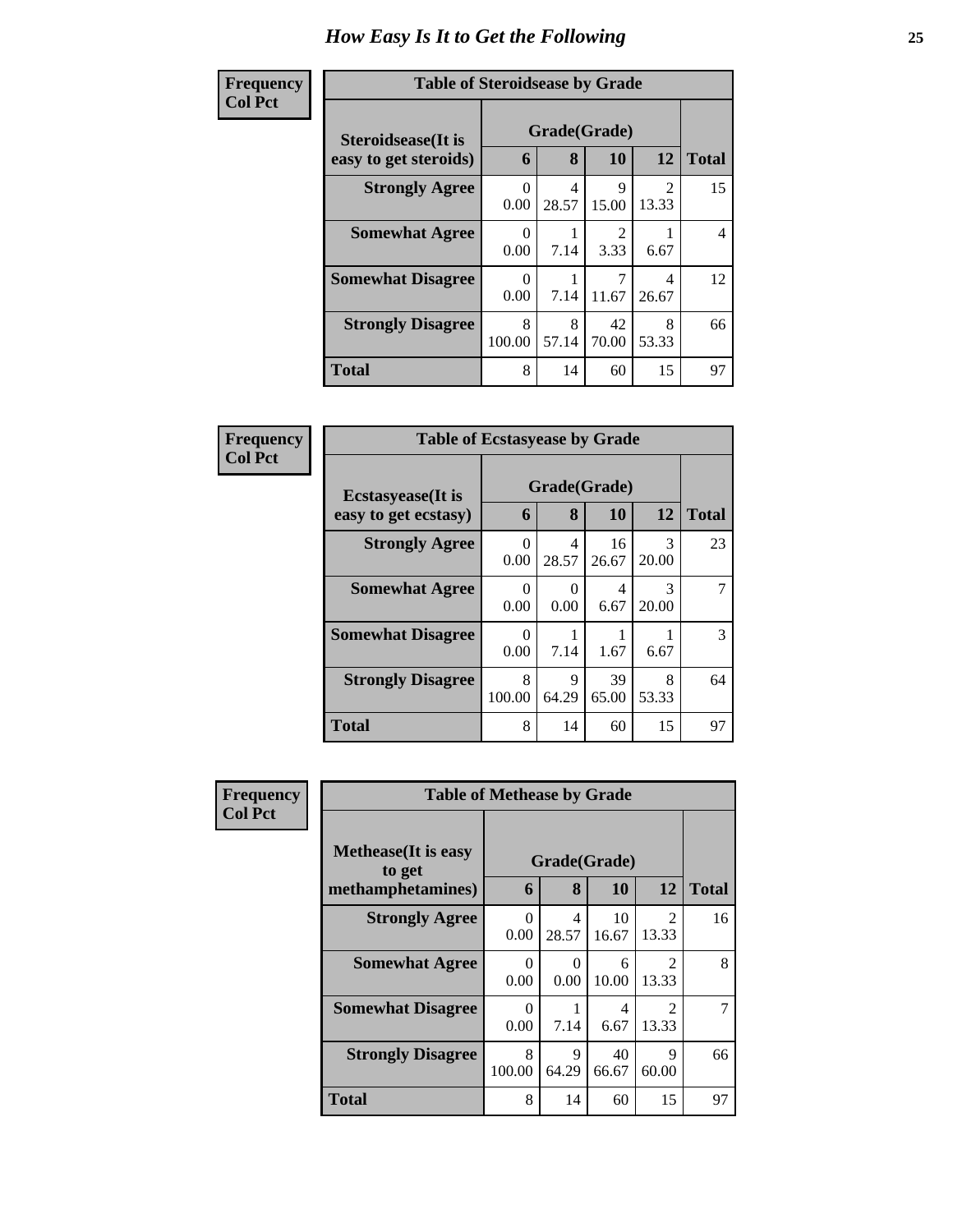# How Easy Is It to Get the Following

**Frequency**
**Col Pct**

| Table of Steroidsease by Grade | | | | | |
|---|---|---|---|---|---|
| Steroidsease(It is easy to get steroids) | Grade(Grade) | | | | Total |
| | 6 | 8 | 10 | 12 | |
| **Strongly Agree** | 0<br>0.00 | 4<br>28.57 | 9<br>15.00 | 2<br>13.33 | 15 |
| **Somewhat Agree** | 0<br>0.00 | 1<br>7.14 | 2<br>3.33 | 1<br>6.67 | 4 |
| **Somewhat Disagree** | 0<br>0.00 | 1<br>7.14 | 7<br>11.67 | 4<br>26.67 | 12 |
| **Strongly Disagree** | 8<br>100.00 | 8<br>57.14 | 42<br>70.00 | 8<br>53.33 | 66 |
| **Total** | 8 | 14 | 60 | 15 | 97 |

**Frequency**
**Col Pct**

| Table of Ecstasyease by Grade | | | | | |
|---|---|---|---|---|---|
| Ecstasyease(It is easy to get ecstasy) | Grade(Grade) | | | | Total |
| | 6 | 8 | 10 | 12 | |
| **Strongly Agree** | 0<br>0.00 | 4<br>28.57 | 16<br>26.67 | 3<br>20.00 | 23 |
| **Somewhat Agree** | 0<br>0.00 | 0<br>0.00 | 4<br>6.67 | 3<br>20.00 | 7 |
| **Somewhat Disagree** | 0<br>0.00 | 1<br>7.14 | 1<br>1.67 | 1<br>6.67 | 3 |
| **Strongly Disagree** | 8<br>100.00 | 9<br>64.29 | 39<br>65.00 | 8<br>53.33 | 64 |
| **Total** | 8 | 14 | 60 | 15 | 97 |

**Frequency**
**Col Pct**

| Table of Methease by Grade | | | | | |
|---|---|---|---|---|---|
| Methease(It is easy to get methamphetamines) | Grade(Grade) | | | | Total |
| | 6 | 8 | 10 | 12 | |
| **Strongly Agree** | 0<br>0.00 | 4<br>28.57 | 10<br>16.67 | 2<br>13.33 | 16 |
| **Somewhat Agree** | 0<br>0.00 | 0<br>0.00 | 6<br>10.00 | 2<br>13.33 | 8 |
| **Somewhat Disagree** | 0<br>0.00 | 1<br>7.14 | 4<br>6.67 | 2<br>13.33 | 7 |
| **Strongly Disagree** | 8<br>100.00 | 9<br>64.29 | 40<br>66.67 | 9<br>60.00 | 66 |
| **Total** | 8 | 14 | 60 | 15 | 97 |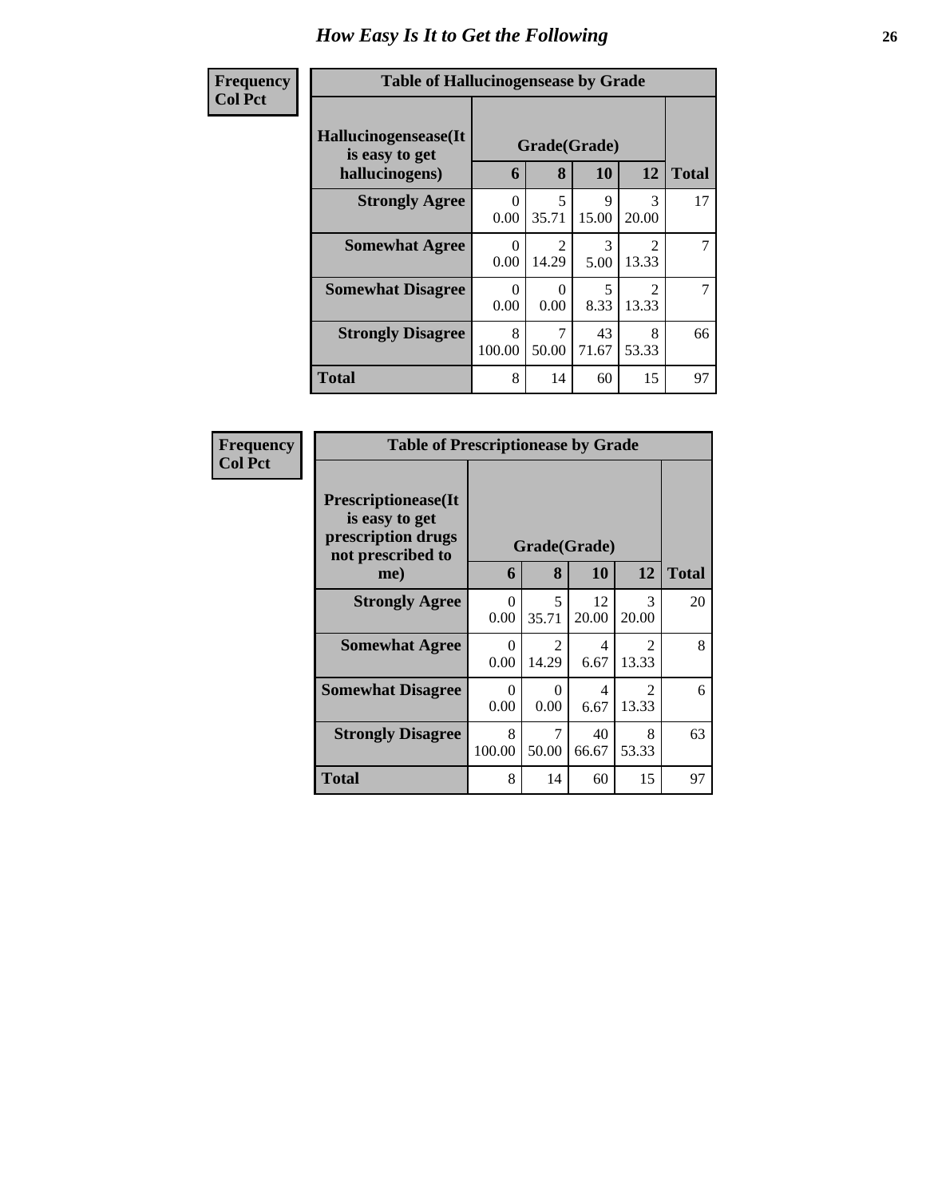# How Easy Is It to Get the Following

**Frequency**
**Col Pct**

| Table of Hallucinogensease by Grade | | | | | |
|---|---|---|---|---|---|
| Hallucinogensease(It is easy to get hallucinogens) | Grade(Grade) | | | | Total |
| | 6 | 8 | 10 | 12 | |
| **Strongly Agree** | 0<br>0.00 | 5<br>35.71 | 9<br>15.00 | 3<br>20.00 | 17 |
| **Somewhat Agree** | 0<br>0.00 | 2<br>14.29 | 3<br>5.00 | 2<br>13.33 | 7 |
| **Somewhat Disagree** | 0<br>0.00 | 0<br>0.00 | 5<br>8.33 | 2<br>13.33 | 7 |
| **Strongly Disagree** | 8<br>100.00 | 7<br>50.00 | 43<br>71.67 | 8<br>53.33 | 66 |
| **Total** | 8 | 14 | 60 | 15 | 97 |

**Frequency**
**Col Pct**

| Table of Prescriptionease by Grade | | | | | |
|---|---|---|---|---|---|
| Prescriptionease(It is easy to get prescription drugs not prescribed to me) | Grade(Grade) | | | | Total |
| | 6 | 8 | 10 | 12 | |
| **Strongly Agree** | 0<br>0.00 | 5<br>35.71 | 12<br>20.00 | 3<br>20.00 | 20 |
| **Somewhat Agree** | 0<br>0.00 | 2<br>14.29 | 4<br>6.67 | 2<br>13.33 | 8 |
| **Somewhat Disagree** | 0<br>0.00 | 0<br>0.00 | 4<br>6.67 | 2<br>13.33 | 6 |
| **Strongly Disagree** | 8<br>100.00 | 7<br>50.00 | 40<br>66.67 | 8<br>53.33 | 63 |
| **Total** | 8 | 14 | 60 | 15 | 97 |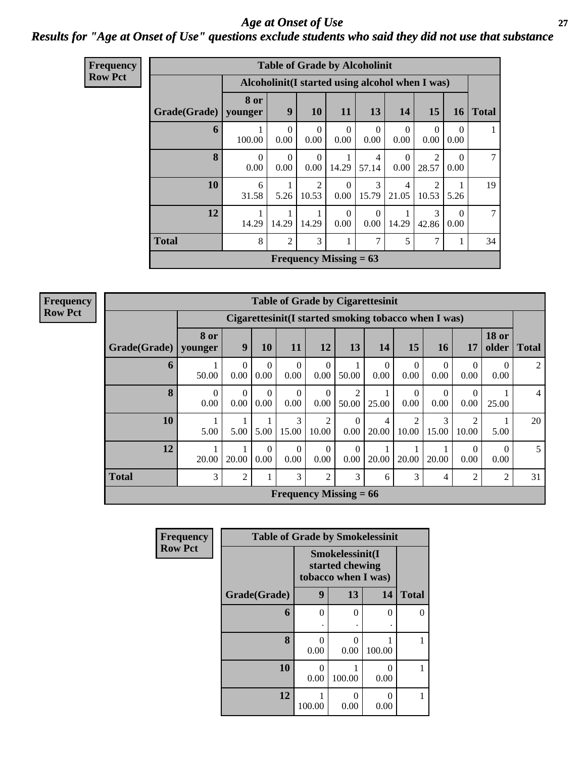# *Age at Onset of Use*

## *Results for "Age at Onset of Use" questions exclude students who said they did not use that substance*

**Frequency Row Pct**

| Table of Grade by Alcoholinit | | | | | | | | | |
|---|---|---|---|---|---|---|---|---|---|
| | Alcoholinit(I started using alcohol when I was) | | | | | | | | |
| Grade(Grade) | 8 or younger | 9 | 10 | 11 | 13 | 14 | 15 | 16 | Total |
| 6 | 1<br>100.00 | 0<br>0.00 | 0<br>0.00 | 0<br>0.00 | 0<br>0.00 | 0<br>0.00 | 0<br>0.00 | 0<br>0.00 | 1 |
| 8 | 0<br>0.00 | 0<br>0.00 | 0<br>0.00 | 1<br>14.29 | 4<br>57.14 | 0<br>0.00 | 2<br>28.57 | 0<br>0.00 | 7 |
| 10 | 6<br>31.58 | 1<br>5.26 | 2<br>10.53 | 0<br>0.00 | 3<br>15.79 | 4<br>21.05 | 2<br>10.53 | 1<br>5.26 | 19 |
| 12 | 1<br>14.29 | 1<br>14.29 | 1<br>14.29 | 0<br>0.00 | 0<br>0.00 | 1<br>14.29 | 3<br>42.86 | 0<br>0.00 | 7 |
| Total | 8 | 2 | 3 | 1 | 7 | 5 | 7 | 1 | 34 |
| Frequency Missing = 63 | | | | | | | | | |

**Frequency Row Pct**

| Table of Grade by Cigarettesinit | | | | | | | | | | | | |
|---|---|---|---|---|---|---|---|---|---|---|---|---|
| | Cigarettesinit(I started smoking tobacco when I was) | | | | | | | | | | | |
| Grade(Grade) | 8 or younger | 9 | 10 | 11 | 12 | 13 | 14 | 15 | 16 | 17 | 18 or older | Total |
| 6 | 1<br>50.00 | 0<br>0.00 | 0<br>0.00 | 0<br>0.00 | 0<br>0.00 | 1<br>50.00 | 0<br>0.00 | 0<br>0.00 | 0<br>0.00 | 0<br>0.00 | 0<br>0.00 | 2 |
| 8 | 0<br>0.00 | 0<br>0.00 | 0<br>0.00 | 0<br>0.00 | 0<br>0.00 | 2<br>50.00 | 1<br>25.00 | 0<br>0.00 | 0<br>0.00 | 0<br>0.00 | 1<br>25.00 | 4 |
| 10 | 1<br>5.00 | 1<br>5.00 | 1<br>5.00 | 3<br>15.00 | 2<br>10.00 | 0<br>0.00 | 4<br>20.00 | 2<br>10.00 | 3<br>15.00 | 2<br>10.00 | 1<br>5.00 | 20 |
| 12 | 1<br>20.00 | 1<br>20.00 | 0<br>0.00 | 0<br>0.00 | 0<br>0.00 | 0<br>0.00 | 1<br>20.00 | 1<br>20.00 | 1<br>20.00 | 0<br>0.00 | 0<br>0.00 | 5 |
| Total | 3 | 2 | 1 | 3 | 2 | 3 | 6 | 3 | 4 | 2 | 2 | 31 |
| Frequency Missing = 66 | | | | | | | | | | | | |

**Frequency Row Pct**

| Table of Grade by Smokelessinit | | | | |
|---|---|---|---|---|
| | Smokelessinit(I started chewing tobacco when I was) | | | |
| Grade(Grade) | 9 | 13 | 14 | Total |
| 6 | 0<br>. | 0<br>. | 0<br>. | 0 |
| 8 | 0<br>0.00 | 0<br>0.00 | 1<br>100.00 | 1 |
| 10 | 0<br>0.00 | 1<br>100.00 | 0<br>0.00 | 1 |
| 12 | 1<br>100.00 | 0<br>0.00 | 0<br>0.00 | 1 |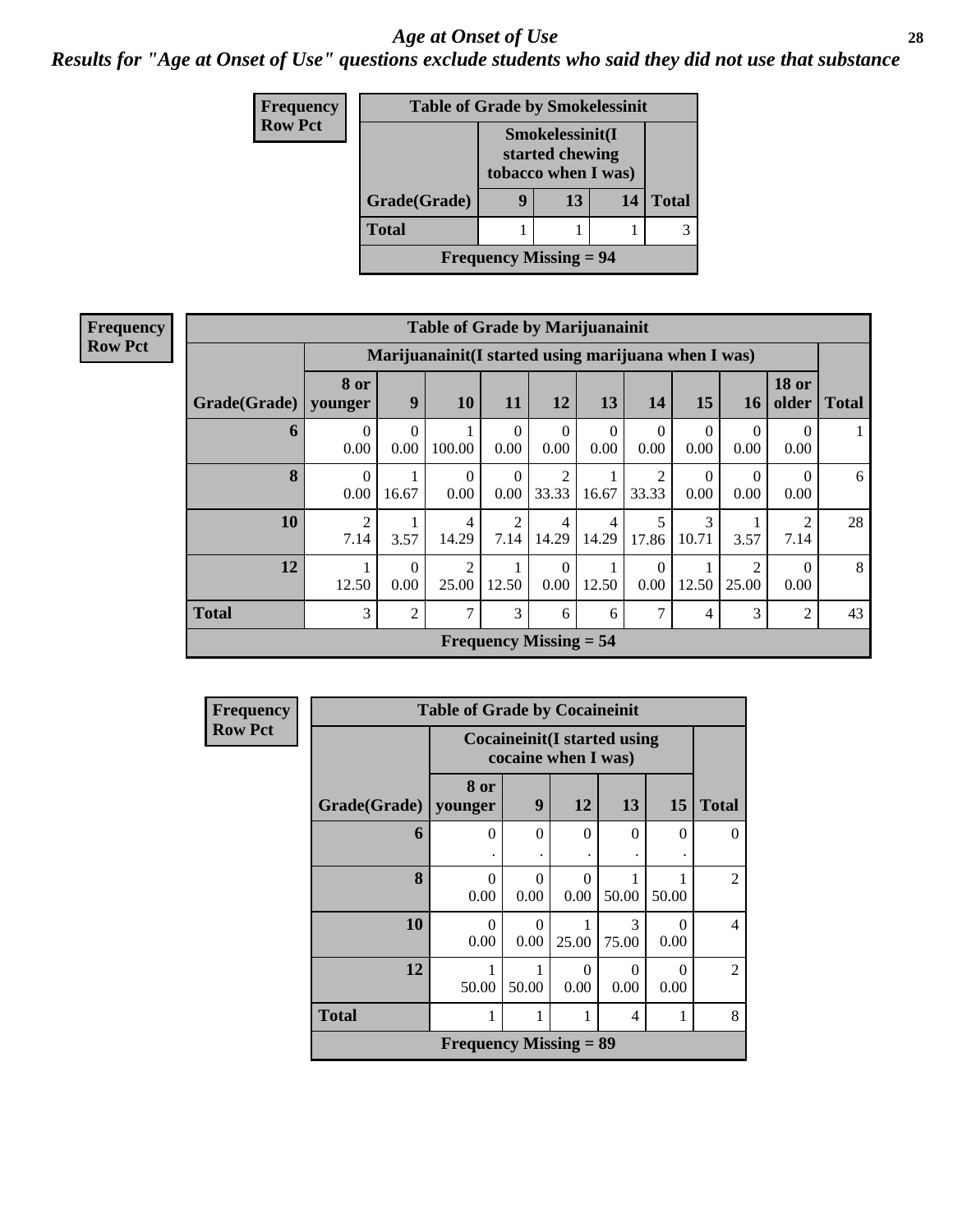# *Age at Onset of Use*

***Results for "Age at Onset of Use" questions exclude students who said they did not use that substance***

**Frequency**
**Row Pct**

| Table of Grade by Smokelessinit | | | | |
|---|---|---|---|---|
| | Smokelessinit(I started chewing tobacco when I was) | | | |
| Grade(Grade) | 9 | 13 | 14 | Total |
| **Total** | 1 | 1 | 1 | 3 |
| Frequency Missing = 94 | | | | |

**Frequency**
**Row Pct**

| Table of Grade by Marijuanainit | | | | | | | | | | | |
|---|---|---|---|---|---|---|---|---|---|---|---|
| | Marijuanainit(I started using marijuana when I was) | | | | | | | | | | |
| Grade(Grade) | 8 or younger | 9 | 10 | 11 | 12 | 13 | 14 | 15 | 16 | 18 or older | Total |
| **6** | 0<br>0.00 | 0<br>0.00 | 1<br>100.00 | 0<br>0.00 | 0<br>0.00 | 0<br>0.00 | 0<br>0.00 | 0<br>0.00 | 0<br>0.00 | 0<br>0.00 | 1 |
| **8** | 0<br>0.00 | 1<br>16.67 | 0<br>0.00 | 0<br>0.00 | 2<br>33.33 | 1<br>16.67 | 2<br>33.33 | 0<br>0.00 | 0<br>0.00 | 0<br>0.00 | 6 |
| **10** | 2<br>7.14 | 1<br>3.57 | 4<br>14.29 | 2<br>7.14 | 4<br>14.29 | 4<br>14.29 | 5<br>17.86 | 3<br>10.71 | 1<br>3.57 | 2<br>7.14 | 28 |
| **12** | 1<br>12.50 | 0<br>0.00 | 2<br>25.00 | 1<br>12.50 | 0<br>0.00 | 1<br>12.50 | 0<br>0.00 | 1<br>12.50 | 2<br>25.00 | 0<br>0.00 | 8 |
| **Total** | 3 | 2 | 7 | 3 | 6 | 6 | 7 | 4 | 3 | 2 | 43 |
| Frequency Missing = 54 | | | | | | | | | | | |

**Frequency**
**Row Pct**

| Table of Grade by Cocaineinit | | | | | | |
|---|---|---|---|---|---|---|
| | Cocaineinit(I started using cocaine when I was) | | | | | |
| Grade(Grade) | 8 or younger | 9 | 12 | 13 | 15 | Total |
| **6** | 0<br>. | 0<br>. | 0<br>. | 0<br>. | 0<br>. | 0 |
| **8** | 0<br>0.00 | 0<br>0.00 | 0<br>0.00 | 1<br>50.00 | 1<br>50.00 | 2 |
| **10** | 0<br>0.00 | 0<br>0.00 | 1<br>25.00 | 3<br>75.00 | 0<br>0.00 | 4 |
| **12** | 1<br>50.00 | 1<br>50.00 | 0<br>0.00 | 0<br>0.00 | 0<br>0.00 | 2 |
| **Total** | 1 | 1 | 1 | 4 | 1 | 8 |
| Frequency Missing = 89 | | | | | | |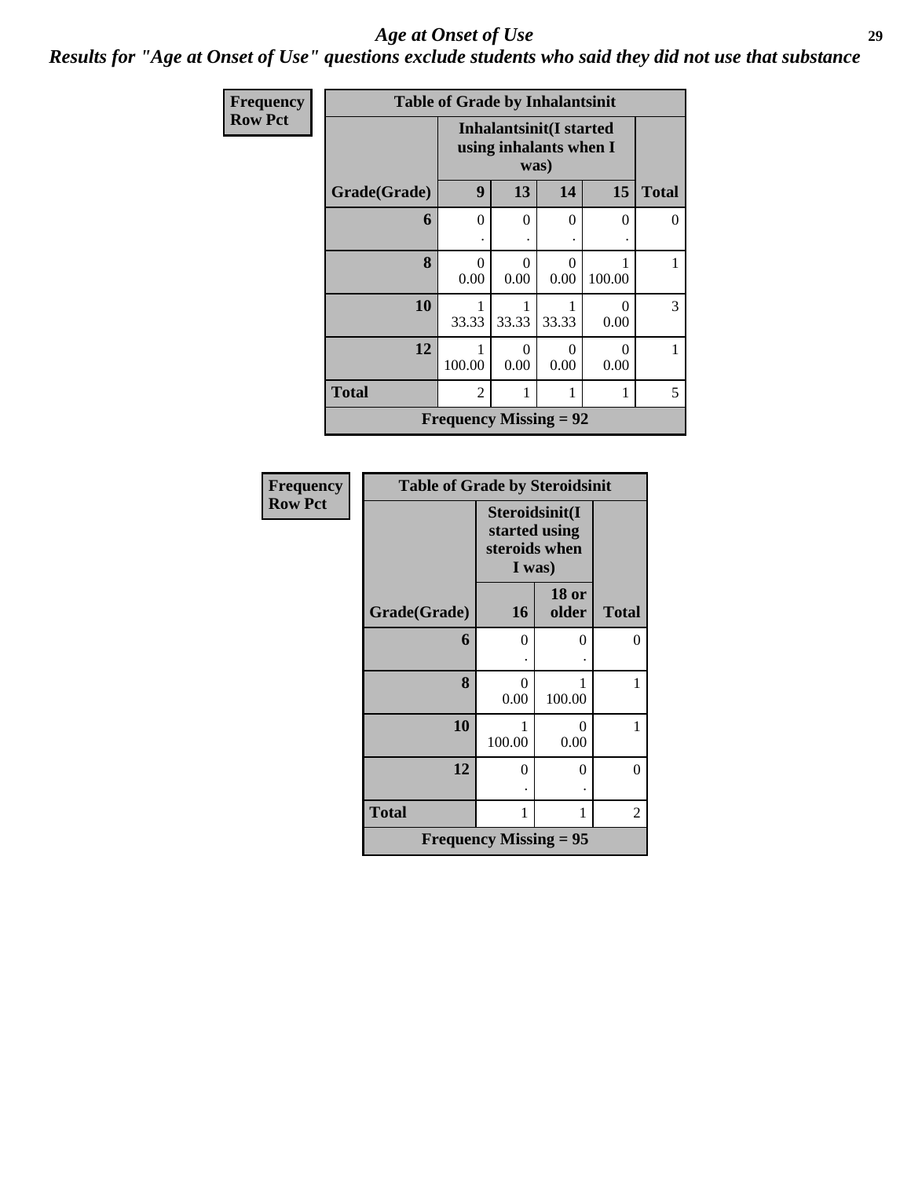# *Age at Onset of Use*

## *Results for "Age at Onset of Use" questions exclude students who said they did not use that substance*

**Frequency**
**Row Pct**

| Table of Grade by Inhalantsinit | | | | | |
|---|---|---|---|---|---|
| | Inhalantsinit(I started using inhalants when I was) | | | | |
| Grade(Grade) | 9 | 13 | 14 | 15 | Total |
| 6 | 0<br>. | 0<br>. | 0<br>. | 0<br>. | 0 |
| 8 | 0<br>0.00 | 0<br>0.00 | 0<br>0.00 | 1<br>100.00 | 1 |
| 10 | 1<br>33.33 | 1<br>33.33 | 1<br>33.33 | 0<br>0.00 | 3 |
| 12 | 1<br>100.00 | 0<br>0.00 | 0<br>0.00 | 0<br>0.00 | 1 |
| Total | 2 | 1 | 1 | 1 | 5 |
| Frequency Missing = 92 | | | | | |

**Frequency**
**Row Pct**

| Table of Grade by Steroidsinit | | | |
|---|---|---|---|
| | Steroidsinit(I started using steroids when I was) | | |
| Grade(Grade) | 16 | 18 or older | Total |
| 6 | 0<br>. | 0<br>. | 0 |
| 8 | 0<br>0.00 | 1<br>100.00 | 1 |
| 10 | 1<br>100.00 | 0<br>0.00 | 1 |
| 12 | 0<br>. | 0<br>. | 0 |
| Total | 1 | 1 | 2 |
| Frequency Missing = 95 | | | |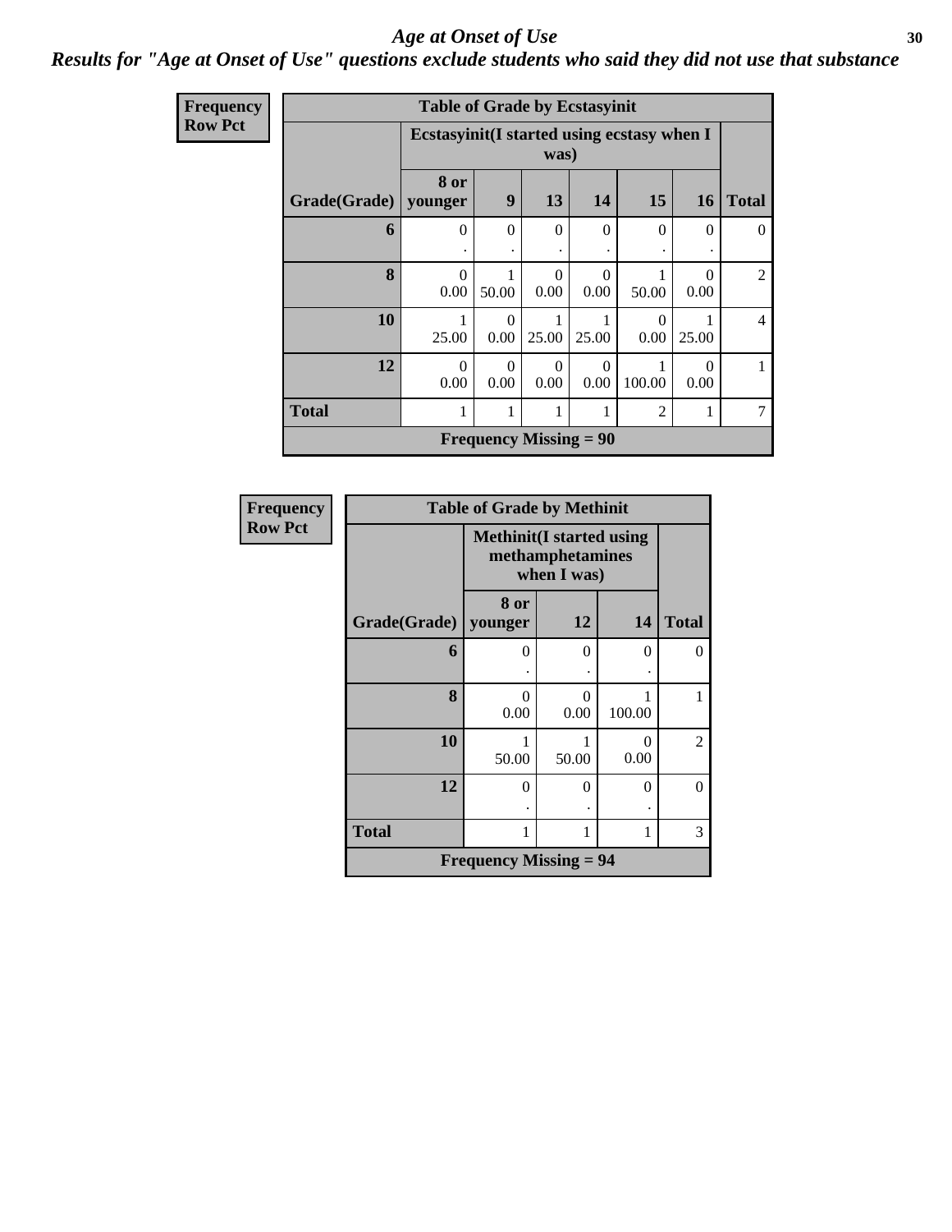# Age at Onset of Use

## Results for "Age at Onset of Use" questions exclude students who said they did not use that substance

**Frequency**
**Row Pct**

**Table of Grade by Ecstasyinit**

| Grade(Grade) | Ecstasyinit(I started using ecstasy when I was) | | | | | | Total |
|---|---|---|---|---|---|---|---|
| | 8 or younger | 9 | 13 | 14 | 15 | 16 | |
| 6 | 0<br>. | 0<br>. | 0<br>. | 0<br>. | 0<br>. | 0<br>. | 0 |
| 8 | 0<br>0.00 | 1<br>50.00 | 0<br>0.00 | 0<br>0.00 | 1<br>50.00 | 0<br>0.00 | 2 |
| 10 | 1<br>25.00 | 0<br>0.00 | 1<br>25.00 | 1<br>25.00 | 0<br>0.00 | 1<br>25.00 | 4 |
| 12 | 0<br>0.00 | 0<br>0.00 | 0<br>0.00 | 0<br>0.00 | 1<br>100.00 | 0<br>0.00 | 1 |
| Total | 1 | 1 | 1 | 1 | 2 | 1 | 7 |
| Frequency Missing = 90 | | | | | | | |

**Frequency**
**Row Pct**

**Table of Grade by Methinit**

| Grade(Grade) | Methinit(I started using methamphetamines when I was) | | | Total |
|---|---|---|---|---|
| | 8 or younger | 12 | 14 | |
| 6 | 0<br>. | 0<br>. | 0<br>. | 0 |
| 8 | 0<br>0.00 | 0<br>0.00 | 1<br>100.00 | 1 |
| 10 | 1<br>50.00 | 1<br>50.00 | 0<br>0.00 | 2 |
| 12 | 0<br>. | 0<br>. | 0<br>. | 0 |
| Total | 1 | 1 | 1 | 3 |
| Frequency Missing = 94 | | | | |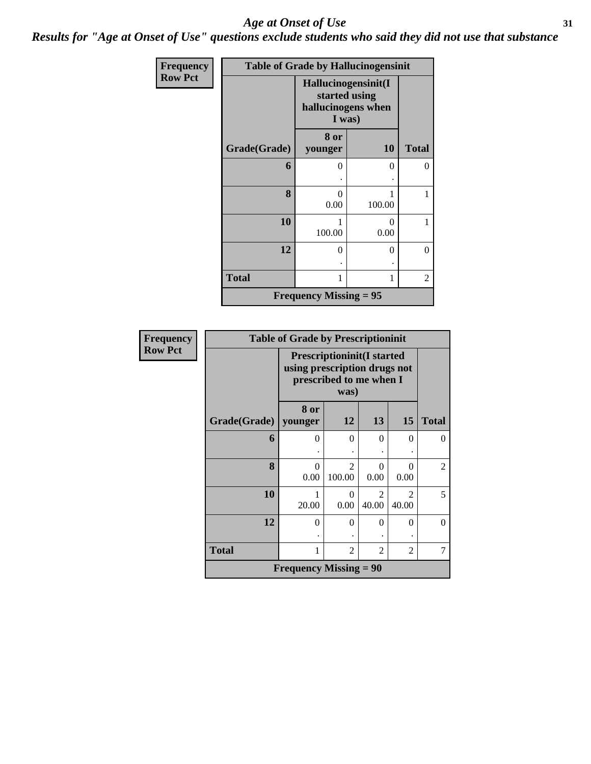# Age at Onset of Use

***Results for "Age at Onset of Use" questions exclude students who said they did not use that substance***

| Frequency<br>Row Pct | Table of Grade by Hallucinogensinit | | |
|---|---|---|---|
| | Hallucinogensinit(I started using hallucinogens when I was) | | |
| Grade(Grade) | 8 or younger | 10 | Total |
| 6 | 0<br>. | 0<br>. | 0 |
| 8 | 0<br>0.00 | 1<br>100.00 | 1 |
| 10 | 1<br>100.00 | 0<br>0.00 | 1 |
| 12 | 0<br>. | 0<br>. | 0 |
| Total | 1 | 1 | 2 |
| Frequency Missing = 95 | | | |

| Frequency<br>Row Pct | Table of Grade by Prescriptioninit | | | | |
|---|---|---|---|---|---|
| | Prescriptioninit(I started using prescription drugs not prescribed to me when I was) | | | | |
| Grade(Grade) | 8 or younger | 12 | 13 | 15 | Total |
| 6 | 0<br>. | 0<br>. | 0<br>. | 0<br>. | 0 |
| 8 | 0<br>0.00 | 2<br>100.00 | 0<br>0.00 | 0<br>0.00 | 2 |
| 10 | 1<br>20.00 | 0<br>0.00 | 2<br>40.00 | 2<br>40.00 | 5 |
| 12 | 0<br>. | 0<br>. | 0<br>. | 0<br>. | 0 |
| Total | 1 | 2 | 2 | 2 | 7 |
| Frequency Missing = 90 | | | | | |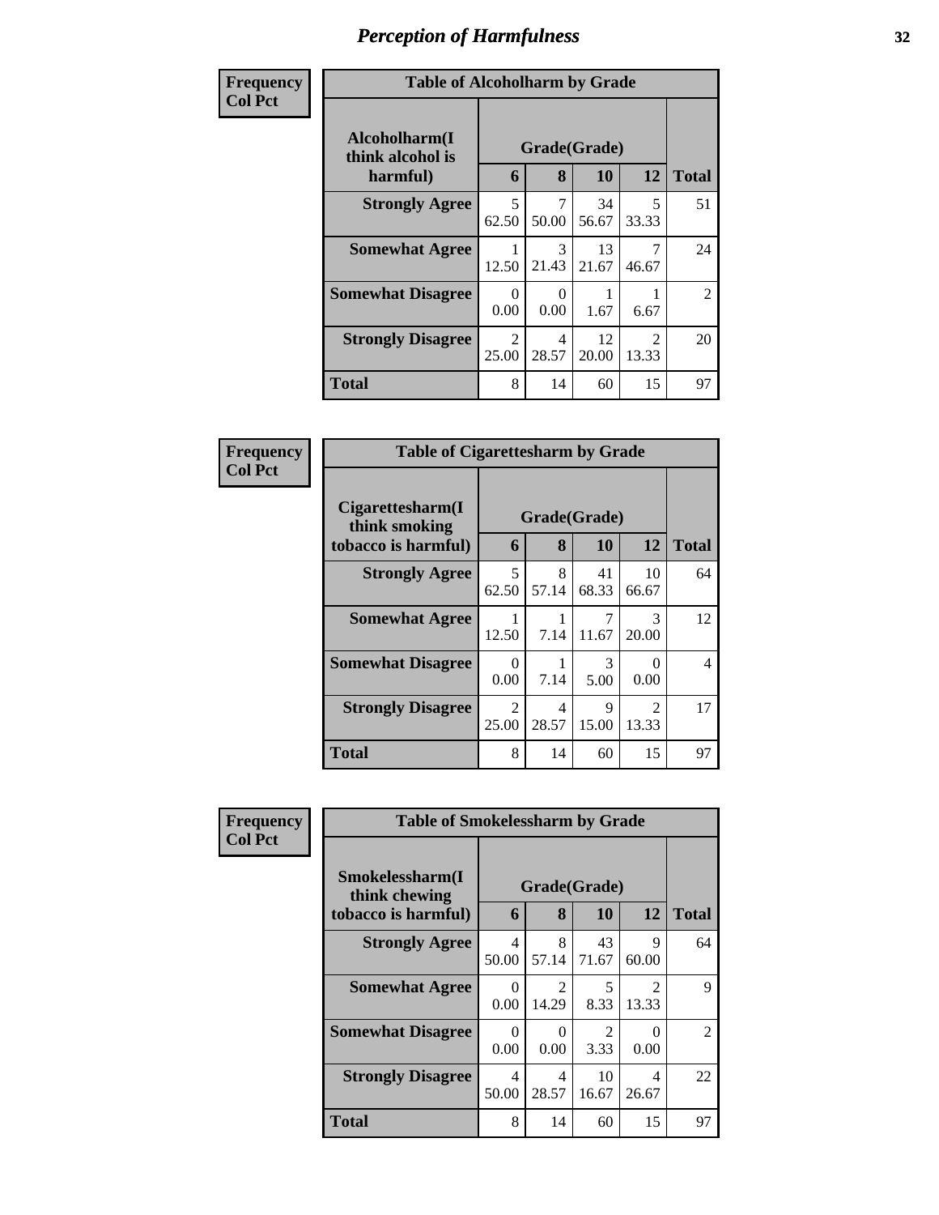# Perception of Harmfulness

| Frequency<br>Col Pct |
|---|

**Table of Alcoholharm by Grade**

| Alcoholharm(I think alcohol is harmful) | Grade(Grade) | | | | Total |
|---|---|---|---|---|---|
| | 6 | 8 | 10 | 12 | |
| **Strongly Agree** | 5<br>62.50 | 7<br>50.00 | 34<br>56.67 | 5<br>33.33 | 51 |
| **Somewhat Agree** | 1<br>12.50 | 3<br>21.43 | 13<br>21.67 | 7<br>46.67 | 24 |
| **Somewhat Disagree** | 0<br>0.00 | 0<br>0.00 | 1<br>1.67 | 1<br>6.67 | 2 |
| **Strongly Disagree** | 2<br>25.00 | 4<br>28.57 | 12<br>20.00 | 2<br>13.33 | 20 |
| **Total** | 8 | 14 | 60 | 15 | 97 |

| Frequency<br>Col Pct |
|---|

**Table of Cigarettesharm by Grade**

| Cigarettesharm(I think smoking tobacco is harmful) | Grade(Grade) | | | | Total |
|---|---|---|---|---|---|
| | 6 | 8 | 10 | 12 | |
| **Strongly Agree** | 5<br>62.50 | 8<br>57.14 | 41<br>68.33 | 10<br>66.67 | 64 |
| **Somewhat Agree** | 1<br>12.50 | 1<br>7.14 | 7<br>11.67 | 3<br>20.00 | 12 |
| **Somewhat Disagree** | 0<br>0.00 | 1<br>7.14 | 3<br>5.00 | 0<br>0.00 | 4 |
| **Strongly Disagree** | 2<br>25.00 | 4<br>28.57 | 9<br>15.00 | 2<br>13.33 | 17 |
| **Total** | 8 | 14 | 60 | 15 | 97 |

| Frequency<br>Col Pct |
|---|

**Table of Smokelessharm by Grade**

| Smokelessharm(I think chewing tobacco is harmful) | Grade(Grade) | | | | Total |
|---|---|---|---|---|---|
| | 6 | 8 | 10 | 12 | |
| **Strongly Agree** | 4<br>50.00 | 8<br>57.14 | 43<br>71.67 | 9<br>60.00 | 64 |
| **Somewhat Agree** | 0<br>0.00 | 2<br>14.29 | 5<br>8.33 | 2<br>13.33 | 9 |
| **Somewhat Disagree** | 0<br>0.00 | 0<br>0.00 | 2<br>3.33 | 0<br>0.00 | 2 |
| **Strongly Disagree** | 4<br>50.00 | 4<br>28.57 | 10<br>16.67 | 4<br>26.67 | 22 |
| **Total** | 8 | 14 | 60 | 15 | 97 |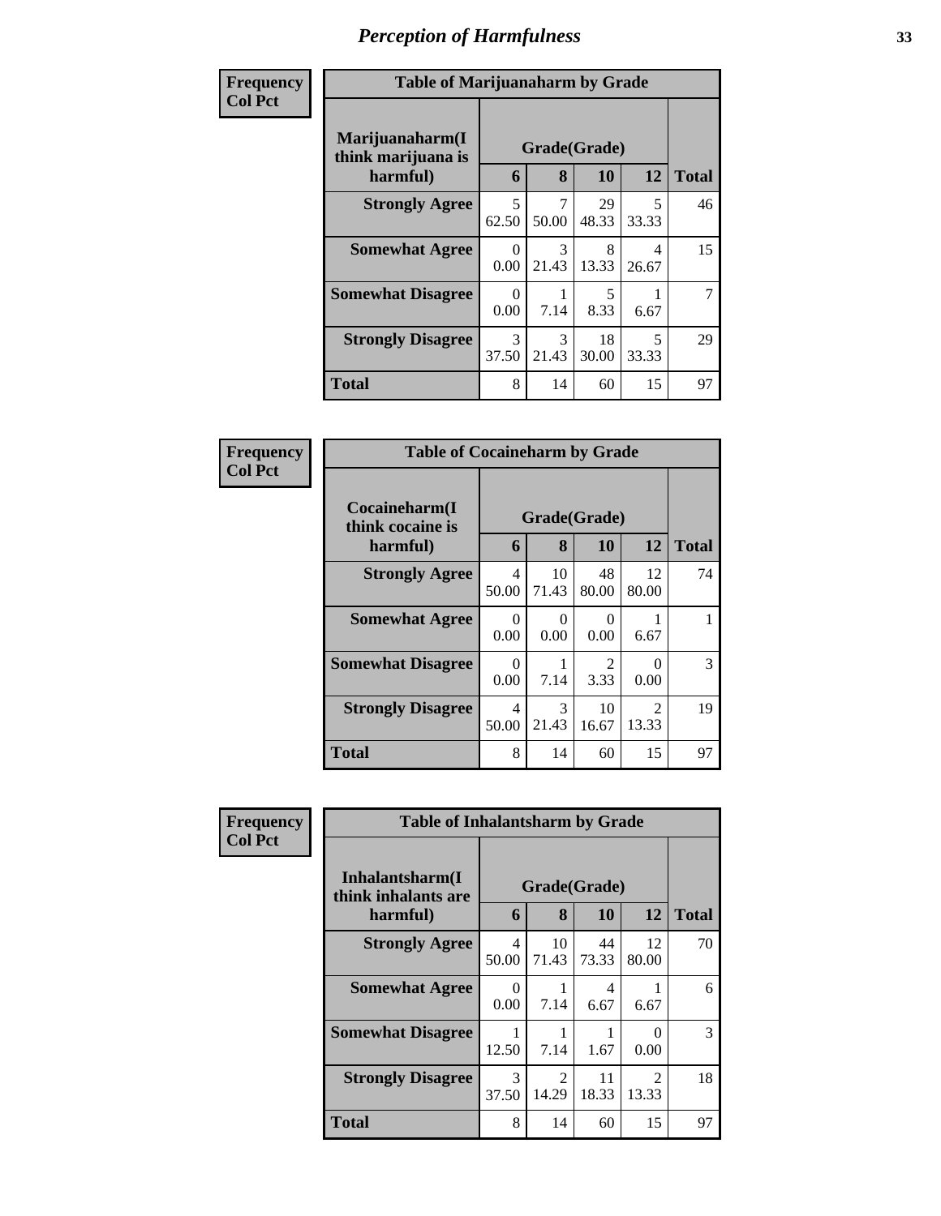# Perception of Harmfulness

**Frequency**
**Col Pct**

| Table of Marijuanaharm by Grade | | | | | |
|---|---|---|---|---|---|
| Marijuanaharm(I think marijuana is harmful) | Grade(Grade) | | | | |
| | 6 | 8 | 10 | 12 | Total |
| Strongly Agree | 5<br>62.50 | 7<br>50.00 | 29<br>48.33 | 5<br>33.33 | 46 |
| Somewhat Agree | 0<br>0.00 | 3<br>21.43 | 8<br>13.33 | 4<br>26.67 | 15 |
| Somewhat Disagree | 0<br>0.00 | 1<br>7.14 | 5<br>8.33 | 1<br>6.67 | 7 |
| Strongly Disagree | 3<br>37.50 | 3<br>21.43 | 18<br>30.00 | 5<br>33.33 | 29 |
| Total | 8 | 14 | 60 | 15 | 97 |

**Frequency**
**Col Pct**

| Table of Cocaineharm by Grade | | | | | |
|---|---|---|---|---|---|
| Cocaineharm(I think cocaine is harmful) | Grade(Grade) | | | | |
| | 6 | 8 | 10 | 12 | Total |
| Strongly Agree | 4<br>50.00 | 10<br>71.43 | 48<br>80.00 | 12<br>80.00 | 74 |
| Somewhat Agree | 0<br>0.00 | 0<br>0.00 | 0<br>0.00 | 1<br>6.67 | 1 |
| Somewhat Disagree | 0<br>0.00 | 1<br>7.14 | 2<br>3.33 | 0<br>0.00 | 3 |
| Strongly Disagree | 4<br>50.00 | 3<br>21.43 | 10<br>16.67 | 2<br>13.33 | 19 |
| Total | 8 | 14 | 60 | 15 | 97 |

**Frequency**
**Col Pct**

| Table of Inhalantsharm by Grade | | | | | |
|---|---|---|---|---|---|
| Inhalantsharm(I think inhalants are harmful) | Grade(Grade) | | | | |
| | 6 | 8 | 10 | 12 | Total |
| Strongly Agree | 4<br>50.00 | 10<br>71.43 | 44<br>73.33 | 12<br>80.00 | 70 |
| Somewhat Agree | 0<br>0.00 | 1<br>7.14 | 4<br>6.67 | 1<br>6.67 | 6 |
| Somewhat Disagree | 1<br>12.50 | 1<br>7.14 | 1<br>1.67 | 0<br>0.00 | 3 |
| Strongly Disagree | 3<br>37.50 | 2<br>14.29 | 11<br>18.33 | 2<br>13.33 | 18 |
| Total | 8 | 14 | 60 | 15 | 97 |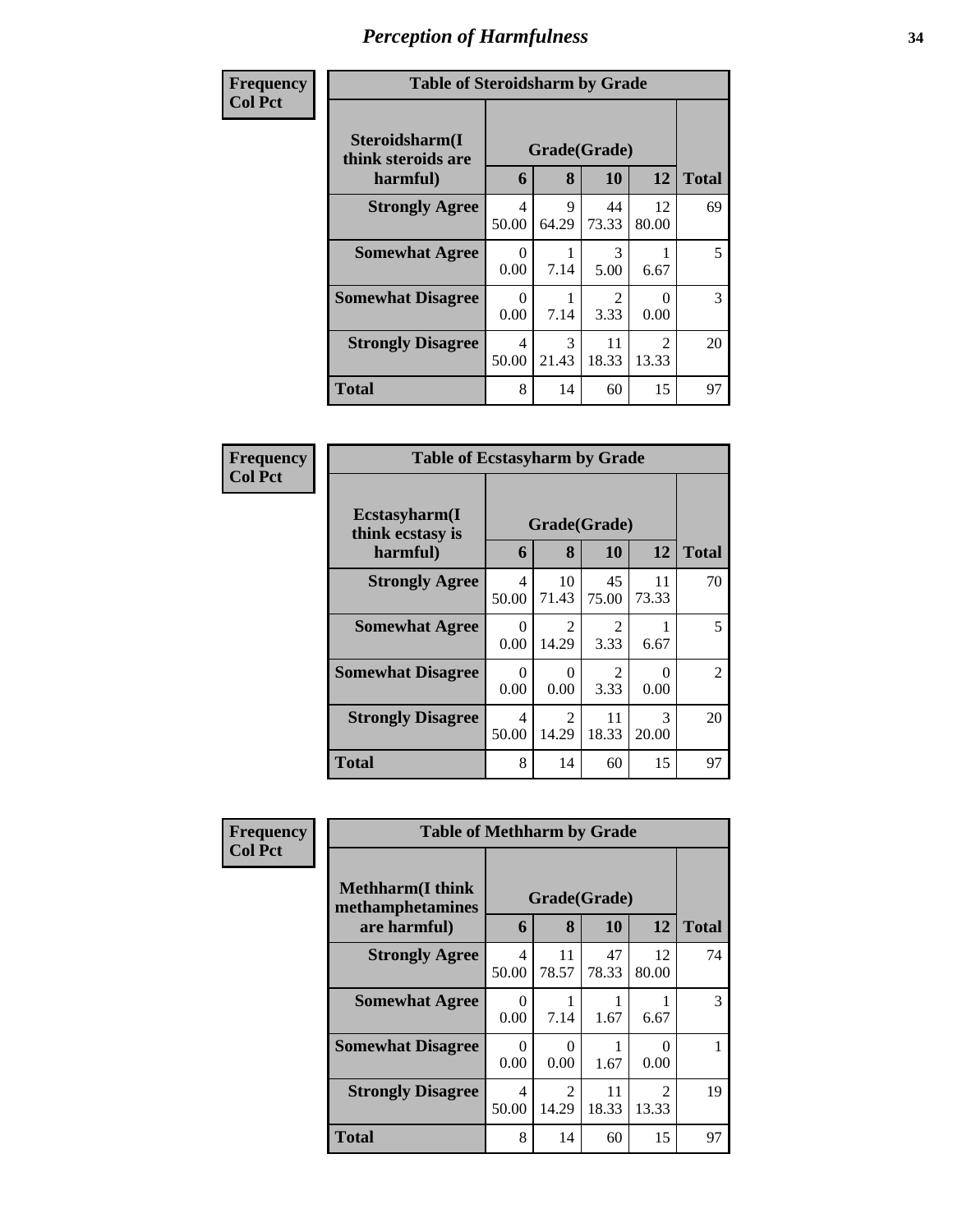# Perception of Harmfulness

**Frequency / Col Pct**

| Table of Steroidsharm by Grade | | | | | |
|---|---|---|---|---|---|
| **Steroidsharm(I think steroids are harmful)** | **Grade(Grade)** | | | | |
| | **6** | **8** | **10** | **12** | **Total** |
| **Strongly Agree** | 4<br>50.00 | 9<br>64.29 | 44<br>73.33 | 12<br>80.00 | 69 |
| **Somewhat Agree** | 0<br>0.00 | 1<br>7.14 | 3<br>5.00 | 1<br>6.67 | 5 |
| **Somewhat Disagree** | 0<br>0.00 | 1<br>7.14 | 2<br>3.33 | 0<br>0.00 | 3 |
| **Strongly Disagree** | 4<br>50.00 | 3<br>21.43 | 11<br>18.33 | 2<br>13.33 | 20 |
| **Total** | 8 | 14 | 60 | 15 | 97 |

**Frequency / Col Pct**

| Table of Ecstasyharm by Grade | | | | | |
|---|---|---|---|---|---|
| **Ecstasyharm(I think ecstasy is harmful)** | **Grade(Grade)** | | | | |
| | **6** | **8** | **10** | **12** | **Total** |
| **Strongly Agree** | 4<br>50.00 | 10<br>71.43 | 45<br>75.00 | 11<br>73.33 | 70 |
| **Somewhat Agree** | 0<br>0.00 | 2<br>14.29 | 2<br>3.33 | 1<br>6.67 | 5 |
| **Somewhat Disagree** | 0<br>0.00 | 0<br>0.00 | 2<br>3.33 | 0<br>0.00 | 2 |
| **Strongly Disagree** | 4<br>50.00 | 2<br>14.29 | 11<br>18.33 | 3<br>20.00 | 20 |
| **Total** | 8 | 14 | 60 | 15 | 97 |

**Frequency / Col Pct**

| Table of Methharm by Grade | | | | | |
|---|---|---|---|---|---|
| **Methharm(I think methamphetamines are harmful)** | **Grade(Grade)** | | | | |
| | **6** | **8** | **10** | **12** | **Total** |
| **Strongly Agree** | 4<br>50.00 | 11<br>78.57 | 47<br>78.33 | 12<br>80.00 | 74 |
| **Somewhat Agree** | 0<br>0.00 | 1<br>7.14 | 1<br>1.67 | 1<br>6.67 | 3 |
| **Somewhat Disagree** | 0<br>0.00 | 0<br>0.00 | 1<br>1.67 | 0<br>0.00 | 1 |
| **Strongly Disagree** | 4<br>50.00 | 2<br>14.29 | 11<br>18.33 | 2<br>13.33 | 19 |
| **Total** | 8 | 14 | 60 | 15 | 97 |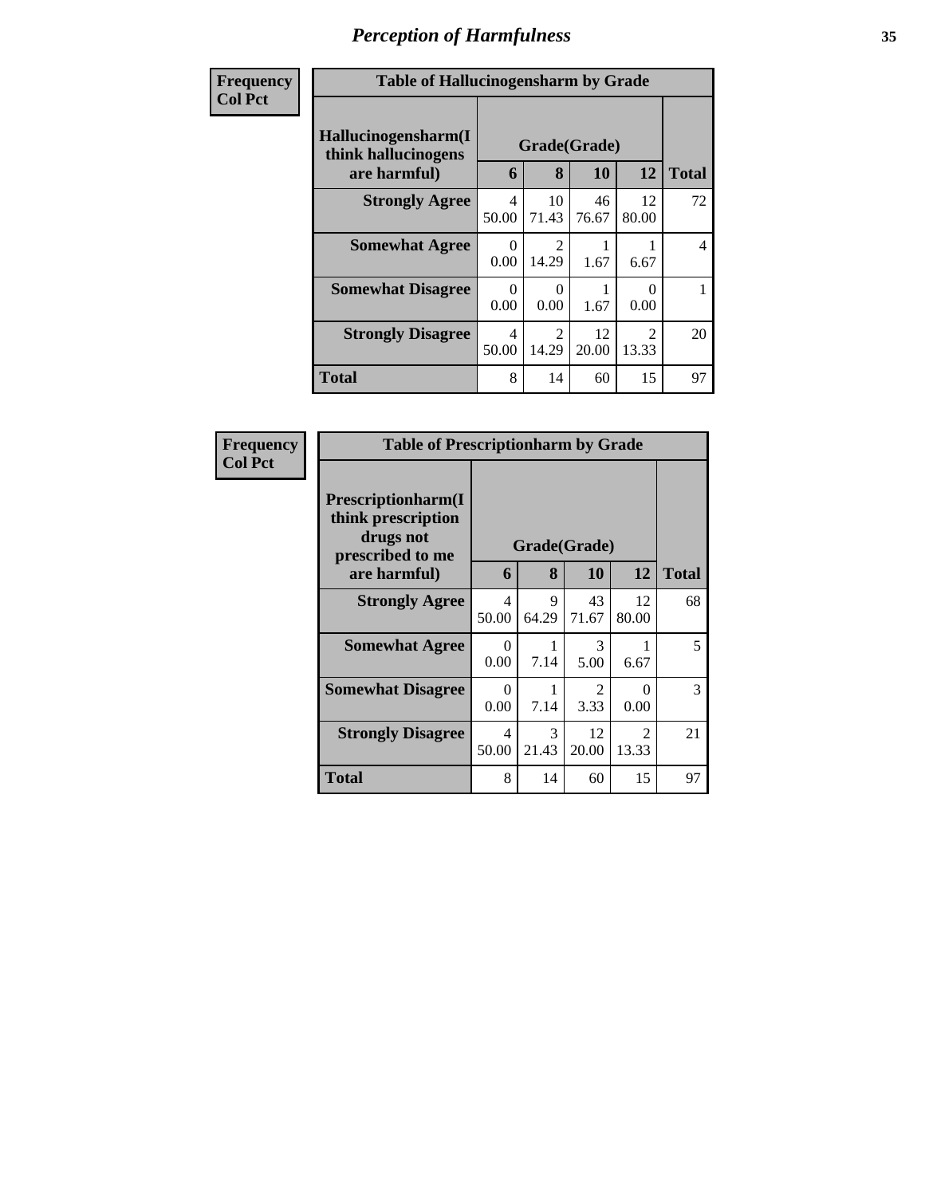# Perception of Harmfulness

| Frequency<br>Col Pct | | | | | |
|---|---|---|---|---|---|
| **Table of Hallucinogensharm by Grade** | | | | | |
| **Hallucinogensharm(I think hallucinogens are harmful)** | **Grade(Grade)** | | | | **Total** |
| | **6** | **8** | **10** | **12** | |
| **Strongly Agree** | 4<br>50.00 | 10<br>71.43 | 46<br>76.67 | 12<br>80.00 | 72 |
| **Somewhat Agree** | 0<br>0.00 | 2<br>14.29 | 1<br>1.67 | 1<br>6.67 | 4 |
| **Somewhat Disagree** | 0<br>0.00 | 0<br>0.00 | 1<br>1.67 | 0<br>0.00 | 1 |
| **Strongly Disagree** | 4<br>50.00 | 2<br>14.29 | 12<br>20.00 | 2<br>13.33 | 20 |
| **Total** | 8 | 14 | 60 | 15 | 97 |

| Frequency<br>Col Pct | | | | | |
|---|---|---|---|---|---|
| **Table of Prescriptionharm by Grade** | | | | | |
| **Prescriptionharm(I think prescription drugs not prescribed to me are harmful)** | **Grade(Grade)** | | | | **Total** |
| | **6** | **8** | **10** | **12** | |
| **Strongly Agree** | 4<br>50.00 | 9<br>64.29 | 43<br>71.67 | 12<br>80.00 | 68 |
| **Somewhat Agree** | 0<br>0.00 | 1<br>7.14 | 3<br>5.00 | 1<br>6.67 | 5 |
| **Somewhat Disagree** | 0<br>0.00 | 1<br>7.14 | 2<br>3.33 | 0<br>0.00 | 3 |
| **Strongly Disagree** | 4<br>50.00 | 3<br>21.43 | 12<br>20.00 | 2<br>13.33 | 21 |
| **Total** | 8 | 14 | 60 | 15 | 97 |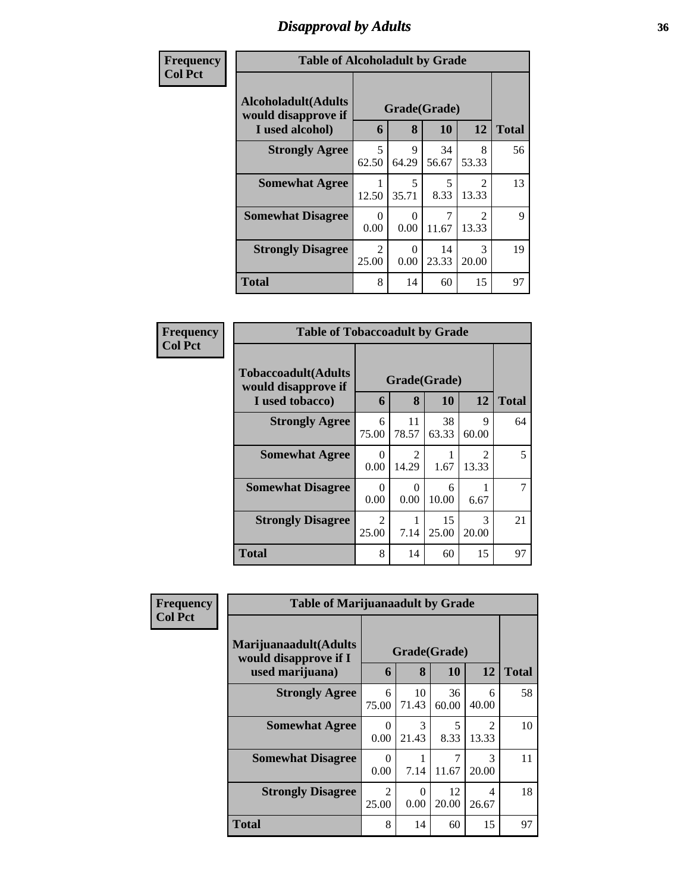# Disapproval by Adults

**Frequency**
**Col Pct**

| Table of Alcoholadult by Grade | | | | | |
|---|---|---|---|---|---|
| **Alcoholadult(Adults would disapprove if I used alcohol)** | **Grade(Grade)** | | | | **Total** |
| | **6** | **8** | **10** | **12** | |
| **Strongly Agree** | 5<br>62.50 | 9<br>64.29 | 34<br>56.67 | 8<br>53.33 | 56 |
| **Somewhat Agree** | 1<br>12.50 | 5<br>35.71 | 5<br>8.33 | 2<br>13.33 | 13 |
| **Somewhat Disagree** | 0<br>0.00 | 0<br>0.00 | 7<br>11.67 | 2<br>13.33 | 9 |
| **Strongly Disagree** | 2<br>25.00 | 0<br>0.00 | 14<br>23.33 | 3<br>20.00 | 19 |
| **Total** | 8 | 14 | 60 | 15 | 97 |

**Frequency**
**Col Pct**

| Table of Tobaccoadult by Grade | | | | | |
|---|---|---|---|---|---|
| **Tobaccoadult(Adults would disapprove if I used tobacco)** | **Grade(Grade)** | | | | **Total** |
| | **6** | **8** | **10** | **12** | |
| **Strongly Agree** | 6<br>75.00 | 11<br>78.57 | 38<br>63.33 | 9<br>60.00 | 64 |
| **Somewhat Agree** | 0<br>0.00 | 2<br>14.29 | 1<br>1.67 | 2<br>13.33 | 5 |
| **Somewhat Disagree** | 0<br>0.00 | 0<br>0.00 | 6<br>10.00 | 1<br>6.67 | 7 |
| **Strongly Disagree** | 2<br>25.00 | 1<br>7.14 | 15<br>25.00 | 3<br>20.00 | 21 |
| **Total** | 8 | 14 | 60 | 15 | 97 |

**Frequency**
**Col Pct**

| Table of Marijuanaadult by Grade | | | | | |
|---|---|---|---|---|---|
| **Marijuanaadult(Adults would disapprove if I used marijuana)** | **Grade(Grade)** | | | | **Total** |
| | **6** | **8** | **10** | **12** | |
| **Strongly Agree** | 6<br>75.00 | 10<br>71.43 | 36<br>60.00 | 6<br>40.00 | 58 |
| **Somewhat Agree** | 0<br>0.00 | 3<br>21.43 | 5<br>8.33 | 2<br>13.33 | 10 |
| **Somewhat Disagree** | 0<br>0.00 | 1<br>7.14 | 7<br>11.67 | 3<br>20.00 | 11 |
| **Strongly Disagree** | 2<br>25.00 | 0<br>0.00 | 12<br>20.00 | 4<br>26.67 | 18 |
| **Total** | 8 | 14 | 60 | 15 | 97 |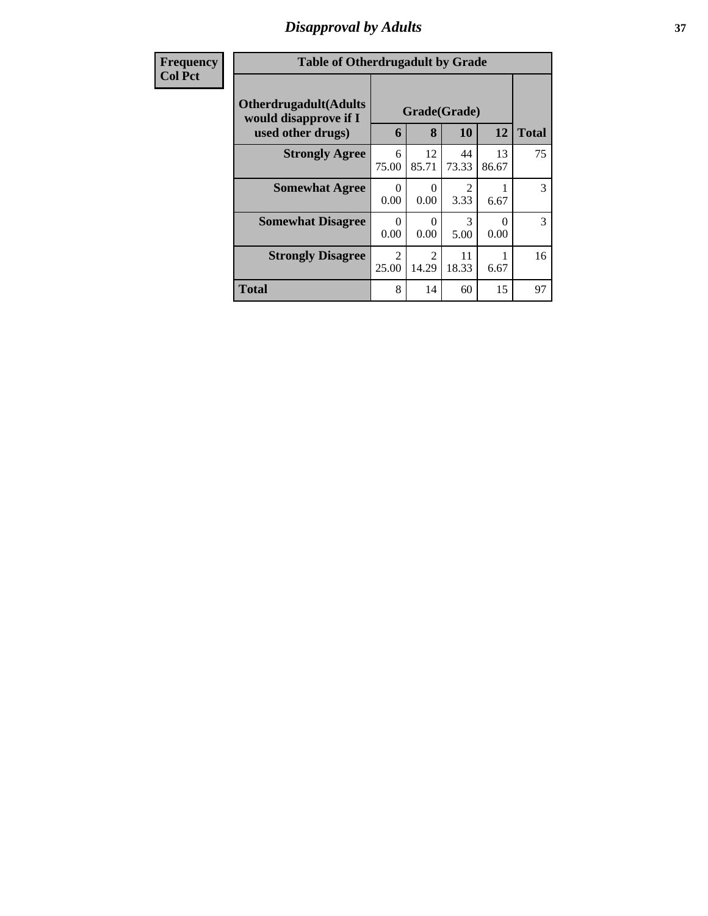# Disapproval by Adults

| Frequency Col Pct | Table of Otherdrugadult by Grade | | | | |
|---|---|---|---|---|---|
| Otherdrugadult(Adults would disapprove if I used other drugs) | Grade(Grade) | | | | |
| | 6 | 8 | 10 | 12 | Total |
| **Strongly Agree** | 6 75.00 | 12 85.71 | 44 73.33 | 13 86.67 | 75 |
| **Somewhat Agree** | 0 0.00 | 0 0.00 | 2 3.33 | 1 6.67 | 3 |
| **Somewhat Disagree** | 0 0.00 | 0 0.00 | 3 5.00 | 0 0.00 | 3 |
| **Strongly Disagree** | 2 25.00 | 2 14.29 | 11 18.33 | 1 6.67 | 16 |
| **Total** | 8 | 14 | 60 | 15 | 97 |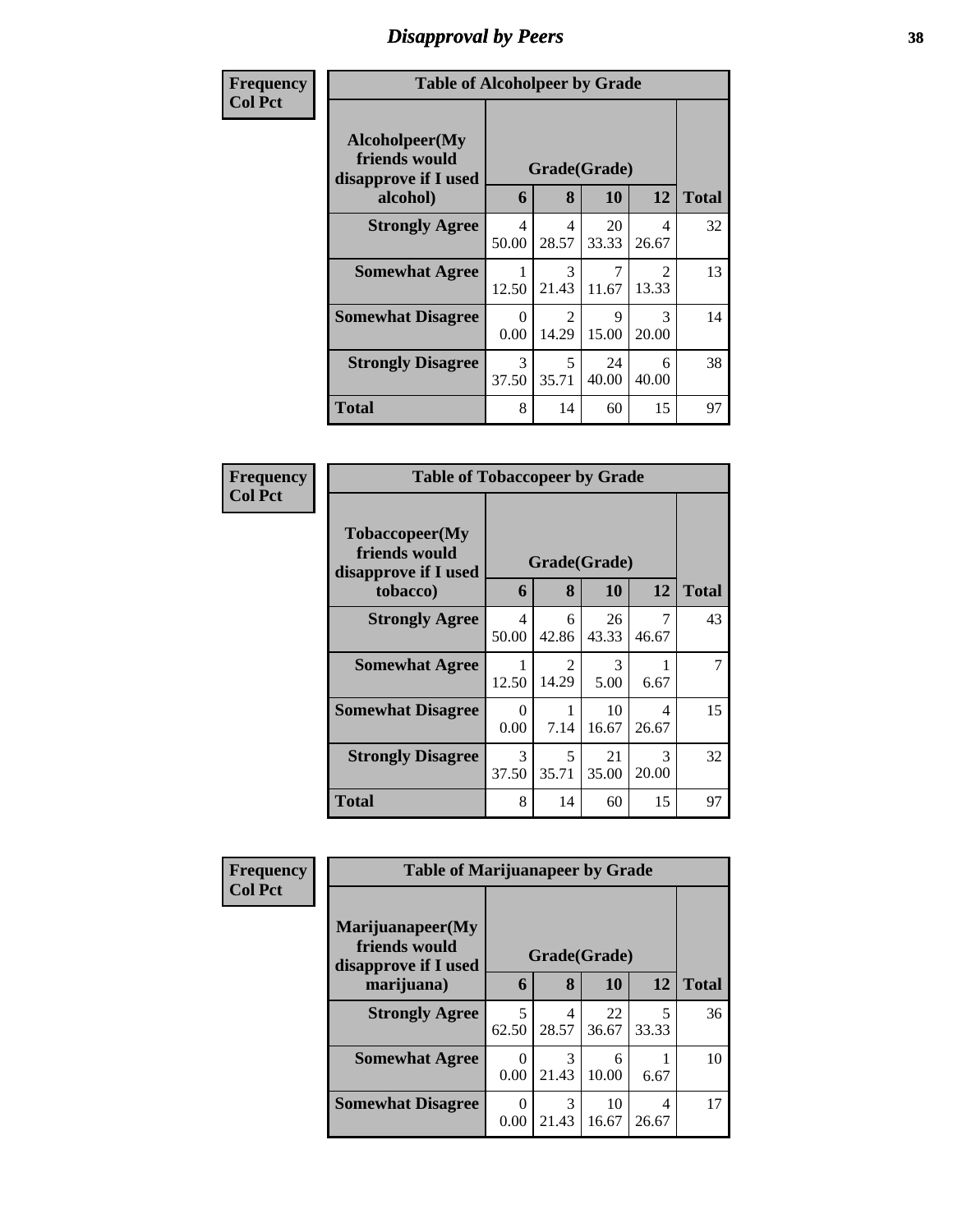# Disapproval by Peers

**Frequency**
**Col Pct**

**Table of Alcoholpeer by Grade**

| Alcoholpeer(My friends would disapprove if I used alcohol) | Grade(Grade) 6 | 8 | 10 | 12 | Total |
|---|---|---|---|---|---|
| **Strongly Agree** | 4<br>50.00 | 4<br>28.57 | 20<br>33.33 | 4<br>26.67 | 32 |
| **Somewhat Agree** | 1<br>12.50 | 3<br>21.43 | 7<br>11.67 | 2<br>13.33 | 13 |
| **Somewhat Disagree** | 0<br>0.00 | 2<br>14.29 | 9<br>15.00 | 3<br>20.00 | 14 |
| **Strongly Disagree** | 3<br>37.50 | 5<br>35.71 | 24<br>40.00 | 6<br>40.00 | 38 |
| **Total** | 8 | 14 | 60 | 15 | 97 |

**Frequency**
**Col Pct**

**Table of Tobaccopeer by Grade**

| Tobaccopeer(My friends would disapprove if I used tobacco) | Grade(Grade) 6 | 8 | 10 | 12 | Total |
|---|---|---|---|---|---|
| **Strongly Agree** | 4<br>50.00 | 6<br>42.86 | 26<br>43.33 | 7<br>46.67 | 43 |
| **Somewhat Agree** | 1<br>12.50 | 2<br>14.29 | 3<br>5.00 | 1<br>6.67 | 7 |
| **Somewhat Disagree** | 0<br>0.00 | 1<br>7.14 | 10<br>16.67 | 4<br>26.67 | 15 |
| **Strongly Disagree** | 3<br>37.50 | 5<br>35.71 | 21<br>35.00 | 3<br>20.00 | 32 |
| **Total** | 8 | 14 | 60 | 15 | 97 |

**Frequency**
**Col Pct**

**Table of Marijuanapeer by Grade**

| Marijuanapeer(My friends would disapprove if I used marijuana) | Grade(Grade) 6 | 8 | 10 | 12 | Total |
|---|---|---|---|---|---|
| **Strongly Agree** | 5<br>62.50 | 4<br>28.57 | 22<br>36.67 | 5<br>33.33 | 36 |
| **Somewhat Agree** | 0<br>0.00 | 3<br>21.43 | 6<br>10.00 | 1<br>6.67 | 10 |
| **Somewhat Disagree** | 0<br>0.00 | 3<br>21.43 | 10<br>16.67 | 4<br>26.67 | 17 |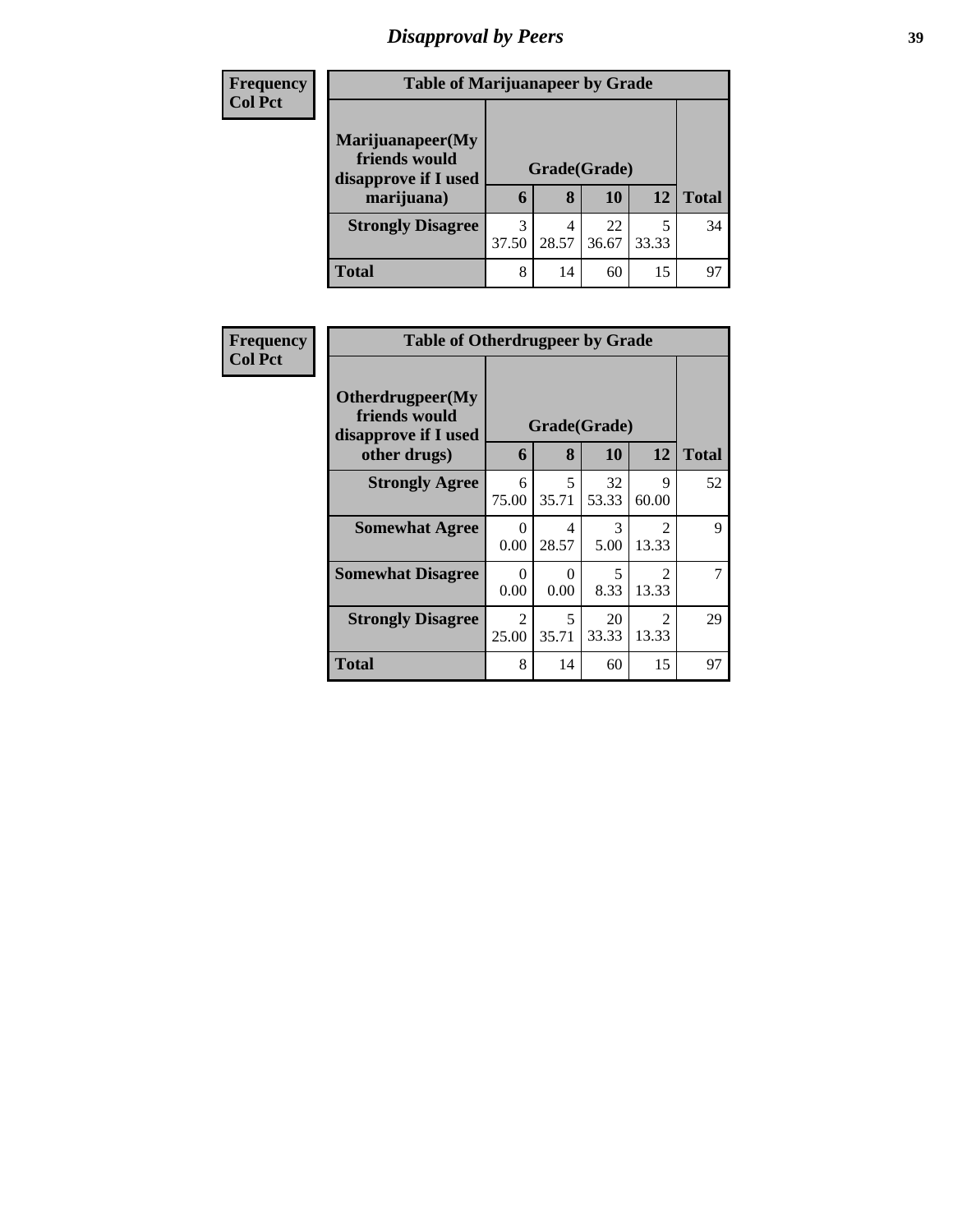## Disapproval by Peers

**Frequency**
**Col Pct**

**Table of Marijuanapeer by Grade**

| Marijuanapeer(My friends would disapprove if I used marijuana) | Grade(Grade) | | | | Total |
|---|---|---|---|---|---|
| | 6 | 8 | 10 | 12 | |
| **Strongly Disagree** | 3<br>37.50 | 4<br>28.57 | 22<br>36.67 | 5<br>33.33 | 34 |
| **Total** | 8 | 14 | 60 | 15 | 97 |

**Frequency**
**Col Pct**

**Table of Otherdrugpeer by Grade**

| Otherdrugpeer(My friends would disapprove if I used other drugs) | Grade(Grade) | | | | Total |
|---|---|---|---|---|---|
| | 6 | 8 | 10 | 12 | |
| **Strongly Agree** | 6<br>75.00 | 5<br>35.71 | 32<br>53.33 | 9<br>60.00 | 52 |
| **Somewhat Agree** | 0<br>0.00 | 4<br>28.57 | 3<br>5.00 | 2<br>13.33 | 9 |
| **Somewhat Disagree** | 0<br>0.00 | 0<br>0.00 | 5<br>8.33 | 2<br>13.33 | 7 |
| **Strongly Disagree** | 2<br>25.00 | 5<br>35.71 | 20<br>33.33 | 2<br>13.33 | 29 |
| **Total** | 8 | 14 | 60 | 15 | 97 |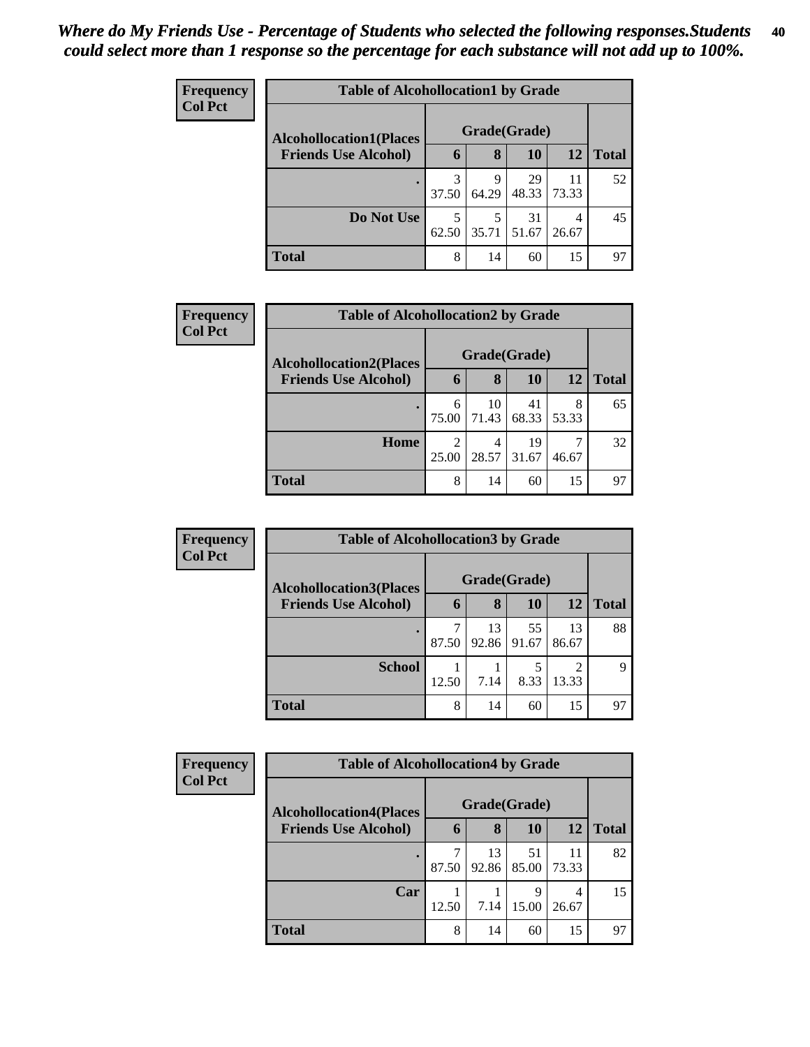*Where do My Friends Use - Percentage of Students who selected the following responses.Students could select more than 1 response so the percentage for each substance will not add up to 100%.*

**Frequency**
**Col Pct**

| Table of Alcohollocation1 by Grade | | | | | |
|---|---|---|---|---|---|
| Alcohollocation1(Places Friends Use Alcohol) | Grade(Grade) | | | | Total |
| | 6 | 8 | 10 | 12 | |
| . | 3<br>37.50 | 9<br>64.29 | 29<br>48.33 | 11<br>73.33 | 52 |
| Do Not Use | 5<br>62.50 | 5<br>35.71 | 31<br>51.67 | 4<br>26.67 | 45 |
| Total | 8 | 14 | 60 | 15 | 97 |

**Frequency**
**Col Pct**

| Table of Alcohollocation2 by Grade | | | | | |
|---|---|---|---|---|---|
| Alcohollocation2(Places Friends Use Alcohol) | Grade(Grade) | | | | Total |
| | 6 | 8 | 10 | 12 | |
| . | 6<br>75.00 | 10<br>71.43 | 41<br>68.33 | 8<br>53.33 | 65 |
| Home | 2<br>25.00 | 4<br>28.57 | 19<br>31.67 | 7<br>46.67 | 32 |
| Total | 8 | 14 | 60 | 15 | 97 |

**Frequency**
**Col Pct**

| Table of Alcohollocation3 by Grade | | | | | |
|---|---|---|---|---|---|
| Alcohollocation3(Places Friends Use Alcohol) | Grade(Grade) | | | | Total |
| | 6 | 8 | 10 | 12 | |
| . | 7<br>87.50 | 13<br>92.86 | 55<br>91.67 | 13<br>86.67 | 88 |
| School | 1<br>12.50 | 1<br>7.14 | 5<br>8.33 | 2<br>13.33 | 9 |
| Total | 8 | 14 | 60 | 15 | 97 |

**Frequency**
**Col Pct**

| Table of Alcohollocation4 by Grade | | | | | |
|---|---|---|---|---|---|
| Alcohollocation4(Places Friends Use Alcohol) | Grade(Grade) | | | | Total |
| | 6 | 8 | 10 | 12 | |
| . | 7<br>87.50 | 13<br>92.86 | 51<br>85.00 | 11<br>73.33 | 82 |
| Car | 1<br>12.50 | 1<br>7.14 | 9<br>15.00 | 4<br>26.67 | 15 |
| Total | 8 | 14 | 60 | 15 | 97 |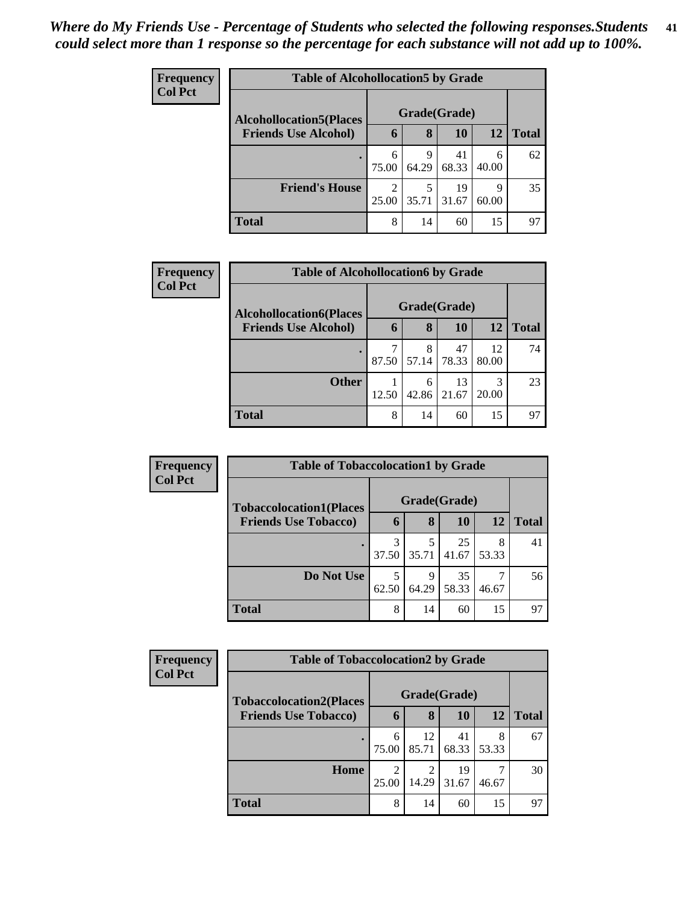*Where do My Friends Use - Percentage of Students who selected the following responses.Students could select more than 1 response so the percentage for each substance will not add up to 100%.*

**Frequency**
**Col Pct**

| Table of Alcohollocation5 by Grade | | | | | |
|---|---|---|---|---|---|
| **Alcohollocation5(Places Friends Use Alcohol)** | **Grade(Grade)** | | | | **Total** |
| | **6** | **8** | **10** | **12** | |
| **.** | 6<br>75.00 | 9<br>64.29 | 41<br>68.33 | 6<br>40.00 | 62 |
| **Friend's House** | 2<br>25.00 | 5<br>35.71 | 19<br>31.67 | 9<br>60.00 | 35 |
| **Total** | 8 | 14 | 60 | 15 | 97 |

**Frequency**
**Col Pct**

| Table of Alcohollocation6 by Grade | | | | | |
|---|---|---|---|---|---|
| **Alcohollocation6(Places Friends Use Alcohol)** | **Grade(Grade)** | | | | **Total** |
| | **6** | **8** | **10** | **12** | |
| **.** | 7<br>87.50 | 8<br>57.14 | 47<br>78.33 | 12<br>80.00 | 74 |
| **Other** | 1<br>12.50 | 6<br>42.86 | 13<br>21.67 | 3<br>20.00 | 23 |
| **Total** | 8 | 14 | 60 | 15 | 97 |

**Frequency**
**Col Pct**

| Table of Tobaccolocation1 by Grade | | | | | |
|---|---|---|---|---|---|
| **Tobaccolocation1(Places Friends Use Tobacco)** | **Grade(Grade)** | | | | **Total** |
| | **6** | **8** | **10** | **12** | |
| **.** | 3<br>37.50 | 5<br>35.71 | 25<br>41.67 | 8<br>53.33 | 41 |
| **Do Not Use** | 5<br>62.50 | 9<br>64.29 | 35<br>58.33 | 7<br>46.67 | 56 |
| **Total** | 8 | 14 | 60 | 15 | 97 |

**Frequency**
**Col Pct**

| Table of Tobaccolocation2 by Grade | | | | | |
|---|---|---|---|---|---|
| **Tobaccolocation2(Places Friends Use Tobacco)** | **Grade(Grade)** | | | | **Total** |
| | **6** | **8** | **10** | **12** | |
| **.** | 6<br>75.00 | 12<br>85.71 | 41<br>68.33 | 8<br>53.33 | 67 |
| **Home** | 2<br>25.00 | 2<br>14.29 | 19<br>31.67 | 7<br>46.67 | 30 |
| **Total** | 8 | 14 | 60 | 15 | 97 |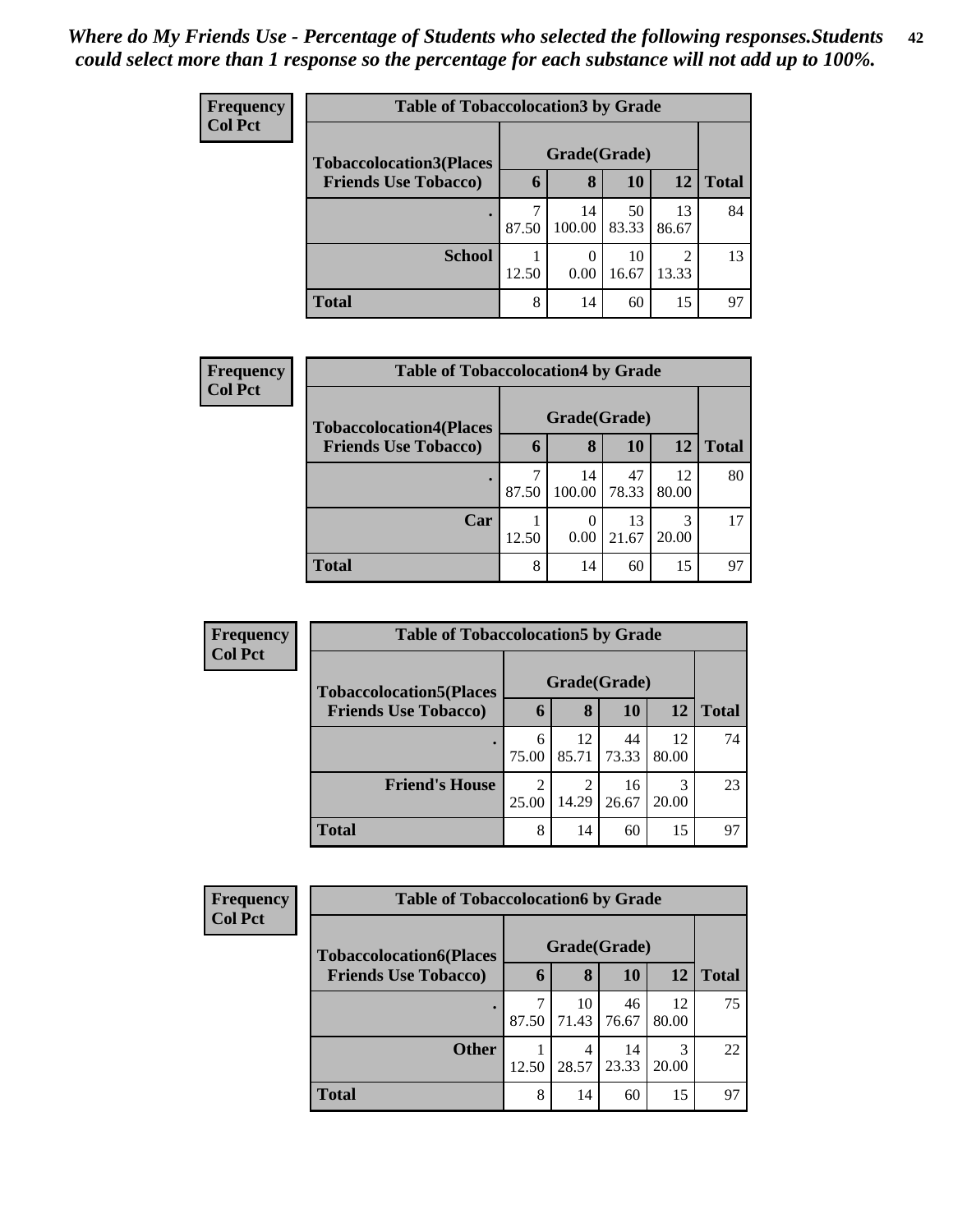*Where do My Friends Use - Percentage of Students who selected the following responses.Students could select more than 1 response so the percentage for each substance will not add up to 100%.*

Frequency
Col Pct

| Table of Tobaccolocation3 by Grade | | | | | |
|---|---|---|---|---|---|
| Tobaccolocation3(Places Friends Use Tobacco) | Grade(Grade) | | | | |
| | 6 | 8 | 10 | 12 | Total |
| . | 7<br>87.50 | 14<br>100.00 | 50<br>83.33 | 13<br>86.67 | 84 |
| School | 1<br>12.50 | 0<br>0.00 | 10<br>16.67 | 2<br>13.33 | 13 |
| Total | 8 | 14 | 60 | 15 | 97 |

Frequency
Col Pct

| Table of Tobaccolocation4 by Grade | | | | | |
|---|---|---|---|---|---|
| Tobaccolocation4(Places Friends Use Tobacco) | Grade(Grade) | | | | |
| | 6 | 8 | 10 | 12 | Total |
| . | 7<br>87.50 | 14<br>100.00 | 47<br>78.33 | 12<br>80.00 | 80 |
| Car | 1<br>12.50 | 0<br>0.00 | 13<br>21.67 | 3<br>20.00 | 17 |
| Total | 8 | 14 | 60 | 15 | 97 |

Frequency
Col Pct

| Table of Tobaccolocation5 by Grade | | | | | |
|---|---|---|---|---|---|
| Tobaccolocation5(Places Friends Use Tobacco) | Grade(Grade) | | | | |
| | 6 | 8 | 10 | 12 | Total |
| . | 6<br>75.00 | 12<br>85.71 | 44<br>73.33 | 12<br>80.00 | 74 |
| Friend's House | 2<br>25.00 | 2<br>14.29 | 16<br>26.67 | 3<br>20.00 | 23 |
| Total | 8 | 14 | 60 | 15 | 97 |

Frequency
Col Pct

| Table of Tobaccolocation6 by Grade | | | | | |
|---|---|---|---|---|---|
| Tobaccolocation6(Places Friends Use Tobacco) | Grade(Grade) | | | | |
| | 6 | 8 | 10 | 12 | Total |
| . | 7<br>87.50 | 10<br>71.43 | 46<br>76.67 | 12<br>80.00 | 75 |
| Other | 1<br>12.50 | 4<br>28.57 | 14<br>23.33 | 3<br>20.00 | 22 |
| Total | 8 | 14 | 60 | 15 | 97 |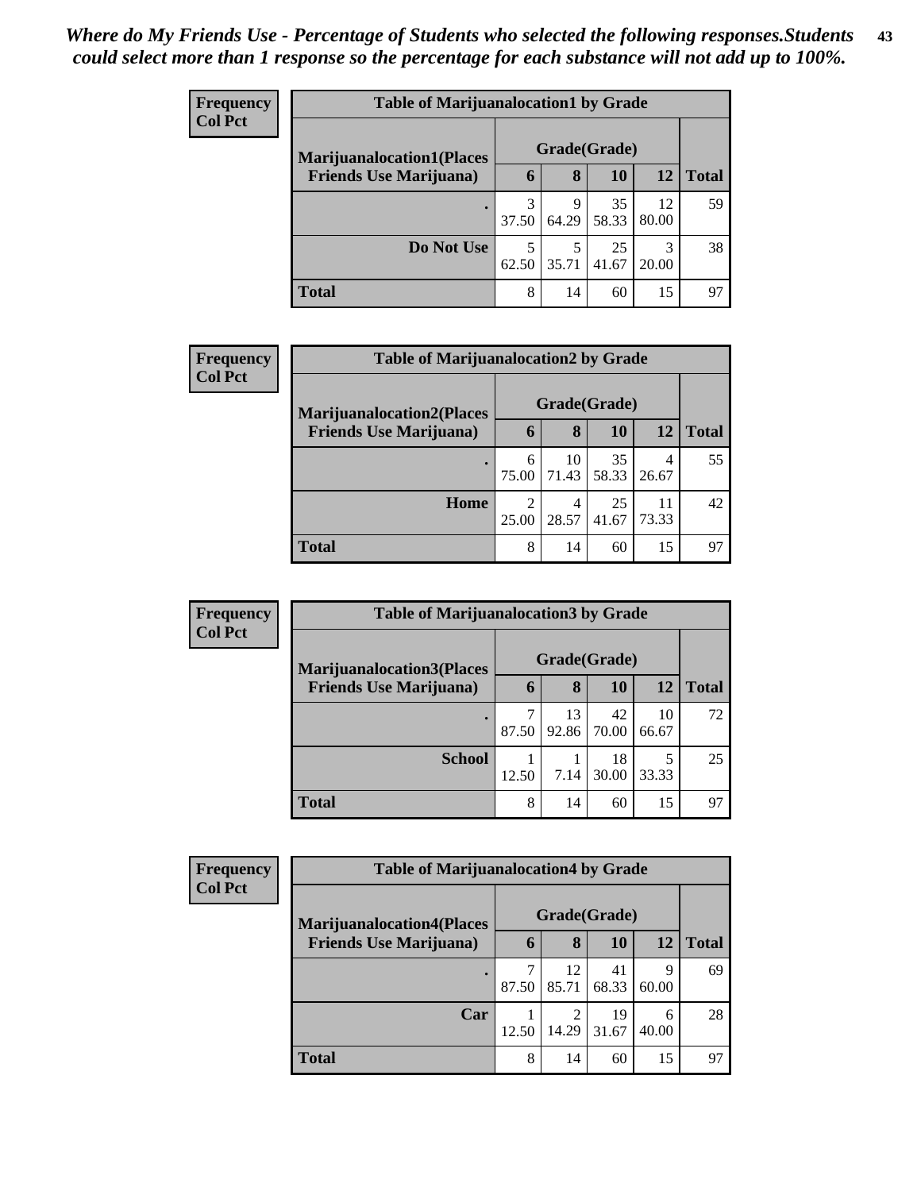*Where do My Friends Use - Percentage of Students who selected the following responses.Students could select more than 1 response so the percentage for each substance will not add up to 100%.*

**Frequency**
**Col Pct**

**Table of Marijuanalocation1 by Grade**

| Marijuanalocation1(Places Friends Use Marijuana) | Grade(Grade) 6 | 8 | 10 | 12 | Total |
|---|---|---|---|---|---|
| . | 3<br>37.50 | 9<br>64.29 | 35<br>58.33 | 12<br>80.00 | 59 |
| Do Not Use | 5<br>62.50 | 5<br>35.71 | 25<br>41.67 | 3<br>20.00 | 38 |
| Total | 8 | 14 | 60 | 15 | 97 |

**Frequency**
**Col Pct**

**Table of Marijuanalocation2 by Grade**

| Marijuanalocation2(Places Friends Use Marijuana) | Grade(Grade) 6 | 8 | 10 | 12 | Total |
|---|---|---|---|---|---|
| . | 6<br>75.00 | 10<br>71.43 | 35<br>58.33 | 4<br>26.67 | 55 |
| Home | 2<br>25.00 | 4<br>28.57 | 25<br>41.67 | 11<br>73.33 | 42 |
| Total | 8 | 14 | 60 | 15 | 97 |

**Frequency**
**Col Pct**

**Table of Marijuanalocation3 by Grade**

| Marijuanalocation3(Places Friends Use Marijuana) | Grade(Grade) 6 | 8 | 10 | 12 | Total |
|---|---|---|---|---|---|
| . | 7<br>87.50 | 13<br>92.86 | 42<br>70.00 | 10<br>66.67 | 72 |
| School | 1<br>12.50 | 1<br>7.14 | 18<br>30.00 | 5<br>33.33 | 25 |
| Total | 8 | 14 | 60 | 15 | 97 |

**Frequency**
**Col Pct**

**Table of Marijuanalocation4 by Grade**

| Marijuanalocation4(Places Friends Use Marijuana) | Grade(Grade) 6 | 8 | 10 | 12 | Total |
|---|---|---|---|---|---|
| . | 7<br>87.50 | 12<br>85.71 | 41<br>68.33 | 9<br>60.00 | 69 |
| Car | 1<br>12.50 | 2<br>14.29 | 19<br>31.67 | 6<br>40.00 | 28 |
| Total | 8 | 14 | 60 | 15 | 97 |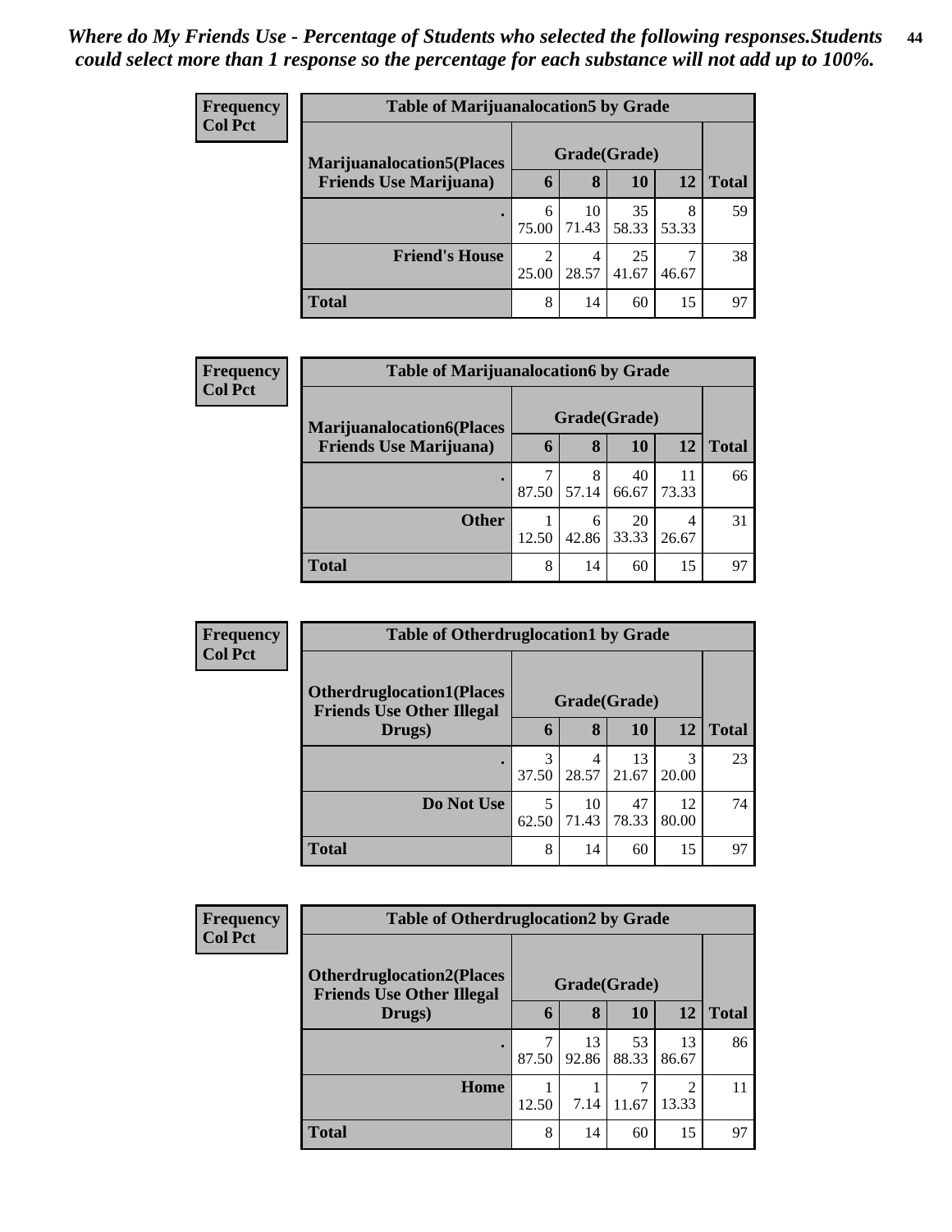*Where do My Friends Use - Percentage of Students who selected the following responses.Students could select more than 1 response so the percentage for each substance will not add up to 100%.*

**Frequency**
**Col Pct**

| Table of Marijuanalocation5 by Grade | | | | | |
|---|---|---|---|---|---|
| **Marijuanalocation5(Places Friends Use Marijuana)** | **Grade(Grade)** | | | | |
| | **6** | **8** | **10** | **12** | **Total** |
| **.** | 6<br>75.00 | 10<br>71.43 | 35<br>58.33 | 8<br>53.33 | 59 |
| **Friend's House** | 2<br>25.00 | 4<br>28.57 | 25<br>41.67 | 7<br>46.67 | 38 |
| **Total** | 8 | 14 | 60 | 15 | 97 |

**Frequency**
**Col Pct**

| Table of Marijuanalocation6 by Grade | | | | | |
|---|---|---|---|---|---|
| **Marijuanalocation6(Places Friends Use Marijuana)** | **Grade(Grade)** | | | | |
| | **6** | **8** | **10** | **12** | **Total** |
| **.** | 7<br>87.50 | 8<br>57.14 | 40<br>66.67 | 11<br>73.33 | 66 |
| **Other** | 1<br>12.50 | 6<br>42.86 | 20<br>33.33 | 4<br>26.67 | 31 |
| **Total** | 8 | 14 | 60 | 15 | 97 |

**Frequency**
**Col Pct**

| Table of Otherdruglocation1 by Grade | | | | | |
|---|---|---|---|---|---|
| **Otherdruglocation1(Places Friends Use Other Illegal Drugs)** | **Grade(Grade)** | | | | |
| | **6** | **8** | **10** | **12** | **Total** |
| **.** | 3<br>37.50 | 4<br>28.57 | 13<br>21.67 | 3<br>20.00 | 23 |
| **Do Not Use** | 5<br>62.50 | 10<br>71.43 | 47<br>78.33 | 12<br>80.00 | 74 |
| **Total** | 8 | 14 | 60 | 15 | 97 |

**Frequency**
**Col Pct**

| Table of Otherdruglocation2 by Grade | | | | | |
|---|---|---|---|---|---|
| **Otherdruglocation2(Places Friends Use Other Illegal Drugs)** | **Grade(Grade)** | | | | |
| | **6** | **8** | **10** | **12** | **Total** |
| **.** | 7<br>87.50 | 13<br>92.86 | 53<br>88.33 | 13<br>86.67 | 86 |
| **Home** | 1<br>12.50 | 1<br>7.14 | 7<br>11.67 | 2<br>13.33 | 11 |
| **Total** | 8 | 14 | 60 | 15 | 97 |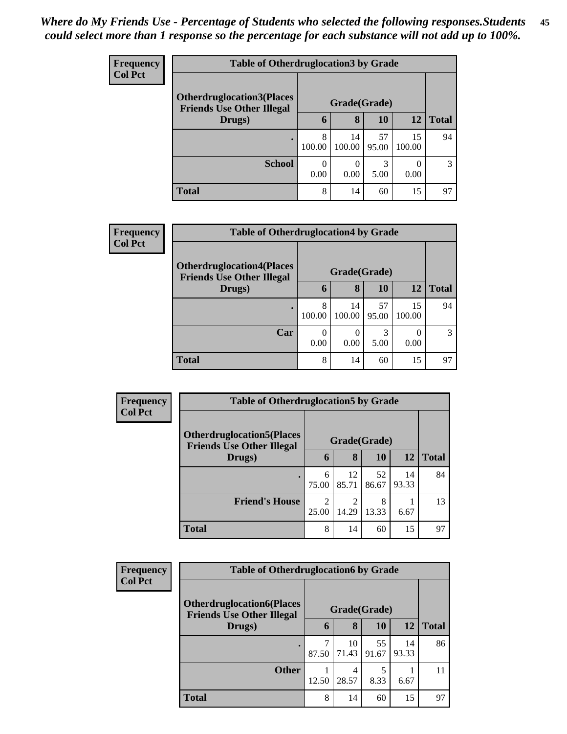*Where do My Friends Use - Percentage of Students who selected the following responses.Students could select more than 1 response so the percentage for each substance will not add up to 100%.*

Frequency
Col Pct

| Table of Otherdruglocation3 by Grade | | | | | |
|---|---|---|---|---|---|
| Otherdruglocation3(Places Friends Use Other Illegal Drugs) | Grade(Grade) | | | | Total |
| | 6 | 8 | 10 | 12 | |
| . | 8<br>100.00 | 14<br>100.00 | 57<br>95.00 | 15<br>100.00 | 94 |
| School | 0<br>0.00 | 0<br>0.00 | 3<br>5.00 | 0<br>0.00 | 3 |
| Total | 8 | 14 | 60 | 15 | 97 |

Frequency
Col Pct

| Table of Otherdruglocation4 by Grade | | | | | |
|---|---|---|---|---|---|
| Otherdruglocation4(Places Friends Use Other Illegal Drugs) | Grade(Grade) | | | | Total |
| | 6 | 8 | 10 | 12 | |
| . | 8<br>100.00 | 14<br>100.00 | 57<br>95.00 | 15<br>100.00 | 94 |
| Car | 0<br>0.00 | 0<br>0.00 | 3<br>5.00 | 0<br>0.00 | 3 |
| Total | 8 | 14 | 60 | 15 | 97 |

Frequency
Col Pct

| Table of Otherdruglocation5 by Grade | | | | | |
|---|---|---|---|---|---|
| Otherdruglocation5(Places Friends Use Other Illegal Drugs) | Grade(Grade) | | | | Total |
| | 6 | 8 | 10 | 12 | |
| . | 6<br>75.00 | 12<br>85.71 | 52<br>86.67 | 14<br>93.33 | 84 |
| Friend's House | 2<br>25.00 | 2<br>14.29 | 8<br>13.33 | 1<br>6.67 | 13 |
| Total | 8 | 14 | 60 | 15 | 97 |

Frequency
Col Pct

| Table of Otherdruglocation6 by Grade | | | | | |
|---|---|---|---|---|---|
| Otherdruglocation6(Places Friends Use Other Illegal Drugs) | Grade(Grade) | | | | Total |
| | 6 | 8 | 10 | 12 | |
| . | 7<br>87.50 | 10<br>71.43 | 55<br>91.67 | 14<br>93.33 | 86 |
| Other | 1<br>12.50 | 4<br>28.57 | 5<br>8.33 | 1<br>6.67 | 11 |
| Total | 8 | 14 | 60 | 15 | 97 |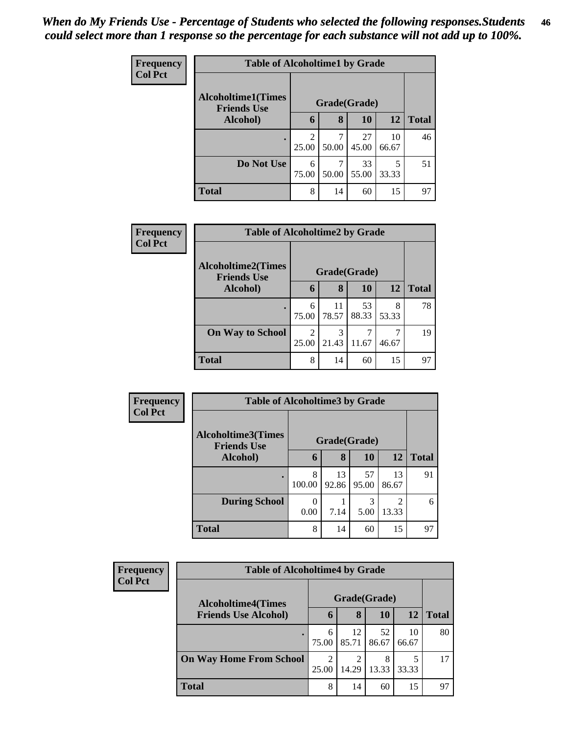*When do My Friends Use - Percentage of Students who selected the following responses.Students could select more than 1 response so the percentage for each substance will not add up to 100%.*

| Frequency<br>Col Pct | Table of Alcoholtime1 by Grade | | | | |
|---|---|---|---|---|---|
| Alcoholtime1(Times Friends Use Alcohol) | Grade(Grade) | | | | |
| | 6 | 8 | 10 | 12 | Total |
| . | 2<br>25.00 | 7<br>50.00 | 27<br>45.00 | 10<br>66.67 | 46 |
| Do Not Use | 6<br>75.00 | 7<br>50.00 | 33<br>55.00 | 5<br>33.33 | 51 |
| Total | 8 | 14 | 60 | 15 | 97 |

| Frequency<br>Col Pct | Table of Alcoholtime2 by Grade | | | | |
|---|---|---|---|---|---|
| Alcoholtime2(Times Friends Use Alcohol) | Grade(Grade) | | | | |
| | 6 | 8 | 10 | 12 | Total |
| . | 6<br>75.00 | 11<br>78.57 | 53<br>88.33 | 8<br>53.33 | 78 |
| On Way to School | 2<br>25.00 | 3<br>21.43 | 7<br>11.67 | 7<br>46.67 | 19 |
| Total | 8 | 14 | 60 | 15 | 97 |

| Frequency<br>Col Pct | Table of Alcoholtime3 by Grade | | | | |
|---|---|---|---|---|---|
| Alcoholtime3(Times Friends Use Alcohol) | Grade(Grade) | | | | |
| | 6 | 8 | 10 | 12 | Total |
| . | 8<br>100.00 | 13<br>92.86 | 57<br>95.00 | 13<br>86.67 | 91 |
| During School | 0<br>0.00 | 1<br>7.14 | 3<br>5.00 | 2<br>13.33 | 6 |
| Total | 8 | 14 | 60 | 15 | 97 |

| Frequency<br>Col Pct | Table of Alcoholtime4 by Grade | | | | |
|---|---|---|---|---|---|
| Alcoholtime4(Times Friends Use Alcohol) | Grade(Grade) | | | | |
| | 6 | 8 | 10 | 12 | Total |
| . | 6<br>75.00 | 12<br>85.71 | 52<br>86.67 | 10<br>66.67 | 80 |
| On Way Home From School | 2<br>25.00 | 2<br>14.29 | 8<br>13.33 | 5<br>33.33 | 17 |
| Total | 8 | 14 | 60 | 15 | 97 |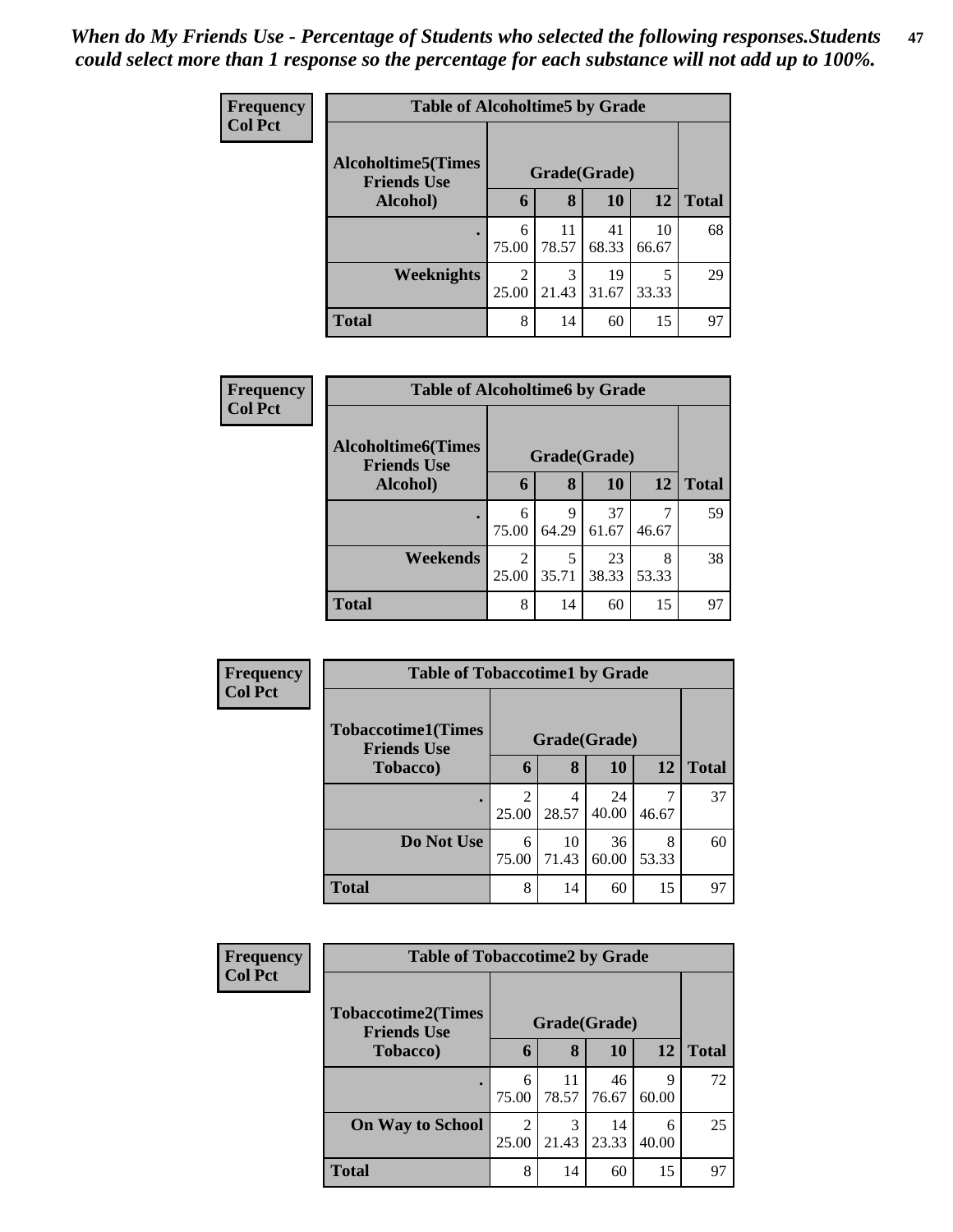*When do My Friends Use - Percentage of Students who selected the following responses.Students could select more than 1 response so the percentage for each substance will not add up to 100%.*

**Frequency**
**Col Pct**

| Table of Alcoholtime5 by Grade | | | | | |
|---|---|---|---|---|---|
| Alcoholtime5(Times Friends Use Alcohol) | Grade(Grade) | | | | Total |
| | 6 | 8 | 10 | 12 | |
| . | 6<br>75.00 | 11<br>78.57 | 41<br>68.33 | 10<br>66.67 | 68 |
| Weeknights | 2<br>25.00 | 3<br>21.43 | 19<br>31.67 | 5<br>33.33 | 29 |
| Total | 8 | 14 | 60 | 15 | 97 |

**Frequency**
**Col Pct**

| Table of Alcoholtime6 by Grade | | | | | |
|---|---|---|---|---|---|
| Alcoholtime6(Times Friends Use Alcohol) | Grade(Grade) | | | | Total |
| | 6 | 8 | 10 | 12 | |
| . | 6<br>75.00 | 9<br>64.29 | 37<br>61.67 | 7<br>46.67 | 59 |
| Weekends | 2<br>25.00 | 5<br>35.71 | 23<br>38.33 | 8<br>53.33 | 38 |
| Total | 8 | 14 | 60 | 15 | 97 |

**Frequency**
**Col Pct**

| Table of Tobaccotime1 by Grade | | | | | |
|---|---|---|---|---|---|
| Tobaccotime1(Times Friends Use Tobacco) | Grade(Grade) | | | | Total |
| | 6 | 8 | 10 | 12 | |
| . | 2<br>25.00 | 4<br>28.57 | 24<br>40.00 | 7<br>46.67 | 37 |
| Do Not Use | 6<br>75.00 | 10<br>71.43 | 36<br>60.00 | 8<br>53.33 | 60 |
| Total | 8 | 14 | 60 | 15 | 97 |

**Frequency**
**Col Pct**

| Table of Tobaccotime2 by Grade | | | | | |
|---|---|---|---|---|---|
| Tobaccotime2(Times Friends Use Tobacco) | Grade(Grade) | | | | Total |
| | 6 | 8 | 10 | 12 | |
| . | 6<br>75.00 | 11<br>78.57 | 46<br>76.67 | 9<br>60.00 | 72 |
| On Way to School | 2<br>25.00 | 3<br>21.43 | 14<br>23.33 | 6<br>40.00 | 25 |
| Total | 8 | 14 | 60 | 15 | 97 |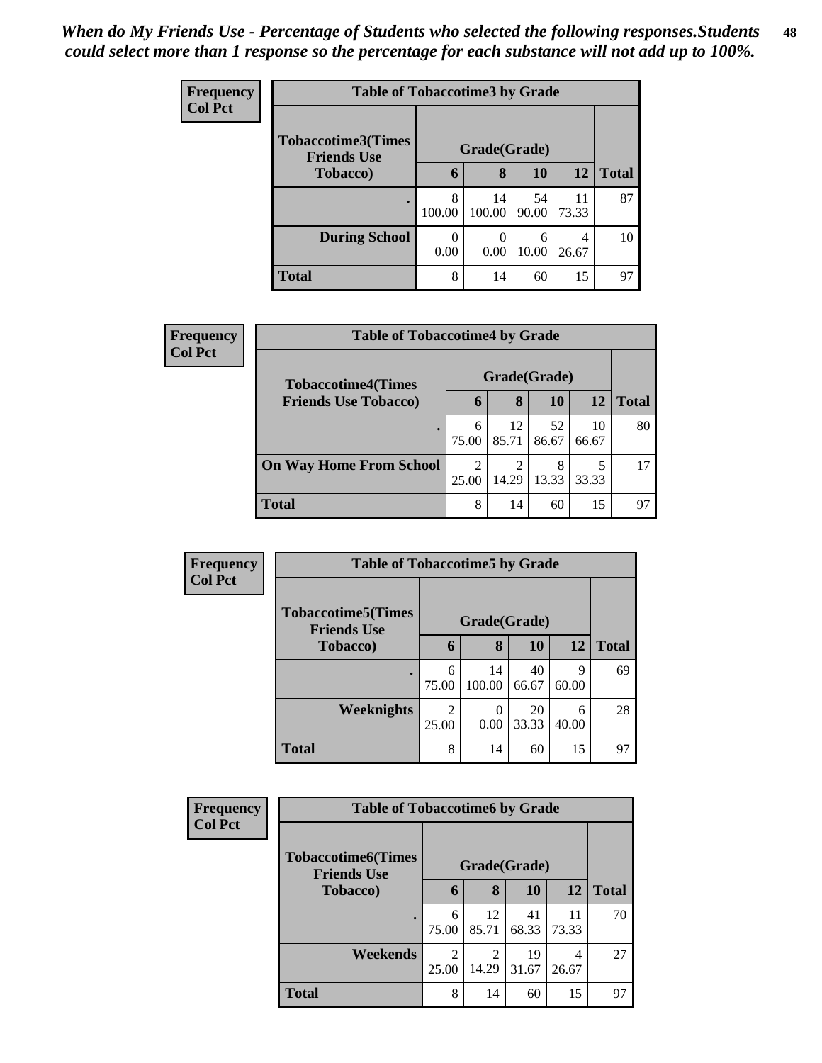*When do My Friends Use - Percentage of Students who selected the following responses.Students could select more than 1 response so the percentage for each substance will not add up to 100%.*

**Frequency**
**Col Pct**

| Table of Tobaccotime3 by Grade | | | | | |
|---|---|---|---|---|---|
| **Tobaccotime3(Times Friends Use Tobacco)** | **Grade(Grade)** | | | | |
| | **6** | **8** | **10** | **12** | **Total** |
| **.** | 8<br>100.00 | 14<br>100.00 | 54<br>90.00 | 11<br>73.33 | 87 |
| **During School** | 0<br>0.00 | 0<br>0.00 | 6<br>10.00 | 4<br>26.67 | 10 |
| **Total** | 8 | 14 | 60 | 15 | 97 |

**Frequency**
**Col Pct**

| Table of Tobaccotime4 by Grade | | | | | |
|---|---|---|---|---|---|
| **Tobaccotime4(Times Friends Use Tobacco)** | **Grade(Grade)** | | | | |
| | **6** | **8** | **10** | **12** | **Total** |
| **.** | 6<br>75.00 | 12<br>85.71 | 52<br>86.67 | 10<br>66.67 | 80 |
| **On Way Home From School** | 2<br>25.00 | 2<br>14.29 | 8<br>13.33 | 5<br>33.33 | 17 |
| **Total** | 8 | 14 | 60 | 15 | 97 |

**Frequency**
**Col Pct**

| Table of Tobaccotime5 by Grade | | | | | |
|---|---|---|---|---|---|
| **Tobaccotime5(Times Friends Use Tobacco)** | **Grade(Grade)** | | | | |
| | **6** | **8** | **10** | **12** | **Total** |
| **.** | 6<br>75.00 | 14<br>100.00 | 40<br>66.67 | 9<br>60.00 | 69 |
| **Weeknights** | 2<br>25.00 | 0<br>0.00 | 20<br>33.33 | 6<br>40.00 | 28 |
| **Total** | 8 | 14 | 60 | 15 | 97 |

**Frequency**
**Col Pct**

| Table of Tobaccotime6 by Grade | | | | | |
|---|---|---|---|---|---|
| **Tobaccotime6(Times Friends Use Tobacco)** | **Grade(Grade)** | | | | |
| | **6** | **8** | **10** | **12** | **Total** |
| **.** | 6<br>75.00 | 12<br>85.71 | 41<br>68.33 | 11<br>73.33 | 70 |
| **Weekends** | 2<br>25.00 | 2<br>14.29 | 19<br>31.67 | 4<br>26.67 | 27 |
| **Total** | 8 | 14 | 60 | 15 | 97 |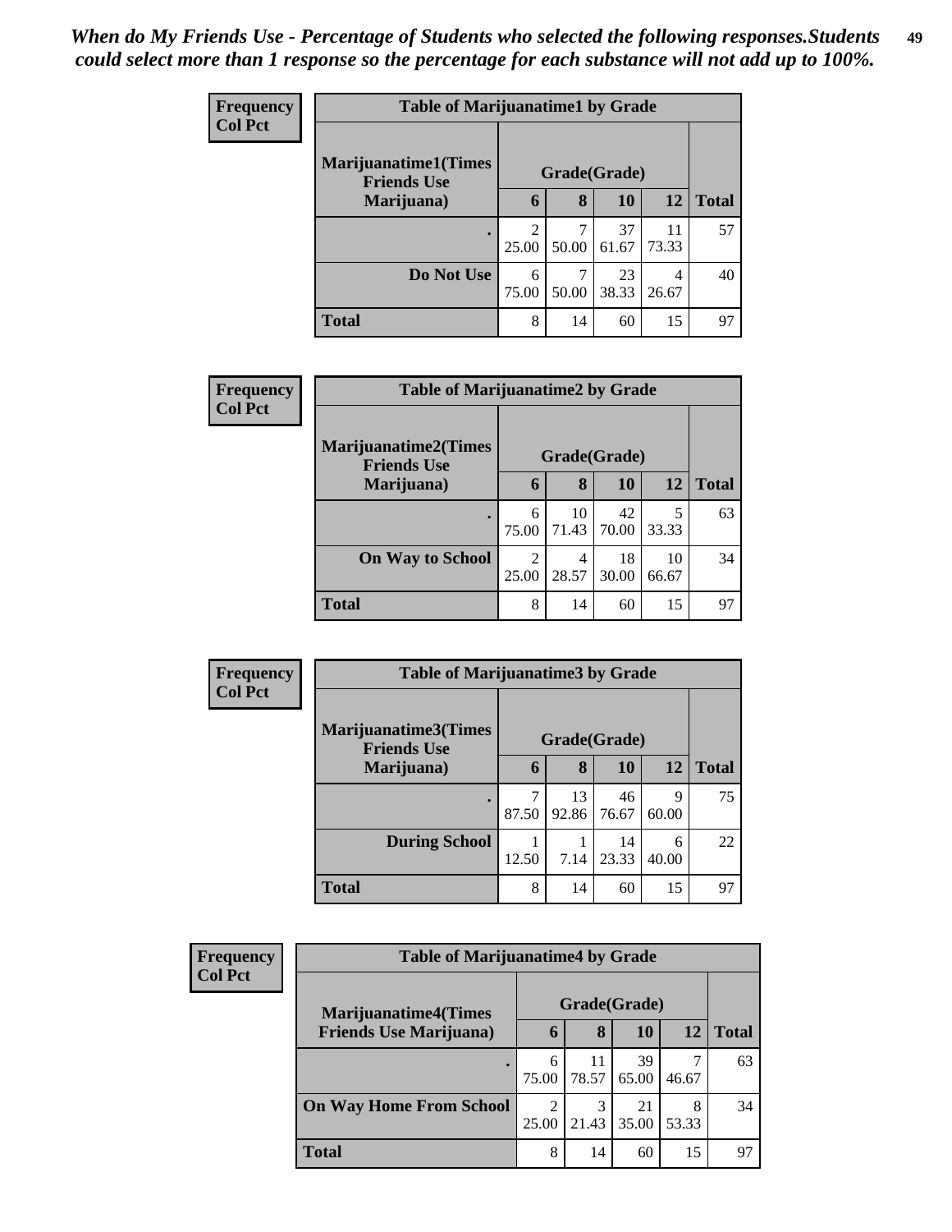*When do My Friends Use - Percentage of Students who selected the following responses.Students could select more than 1 response so the percentage for each substance will not add up to 100%.*

**Frequency**
**Col Pct**

| Table of Marijuanatime1 by Grade | | | | | |
|---|---|---|---|---|---|
| **Marijuanatime1(Times Friends Use Marijuana)** | **Grade(Grade)** | | | | |
| | **6** | **8** | **10** | **12** | **Total** |
| **.** | 2<br>25.00 | 7<br>50.00 | 37<br>61.67 | 11<br>73.33 | 57 |
| **Do Not Use** | 6<br>75.00 | 7<br>50.00 | 23<br>38.33 | 4<br>26.67 | 40 |
| **Total** | 8 | 14 | 60 | 15 | 97 |

**Frequency**
**Col Pct**

| Table of Marijuanatime2 by Grade | | | | | |
|---|---|---|---|---|---|
| **Marijuanatime2(Times Friends Use Marijuana)** | **Grade(Grade)** | | | | |
| | **6** | **8** | **10** | **12** | **Total** |
| **.** | 6<br>75.00 | 10<br>71.43 | 42<br>70.00 | 5<br>33.33 | 63 |
| **On Way to School** | 2<br>25.00 | 4<br>28.57 | 18<br>30.00 | 10<br>66.67 | 34 |
| **Total** | 8 | 14 | 60 | 15 | 97 |

**Frequency**
**Col Pct**

| Table of Marijuanatime3 by Grade | | | | | |
|---|---|---|---|---|---|
| **Marijuanatime3(Times Friends Use Marijuana)** | **Grade(Grade)** | | | | |
| | **6** | **8** | **10** | **12** | **Total** |
| **.** | 7<br>87.50 | 13<br>92.86 | 46<br>76.67 | 9<br>60.00 | 75 |
| **During School** | 1<br>12.50 | 1<br>7.14 | 14<br>23.33 | 6<br>40.00 | 22 |
| **Total** | 8 | 14 | 60 | 15 | 97 |

**Frequency**
**Col Pct**

| Table of Marijuanatime4 by Grade | | | | | |
|---|---|---|---|---|---|
| **Marijuanatime4(Times Friends Use Marijuana)** | **Grade(Grade)** | | | | |
| | **6** | **8** | **10** | **12** | **Total** |
| **.** | 6<br>75.00 | 11<br>78.57 | 39<br>65.00 | 7<br>46.67 | 63 |
| **On Way Home From School** | 2<br>25.00 | 3<br>21.43 | 21<br>35.00 | 8<br>53.33 | 34 |
| **Total** | 8 | 14 | 60 | 15 | 97 |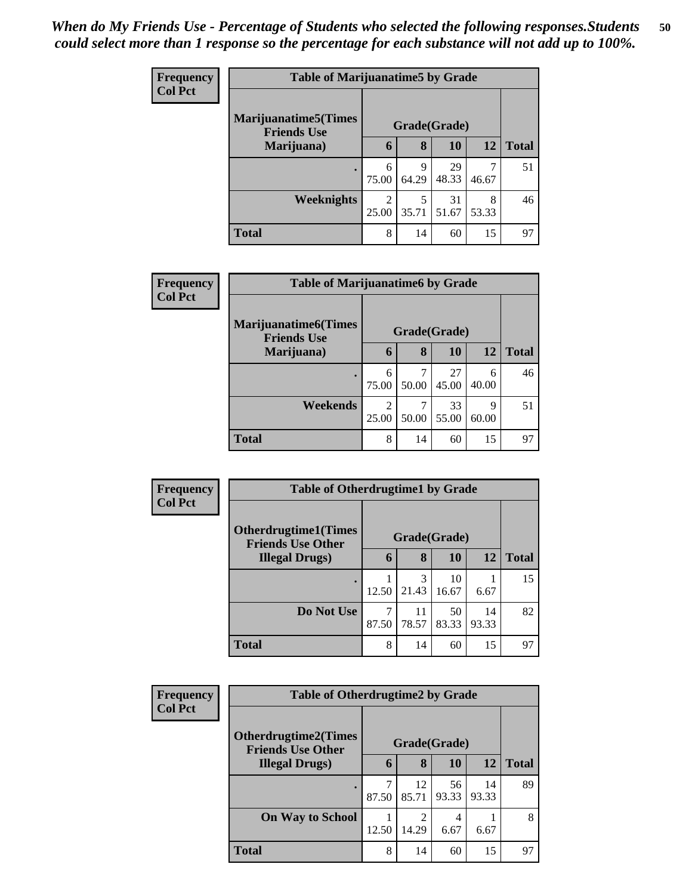*When do My Friends Use - Percentage of Students who selected the following responses.Students could select more than 1 response so the percentage for each substance will not add up to 100%.*

**Frequency**
**Col Pct**

| Table of Marijuanatime5 by Grade | | | | | |
|---|---|---|---|---|---|
| **Marijuanatime5(Times Friends Use Marijuana)** | **Grade(Grade)** | | | | |
| | **6** | **8** | **10** | **12** | **Total** |
| **.** | 6<br>75.00 | 9<br>64.29 | 29<br>48.33 | 7<br>46.67 | 51 |
| **Weeknights** | 2<br>25.00 | 5<br>35.71 | 31<br>51.67 | 8<br>53.33 | 46 |
| **Total** | 8 | 14 | 60 | 15 | 97 |

**Frequency**
**Col Pct**

| Table of Marijuanatime6 by Grade | | | | | |
|---|---|---|---|---|---|
| **Marijuanatime6(Times Friends Use Marijuana)** | **Grade(Grade)** | | | | |
| | **6** | **8** | **10** | **12** | **Total** |
| **.** | 6<br>75.00 | 7<br>50.00 | 27<br>45.00 | 6<br>40.00 | 46 |
| **Weekends** | 2<br>25.00 | 7<br>50.00 | 33<br>55.00 | 9<br>60.00 | 51 |
| **Total** | 8 | 14 | 60 | 15 | 97 |

**Frequency**
**Col Pct**

| Table of Otherdrugtime1 by Grade | | | | | |
|---|---|---|---|---|---|
| **Otherdrugtime1(Times Friends Use Other Illegal Drugs)** | **Grade(Grade)** | | | | |
| | **6** | **8** | **10** | **12** | **Total** |
| **.** | 1<br>12.50 | 3<br>21.43 | 10<br>16.67 | 1<br>6.67 | 15 |
| **Do Not Use** | 7<br>87.50 | 11<br>78.57 | 50<br>83.33 | 14<br>93.33 | 82 |
| **Total** | 8 | 14 | 60 | 15 | 97 |

**Frequency**
**Col Pct**

| Table of Otherdrugtime2 by Grade | | | | | |
|---|---|---|---|---|---|
| **Otherdrugtime2(Times Friends Use Other Illegal Drugs)** | **Grade(Grade)** | | | | |
| | **6** | **8** | **10** | **12** | **Total** |
| **.** | 7<br>87.50 | 12<br>85.71 | 56<br>93.33 | 14<br>93.33 | 89 |
| **On Way to School** | 1<br>12.50 | 2<br>14.29 | 4<br>6.67 | 1<br>6.67 | 8 |
| **Total** | 8 | 14 | 60 | 15 | 97 |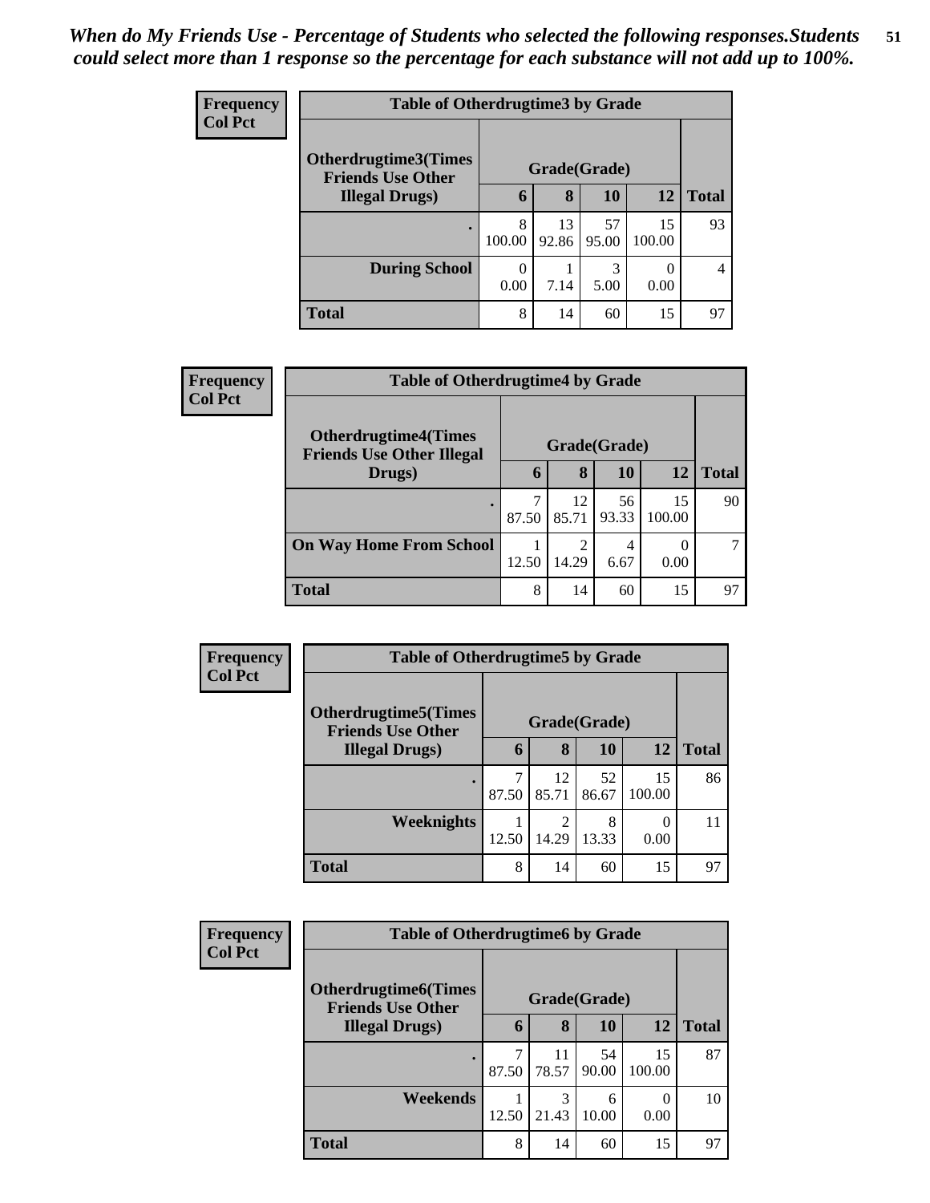*When do My Friends Use - Percentage of Students who selected the following responses.Students could select more than 1 response so the percentage for each substance will not add up to 100%.*

**Frequency**
**Col Pct**

| Table of Otherdrugtime3 by Grade | | | | | |
|---|---|---|---|---|---|
| Otherdrugtime3(Times Friends Use Other Illegal Drugs) | Grade(Grade) | | | | |
| | 6 | 8 | 10 | 12 | Total |
| . | 8<br>100.00 | 13<br>92.86 | 57<br>95.00 | 15<br>100.00 | 93 |
| During School | 0<br>0.00 | 1<br>7.14 | 3<br>5.00 | 0<br>0.00 | 4 |
| Total | 8 | 14 | 60 | 15 | 97 |

**Frequency**
**Col Pct**

| Table of Otherdrugtime4 by Grade | | | | | |
|---|---|---|---|---|---|
| Otherdrugtime4(Times Friends Use Other Illegal Drugs) | Grade(Grade) | | | | |
| | 6 | 8 | 10 | 12 | Total |
| . | 7<br>87.50 | 12<br>85.71 | 56<br>93.33 | 15<br>100.00 | 90 |
| On Way Home From School | 1<br>12.50 | 2<br>14.29 | 4<br>6.67 | 0<br>0.00 | 7 |
| Total | 8 | 14 | 60 | 15 | 97 |

**Frequency**
**Col Pct**

| Table of Otherdrugtime5 by Grade | | | | | |
|---|---|---|---|---|---|
| Otherdrugtime5(Times Friends Use Other Illegal Drugs) | Grade(Grade) | | | | |
| | 6 | 8 | 10 | 12 | Total |
| . | 7<br>87.50 | 12<br>85.71 | 52<br>86.67 | 15<br>100.00 | 86 |
| Weeknights | 1<br>12.50 | 2<br>14.29 | 8<br>13.33 | 0<br>0.00 | 11 |
| Total | 8 | 14 | 60 | 15 | 97 |

**Frequency**
**Col Pct**

| Table of Otherdrugtime6 by Grade | | | | | |
|---|---|---|---|---|---|
| Otherdrugtime6(Times Friends Use Other Illegal Drugs) | Grade(Grade) | | | | |
| | 6 | 8 | 10 | 12 | Total |
| . | 7<br>87.50 | 11<br>78.57 | 54<br>90.00 | 15<br>100.00 | 87 |
| Weekends | 1<br>12.50 | 3<br>21.43 | 6<br>10.00 | 0<br>0.00 | 10 |
| Total | 8 | 14 | 60 | 15 | 97 |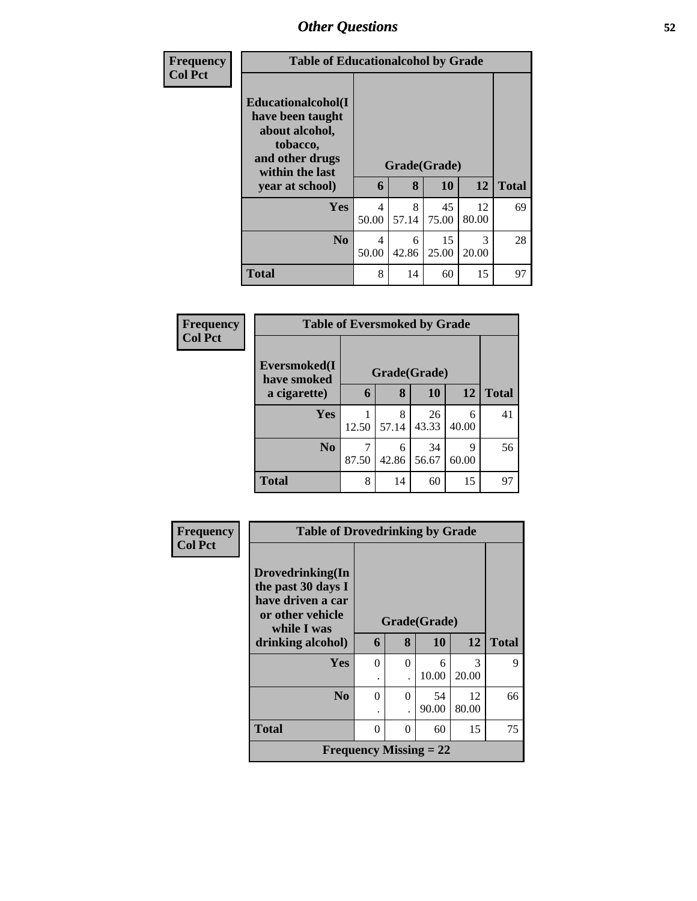## Other Questions

**Frequency**
**Col Pct**

| Table of Educationalalcohol by Grade | | | | | |
|---|---|---|---|---|---|
| Educationalalcohol(I have been taught about alcohol, tobacco, and other drugs within the last year at school) | Grade(Grade) | | | | |
| | 6 | 8 | 10 | 12 | Total |
| Yes | 4<br>50.00 | 8<br>57.14 | 45<br>75.00 | 12<br>80.00 | 69 |
| No | 4<br>50.00 | 6<br>42.86 | 15<br>25.00 | 3<br>20.00 | 28 |
| Total | 8 | 14 | 60 | 15 | 97 |

**Frequency**
**Col Pct**

| Table of Eversmoked by Grade | | | | | |
|---|---|---|---|---|---|
| Eversmoked(I have smoked a cigarette) | Grade(Grade) | | | | |
| | 6 | 8 | 10 | 12 | Total |
| Yes | 1<br>12.50 | 8<br>57.14 | 26<br>43.33 | 6<br>40.00 | 41 |
| No | 7<br>87.50 | 6<br>42.86 | 34<br>56.67 | 9<br>60.00 | 56 |
| Total | 8 | 14 | 60 | 15 | 97 |

**Frequency**
**Col Pct**

| Table of Drovedrinking by Grade | | | | | |
|---|---|---|---|---|---|
| Drovedrinking(In the past 30 days I have driven a car or other vehicle while I was drinking alcohol) | Grade(Grade) | | | | |
| | 6 | 8 | 10 | 12 | Total |
| Yes | 0<br>. | 0<br>. | 6<br>10.00 | 3<br>20.00 | 9 |
| No | 0<br>. | 0<br>. | 54<br>90.00 | 12<br>80.00 | 66 |
| Total | 0 | 0 | 60 | 15 | 75 |
| Frequency Missing = 22 | | | | | |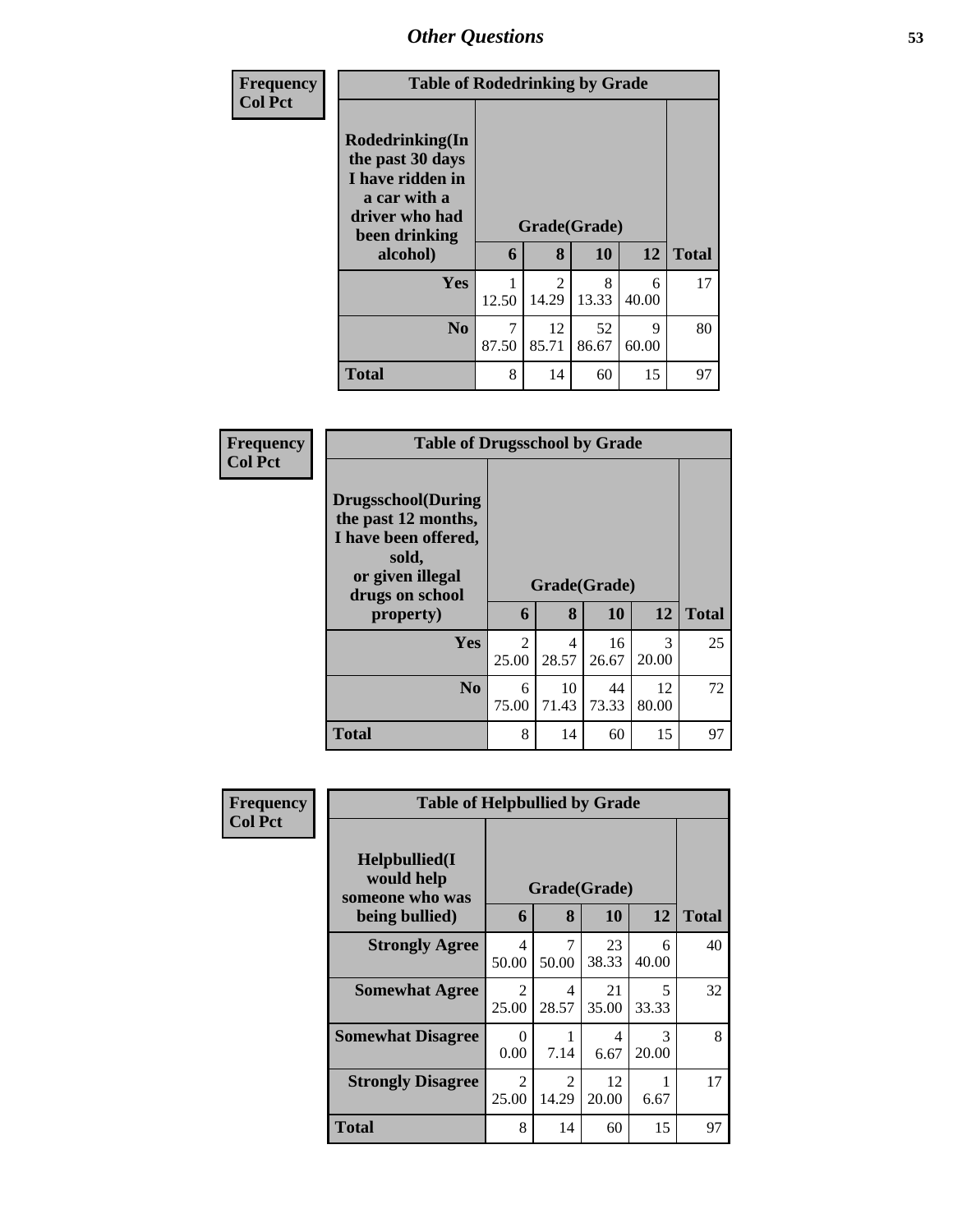| Frequency Col Pct |
|---|

**Table of Rodedrinking by Grade**

| Rodedrinking(In the past 30 days I have ridden in a car with a driver who had been drinking alcohol) | Grade(Grade) | | | | Total |
|---|---|---|---|---|---|
| | 6 | 8 | 10 | 12 | |
| Yes | 1<br>12.50 | 2<br>14.29 | 8<br>13.33 | 6<br>40.00 | 17 |
| No | 7<br>87.50 | 12<br>85.71 | 52<br>86.67 | 9<br>60.00 | 80 |
| Total | 8 | 14 | 60 | 15 | 97 |

| Frequency Col Pct |
|---|

**Table of Drugsschool by Grade**

| Drugsschool(During the past 12 months, I have been offered, sold, or given illegal drugs on school property) | Grade(Grade) | | | | Total |
|---|---|---|---|---|---|
| | 6 | 8 | 10 | 12 | |
| Yes | 2<br>25.00 | 4<br>28.57 | 16<br>26.67 | 3<br>20.00 | 25 |
| No | 6<br>75.00 | 10<br>71.43 | 44<br>73.33 | 12<br>80.00 | 72 |
| Total | 8 | 14 | 60 | 15 | 97 |

| Frequency Col Pct |
|---|

**Table of Helpbullied by Grade**

| Helpbullied(I would help someone who was being bullied) | Grade(Grade) | | | | Total |
|---|---|---|---|---|---|
| | 6 | 8 | 10 | 12 | |
| Strongly Agree | 4<br>50.00 | 7<br>50.00 | 23<br>38.33 | 6<br>40.00 | 40 |
| Somewhat Agree | 2<br>25.00 | 4<br>28.57 | 21<br>35.00 | 5<br>33.33 | 32 |
| Somewhat Disagree | 0<br>0.00 | 1<br>7.14 | 4<br>6.67 | 3<br>20.00 | 8 |
| Strongly Disagree | 2<br>25.00 | 2<br>14.29 | 12<br>20.00 | 1<br>6.67 | 17 |
| Total | 8 | 14 | 60 | 15 | 97 |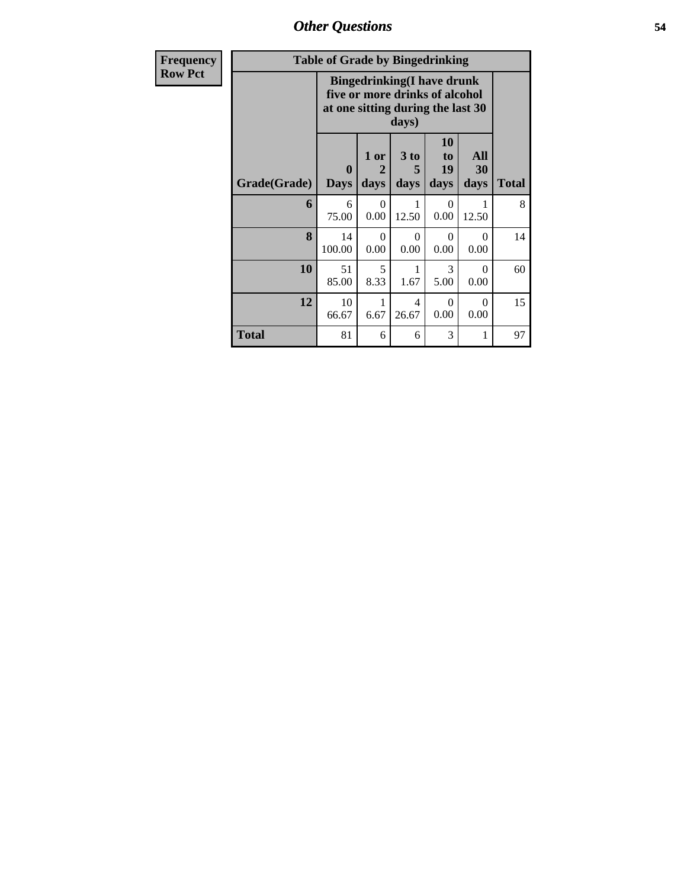## Other Questions

| Frequency<br>Row Pct |
|---|

**Table of Grade by Bingedrinking**

| | Bingedrinking(I have drunk five or more drinks of alcohol at one sitting during the last 30 days) | | | | | |
|---|---|---|---|---|---|---|
| Grade(Grade) | 0 Days | 1 or 2 days | 3 to 5 days | 10 to 19 days | All 30 days | Total |
| 6 | 6<br>75.00 | 0<br>0.00 | 1<br>12.50 | 0<br>0.00 | 1<br>12.50 | 8 |
| 8 | 14<br>100.00 | 0<br>0.00 | 0<br>0.00 | 0<br>0.00 | 0<br>0.00 | 14 |
| 10 | 51<br>85.00 | 5<br>8.33 | 1<br>1.67 | 3<br>5.00 | 0<br>0.00 | 60 |
| 12 | 10<br>66.67 | 1<br>6.67 | 4<br>26.67 | 0<br>0.00 | 0<br>0.00 | 15 |
| Total | 81 | 6 | 6 | 3 | 1 | 97 |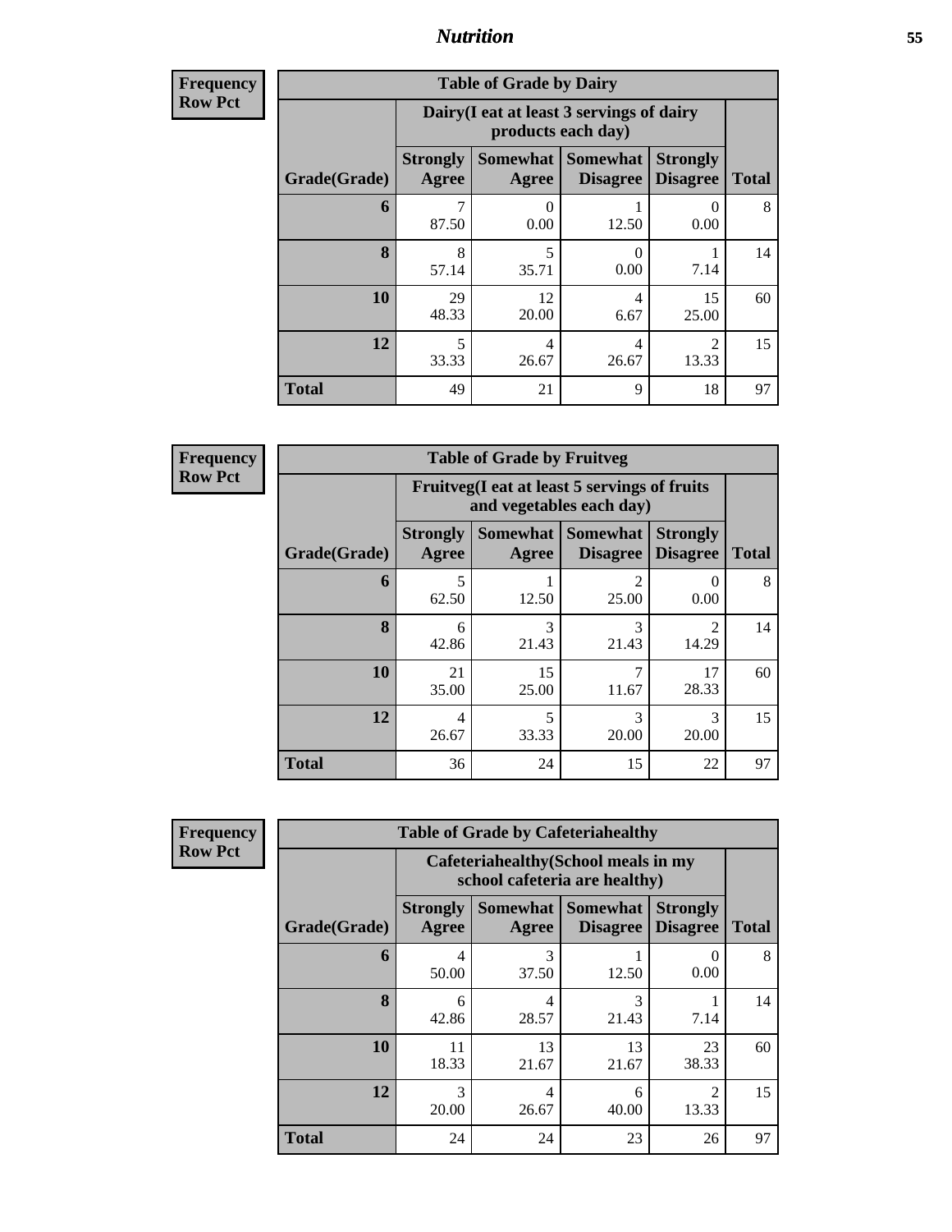# Nutrition

**Frequency**
**Row Pct**

| Table of Grade by Dairy | | | | | |
|---|---|---|---|---|---|
| | Dairy(I eat at least 3 servings of dairy products each day) | | | | |
| Grade(Grade) | Strongly Agree | Somewhat Agree | Somewhat Disagree | Strongly Disagree | Total |
| **6** | 7<br>87.50 | 0<br>0.00 | 1<br>12.50 | 0<br>0.00 | 8 |
| **8** | 8<br>57.14 | 5<br>35.71 | 0<br>0.00 | 1<br>7.14 | 14 |
| **10** | 29<br>48.33 | 12<br>20.00 | 4<br>6.67 | 15<br>25.00 | 60 |
| **12** | 5<br>33.33 | 4<br>26.67 | 4<br>26.67 | 2<br>13.33 | 15 |
| **Total** | 49 | 21 | 9 | 18 | 97 |

**Frequency**
**Row Pct**

| Table of Grade by Fruitveg | | | | | |
|---|---|---|---|---|---|
| | Fruitveg(I eat at least 5 servings of fruits and vegetables each day) | | | | |
| Grade(Grade) | Strongly Agree | Somewhat Agree | Somewhat Disagree | Strongly Disagree | Total |
| **6** | 5<br>62.50 | 1<br>12.50 | 2<br>25.00 | 0<br>0.00 | 8 |
| **8** | 6<br>42.86 | 3<br>21.43 | 3<br>21.43 | 2<br>14.29 | 14 |
| **10** | 21<br>35.00 | 15<br>25.00 | 7<br>11.67 | 17<br>28.33 | 60 |
| **12** | 4<br>26.67 | 5<br>33.33 | 3<br>20.00 | 3<br>20.00 | 15 |
| **Total** | 36 | 24 | 15 | 22 | 97 |

**Frequency**
**Row Pct**

| Table of Grade by Cafeteriahealthy | | | | | |
|---|---|---|---|---|---|
| | Cafeteriahealthy(School meals in my school cafeteria are healthy) | | | | |
| Grade(Grade) | Strongly Agree | Somewhat Agree | Somewhat Disagree | Strongly Disagree | Total |
| **6** | 4<br>50.00 | 3<br>37.50 | 1<br>12.50 | 0<br>0.00 | 8 |
| **8** | 6<br>42.86 | 4<br>28.57 | 3<br>21.43 | 1<br>7.14 | 14 |
| **10** | 11<br>18.33 | 13<br>21.67 | 13<br>21.67 | 23<br>38.33 | 60 |
| **12** | 3<br>20.00 | 4<br>26.67 | 6<br>40.00 | 2<br>13.33 | 15 |
| **Total** | 24 | 24 | 23 | 26 | 97 |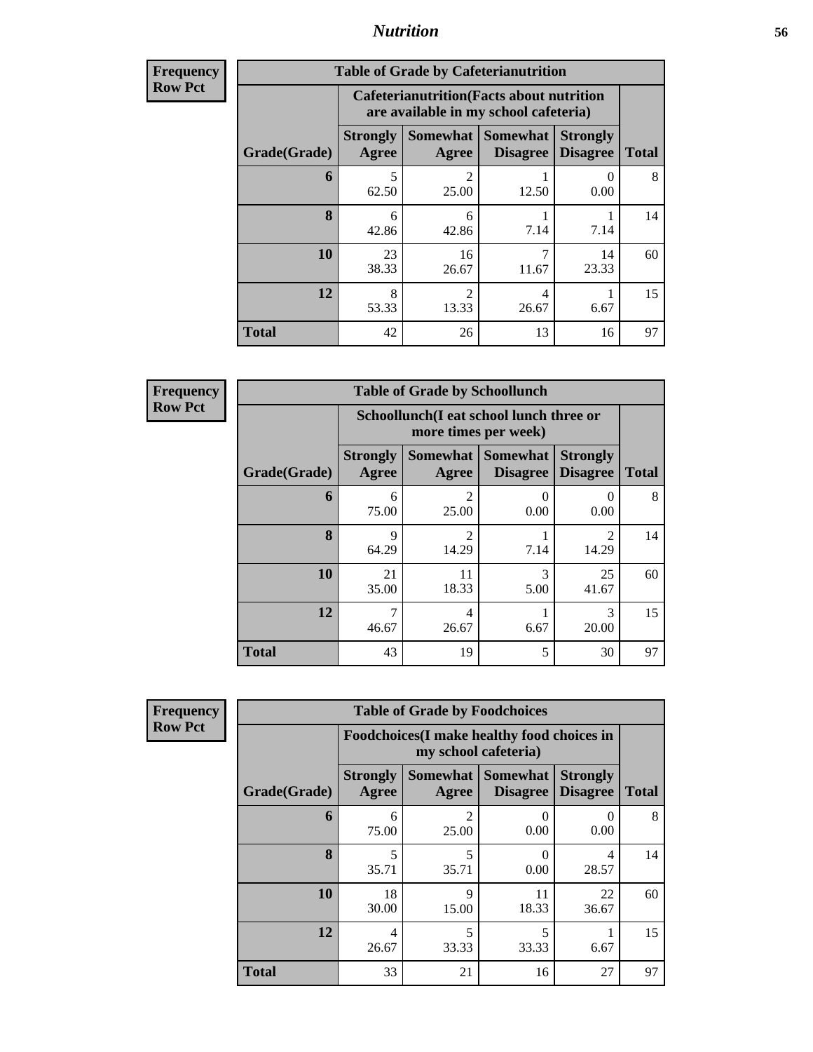# *Nutrition*

**Frequency**
**Row Pct**

| Table of Grade by Cafeterianutrition | | | | | |
|---|---|---|---|---|---|
| | Cafeterianutrition(Facts about nutrition are available in my school cafeteria) | | | | |
| Grade(Grade) | Strongly Agree | Somewhat Agree | Somewhat Disagree | Strongly Disagree | Total |
| 6 | 5<br>62.50 | 2<br>25.00 | 1<br>12.50 | 0<br>0.00 | 8 |
| 8 | 6<br>42.86 | 6<br>42.86 | 1<br>7.14 | 1<br>7.14 | 14 |
| 10 | 23<br>38.33 | 16<br>26.67 | 7<br>11.67 | 14<br>23.33 | 60 |
| 12 | 8<br>53.33 | 2<br>13.33 | 4<br>26.67 | 1<br>6.67 | 15 |
| Total | 42 | 26 | 13 | 16 | 97 |

**Frequency**
**Row Pct**

| Table of Grade by Schoollunch | | | | | |
|---|---|---|---|---|---|
| | Schoollunch(I eat school lunch three or more times per week) | | | | |
| Grade(Grade) | Strongly Agree | Somewhat Agree | Somewhat Disagree | Strongly Disagree | Total |
| 6 | 6<br>75.00 | 2<br>25.00 | 0<br>0.00 | 0<br>0.00 | 8 |
| 8 | 9<br>64.29 | 2<br>14.29 | 1<br>7.14 | 2<br>14.29 | 14 |
| 10 | 21<br>35.00 | 11<br>18.33 | 3<br>5.00 | 25<br>41.67 | 60 |
| 12 | 7<br>46.67 | 4<br>26.67 | 1<br>6.67 | 3<br>20.00 | 15 |
| Total | 43 | 19 | 5 | 30 | 97 |

**Frequency**
**Row Pct**

| Table of Grade by Foodchoices | | | | | |
|---|---|---|---|---|---|
| | Foodchoices(I make healthy food choices in my school cafeteria) | | | | |
| Grade(Grade) | Strongly Agree | Somewhat Agree | Somewhat Disagree | Strongly Disagree | Total |
| 6 | 6<br>75.00 | 2<br>25.00 | 0<br>0.00 | 0<br>0.00 | 8 |
| 8 | 5<br>35.71 | 5<br>35.71 | 0<br>0.00 | 4<br>28.57 | 14 |
| 10 | 18<br>30.00 | 9<br>15.00 | 11<br>18.33 | 22<br>36.67 | 60 |
| 12 | 4<br>26.67 | 5<br>33.33 | 5<br>33.33 | 1<br>6.67 | 15 |
| Total | 33 | 21 | 16 | 27 | 97 |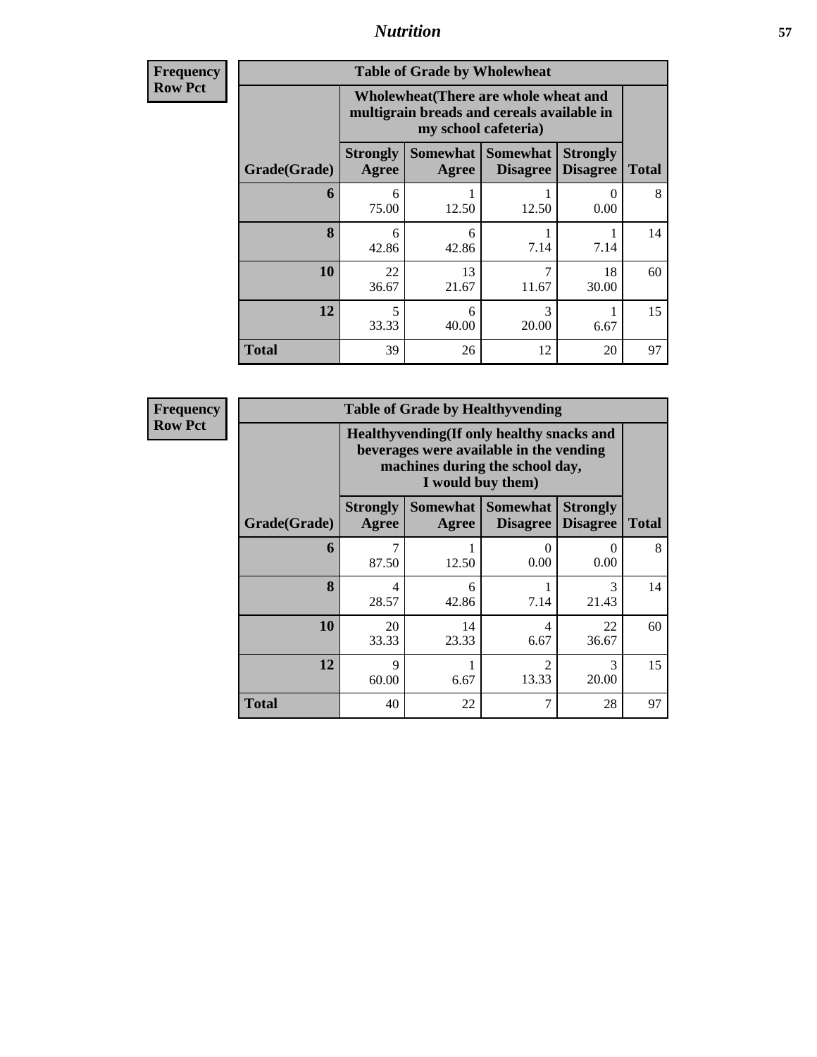## Nutrition

**Frequency**
**Row Pct**

| Table of Grade by Wholewheat | | | | | |
|---|---|---|---|---|---|
| | Wholewheat(There are whole wheat and multigrain breads and cereals available in my school cafeteria) | | | | |
| Grade(Grade) | Strongly Agree | Somewhat Agree | Somewhat Disagree | Strongly Disagree | Total |
| 6 | 6<br>75.00 | 1<br>12.50 | 1<br>12.50 | 0<br>0.00 | 8 |
| 8 | 6<br>42.86 | 6<br>42.86 | 1<br>7.14 | 1<br>7.14 | 14 |
| 10 | 22<br>36.67 | 13<br>21.67 | 7<br>11.67 | 18<br>30.00 | 60 |
| 12 | 5<br>33.33 | 6<br>40.00 | 3<br>20.00 | 1<br>6.67 | 15 |
| Total | 39 | 26 | 12 | 20 | 97 |

**Frequency**
**Row Pct**

| Table of Grade by Healthyvending | | | | | |
|---|---|---|---|---|---|
| | Healthyvending(If only healthy snacks and beverages were available in the vending machines during the school day, I would buy them) | | | | |
| Grade(Grade) | Strongly Agree | Somewhat Agree | Somewhat Disagree | Strongly Disagree | Total |
| 6 | 7<br>87.50 | 1<br>12.50 | 0<br>0.00 | 0<br>0.00 | 8 |
| 8 | 4<br>28.57 | 6<br>42.86 | 1<br>7.14 | 3<br>21.43 | 14 |
| 10 | 20<br>33.33 | 14<br>23.33 | 4<br>6.67 | 22<br>36.67 | 60 |
| 12 | 9<br>60.00 | 1<br>6.67 | 2<br>13.33 | 3<br>20.00 | 15 |
| Total | 40 | 22 | 7 | 28 | 97 |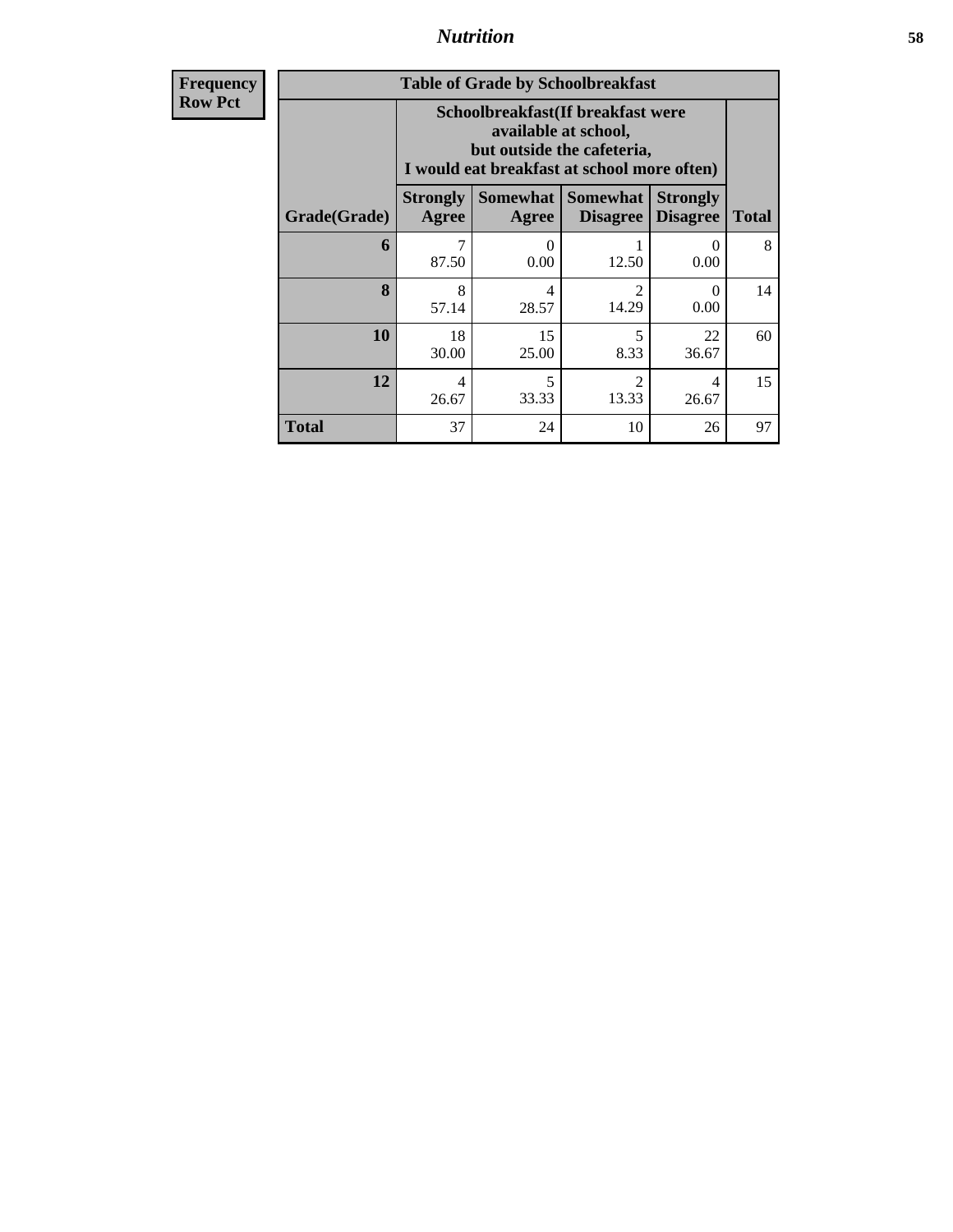| Frequency Row Pct | Table of Grade by Schoolbreakfast | | | | |
|---|---|---|---|---|---|
| | Schoolbreakfast(If breakfast were available at school, but outside the cafeteria, I would eat breakfast at school more often) | | | | |
| Grade(Grade) | Strongly Agree | Somewhat Agree | Somewhat Disagree | Strongly Disagree | Total |
| 6 | 7<br>87.50 | 0<br>0.00 | 1<br>12.50 | 0<br>0.00 | 8 |
| 8 | 8<br>57.14 | 4<br>28.57 | 2<br>14.29 | 0<br>0.00 | 14 |
| 10 | 18<br>30.00 | 15<br>25.00 | 5<br>8.33 | 22<br>36.67 | 60 |
| 12 | 4<br>26.67 | 5<br>33.33 | 2<br>13.33 | 4<br>26.67 | 15 |
| Total | 37 | 24 | 10 | 26 | 97 |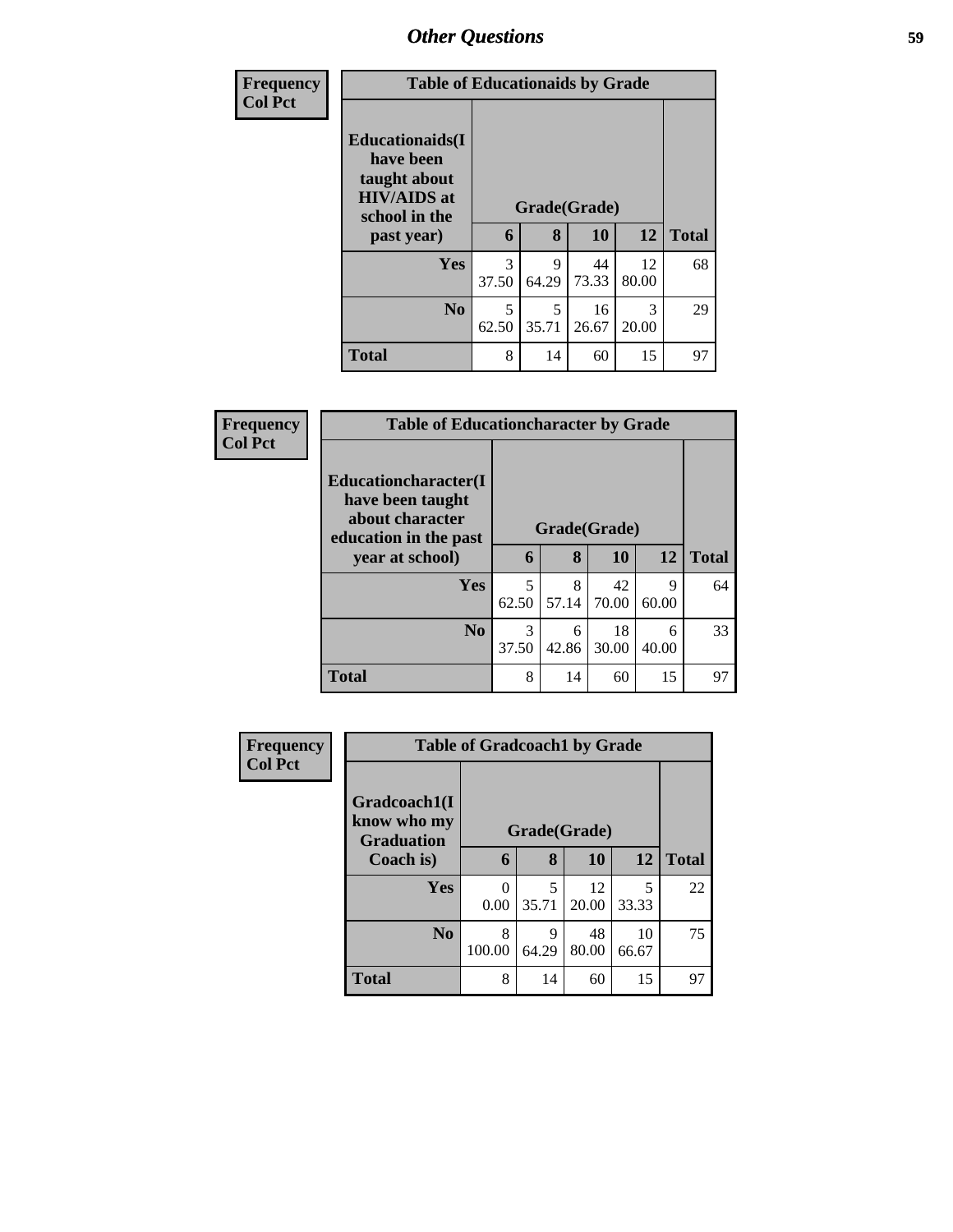| Frequency<br>Col Pct | Table of Educationaids by Grade | | | | |
|---|---|---|---|---|---|
| Educationaids(I have been taught about HIV/AIDS at school in the past year) | Grade(Grade) | | | | |
| | 6 | 8 | 10 | 12 | Total |
| Yes | 3<br>37.50 | 9<br>64.29 | 44<br>73.33 | 12<br>80.00 | 68 |
| No | 5<br>62.50 | 5<br>35.71 | 16<br>26.67 | 3<br>20.00 | 29 |
| Total | 8 | 14 | 60 | 15 | 97 |

| Frequency<br>Col Pct | Table of Educationcharacter by Grade | | | | |
|---|---|---|---|---|---|
| Educationcharacter(I have been taught about character education in the past year at school) | Grade(Grade) | | | | |
| | 6 | 8 | 10 | 12 | Total |
| Yes | 5<br>62.50 | 8<br>57.14 | 42<br>70.00 | 9<br>60.00 | 64 |
| No | 3<br>37.50 | 6<br>42.86 | 18<br>30.00 | 6<br>40.00 | 33 |
| Total | 8 | 14 | 60 | 15 | 97 |

| Frequency<br>Col Pct | Table of Gradcoach1 by Grade | | | | |
|---|---|---|---|---|---|
| Gradcoach1(I know who my Graduation Coach is) | Grade(Grade) | | | | |
| | 6 | 8 | 10 | 12 | Total |
| Yes | 0<br>0.00 | 5<br>35.71 | 12<br>20.00 | 5<br>33.33 | 22 |
| No | 8<br>100.00 | 9<br>64.29 | 48<br>80.00 | 10<br>66.67 | 75 |
| Total | 8 | 14 | 60 | 15 | 97 |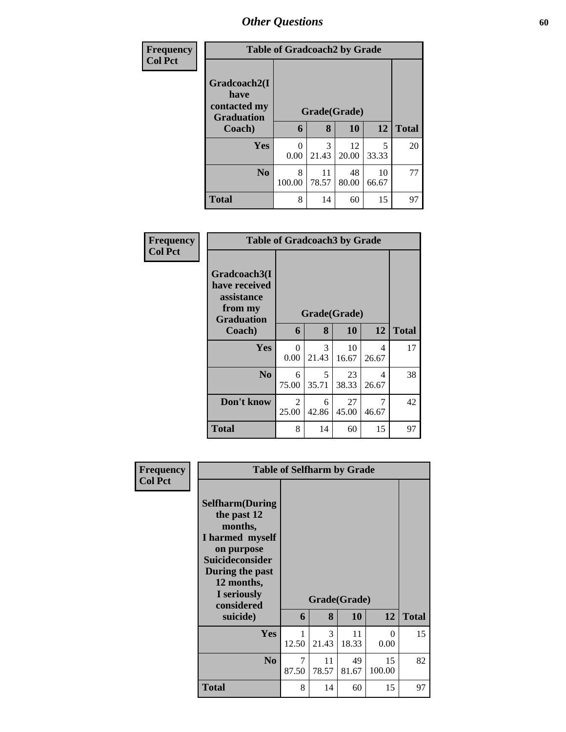## Other Questions

**Frequency**
**Col Pct**

| Table of Gradcoach2 by Grade | | | | | |
|---|---|---|---|---|---|
| Gradcoach2(I have contacted my Graduation Coach) | Grade(Grade) | | | | |
| | 6 | 8 | 10 | 12 | Total |
| Yes | 0<br>0.00 | 3<br>21.43 | 12<br>20.00 | 5<br>33.33 | 20 |
| No | 8<br>100.00 | 11<br>78.57 | 48<br>80.00 | 10<br>66.67 | 77 |
| Total | 8 | 14 | 60 | 15 | 97 |

**Frequency**
**Col Pct**

| Table of Gradcoach3 by Grade | | | | | |
|---|---|---|---|---|---|
| Gradcoach3(I have received assistance from my Graduation Coach) | Grade(Grade) | | | | |
| | 6 | 8 | 10 | 12 | Total |
| Yes | 0<br>0.00 | 3<br>21.43 | 10<br>16.67 | 4<br>26.67 | 17 |
| No | 6<br>75.00 | 5<br>35.71 | 23<br>38.33 | 4<br>26.67 | 38 |
| Don't know | 2<br>25.00 | 6<br>42.86 | 27<br>45.00 | 7<br>46.67 | 42 |
| Total | 8 | 14 | 60 | 15 | 97 |

**Frequency**
**Col Pct**

| Table of Selfharm by Grade | | | | | |
|---|---|---|---|---|---|
| Selfharm(During the past 12 months, I harmed myself on purpose Suicideconsider During the past 12 months, I seriously considered suicide) | Grade(Grade) | | | | |
| | 6 | 8 | 10 | 12 | Total |
| Yes | 1<br>12.50 | 3<br>21.43 | 11<br>18.33 | 0<br>0.00 | 15 |
| No | 7<br>87.50 | 11<br>78.57 | 49<br>81.67 | 15<br>100.00 | 82 |
| Total | 8 | 14 | 60 | 15 | 97 |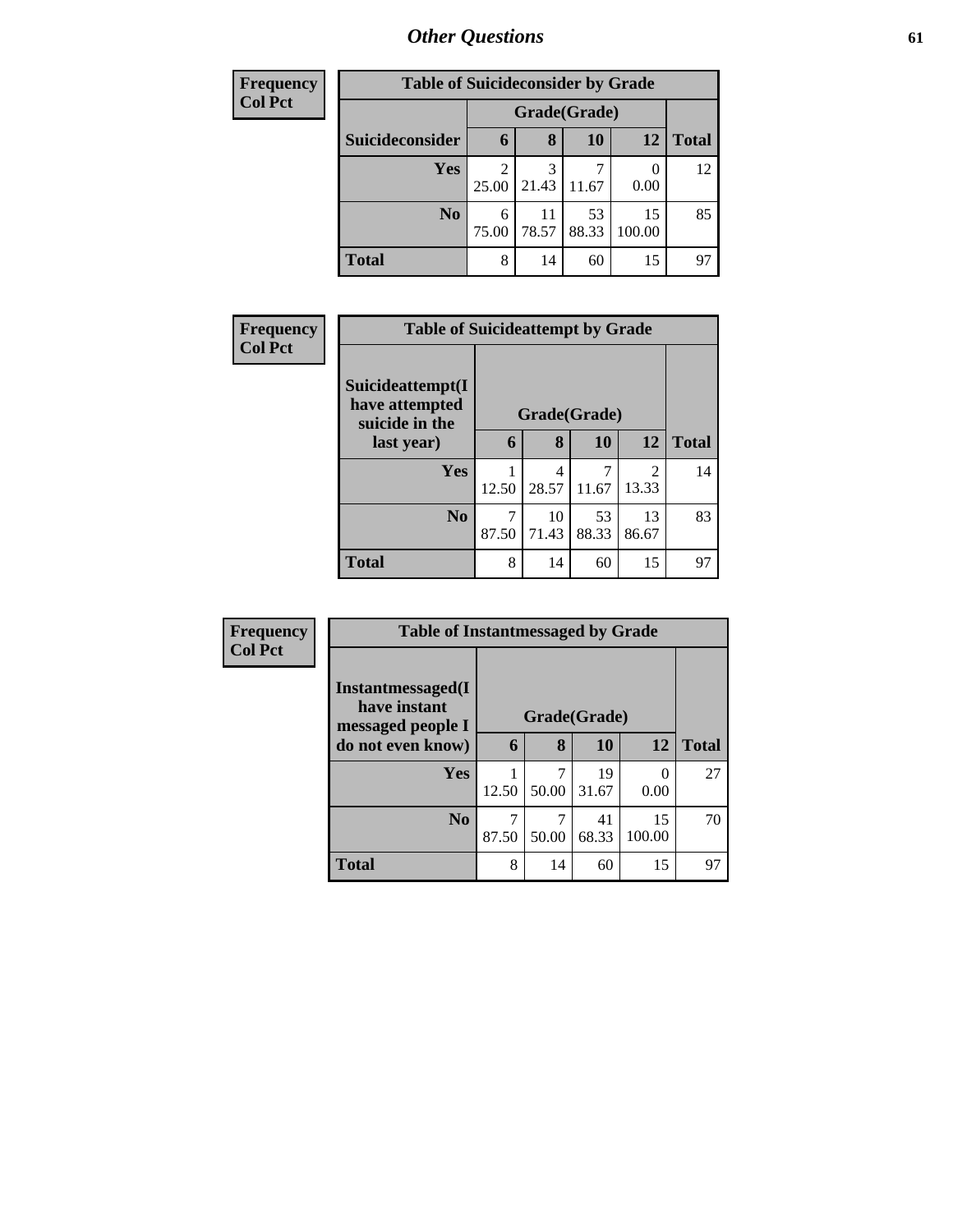# Other Questions

**Frequency**
**Col Pct**

| Table of Suicideconsider by Grade | | | | | |
|---|---|---|---|---|---|
| | Grade(Grade) | | | | |
| **Suicideconsider** | **6** | **8** | **10** | **12** | **Total** |
| **Yes** | 2<br>25.00 | 3<br>21.43 | 7<br>11.67 | 0<br>0.00 | 12 |
| **No** | 6<br>75.00 | 11<br>78.57 | 53<br>88.33 | 15<br>100.00 | 85 |
| **Total** | 8 | 14 | 60 | 15 | 97 |

**Frequency**
**Col Pct**

| Table of Suicideattempt by Grade | | | | | |
|---|---|---|---|---|---|
| **Suicideattempt(I have attempted suicide in the last year)** | Grade(Grade) | | | | |
| | **6** | **8** | **10** | **12** | **Total** |
| **Yes** | 1<br>12.50 | 4<br>28.57 | 7<br>11.67 | 2<br>13.33 | 14 |
| **No** | 7<br>87.50 | 10<br>71.43 | 53<br>88.33 | 13<br>86.67 | 83 |
| **Total** | 8 | 14 | 60 | 15 | 97 |

**Frequency**
**Col Pct**

| Table of Instantmessaged by Grade | | | | | |
|---|---|---|---|---|---|
| **Instantmessaged(I have instant messaged people I do not even know)** | Grade(Grade) | | | | |
| | **6** | **8** | **10** | **12** | **Total** |
| **Yes** | 1<br>12.50 | 7<br>50.00 | 19<br>31.67 | 0<br>0.00 | 27 |
| **No** | 7<br>87.50 | 7<br>50.00 | 41<br>68.33 | 15<br>100.00 | 70 |
| **Total** | 8 | 14 | 60 | 15 | 97 |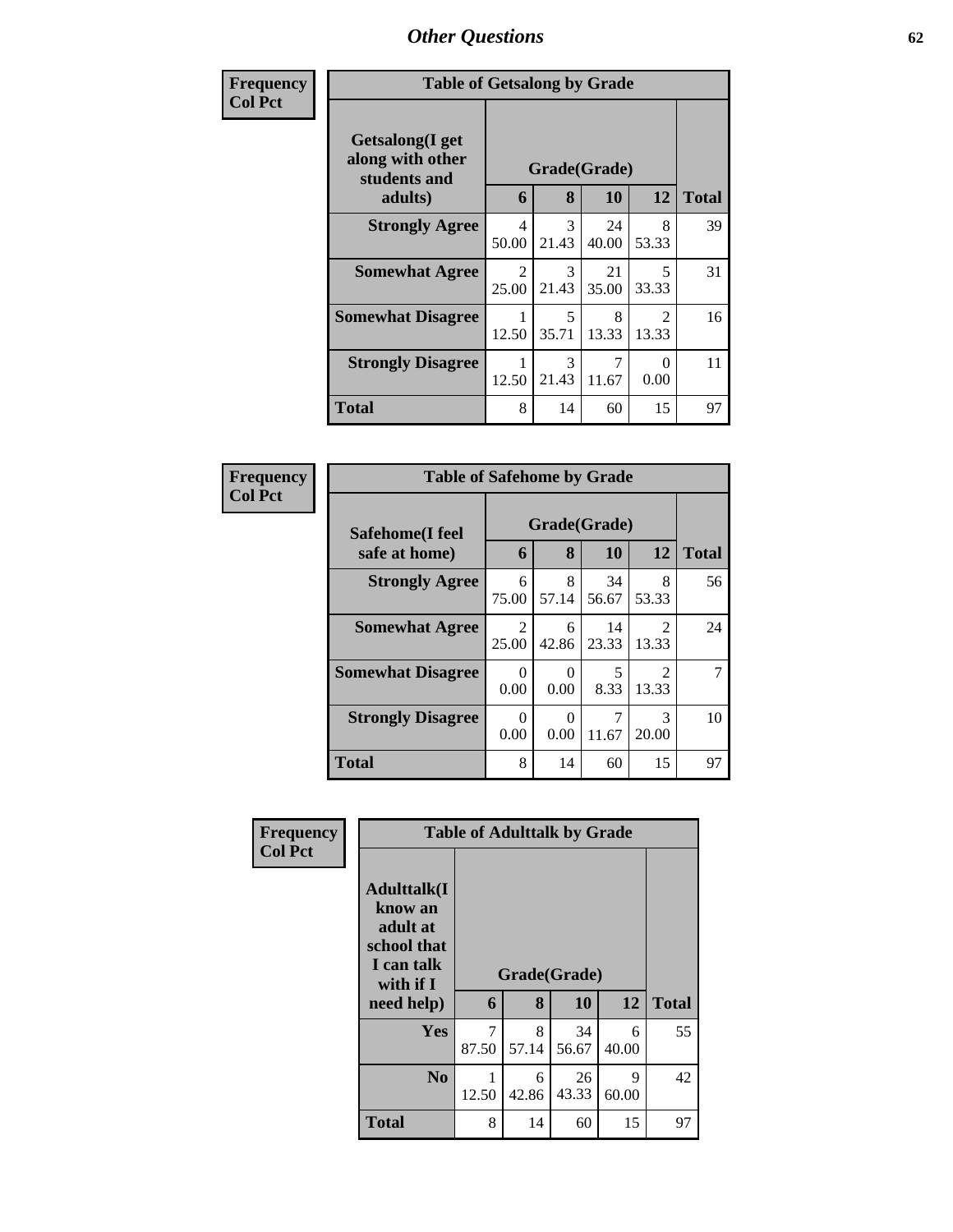# Other Questions

| Frequency Col Pct | Table of Getsalong by Grade | | | | |
|---|---|---|---|---|---|
| Getsalong(I get along with other students and adults) | Grade(Grade) | | | | |
| | 6 | 8 | 10 | 12 | Total |
| Strongly Agree | 4<br>50.00 | 3<br>21.43 | 24<br>40.00 | 8<br>53.33 | 39 |
| Somewhat Agree | 2<br>25.00 | 3<br>21.43 | 21<br>35.00 | 5<br>33.33 | 31 |
| Somewhat Disagree | 1<br>12.50 | 5<br>35.71 | 8<br>13.33 | 2<br>13.33 | 16 |
| Strongly Disagree | 1<br>12.50 | 3<br>21.43 | 7<br>11.67 | 0<br>0.00 | 11 |
| Total | 8 | 14 | 60 | 15 | 97 |

| Frequency Col Pct | Table of Safehome by Grade | | | | |
|---|---|---|---|---|---|
| Safehome(I feel safe at home) | Grade(Grade) | | | | |
| | 6 | 8 | 10 | 12 | Total |
| Strongly Agree | 6<br>75.00 | 8<br>57.14 | 34<br>56.67 | 8<br>53.33 | 56 |
| Somewhat Agree | 2<br>25.00 | 6<br>42.86 | 14<br>23.33 | 2<br>13.33 | 24 |
| Somewhat Disagree | 0<br>0.00 | 0<br>0.00 | 5<br>8.33 | 2<br>13.33 | 7 |
| Strongly Disagree | 0<br>0.00 | 0<br>0.00 | 7<br>11.67 | 3<br>20.00 | 10 |
| Total | 8 | 14 | 60 | 15 | 97 |

| Frequency Col Pct | Table of Adulttalk by Grade | | | | |
|---|---|---|---|---|---|
| Adulttalk(I know an adult at school that I can talk with if I need help) | Grade(Grade) | | | | |
| | 6 | 8 | 10 | 12 | Total |
| Yes | 7<br>87.50 | 8<br>57.14 | 34<br>56.67 | 6<br>40.00 | 55 |
| No | 1<br>12.50 | 6<br>42.86 | 26<br>43.33 | 9<br>60.00 | 42 |
| Total | 8 | 14 | 60 | 15 | 97 |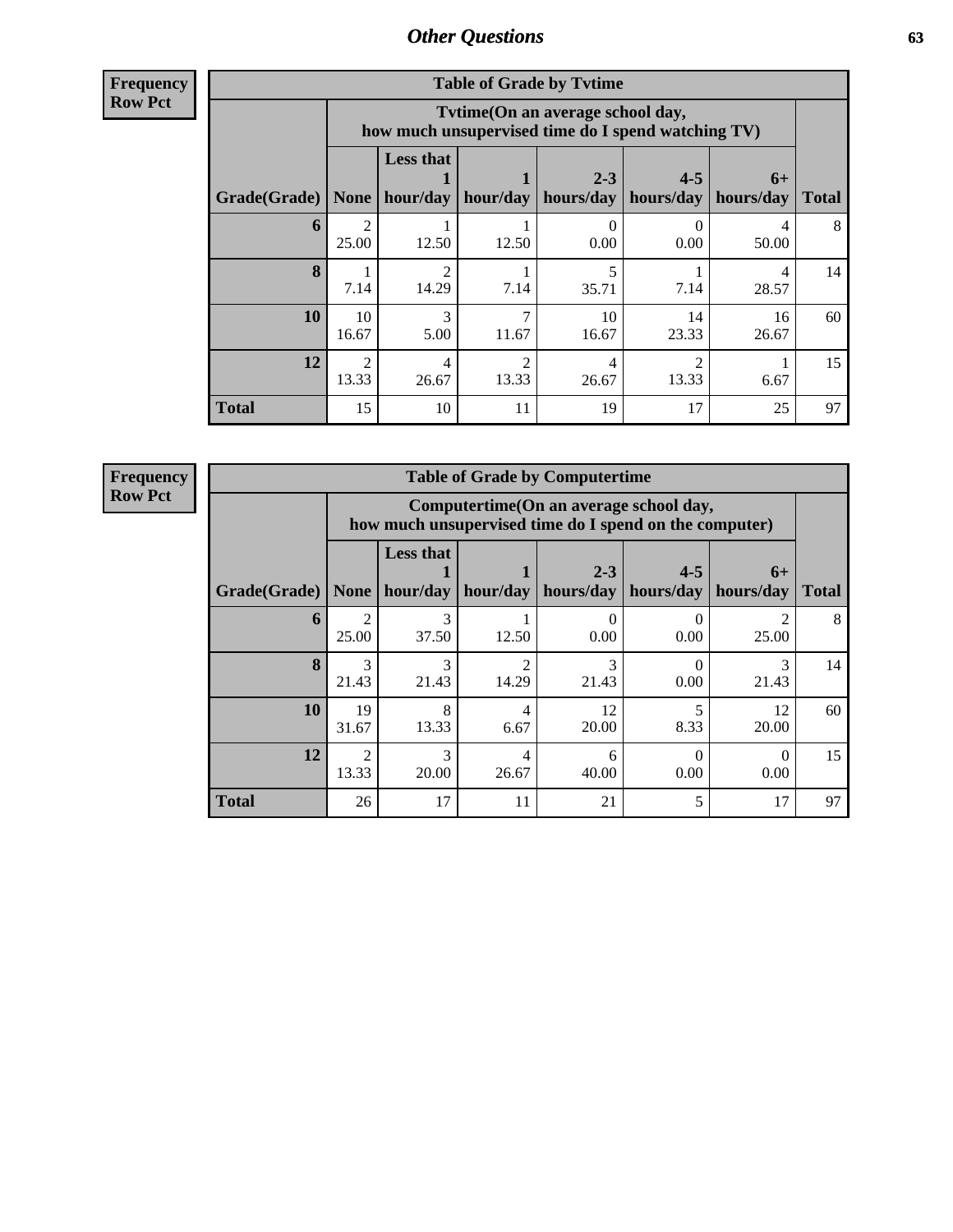# Other Questions

**Frequency**
**Row Pct**

| Table of Grade by Tvtime | | | | | | | |
|---|---|---|---|---|---|---|---|
| | Tvtime(On an average school day, how much unsupervised time do I spend watching TV) | | | | | | |
| Grade(Grade) | None | Less that 1 hour/day | 1 hour/day | 2-3 hours/day | 4-5 hours/day | 6+ hours/day | Total |
| **6** | 2<br>25.00 | 1<br>12.50 | 1<br>12.50 | 0<br>0.00 | 0<br>0.00 | 4<br>50.00 | 8 |
| **8** | 1<br>7.14 | 2<br>14.29 | 1<br>7.14 | 5<br>35.71 | 1<br>7.14 | 4<br>28.57 | 14 |
| **10** | 10<br>16.67 | 3<br>5.00 | 7<br>11.67 | 10<br>16.67 | 14<br>23.33 | 16<br>26.67 | 60 |
| **12** | 2<br>13.33 | 4<br>26.67 | 2<br>13.33 | 4<br>26.67 | 2<br>13.33 | 1<br>6.67 | 15 |
| **Total** | 15 | 10 | 11 | 19 | 17 | 25 | 97 |

**Frequency**
**Row Pct**

| Table of Grade by Computertime | | | | | | | |
|---|---|---|---|---|---|---|---|
| | Computertime(On an average school day, how much unsupervised time do I spend on the computer) | | | | | | |
| Grade(Grade) | None | Less that 1 hour/day | 1 hour/day | 2-3 hours/day | 4-5 hours/day | 6+ hours/day | Total |
| **6** | 2<br>25.00 | 3<br>37.50 | 1<br>12.50 | 0<br>0.00 | 0<br>0.00 | 2<br>25.00 | 8 |
| **8** | 3<br>21.43 | 3<br>21.43 | 2<br>14.29 | 3<br>21.43 | 0<br>0.00 | 3<br>21.43 | 14 |
| **10** | 19<br>31.67 | 8<br>13.33 | 4<br>6.67 | 12<br>20.00 | 5<br>8.33 | 12<br>20.00 | 60 |
| **12** | 2<br>13.33 | 3<br>20.00 | 4<br>26.67 | 6<br>40.00 | 0<br>0.00 | 0<br>0.00 | 15 |
| **Total** | 26 | 17 | 11 | 21 | 5 | 17 | 97 |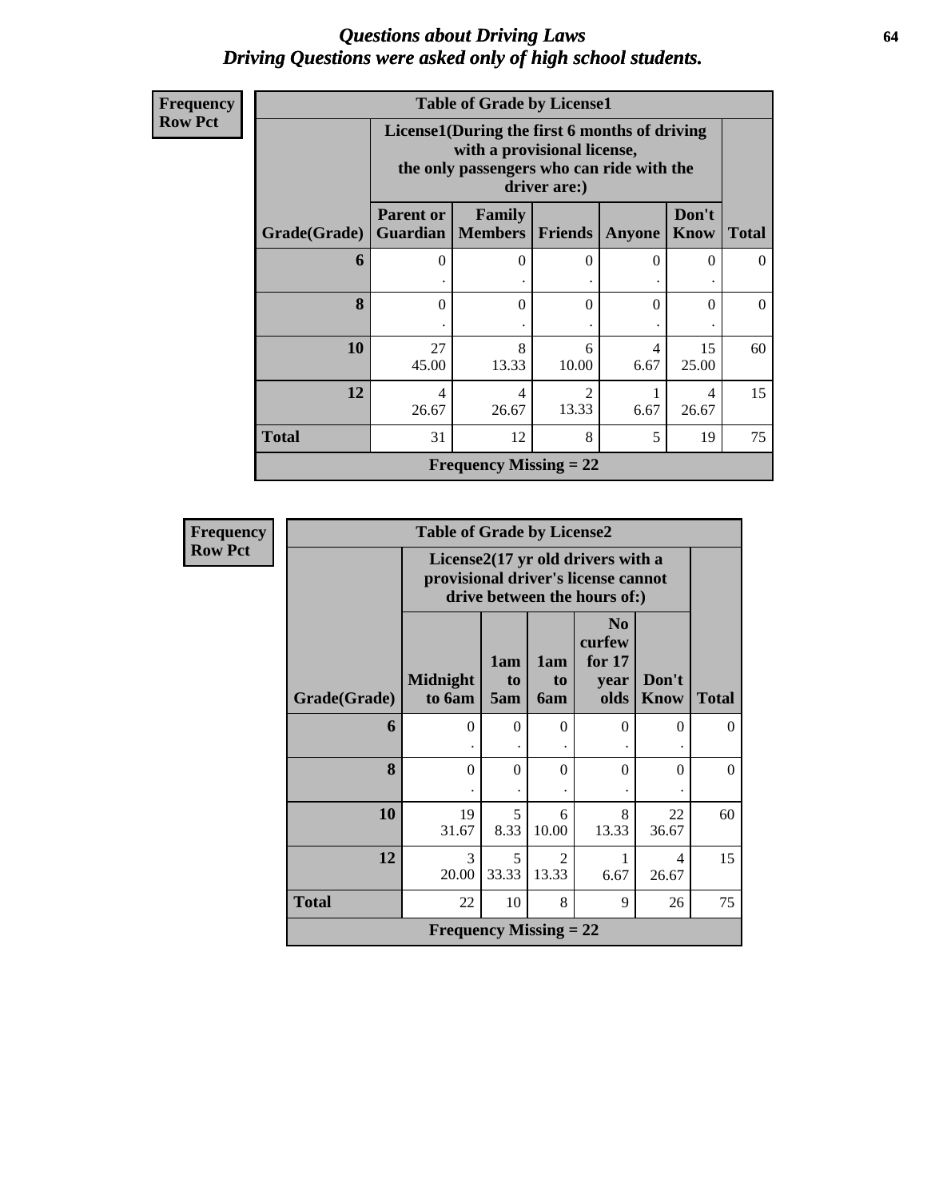# *Questions about Driving Laws*
# *Driving Questions were asked only of high school students.*

**Frequency**
**Row Pct**

| Table of Grade by License1 | | | | | | |
|---|---|---|---|---|---|---|
| | License1(During the first 6 months of driving with a provisional license, the only passengers who can ride with the driver are:) | | | | | |
| Grade(Grade) | Parent or Guardian | Family Members | Friends | Anyone | Don't Know | Total |
| 6 | 0<br>. | 0<br>. | 0<br>. | 0<br>. | 0<br>. | 0 |
| 8 | 0<br>. | 0<br>. | 0<br>. | 0<br>. | 0<br>. | 0 |
| 10 | 27<br>45.00 | 8<br>13.33 | 6<br>10.00 | 4<br>6.67 | 15<br>25.00 | 60 |
| 12 | 4<br>26.67 | 4<br>26.67 | 2<br>13.33 | 1<br>6.67 | 4<br>26.67 | 15 |
| Total | 31 | 12 | 8 | 5 | 19 | 75 |
| Frequency Missing = 22 | | | | | | |

**Frequency**
**Row Pct**

| Table of Grade by License2 | | | | | | |
|---|---|---|---|---|---|---|
| | License2(17 yr old drivers with a provisional driver's license cannot drive between the hours of:) | | | | | |
| Grade(Grade) | Midnight to 6am | 1am to 5am | 1am to 6am | No curfew for 17 year olds | Don't Know | Total |
| 6 | 0<br>. | 0<br>. | 0<br>. | 0<br>. | 0<br>. | 0 |
| 8 | 0<br>. | 0<br>. | 0<br>. | 0<br>. | 0<br>. | 0 |
| 10 | 19<br>31.67 | 5<br>8.33 | 6<br>10.00 | 8<br>13.33 | 22<br>36.67 | 60 |
| 12 | 3<br>20.00 | 5<br>33.33 | 2<br>13.33 | 1<br>6.67 | 4<br>26.67 | 15 |
| Total | 22 | 10 | 8 | 9 | 26 | 75 |
| Frequency Missing = 22 | | | | | | |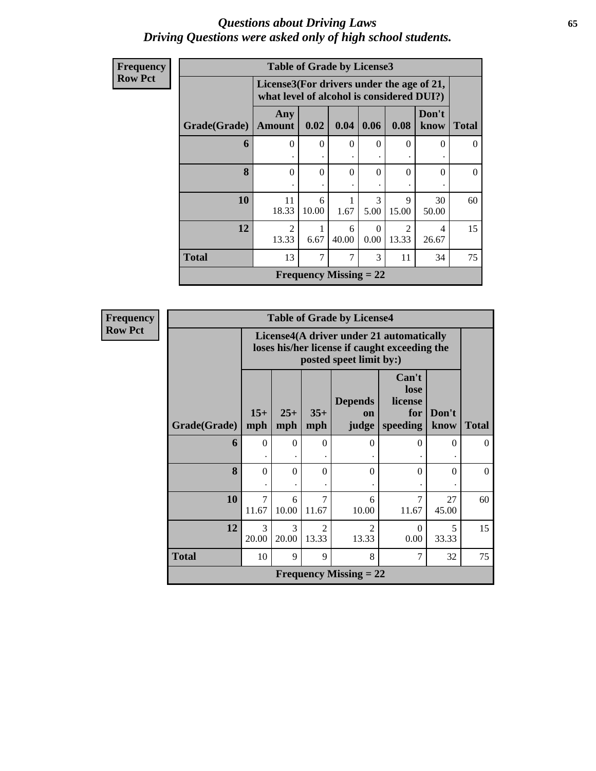# *Questions about Driving Laws*
# *Driving Questions were asked only of high school students.*

**Frequency**
**Row Pct**

| Table of Grade by License3 | | | | | | | |
|---|---|---|---|---|---|---|---|
| | License3(For drivers under the age of 21, what level of alcohol is considered DUI?) | | | | | | |
| Grade(Grade) | Any Amount | 0.02 | 0.04 | 0.06 | 0.08 | Don't know | Total |
| **6** | 0<br>. | 0<br>. | 0<br>. | 0<br>. | 0<br>. | 0<br>. | 0 |
| **8** | 0<br>. | 0<br>. | 0<br>. | 0<br>. | 0<br>. | 0<br>. | 0 |
| **10** | 11<br>18.33 | 6<br>10.00 | 1<br>1.67 | 3<br>5.00 | 9<br>15.00 | 30<br>50.00 | 60 |
| **12** | 2<br>13.33 | 1<br>6.67 | 6<br>40.00 | 0<br>0.00 | 2<br>13.33 | 4<br>26.67 | 15 |
| **Total** | 13 | 7 | 7 | 3 | 11 | 34 | 75 |
| Frequency Missing = 22 | | | | | | | |

**Frequency**
**Row Pct**

| Table of Grade by License4 | | | | | | | |
|---|---|---|---|---|---|---|---|
| | License4(A driver under 21 automatically loses his/her license if caught exceeding the posted speet limit by:) | | | | | | |
| Grade(Grade) | 15+ mph | 25+ mph | 35+ mph | Depends on judge | Can't lose license for speeding | Don't know | Total |
| **6** | 0<br>. | 0<br>. | 0<br>. | 0<br>. | 0<br>. | 0<br>. | 0 |
| **8** | 0<br>. | 0<br>. | 0<br>. | 0<br>. | 0<br>. | 0<br>. | 0 |
| **10** | 7<br>11.67 | 6<br>10.00 | 7<br>11.67 | 6<br>10.00 | 7<br>11.67 | 27<br>45.00 | 60 |
| **12** | 3<br>20.00 | 3<br>20.00 | 2<br>13.33 | 2<br>13.33 | 0<br>0.00 | 5<br>33.33 | 15 |
| **Total** | 10 | 9 | 9 | 8 | 7 | 32 | 75 |
| Frequency Missing = 22 | | | | | | | |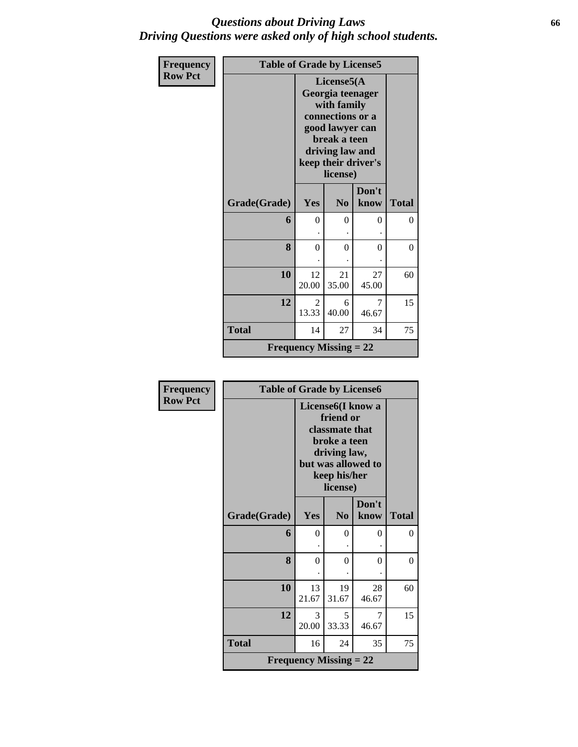# Questions about Driving Laws
*Driving Questions were asked only of high school students.*

**Frequency**
**Row Pct**

| Table of Grade by License5 | | | | |
|---|---|---|---|---|
| | License5(A Georgia teenager with family connections or a good lawyer can break a teen driving law and keep their driver's license) | | | |
| Grade(Grade) | Yes | No | Don't know | Total |
| 6 | 0<br>. | 0<br>. | 0<br>. | 0 |
| 8 | 0<br>. | 0<br>. | 0<br>. | 0 |
| 10 | 12<br>20.00 | 21<br>35.00 | 27<br>45.00 | 60 |
| 12 | 2<br>13.33 | 6<br>40.00 | 7<br>46.67 | 15 |
| Total | 14 | 27 | 34 | 75 |
| Frequency Missing = 22 | | | | |

**Frequency**
**Row Pct**

| Table of Grade by License6 | | | | |
|---|---|---|---|---|
| | License6(I know a friend or classmate that broke a teen driving law, but was allowed to keep his/her license) | | | |
| Grade(Grade) | Yes | No | Don't know | Total |
| 6 | 0<br>. | 0<br>. | 0<br>. | 0 |
| 8 | 0<br>. | 0<br>. | 0<br>. | 0 |
| 10 | 13<br>21.67 | 19<br>31.67 | 28<br>46.67 | 60 |
| 12 | 3<br>20.00 | 5<br>33.33 | 7<br>46.67 | 15 |
| Total | 16 | 24 | 35 | 75 |
| Frequency Missing = 22 | | | | |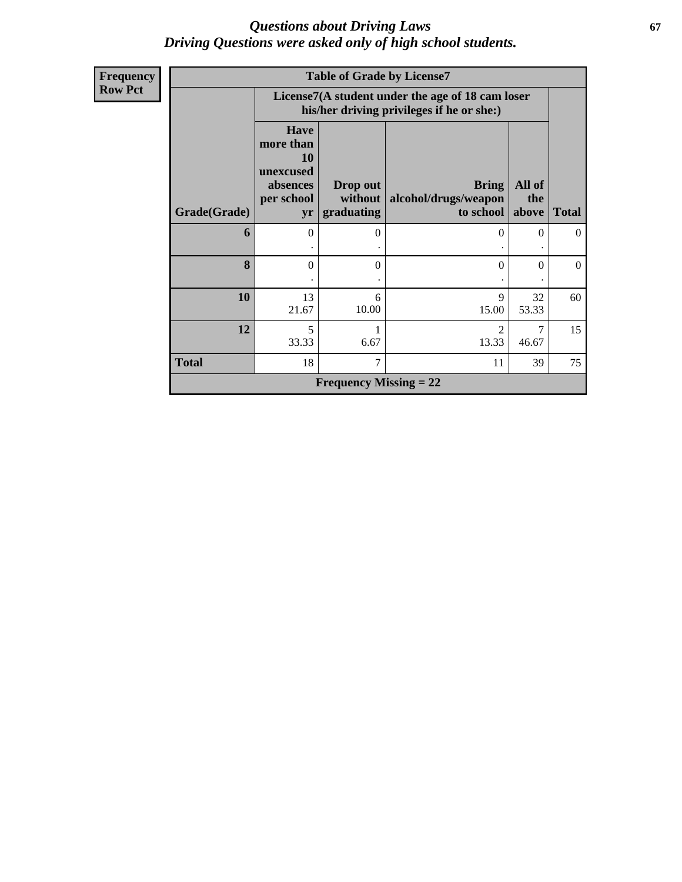# Questions about Driving Laws
## Driving Questions were asked only of high school students.

| Frequency Row Pct |
|---|

**Table of Grade by License7**

| Grade(Grade) | License7(A student under the age of 18 cam loser his/her driving privileges if he or she:) Have more than 10 unexcused absences per school yr | Drop out without graduating | Bring alcohol/drugs/weapon to school | All of the above | Total |
|---|---|---|---|---|---|
| 6 | 0<br>. | 0<br>. | 0<br>. | 0<br>. | 0 |
| 8 | 0<br>. | 0<br>. | 0<br>. | 0<br>. | 0 |
| 10 | 13<br>21.67 | 6<br>10.00 | 9<br>15.00 | 32<br>53.33 | 60 |
| 12 | 5<br>33.33 | 1<br>6.67 | 2<br>13.33 | 7<br>46.67 | 15 |
| Total | 18 | 7 | 11 | 39 | 75 |

Frequency Missing = 22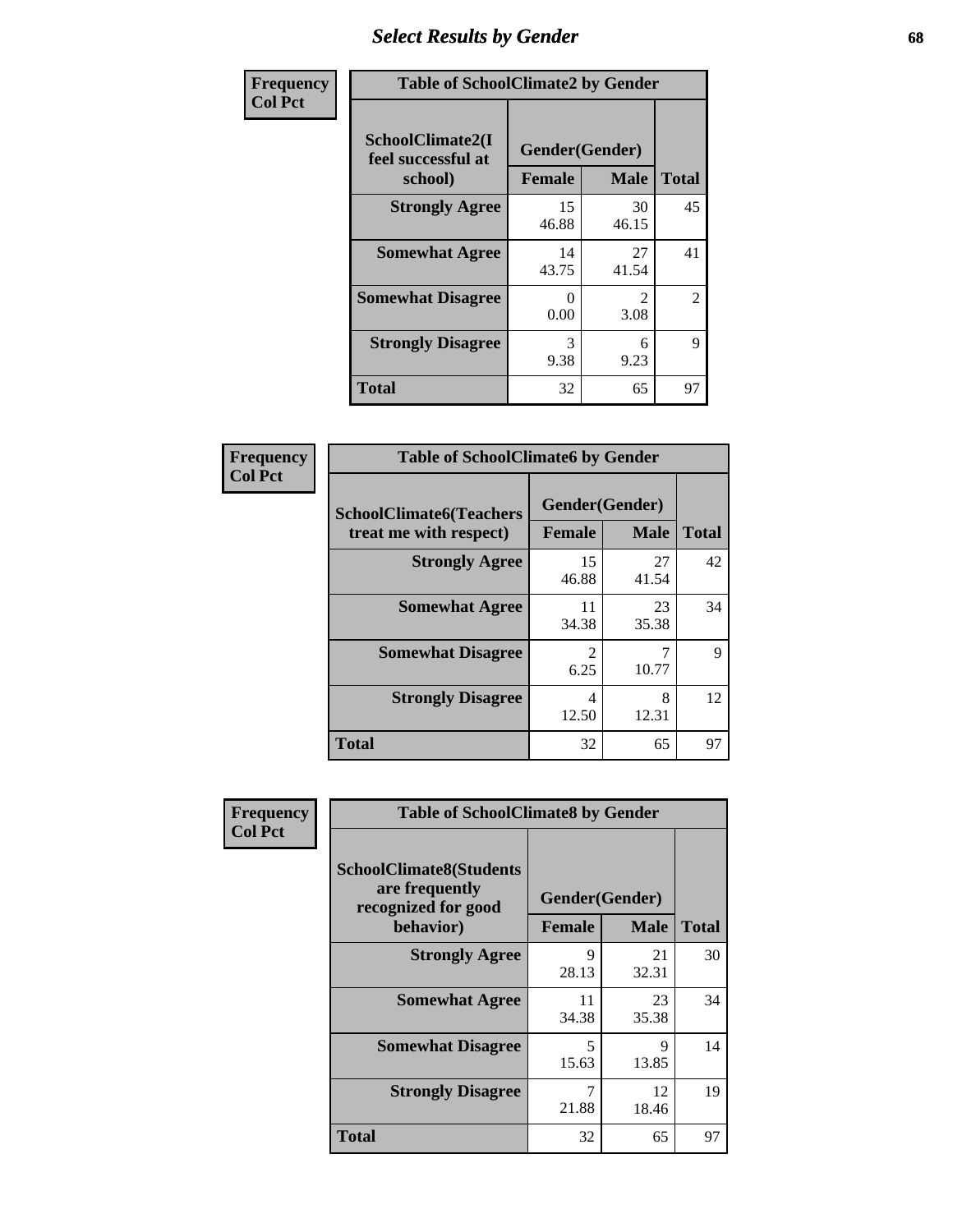## Select Results by Gender

| Frequency<br>Col Pct | Table of SchoolClimate2 by Gender | | |
|---|---|---|---|
| **SchoolClimate2(I feel successful at school)** | **Gender(Gender)** | | |
| | **Female** | **Male** | **Total** |
| **Strongly Agree** | 15<br>46.88 | 30<br>46.15 | 45 |
| **Somewhat Agree** | 14<br>43.75 | 27<br>41.54 | 41 |
| **Somewhat Disagree** | 0<br>0.00 | 2<br>3.08 | 2 |
| **Strongly Disagree** | 3<br>9.38 | 6<br>9.23 | 9 |
| **Total** | 32 | 65 | 97 |

| Frequency<br>Col Pct | Table of SchoolClimate6 by Gender | | |
|---|---|---|---|
| **SchoolClimate6(Teachers treat me with respect)** | **Gender(Gender)** | | |
| | **Female** | **Male** | **Total** |
| **Strongly Agree** | 15<br>46.88 | 27<br>41.54 | 42 |
| **Somewhat Agree** | 11<br>34.38 | 23<br>35.38 | 34 |
| **Somewhat Disagree** | 2<br>6.25 | 7<br>10.77 | 9 |
| **Strongly Disagree** | 4<br>12.50 | 8<br>12.31 | 12 |
| **Total** | 32 | 65 | 97 |

| Frequency<br>Col Pct | Table of SchoolClimate8 by Gender | | |
|---|---|---|---|
| **SchoolClimate8(Students are frequently recognized for good behavior)** | **Gender(Gender)** | | |
| | **Female** | **Male** | **Total** |
| **Strongly Agree** | 9<br>28.13 | 21<br>32.31 | 30 |
| **Somewhat Agree** | 11<br>34.38 | 23<br>35.38 | 34 |
| **Somewhat Disagree** | 5<br>15.63 | 9<br>13.85 | 14 |
| **Strongly Disagree** | 7<br>21.88 | 12<br>18.46 | 19 |
| **Total** | 32 | 65 | 97 |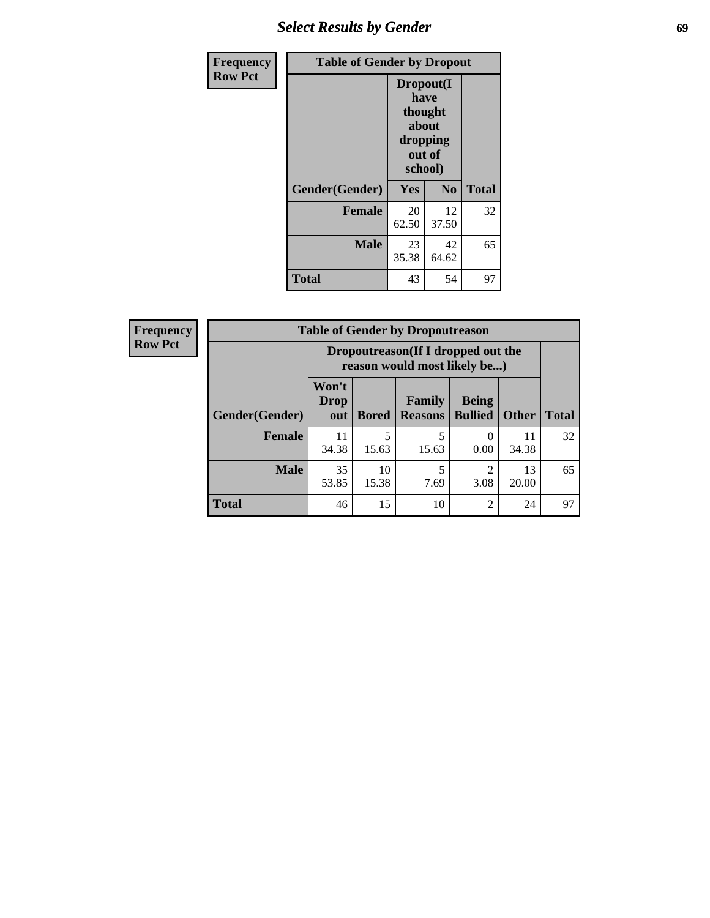## Select Results by Gender

| Frequency Row Pct | Table of Gender by Dropout | | |
|---|---|---|---|
| | Dropout(I have thought about dropping out of school) | | |
| Gender(Gender) | Yes | No | Total |
| Female | 20<br>62.50 | 12<br>37.50 | 32 |
| Male | 23<br>35.38 | 42<br>64.62 | 65 |
| Total | 43 | 54 | 97 |

| Frequency Row Pct | Table of Gender by Dropoutreason | | | | | |
|---|---|---|---|---|---|---|
| | Dropoutreason(If I dropped out the reason would most likely be...) | | | | | |
| Gender(Gender) | Won't Drop out | Bored | Family Reasons | Being Bullied | Other | Total |
| Female | 11<br>34.38 | 5<br>15.63 | 5<br>15.63 | 0<br>0.00 | 11<br>34.38 | 32 |
| Male | 35<br>53.85 | 10<br>15.38 | 5<br>7.69 | 2<br>3.08 | 13<br>20.00 | 65 |
| Total | 46 | 15 | 10 | 2 | 24 | 97 |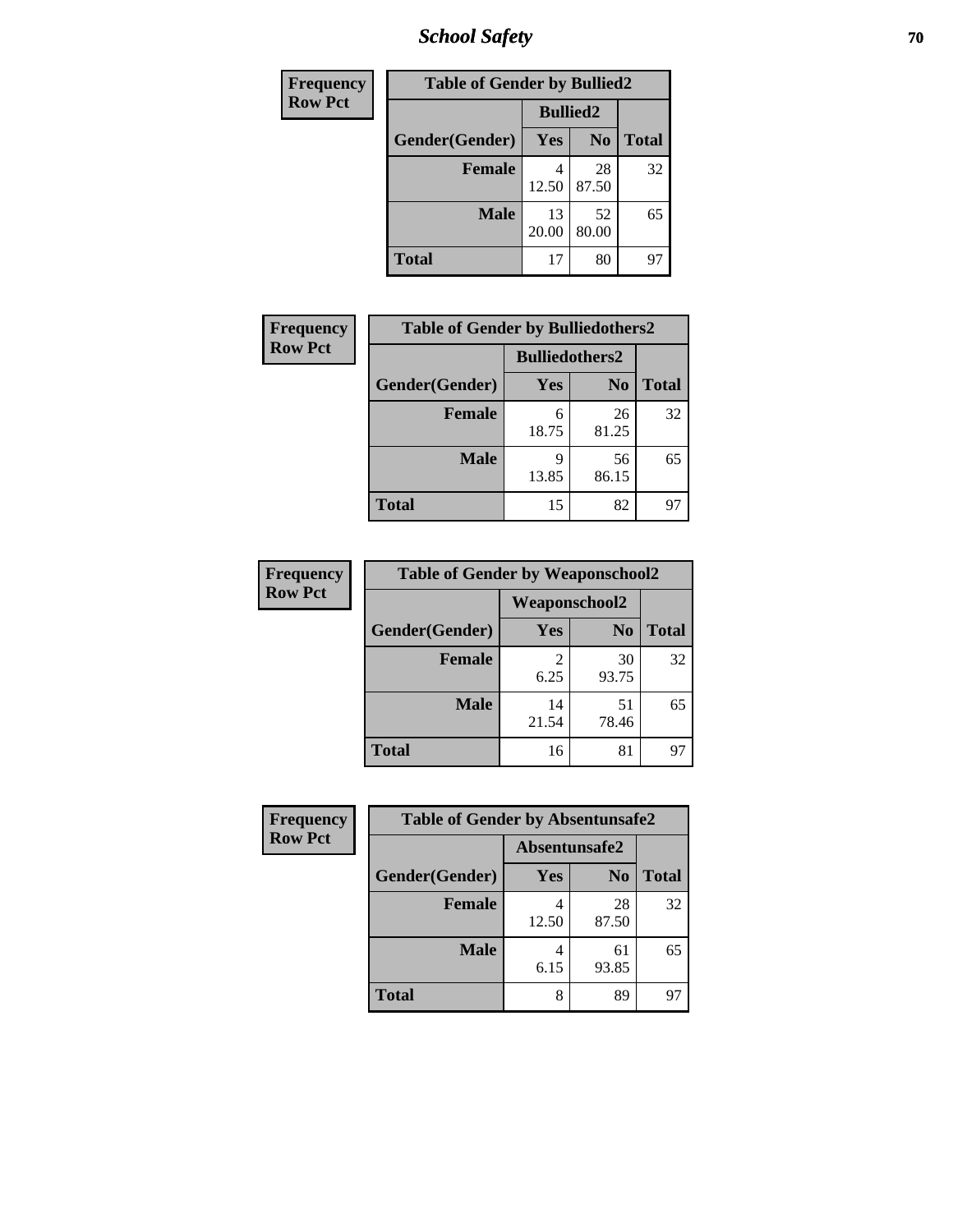# School Safety

| Frequency Row Pct |
|---|

| Table of Gender by Bullied2 | | | |
|---|---|---|---|
| | Bullied2 | | |
| Gender(Gender) | Yes | No | Total |
| Female | 4<br>12.50 | 28<br>87.50 | 32 |
| Male | 13<br>20.00 | 52<br>80.00 | 65 |
| Total | 17 | 80 | 97 |

| Frequency Row Pct |
|---|

| Table of Gender by Bulliedothers2 | | | |
|---|---|---|---|
| | Bulliedothers2 | | |
| Gender(Gender) | Yes | No | Total |
| Female | 6<br>18.75 | 26<br>81.25 | 32 |
| Male | 9<br>13.85 | 56<br>86.15 | 65 |
| Total | 15 | 82 | 97 |

| Frequency Row Pct |
|---|

| Table of Gender by Weaponschool2 | | | |
|---|---|---|---|
| | Weaponschool2 | | |
| Gender(Gender) | Yes | No | Total |
| Female | 2<br>6.25 | 30<br>93.75 | 32 |
| Male | 14<br>21.54 | 51<br>78.46 | 65 |
| Total | 16 | 81 | 97 |

| Frequency Row Pct |
|---|

| Table of Gender by Absentunsafe2 | | | |
|---|---|---|---|
| | Absentunsafe2 | | |
| Gender(Gender) | Yes | No | Total |
| Female | 4<br>12.50 | 28<br>87.50 | 32 |
| Male | 4<br>6.15 | 61<br>93.85 | 65 |
| Total | 8 | 89 | 97 |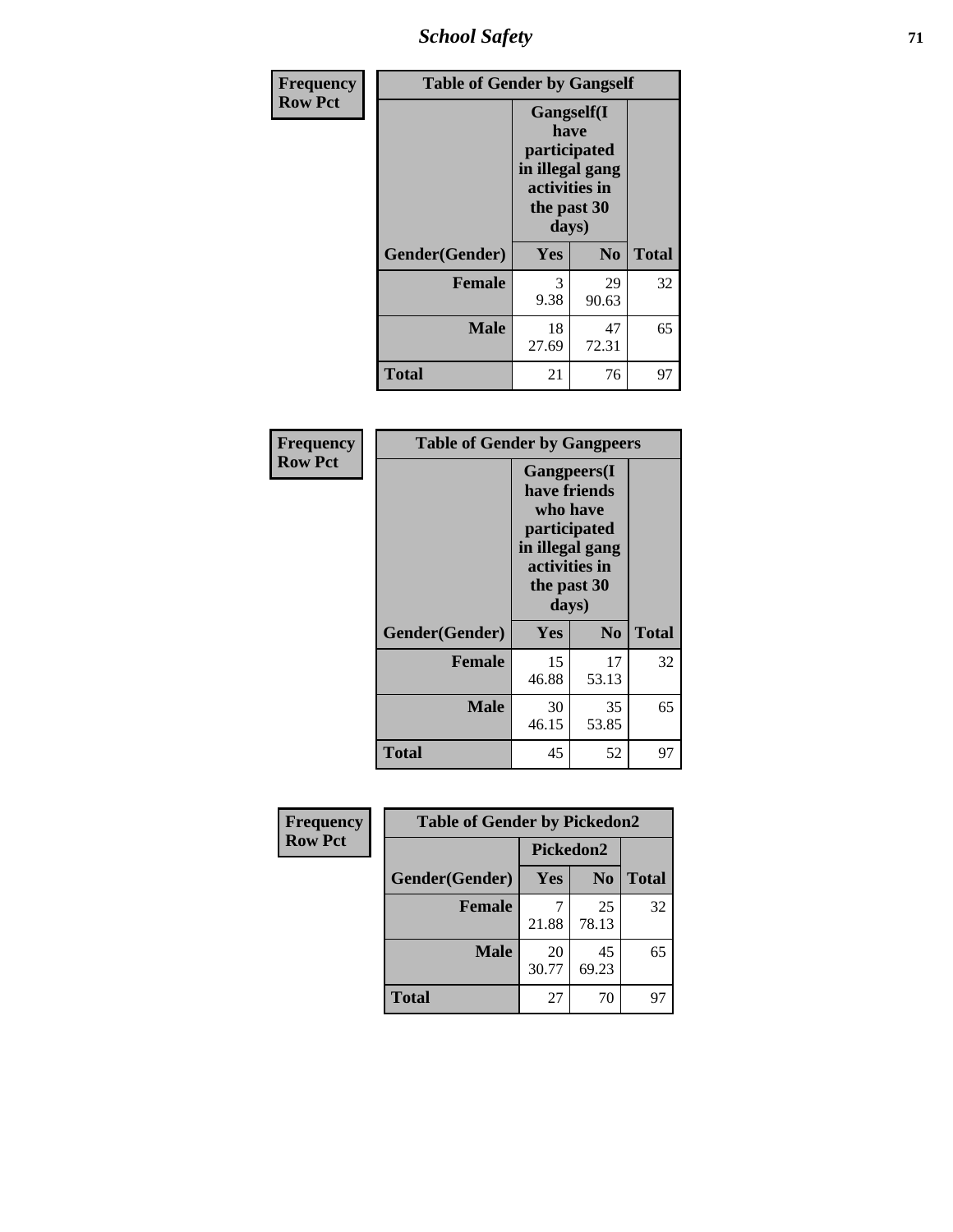| Frequency Row Pct | Table of Gender by Gangself | | |
|---|---|---|---|
| | Gangself(I have participated in illegal gang activities in the past 30 days) | | |
| Gender(Gender) | Yes | No | Total |
| Female | 3<br>9.38 | 29<br>90.63 | 32 |
| Male | 18<br>27.69 | 47<br>72.31 | 65 |
| Total | 21 | 76 | 97 |

| Frequency Row Pct | Table of Gender by Gangpeers | | |
|---|---|---|---|
| | Gangpeers(I have friends who have participated in illegal gang activities in the past 30 days) | | |
| Gender(Gender) | Yes | No | Total |
| Female | 15<br>46.88 | 17<br>53.13 | 32 |
| Male | 30<br>46.15 | 35<br>53.85 | 65 |
| Total | 45 | 52 | 97 |

| Frequency Row Pct | Table of Gender by Pickedon2 | | |
|---|---|---|---|
| | Pickedon2 | | |
| Gender(Gender) | Yes | No | Total |
| Female | 7<br>21.88 | 25<br>78.13 | 32 |
| Male | 20<br>30.77 | 45<br>69.23 | 65 |
| Total | 27 | 70 | 97 |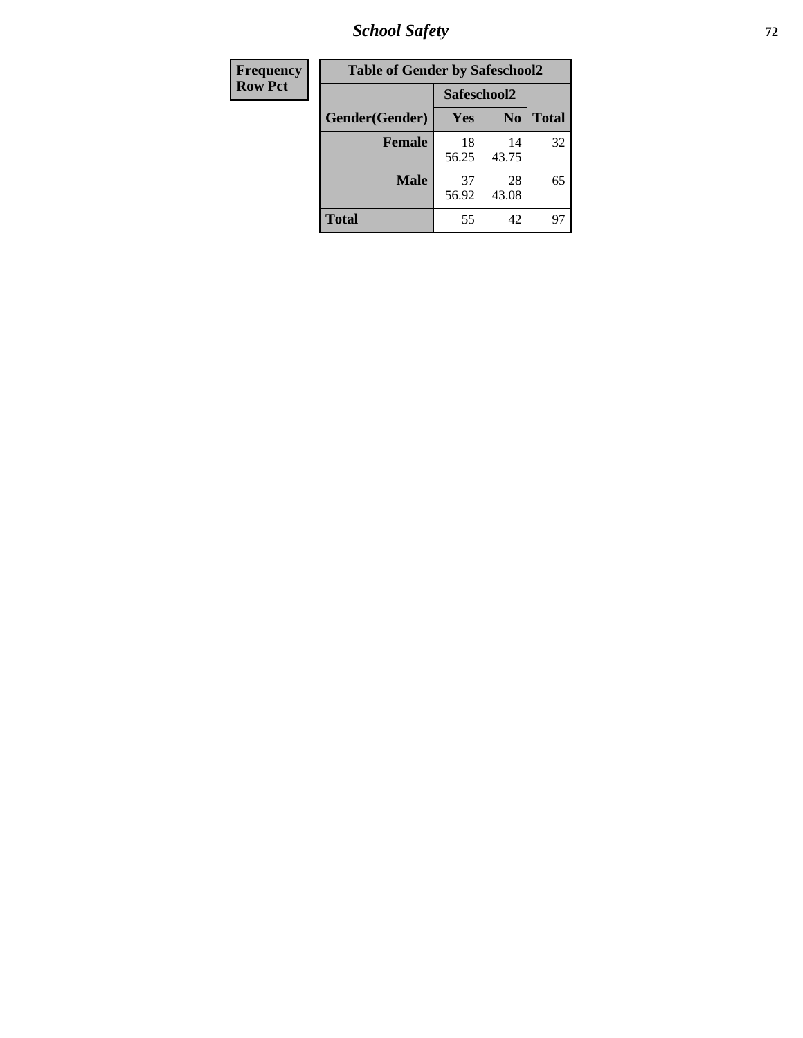| Frequency |
|---|
| Row Pct |

| Table of Gender by Safeschool2 | | | |
|---|---|---|---|
| | Safeschool2 | | |
| Gender(Gender) | Yes | No | Total |
| Female | 18<br>56.25 | 14<br>43.75 | 32 |
| Male | 37<br>56.92 | 28<br>43.08 | 65 |
| Total | 55 | 42 | 97 |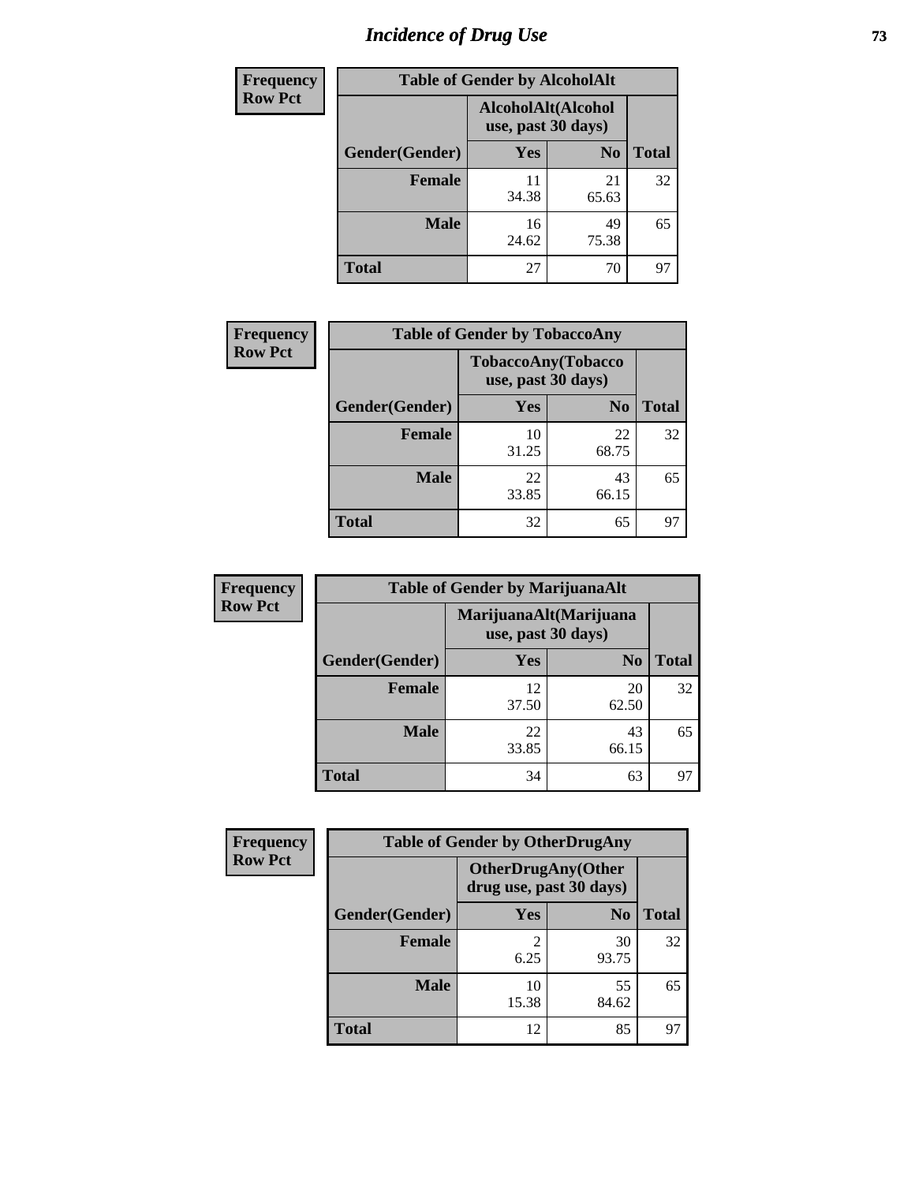# Incidence of Drug Use

**Frequency**
**Row Pct**

| Table of Gender by AlcoholAlt | | | |
|---|---|---|---|
| | AlcoholAlt(Alcohol use, past 30 days) | | |
| Gender(Gender) | Yes | No | Total |
| Female | 11<br>34.38 | 21<br>65.63 | 32 |
| Male | 16<br>24.62 | 49<br>75.38 | 65 |
| Total | 27 | 70 | 97 |

**Frequency**
**Row Pct**

| Table of Gender by TobaccoAny | | | |
|---|---|---|---|
| | TobaccoAny(Tobacco use, past 30 days) | | |
| Gender(Gender) | Yes | No | Total |
| Female | 10<br>31.25 | 22<br>68.75 | 32 |
| Male | 22<br>33.85 | 43<br>66.15 | 65 |
| Total | 32 | 65 | 97 |

**Frequency**
**Row Pct**

| Table of Gender by MarijuanaAlt | | | |
|---|---|---|---|
| | MarijuanaAlt(Marijuana use, past 30 days) | | |
| Gender(Gender) | Yes | No | Total |
| Female | 12<br>37.50 | 20<br>62.50 | 32 |
| Male | 22<br>33.85 | 43<br>66.15 | 65 |
| Total | 34 | 63 | 97 |

**Frequency**
**Row Pct**

| Table of Gender by OtherDrugAny | | | |
|---|---|---|---|
| | OtherDrugAny(Other drug use, past 30 days) | | |
| Gender(Gender) | Yes | No | Total |
| Female | 2<br>6.25 | 30<br>93.75 | 32 |
| Male | 10<br>15.38 | 55<br>84.62 | 65 |
| Total | 12 | 85 | 97 |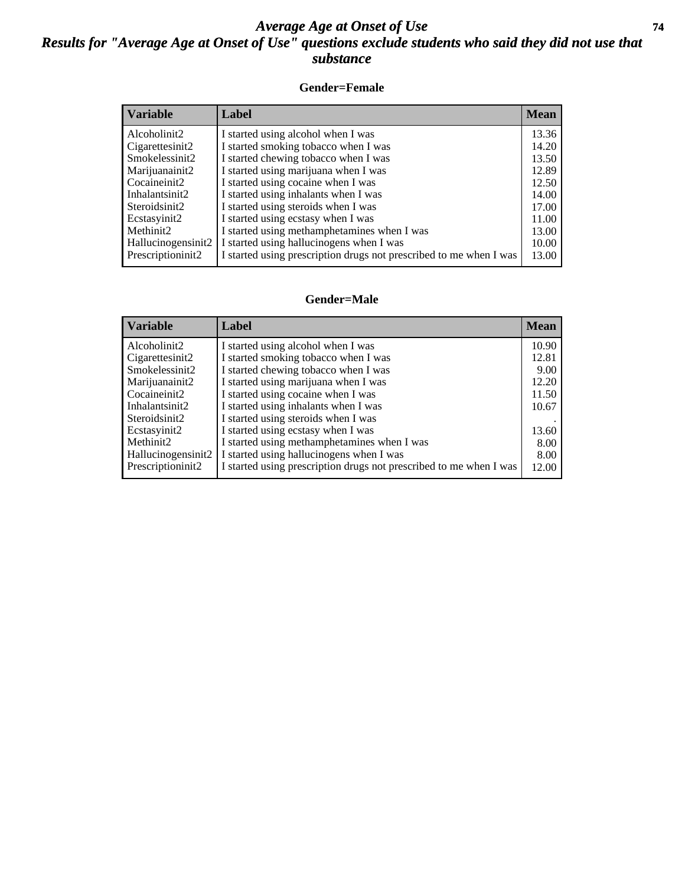# *Average Age at Onset of Use*

## *Results for "Average Age at Onset of Use" questions exclude students who said they did not use that substance*

### Gender=Female

| Variable | Label | Mean |
|---|---|---|
| Alcoholinit2 | I started using alcohol when I was | 13.36 |
| Cigarettesinit2 | I started smoking tobacco when I was | 14.20 |
| Smokelessinit2 | I started chewing tobacco when I was | 13.50 |
| Marijuanainit2 | I started using marijuana when I was | 12.89 |
| Cocaineinit2 | I started using cocaine when I was | 12.50 |
| Inhalantsinit2 | I started using inhalants when I was | 14.00 |
| Steroidsinit2 | I started using steroids when I was | 17.00 |
| Ecstasyinit2 | I started using ecstasy when I was | 11.00 |
| Methinit2 | I started using methamphetamines when I was | 13.00 |
| Hallucinogensinit2 | I started using hallucinogens when I was | 10.00 |
| Prescriptioninit2 | I started using prescription drugs not prescribed to me when I was | 13.00 |

### Gender=Male

| Variable | Label | Mean |
|---|---|---|
| Alcoholinit2 | I started using alcohol when I was | 10.90 |
| Cigarettesinit2 | I started smoking tobacco when I was | 12.81 |
| Smokelessinit2 | I started chewing tobacco when I was | 9.00 |
| Marijuanainit2 | I started using marijuana when I was | 12.20 |
| Cocaineinit2 | I started using cocaine when I was | 11.50 |
| Inhalantsinit2 | I started using inhalants when I was | 10.67 |
| Steroidsinit2 | I started using steroids when I was | . |
| Ecstasyinit2 | I started using ecstasy when I was | 13.60 |
| Methinit2 | I started using methamphetamines when I was | 8.00 |
| Hallucinogensinit2 | I started using hallucinogens when I was | 8.00 |
| Prescriptioninit2 | I started using prescription drugs not prescribed to me when I was | 12.00 |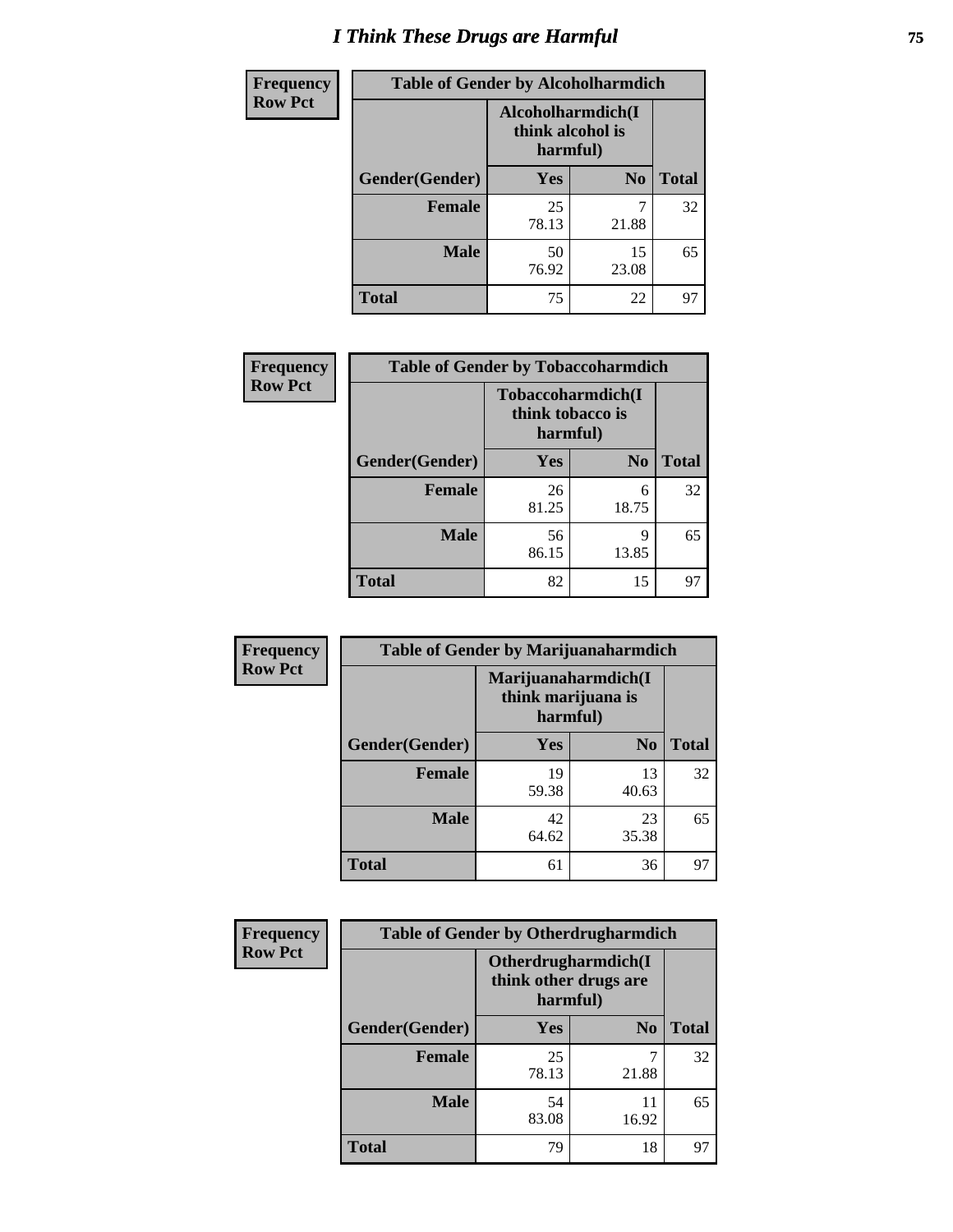# I Think These Drugs are Harmful

| Frequency Row Pct | Table of Gender by Alcoholharmdich | | |
|---|---|---|---|
| | Alcoholharmdich(I think alcohol is harmful) | | |
| Gender(Gender) | Yes | No | Total |
| Female | 25<br>78.13 | 7<br>21.88 | 32 |
| Male | 50<br>76.92 | 15<br>23.08 | 65 |
| Total | 75 | 22 | 97 |

| Frequency Row Pct | Table of Gender by Tobaccoharmdich | | |
|---|---|---|---|
| | Tobaccoharmdich(I think tobacco is harmful) | | |
| Gender(Gender) | Yes | No | Total |
| Female | 26<br>81.25 | 6<br>18.75 | 32 |
| Male | 56<br>86.15 | 9<br>13.85 | 65 |
| Total | 82 | 15 | 97 |

| Frequency Row Pct | Table of Gender by Marijuanaharmdich | | |
|---|---|---|---|
| | Marijuanaharmdich(I think marijuana is harmful) | | |
| Gender(Gender) | Yes | No | Total |
| Female | 19<br>59.38 | 13<br>40.63 | 32 |
| Male | 42<br>64.62 | 23<br>35.38 | 65 |
| Total | 61 | 36 | 97 |

| Frequency Row Pct | Table of Gender by Otherdrugharmdich | | |
|---|---|---|---|
| | Otherdrugharmdich(I think other drugs are harmful) | | |
| Gender(Gender) | Yes | No | Total |
| Female | 25<br>78.13 | 7<br>21.88 | 32 |
| Male | 54<br>83.08 | 11<br>16.92 | 65 |
| Total | 79 | 18 | 97 |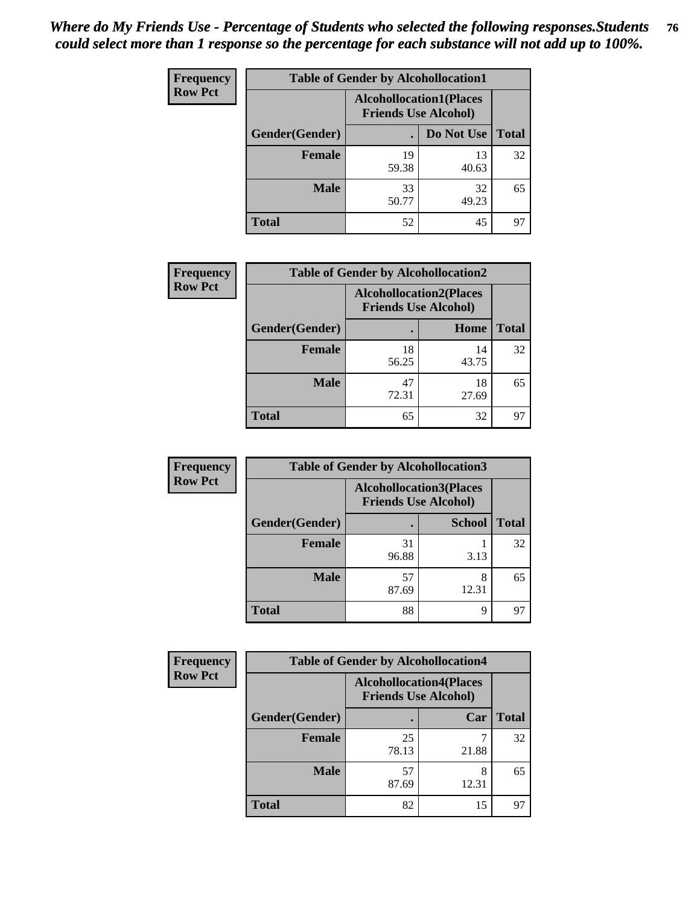*Where do My Friends Use - Percentage of Students who selected the following responses.Students could select more than 1 response so the percentage for each substance will not add up to 100%.*

**Frequency**
**Row Pct**

| Table of Gender by Alcohollocation1 | | | |
|---|---|---|---|
| | Alcohollocation1(Places Friends Use Alcohol) | | |
| Gender(Gender) | . | Do Not Use | Total |
| Female | 19<br>59.38 | 13<br>40.63 | 32 |
| Male | 33<br>50.77 | 32<br>49.23 | 65 |
| Total | 52 | 45 | 97 |

**Frequency**
**Row Pct**

| Table of Gender by Alcohollocation2 | | | |
|---|---|---|---|
| | Alcohollocation2(Places Friends Use Alcohol) | | |
| Gender(Gender) | . | Home | Total |
| Female | 18<br>56.25 | 14<br>43.75 | 32 |
| Male | 47<br>72.31 | 18<br>27.69 | 65 |
| Total | 65 | 32 | 97 |

**Frequency**
**Row Pct**

| Table of Gender by Alcohollocation3 | | | |
|---|---|---|---|
| | Alcohollocation3(Places Friends Use Alcohol) | | |
| Gender(Gender) | . | School | Total |
| Female | 31<br>96.88 | 1<br>3.13 | 32 |
| Male | 57<br>87.69 | 8<br>12.31 | 65 |
| Total | 88 | 9 | 97 |

**Frequency**
**Row Pct**

| Table of Gender by Alcohollocation4 | | | |
|---|---|---|---|
| | Alcohollocation4(Places Friends Use Alcohol) | | |
| Gender(Gender) | . | Car | Total |
| Female | 25<br>78.13 | 7<br>21.88 | 32 |
| Male | 57<br>87.69 | 8<br>12.31 | 65 |
| Total | 82 | 15 | 97 |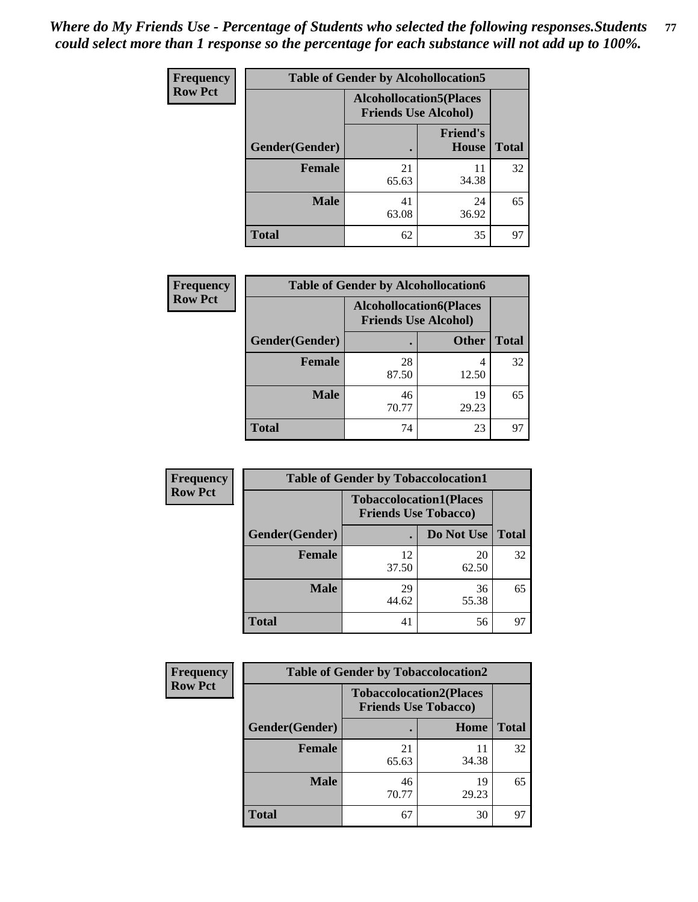*Where do My Friends Use - Percentage of Students who selected the following responses.Students could select more than 1 response so the percentage for each substance will not add up to 100%.*

**Frequency**
**Row Pct**

**Table of Gender by Alcohollocation5**

| Gender(Gender) | Alcohollocation5(Places Friends Use Alcohol) | | Total |
|---|---|---|---|
| | . | Friend's House | |
| **Female** | 21<br>65.63 | 11<br>34.38 | 32 |
| **Male** | 41<br>63.08 | 24<br>36.92 | 65 |
| **Total** | 62 | 35 | 97 |

**Frequency**
**Row Pct**

**Table of Gender by Alcohollocation6**

| Gender(Gender) | Alcohollocation6(Places Friends Use Alcohol) | | Total |
|---|---|---|---|
| | . | Other | |
| **Female** | 28<br>87.50 | 4<br>12.50 | 32 |
| **Male** | 46<br>70.77 | 19<br>29.23 | 65 |
| **Total** | 74 | 23 | 97 |

**Frequency**
**Row Pct**

**Table of Gender by Tobaccolocation1**

| Gender(Gender) | Tobaccolocation1(Places Friends Use Tobacco) | | Total |
|---|---|---|---|
| | . | Do Not Use | |
| **Female** | 12<br>37.50 | 20<br>62.50 | 32 |
| **Male** | 29<br>44.62 | 36<br>55.38 | 65 |
| **Total** | 41 | 56 | 97 |

**Frequency**
**Row Pct**

**Table of Gender by Tobaccolocation2**

| Gender(Gender) | Tobaccolocation2(Places Friends Use Tobacco) | | Total |
|---|---|---|---|
| | . | Home | |
| **Female** | 21<br>65.63 | 11<br>34.38 | 32 |
| **Male** | 46<br>70.77 | 19<br>29.23 | 65 |
| **Total** | 67 | 30 | 97 |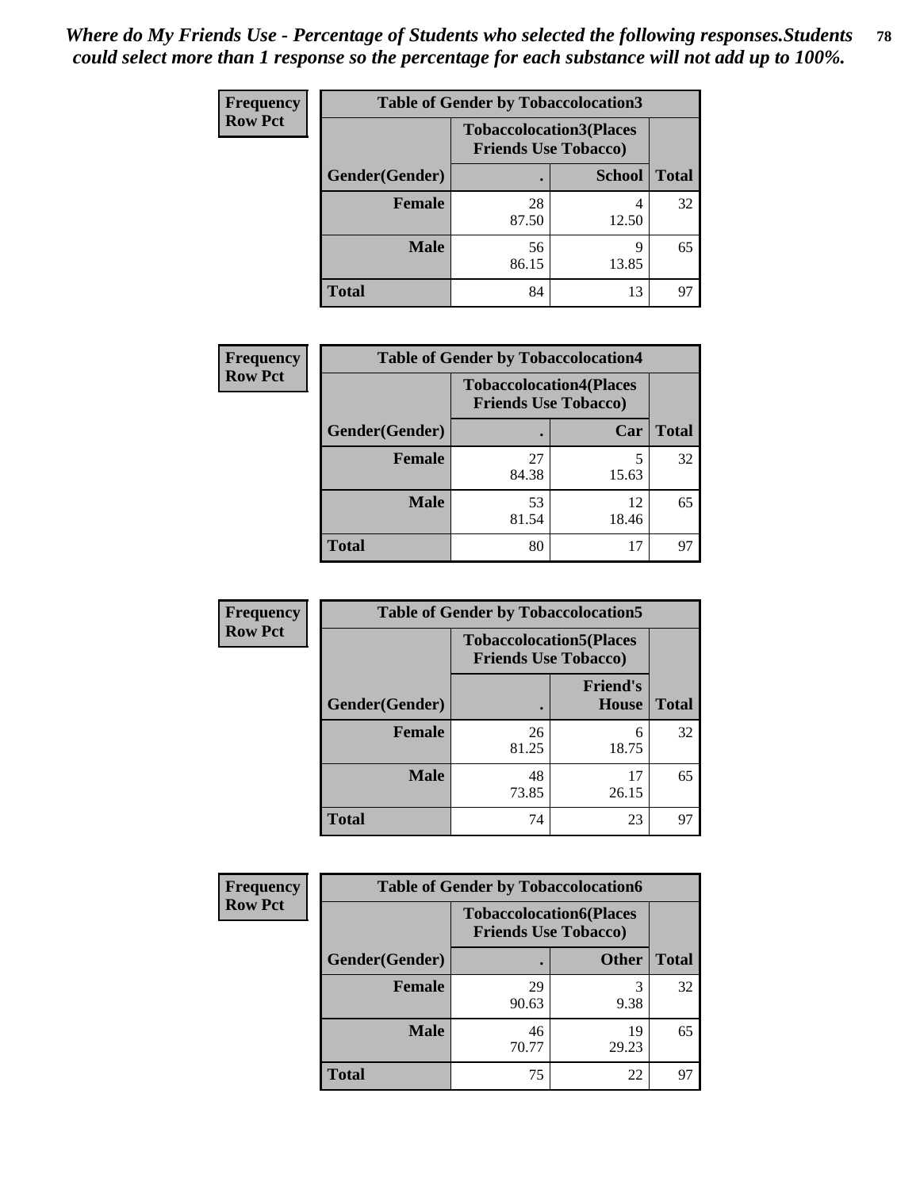*Where do My Friends Use - Percentage of Students who selected the following responses.Students could select more than 1 response so the percentage for each substance will not add up to 100%.*

**Frequency**
**Row Pct**

| Table of Gender by Tobaccolocation3 | | | |
|---|---|---|---|
| | Tobaccolocation3(Places Friends Use Tobacco) | | |
| Gender(Gender) | . | School | Total |
| Female | 28<br>87.50 | 4<br>12.50 | 32 |
| Male | 56<br>86.15 | 9<br>13.85 | 65 |
| Total | 84 | 13 | 97 |

**Frequency**
**Row Pct**

| Table of Gender by Tobaccolocation4 | | | |
|---|---|---|---|
| | Tobaccolocation4(Places Friends Use Tobacco) | | |
| Gender(Gender) | . | Car | Total |
| Female | 27<br>84.38 | 5<br>15.63 | 32 |
| Male | 53<br>81.54 | 12<br>18.46 | 65 |
| Total | 80 | 17 | 97 |

**Frequency**
**Row Pct**

| Table of Gender by Tobaccolocation5 | | | |
|---|---|---|---|
| | Tobaccolocation5(Places Friends Use Tobacco) | | |
| Gender(Gender) | . | Friend's House | Total |
| Female | 26<br>81.25 | 6<br>18.75 | 32 |
| Male | 48<br>73.85 | 17<br>26.15 | 65 |
| Total | 74 | 23 | 97 |

**Frequency**
**Row Pct**

| Table of Gender by Tobaccolocation6 | | | |
|---|---|---|---|
| | Tobaccolocation6(Places Friends Use Tobacco) | | |
| Gender(Gender) | . | Other | Total |
| Female | 29<br>90.63 | 3<br>9.38 | 32 |
| Male | 46<br>70.77 | 19<br>29.23 | 65 |
| Total | 75 | 22 | 97 |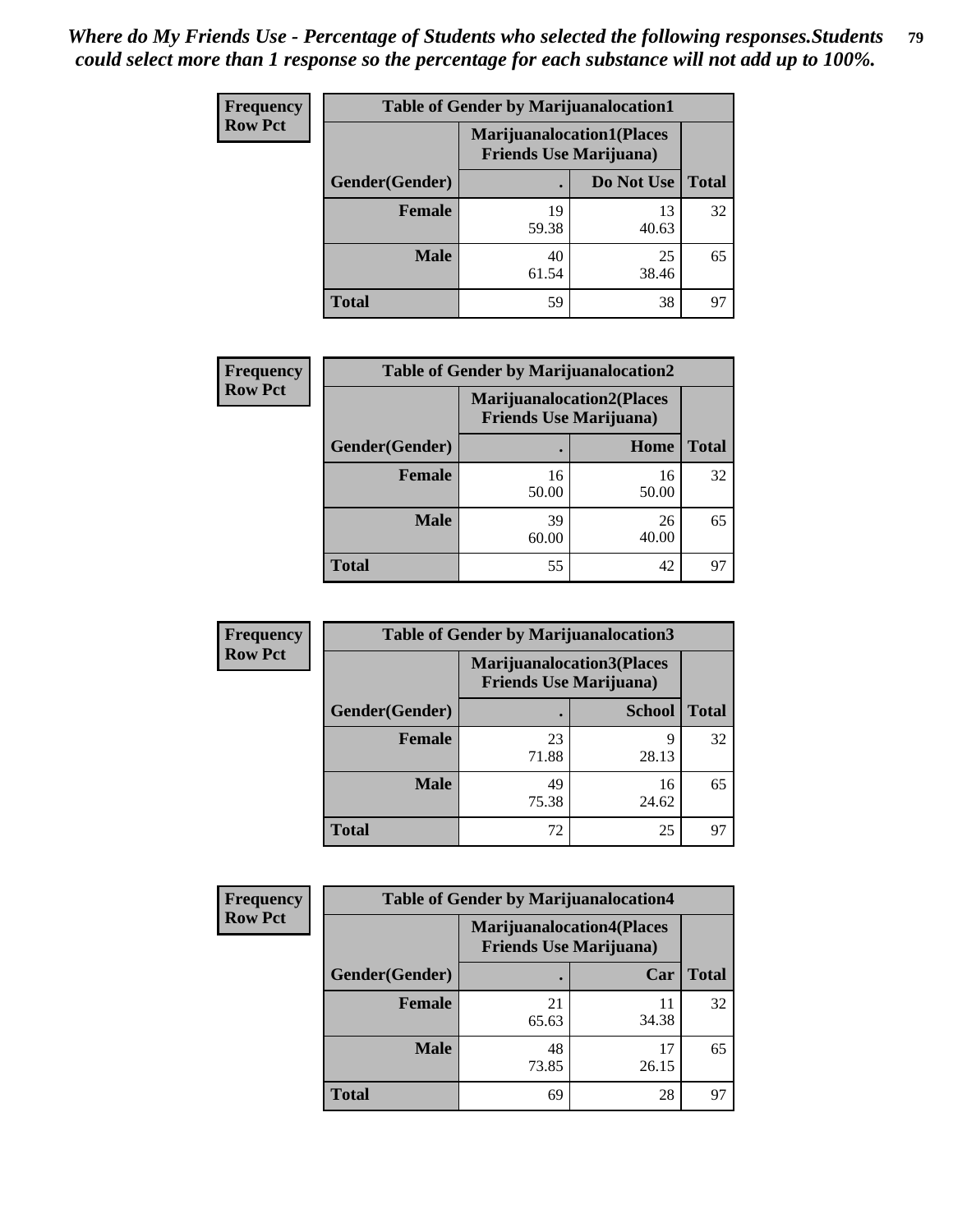*Where do My Friends Use - Percentage of Students who selected the following responses.Students could select more than 1 response so the percentage for each substance will not add up to 100%.*

**Frequency**
**Row Pct**

| Table of Gender by Marijuanalocation1 | | | |
|---|---|---|---|
| | Marijuanalocation1(Places Friends Use Marijuana) | | |
| Gender(Gender) | . | Do Not Use | Total |
| Female | 19<br>59.38 | 13<br>40.63 | 32 |
| Male | 40<br>61.54 | 25<br>38.46 | 65 |
| Total | 59 | 38 | 97 |

**Frequency**
**Row Pct**

| Table of Gender by Marijuanalocation2 | | | |
|---|---|---|---|
| | Marijuanalocation2(Places Friends Use Marijuana) | | |
| Gender(Gender) | . | Home | Total |
| Female | 16<br>50.00 | 16<br>50.00 | 32 |
| Male | 39<br>60.00 | 26<br>40.00 | 65 |
| Total | 55 | 42 | 97 |

**Frequency**
**Row Pct**

| Table of Gender by Marijuanalocation3 | | | |
|---|---|---|---|
| | Marijuanalocation3(Places Friends Use Marijuana) | | |
| Gender(Gender) | . | School | Total |
| Female | 23<br>71.88 | 9<br>28.13 | 32 |
| Male | 49<br>75.38 | 16<br>24.62 | 65 |
| Total | 72 | 25 | 97 |

**Frequency**
**Row Pct**

| Table of Gender by Marijuanalocation4 | | | |
|---|---|---|---|
| | Marijuanalocation4(Places Friends Use Marijuana) | | |
| Gender(Gender) | . | Car | Total |
| Female | 21<br>65.63 | 11<br>34.38 | 32 |
| Male | 48<br>73.85 | 17<br>26.15 | 65 |
| Total | 69 | 28 | 97 |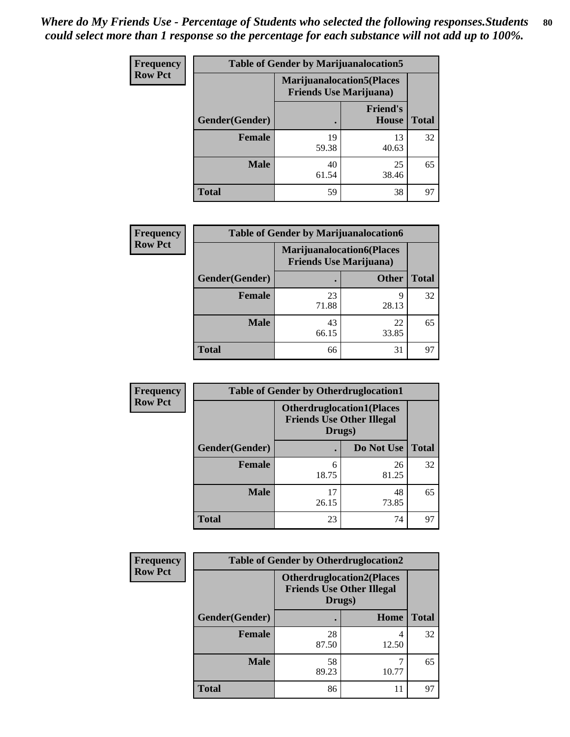*Where do My Friends Use - Percentage of Students who selected the following responses.Students could select more than 1 response so the percentage for each substance will not add up to 100%.*

**Frequency Row Pct**

| Table of Gender by Marijuanalocation5 | | | |
|---|---|---|---|
| | Marijuanalocation5(Places Friends Use Marijuana) | | |
| Gender(Gender) | . | Friend's House | Total |
| **Female** | 19<br>59.38 | 13<br>40.63 | 32 |
| **Male** | 40<br>61.54 | 25<br>38.46 | 65 |
| **Total** | 59 | 38 | 97 |

**Frequency Row Pct**

| Table of Gender by Marijuanalocation6 | | | |
|---|---|---|---|
| | Marijuanalocation6(Places Friends Use Marijuana) | | |
| Gender(Gender) | . | Other | Total |
| **Female** | 23<br>71.88 | 9<br>28.13 | 32 |
| **Male** | 43<br>66.15 | 22<br>33.85 | 65 |
| **Total** | 66 | 31 | 97 |

**Frequency Row Pct**

| Table of Gender by Otherdruglocation1 | | | |
|---|---|---|---|
| | Otherdruglocation1(Places Friends Use Other Illegal Drugs) | | |
| Gender(Gender) | . | Do Not Use | Total |
| **Female** | 6<br>18.75 | 26<br>81.25 | 32 |
| **Male** | 17<br>26.15 | 48<br>73.85 | 65 |
| **Total** | 23 | 74 | 97 |

**Frequency Row Pct**

| Table of Gender by Otherdruglocation2 | | | |
|---|---|---|---|
| | Otherdruglocation2(Places Friends Use Other Illegal Drugs) | | |
| Gender(Gender) | . | Home | Total |
| **Female** | 28<br>87.50 | 4<br>12.50 | 32 |
| **Male** | 58<br>89.23 | 7<br>10.77 | 65 |
| **Total** | 86 | 11 | 97 |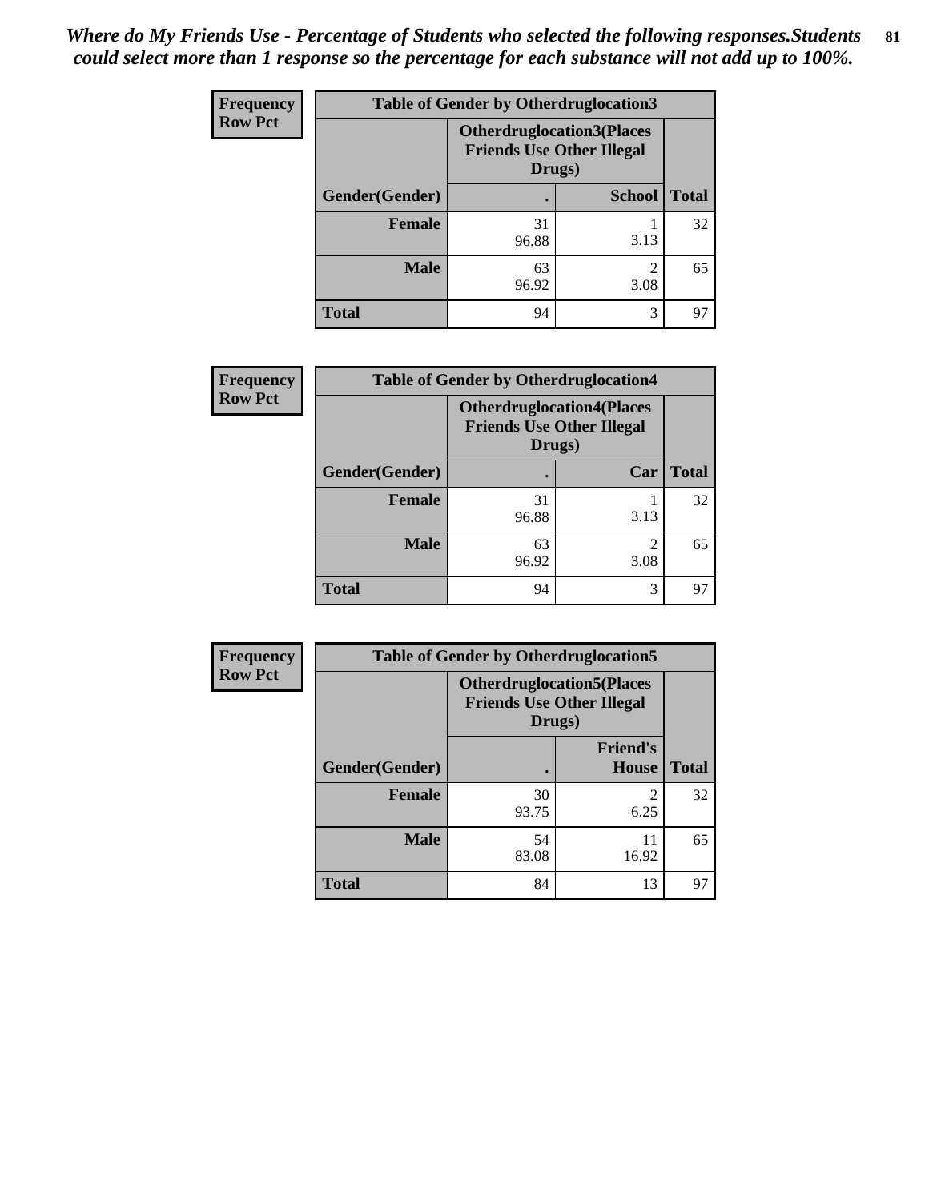*Where do My Friends Use - Percentage of Students who selected the following responses.Students could select more than 1 response so the percentage for each substance will not add up to 100%.*

**Frequency**
**Row Pct**

| Table of Gender by Otherdruglocation3 | | | |
|---|---|---|---|
| | Otherdruglocation3(Places Friends Use Other Illegal Drugs) | | |
| Gender(Gender) | . | School | Total |
| Female | 31<br>96.88 | 1<br>3.13 | 32 |
| Male | 63<br>96.92 | 2<br>3.08 | 65 |
| Total | 94 | 3 | 97 |

**Frequency**
**Row Pct**

| Table of Gender by Otherdruglocation4 | | | |
|---|---|---|---|
| | Otherdruglocation4(Places Friends Use Other Illegal Drugs) | | |
| Gender(Gender) | . | Car | Total |
| Female | 31<br>96.88 | 1<br>3.13 | 32 |
| Male | 63<br>96.92 | 2<br>3.08 | 65 |
| Total | 94 | 3 | 97 |

**Frequency**
**Row Pct**

| Table of Gender by Otherdruglocation5 | | | |
|---|---|---|---|
| | Otherdruglocation5(Places Friends Use Other Illegal Drugs) | | |
| Gender(Gender) | . | Friend's House | Total |
| Female | 30<br>93.75 | 2<br>6.25 | 32 |
| Male | 54<br>83.08 | 11<br>16.92 | 65 |
| Total | 84 | 13 | 97 |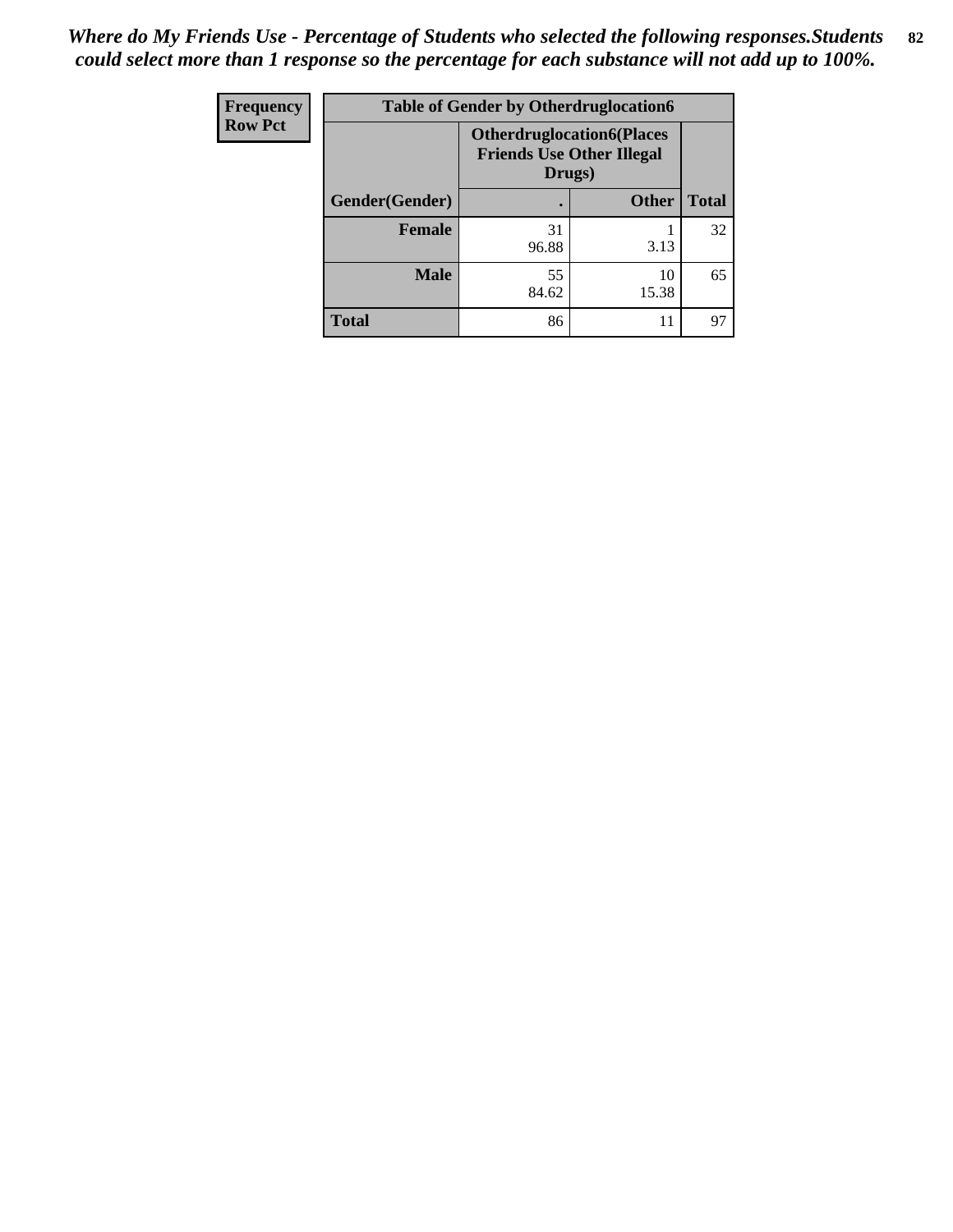*Where do My Friends Use - Percentage of Students who selected the following responses.Students could select more than 1 response so the percentage for each substance will not add up to 100%.*

| Frequency<br>Row Pct | Table of Gender by Otherdruglocation6 | | |
|---|---|---|---|
| | Otherdruglocation6(Places Friends Use Other Illegal Drugs) | | |
| Gender(Gender) | . | Other | Total |
| Female | 31<br>96.88 | 1<br>3.13 | 32 |
| Male | 55<br>84.62 | 10<br>15.38 | 65 |
| Total | 86 | 11 | 97 |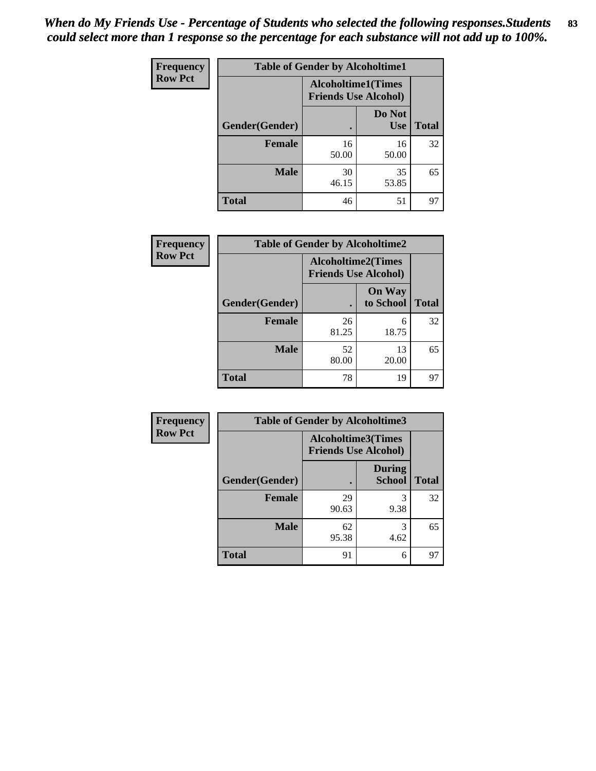*When do My Friends Use - Percentage of Students who selected the following responses.Students could select more than 1 response so the percentage for each substance will not add up to 100%.*

**Frequency**
**Row Pct**

| Table of Gender by Alcoholtime1 | | | |
|---|---|---|---|
| | Alcoholtime1(Times Friends Use Alcohol) | | |
| Gender(Gender) | . | Do Not Use | Total |
| **Female** | 16<br>50.00 | 16<br>50.00 | 32 |
| **Male** | 30<br>46.15 | 35<br>53.85 | 65 |
| **Total** | 46 | 51 | 97 |

**Frequency**
**Row Pct**

| Table of Gender by Alcoholtime2 | | | |
|---|---|---|---|
| | Alcoholtime2(Times Friends Use Alcohol) | | |
| Gender(Gender) | . | On Way to School | Total |
| **Female** | 26<br>81.25 | 6<br>18.75 | 32 |
| **Male** | 52<br>80.00 | 13<br>20.00 | 65 |
| **Total** | 78 | 19 | 97 |

**Frequency**
**Row Pct**

| Table of Gender by Alcoholtime3 | | | |
|---|---|---|---|
| | Alcoholtime3(Times Friends Use Alcohol) | | |
| Gender(Gender) | . | During School | Total |
| **Female** | 29<br>90.63 | 3<br>9.38 | 32 |
| **Male** | 62<br>95.38 | 3<br>4.62 | 65 |
| **Total** | 91 | 6 | 97 |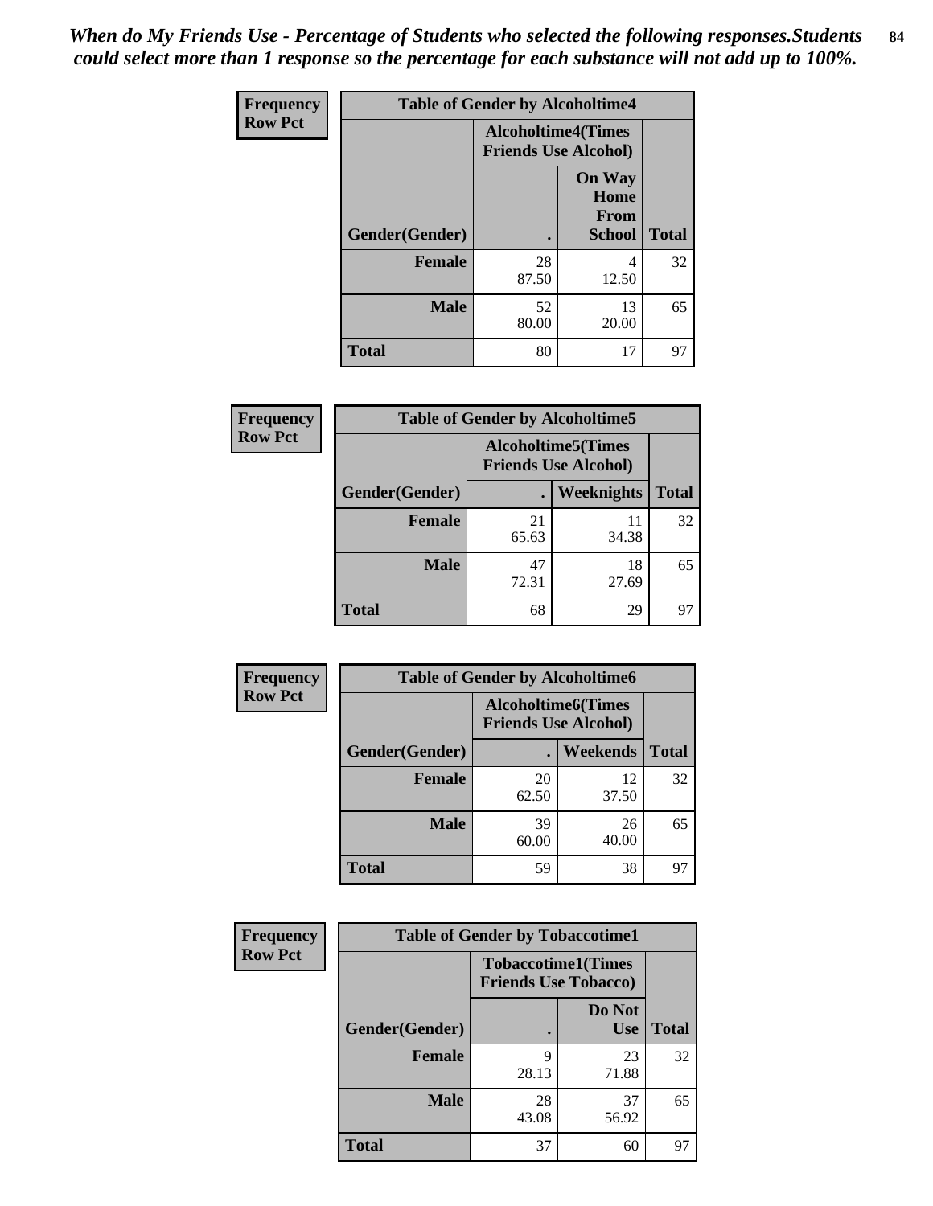*When do My Friends Use - Percentage of Students who selected the following responses.Students could select more than 1 response so the percentage for each substance will not add up to 100%.*

**Frequency Row Pct**

| Table of Gender by Alcoholtime4 | | | |
|---|---|---|---|
| | Alcoholtime4(Times Friends Use Alcohol) | | |
| Gender(Gender) | . | On Way Home From School | Total |
| Female | 28<br>87.50 | 4<br>12.50 | 32 |
| Male | 52<br>80.00 | 13<br>20.00 | 65 |
| Total | 80 | 17 | 97 |

**Frequency Row Pct**

| Table of Gender by Alcoholtime5 | | | |
|---|---|---|---|
| | Alcoholtime5(Times Friends Use Alcohol) | | |
| Gender(Gender) | . | Weeknights | Total |
| Female | 21<br>65.63 | 11<br>34.38 | 32 |
| Male | 47<br>72.31 | 18<br>27.69 | 65 |
| Total | 68 | 29 | 97 |

**Frequency Row Pct**

| Table of Gender by Alcoholtime6 | | | |
|---|---|---|---|
| | Alcoholtime6(Times Friends Use Alcohol) | | |
| Gender(Gender) | . | Weekends | Total |
| Female | 20<br>62.50 | 12<br>37.50 | 32 |
| Male | 39<br>60.00 | 26<br>40.00 | 65 |
| Total | 59 | 38 | 97 |

**Frequency Row Pct**

| Table of Gender by Tobaccotime1 | | | |
|---|---|---|---|
| | Tobaccotime1(Times Friends Use Tobacco) | | |
| Gender(Gender) | . | Do Not Use | Total |
| Female | 9<br>28.13 | 23<br>71.88 | 32 |
| Male | 28<br>43.08 | 37<br>56.92 | 65 |
| Total | 37 | 60 | 97 |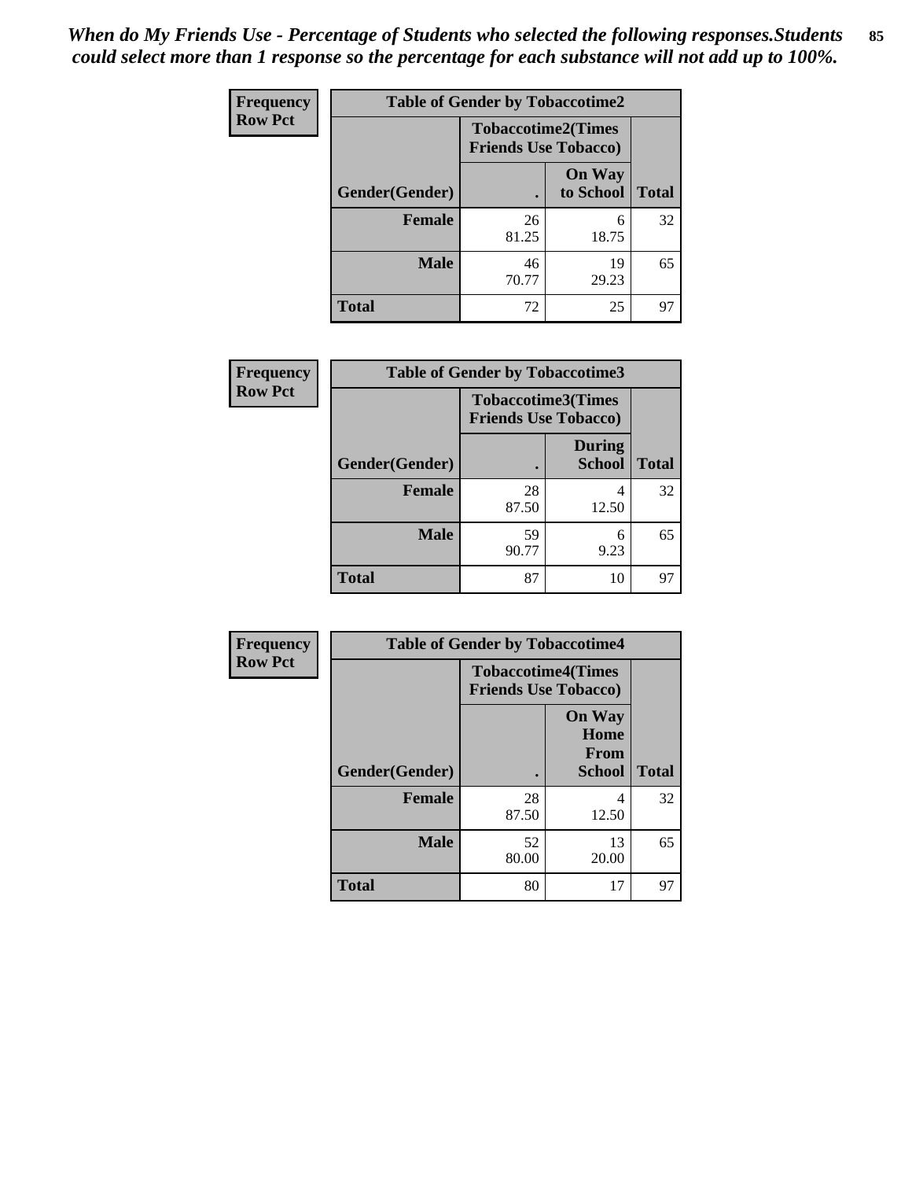*When do My Friends Use - Percentage of Students who selected the following responses.Students could select more than 1 response so the percentage for each substance will not add up to 100%.*

**Frequency**
**Row Pct**

| Table of Gender by Tobaccotime2 | | | |
|---|---|---|---|
| | Tobaccotime2(Times Friends Use Tobacco) | | |
| Gender(Gender) | . | On Way to School | Total |
| **Female** | 26<br>81.25 | 6<br>18.75 | 32 |
| **Male** | 46<br>70.77 | 19<br>29.23 | 65 |
| **Total** | 72 | 25 | 97 |

**Frequency**
**Row Pct**

| Table of Gender by Tobaccotime3 | | | |
|---|---|---|---|
| | Tobaccotime3(Times Friends Use Tobacco) | | |
| Gender(Gender) | . | During School | Total |
| **Female** | 28<br>87.50 | 4<br>12.50 | 32 |
| **Male** | 59<br>90.77 | 6<br>9.23 | 65 |
| **Total** | 87 | 10 | 97 |

**Frequency**
**Row Pct**

| Table of Gender by Tobaccotime4 | | | |
|---|---|---|---|
| | Tobaccotime4(Times Friends Use Tobacco) | | |
| Gender(Gender) | . | On Way Home From School | Total |
| **Female** | 28<br>87.50 | 4<br>12.50 | 32 |
| **Male** | 52<br>80.00 | 13<br>20.00 | 65 |
| **Total** | 80 | 17 | 97 |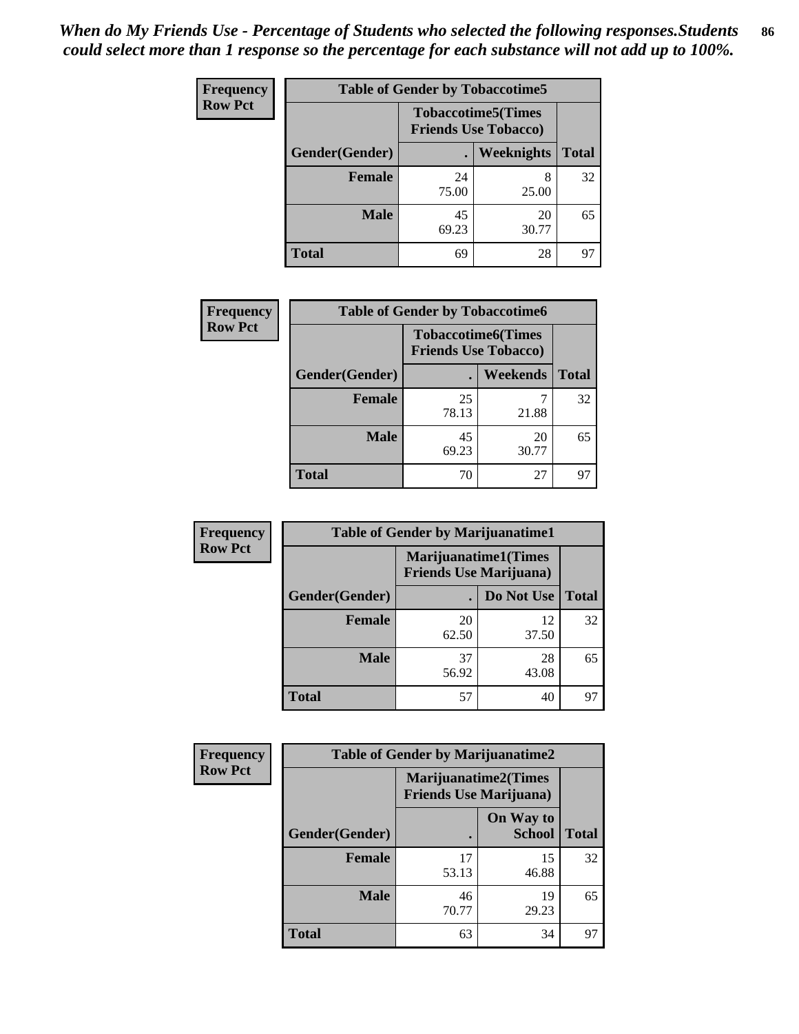*When do My Friends Use - Percentage of Students who selected the following responses.Students could select more than 1 response so the percentage for each substance will not add up to 100%.*

**Frequency**
**Row Pct**

| Table of Gender by Tobaccotime5 | | | |
|---|---|---|---|
| | Tobaccotime5(Times Friends Use Tobacco) | | |
| Gender(Gender) | . | Weeknights | Total |
| **Female** | 24<br>75.00 | 8<br>25.00 | 32 |
| **Male** | 45<br>69.23 | 20<br>30.77 | 65 |
| **Total** | 69 | 28 | 97 |

**Frequency**
**Row Pct**

| Table of Gender by Tobaccotime6 | | | |
|---|---|---|---|
| | Tobaccotime6(Times Friends Use Tobacco) | | |
| Gender(Gender) | . | Weekends | Total |
| **Female** | 25<br>78.13 | 7<br>21.88 | 32 |
| **Male** | 45<br>69.23 | 20<br>30.77 | 65 |
| **Total** | 70 | 27 | 97 |

**Frequency**
**Row Pct**

| Table of Gender by Marijuanatime1 | | | |
|---|---|---|---|
| | Marijuanatime1(Times Friends Use Marijuana) | | |
| Gender(Gender) | . | Do Not Use | Total |
| **Female** | 20<br>62.50 | 12<br>37.50 | 32 |
| **Male** | 37<br>56.92 | 28<br>43.08 | 65 |
| **Total** | 57 | 40 | 97 |

**Frequency**
**Row Pct**

| Table of Gender by Marijuanatime2 | | | |
|---|---|---|---|
| | Marijuanatime2(Times Friends Use Marijuana) | | |
| Gender(Gender) | . | On Way to School | Total |
| **Female** | 17<br>53.13 | 15<br>46.88 | 32 |
| **Male** | 46<br>70.77 | 19<br>29.23 | 65 |
| **Total** | 63 | 34 | 97 |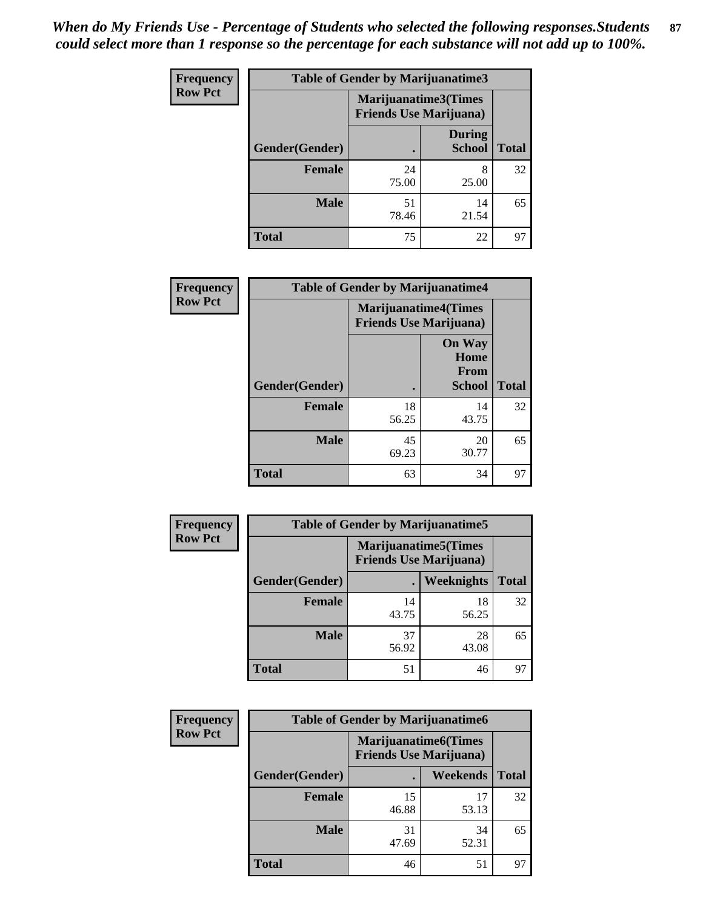*When do My Friends Use - Percentage of Students who selected the following responses.Students could select more than 1 response so the percentage for each substance will not add up to 100%.*

**Frequency**
**Row Pct**

| Table of Gender by Marijuanatime3 | | | |
|---|---|---|---|
| | Marijuanatime3(Times Friends Use Marijuana) | | |
| Gender(Gender) | . | During School | Total |
| **Female** | 24<br>75.00 | 8<br>25.00 | 32 |
| **Male** | 51<br>78.46 | 14<br>21.54 | 65 |
| **Total** | 75 | 22 | 97 |

**Frequency**
**Row Pct**

| Table of Gender by Marijuanatime4 | | | |
|---|---|---|---|
| | Marijuanatime4(Times Friends Use Marijuana) | | |
| Gender(Gender) | . | On Way Home From School | Total |
| **Female** | 18<br>56.25 | 14<br>43.75 | 32 |
| **Male** | 45<br>69.23 | 20<br>30.77 | 65 |
| **Total** | 63 | 34 | 97 |

**Frequency**
**Row Pct**

| Table of Gender by Marijuanatime5 | | | |
|---|---|---|---|
| | Marijuanatime5(Times Friends Use Marijuana) | | |
| Gender(Gender) | . | Weeknights | Total |
| **Female** | 14<br>43.75 | 18<br>56.25 | 32 |
| **Male** | 37<br>56.92 | 28<br>43.08 | 65 |
| **Total** | 51 | 46 | 97 |

**Frequency**
**Row Pct**

| Table of Gender by Marijuanatime6 | | | |
|---|---|---|---|
| | Marijuanatime6(Times Friends Use Marijuana) | | |
| Gender(Gender) | . | Weekends | Total |
| **Female** | 15<br>46.88 | 17<br>53.13 | 32 |
| **Male** | 31<br>47.69 | 34<br>52.31 | 65 |
| **Total** | 46 | 51 | 97 |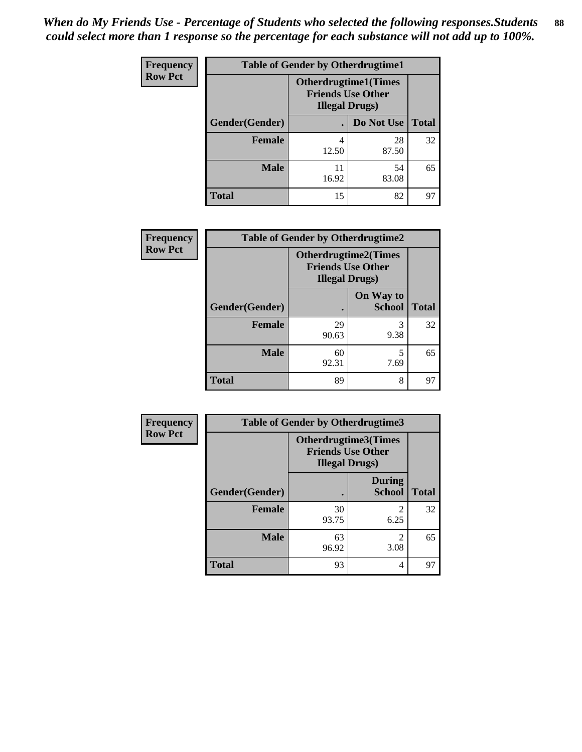*When do My Friends Use - Percentage of Students who selected the following responses.Students could select more than 1 response so the percentage for each substance will not add up to 100%.*

**Frequency**
**Row Pct**

| Table of Gender by Otherdrugtime1 | | | |
|---|---|---|---|
| | Otherdrugtime1(Times Friends Use Other Illegal Drugs) | | |
| Gender(Gender) | . | Do Not Use | Total |
| Female | 4<br>12.50 | 28<br>87.50 | 32 |
| Male | 11<br>16.92 | 54<br>83.08 | 65 |
| Total | 15 | 82 | 97 |

**Frequency**
**Row Pct**

| Table of Gender by Otherdrugtime2 | | | |
|---|---|---|---|
| | Otherdrugtime2(Times Friends Use Other Illegal Drugs) | | |
| Gender(Gender) | . | On Way to School | Total |
| Female | 29<br>90.63 | 3<br>9.38 | 32 |
| Male | 60<br>92.31 | 5<br>7.69 | 65 |
| Total | 89 | 8 | 97 |

**Frequency**
**Row Pct**

| Table of Gender by Otherdrugtime3 | | | |
|---|---|---|---|
| | Otherdrugtime3(Times Friends Use Other Illegal Drugs) | | |
| Gender(Gender) | . | During School | Total |
| Female | 30<br>93.75 | 2<br>6.25 | 32 |
| Male | 63<br>96.92 | 2<br>3.08 | 65 |
| Total | 93 | 4 | 97 |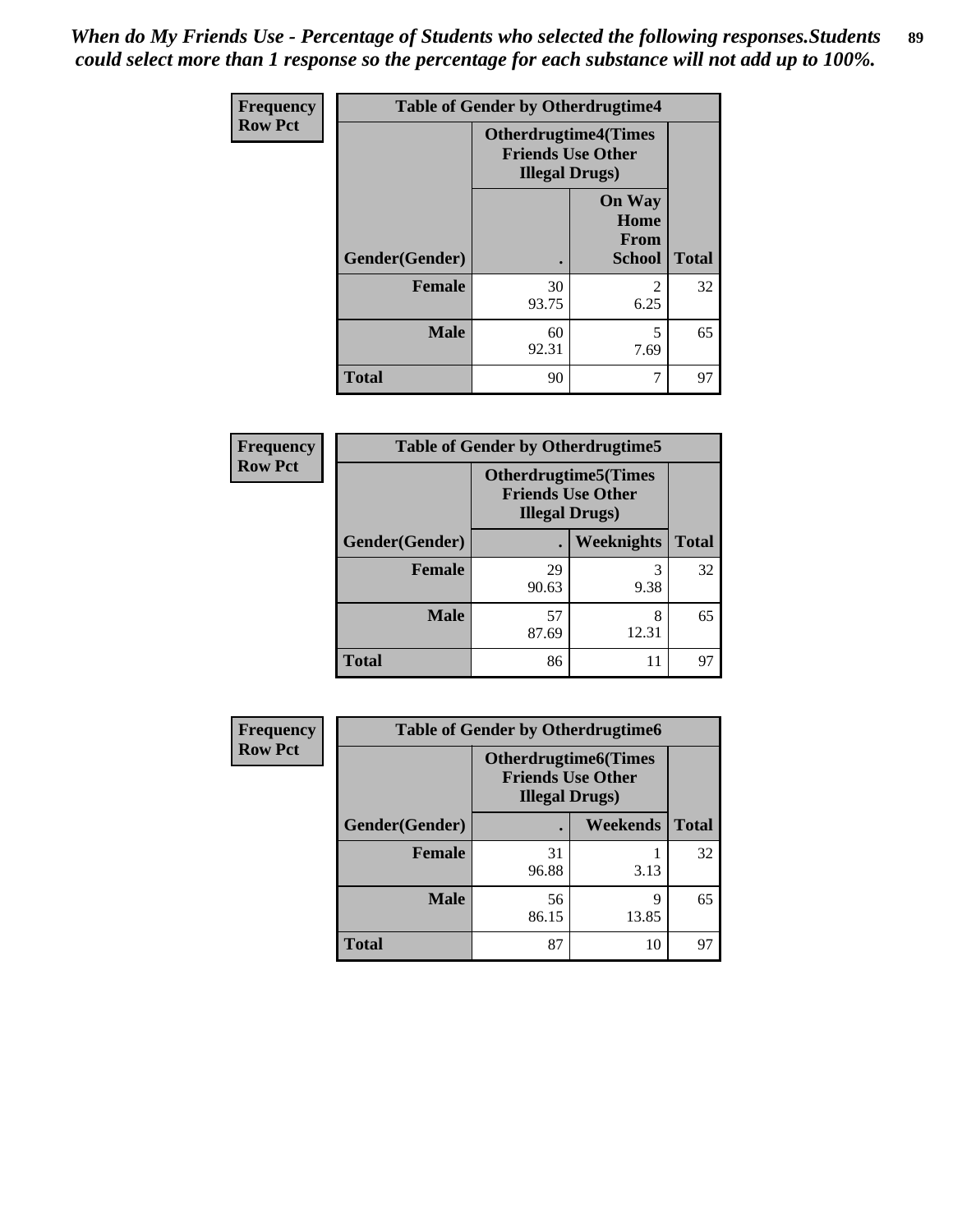*When do My Friends Use - Percentage of Students who selected the following responses.Students could select more than 1 response so the percentage for each substance will not add up to 100%.*

| Frequency Row Pct | Table of Gender by Otherdrugtime4 | | |
|---|---|---|---|
| | Otherdrugtime4(Times Friends Use Other Illegal Drugs) | | |
| Gender(Gender) | . | On Way Home From School | Total |
| Female | 30<br>93.75 | 2<br>6.25 | 32 |
| Male | 60<br>92.31 | 5<br>7.69 | 65 |
| Total | 90 | 7 | 97 |

| Frequency Row Pct | Table of Gender by Otherdrugtime5 | | |
|---|---|---|---|
| | Otherdrugtime5(Times Friends Use Other Illegal Drugs) | | |
| Gender(Gender) | . | Weeknights | Total |
| Female | 29<br>90.63 | 3<br>9.38 | 32 |
| Male | 57<br>87.69 | 8<br>12.31 | 65 |
| Total | 86 | 11 | 97 |

| Frequency Row Pct | Table of Gender by Otherdrugtime6 | | |
|---|---|---|---|
| | Otherdrugtime6(Times Friends Use Other Illegal Drugs) | | |
| Gender(Gender) | . | Weekends | Total |
| Female | 31<br>96.88 | 1<br>3.13 | 32 |
| Male | 56<br>86.15 | 9<br>13.85 | 65 |
| Total | 87 | 10 | 97 |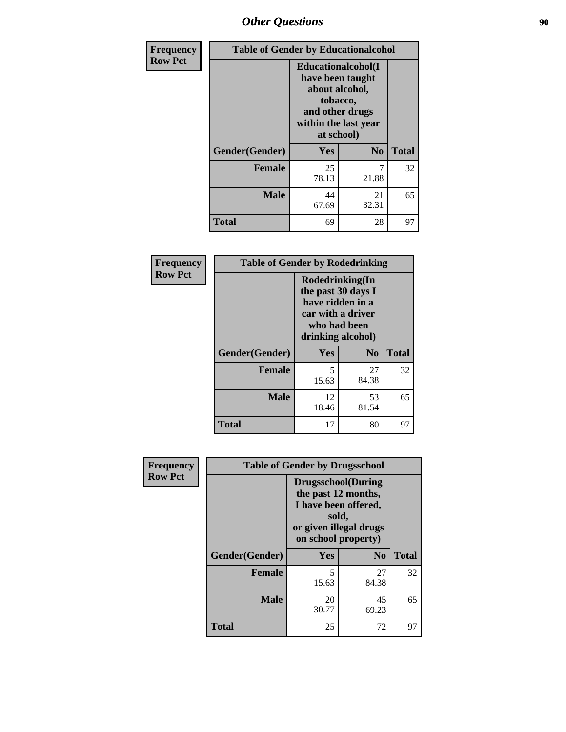# Other Questions

**Frequency**
**Row Pct**

**Table of Gender by Educationalcohol**

| Gender(Gender) | Educationalcohol(I have been taught about alcohol, tobacco, and other drugs within the last year at school) | | Total |
|---|---|---|---|
| | Yes | No | |
| **Female** | 25<br>78.13 | 7<br>21.88 | 32 |
| **Male** | 44<br>67.69 | 21<br>32.31 | 65 |
| **Total** | 69 | 28 | 97 |

**Frequency**
**Row Pct**

**Table of Gender by Rodedrinking**

| Gender(Gender) | Rodedrinking(In the past 30 days I have ridden in a car with a driver who had been drinking alcohol) | | Total |
|---|---|---|---|
| | Yes | No | |
| **Female** | 5<br>15.63 | 27<br>84.38 | 32 |
| **Male** | 12<br>18.46 | 53<br>81.54 | 65 |
| **Total** | 17 | 80 | 97 |

**Frequency**
**Row Pct**

**Table of Gender by Drugsschool**

| Gender(Gender) | Drugsschool(During the past 12 months, I have been offered, sold, or given illegal drugs on school property) | | Total |
|---|---|---|---|
| | Yes | No | |
| **Female** | 5<br>15.63 | 27<br>84.38 | 32 |
| **Male** | 20<br>30.77 | 45<br>69.23 | 65 |
| **Total** | 25 | 72 | 97 |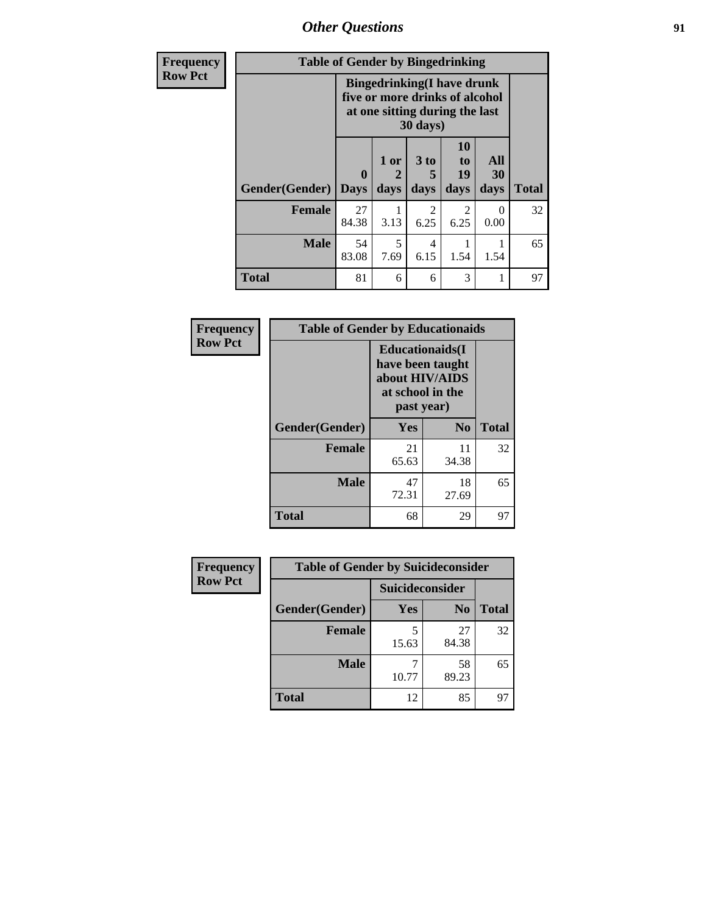| Frequency Row Pct | Table of Gender by Bingedrinking | | | | | |
|---|---|---|---|---|---|---|
| | Bingedrinking(I have drunk five or more drinks of alcohol at one sitting during the last 30 days) | | | | | |
| Gender(Gender) | 0 Days | 1 or 2 days | 3 to 5 days | 10 to 19 days | All 30 days | Total |
| Female | 27 84.38 | 1 3.13 | 2 6.25 | 2 6.25 | 0 0.00 | 32 |
| Male | 54 83.08 | 5 7.69 | 4 6.15 | 1 1.54 | 1 1.54 | 65 |
| Total | 81 | 6 | 6 | 3 | 1 | 97 |

| Frequency Row Pct | Table of Gender by Educationaids | | |
|---|---|---|---|
| | Educationaids(I have been taught about HIV/AIDS at school in the past year) | | |
| Gender(Gender) | Yes | No | Total |
| Female | 21 65.63 | 11 34.38 | 32 |
| Male | 47 72.31 | 18 27.69 | 65 |
| Total | 68 | 29 | 97 |

| Frequency Row Pct | Table of Gender by Suicideconsider | | |
|---|---|---|---|
| | Suicideconsider | | |
| Gender(Gender) | Yes | No | Total |
| Female | 5 15.63 | 27 84.38 | 32 |
| Male | 7 10.77 | 58 89.23 | 65 |
| Total | 12 | 85 | 97 |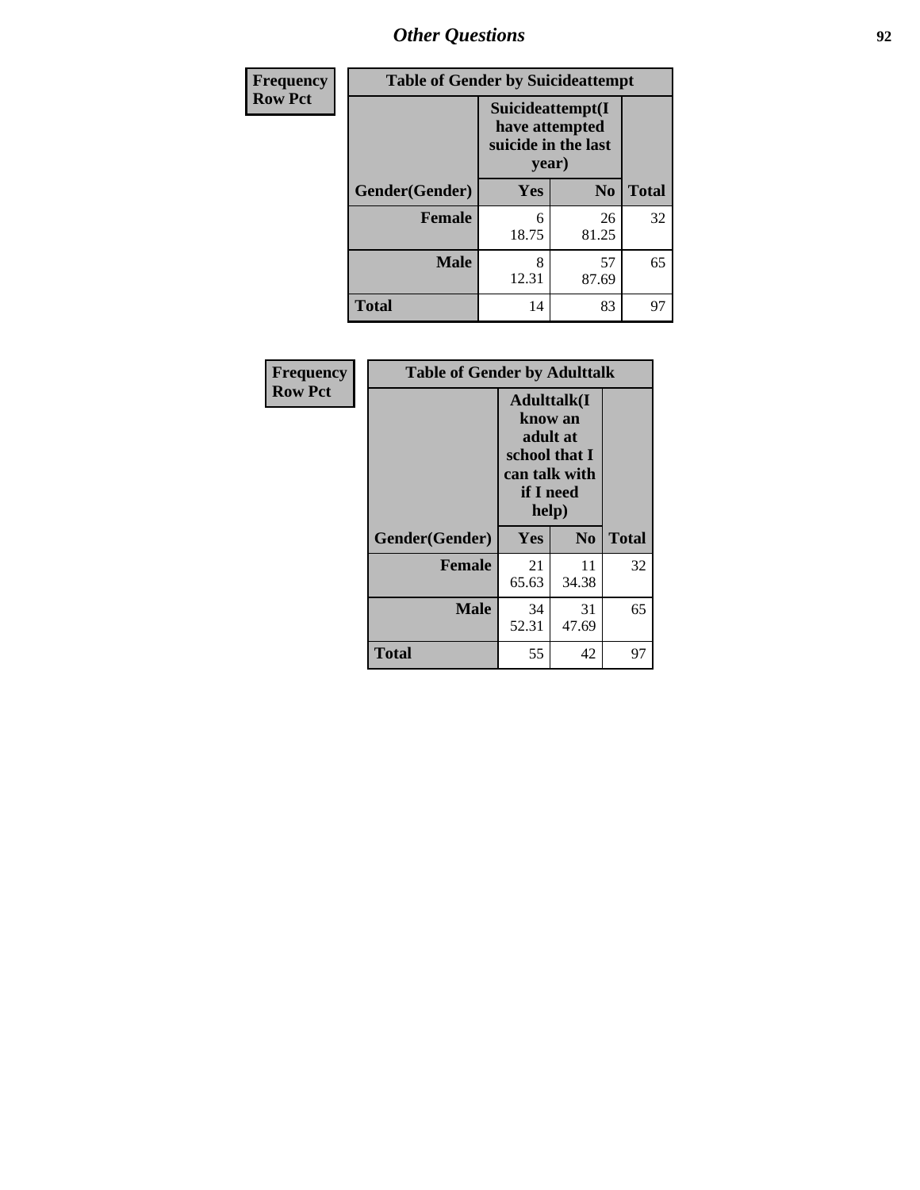## Other Questions

| Frequency Row Pct | Table of Gender by Suicideattempt | | |
|---|---|---|---|
| | Suicideattempt(I have attempted suicide in the last year) | | |
| Gender(Gender) | Yes | No | Total |
| Female | 6<br>18.75 | 26<br>81.25 | 32 |
| Male | 8<br>12.31 | 57<br>87.69 | 65 |
| Total | 14 | 83 | 97 |

| Frequency Row Pct | Table of Gender by Adulttalk | | |
|---|---|---|---|
| | Adulttalk(I know an adult at school that I can talk with if I need help) | | |
| Gender(Gender) | Yes | No | Total |
| Female | 21<br>65.63 | 11<br>34.38 | 32 |
| Male | 34<br>52.31 | 31<br>47.69 | 65 |
| Total | 55 | 42 | 97 |